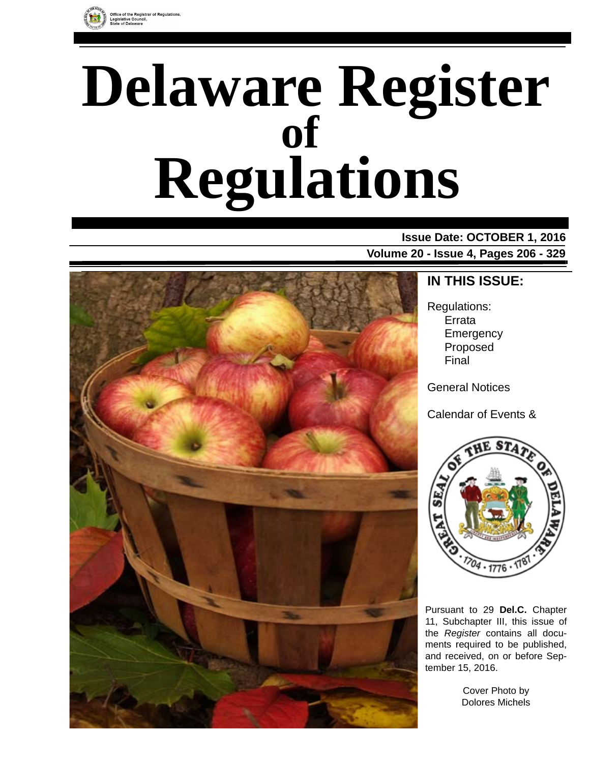Office of the Registrar of Regulations, Legislative Council, State of Delaware

# Delaware Register of Regulations

**Issue Date: OCTOBER 1, 2016**

**Volume 20 - Issue 4, Pages 206 - 329**

## IN THIS ISSUE:

Regulations:
- Errata
- Emergency
- Proposed
- Final

General Notices

Calendar of Events &

Pursuant to 29 **Del.C.** Chapter 11, Subchapter III, this issue of the *Register* contains all documents required to be published, and received, on or before September 15, 2016.

Cover Photo by Dolores Michels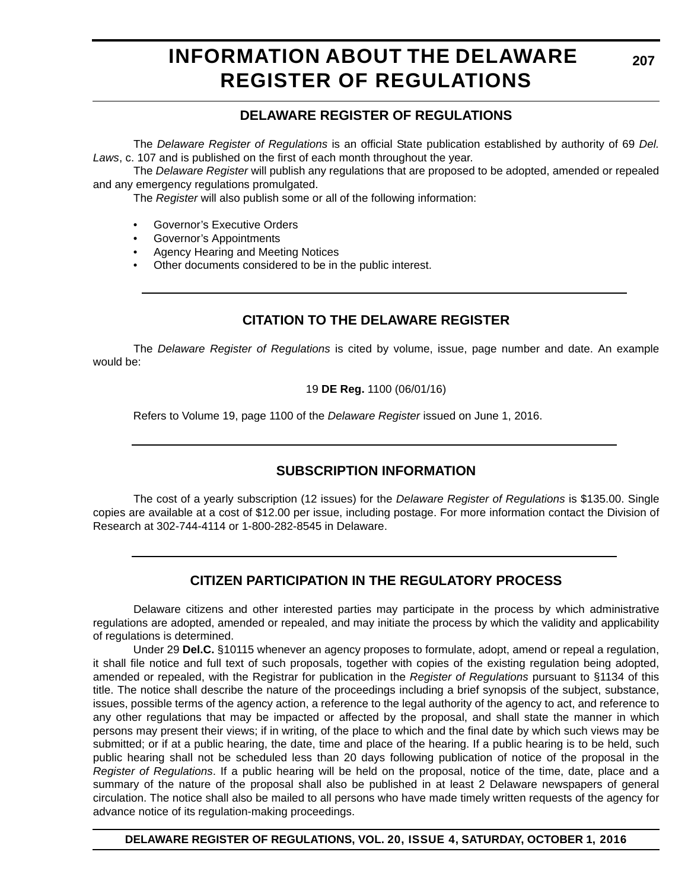# INFORMATION ABOUT THE DELAWARE REGISTER OF REGULATIONS

## DELAWARE REGISTER OF REGULATIONS

The *Delaware Register of Regulations* is an official State publication established by authority of 69 *Del. Laws*, c. 107 and is published on the first of each month throughout the year.

The *Delaware Register* will publish any regulations that are proposed to be adopted, amended or repealed and any emergency regulations promulgated.

The *Register* will also publish some or all of the following information:

- Governor's Executive Orders
- Governor's Appointments
- Agency Hearing and Meeting Notices
- Other documents considered to be in the public interest.

## CITATION TO THE DELAWARE REGISTER

The *Delaware Register of Regulations* is cited by volume, issue, page number and date. An example would be:

19 **DE Reg.** 1100 (06/01/16)

Refers to Volume 19, page 1100 of the *Delaware Register* issued on June 1, 2016.

## SUBSCRIPTION INFORMATION

The cost of a yearly subscription (12 issues) for the *Delaware Register of Regulations* is $135.00. Single copies are available at a cost of $12.00 per issue, including postage. For more information contact the Division of Research at 302-744-4114 or 1-800-282-8545 in Delaware.

## CITIZEN PARTICIPATION IN THE REGULATORY PROCESS

Delaware citizens and other interested parties may participate in the process by which administrative regulations are adopted, amended or repealed, and may initiate the process by which the validity and applicability of regulations is determined.

Under 29 **Del.C.** §10115 whenever an agency proposes to formulate, adopt, amend or repeal a regulation, it shall file notice and full text of such proposals, together with copies of the existing regulation being adopted, amended or repealed, with the Registrar for publication in the *Register of Regulations* pursuant to §1134 of this title. The notice shall describe the nature of the proceedings including a brief synopsis of the subject, substance, issues, possible terms of the agency action, a reference to the legal authority of the agency to act, and reference to any other regulations that may be impacted or affected by the proposal, and shall state the manner in which persons may present their views; if in writing, of the place to which and the final date by which such views may be submitted; or if at a public hearing, the date, time and place of the hearing. If a public hearing is to be held, such public hearing shall not be scheduled less than 20 days following publication of notice of the proposal in the *Register of Regulations*. If a public hearing will be held on the proposal, notice of the time, date, place and a summary of the nature of the proposal shall also be published in at least 2 Delaware newspapers of general circulation. The notice shall also be mailed to all persons who have made timely written requests of the agency for advance notice of its regulation-making proceedings.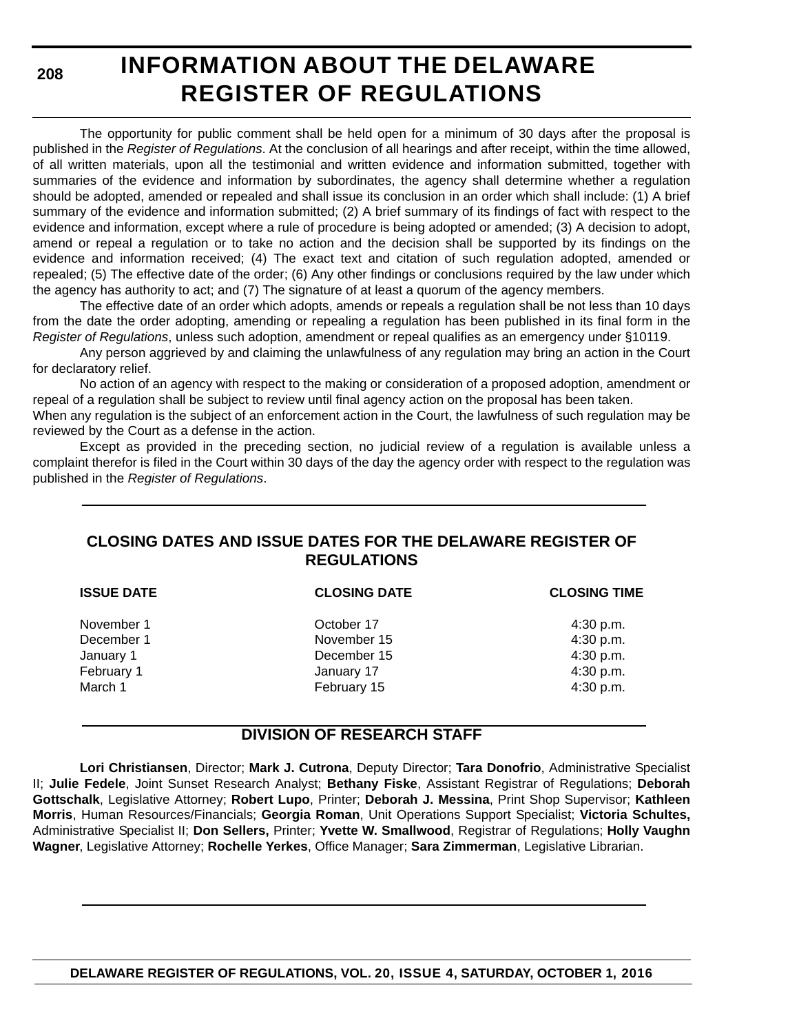# INFORMATION ABOUT THE DELAWARE REGISTER OF REGULATIONS

The opportunity for public comment shall be held open for a minimum of 30 days after the proposal is published in the *Register of Regulations*. At the conclusion of all hearings and after receipt, within the time allowed, of all written materials, upon all the testimonial and written evidence and information submitted, together with summaries of the evidence and information by subordinates, the agency shall determine whether a regulation should be adopted, amended or repealed and shall issue its conclusion in an order which shall include: (1) A brief summary of the evidence and information submitted; (2) A brief summary of its findings of fact with respect to the evidence and information, except where a rule of procedure is being adopted or amended; (3) A decision to adopt, amend or repeal a regulation or to take no action and the decision shall be supported by its findings on the evidence and information received; (4) The exact text and citation of such regulation adopted, amended or repealed; (5) The effective date of the order; (6) Any other findings or conclusions required by the law under which the agency has authority to act; and (7) The signature of at least a quorum of the agency members.

The effective date of an order which adopts, amends or repeals a regulation shall be not less than 10 days from the date the order adopting, amending or repealing a regulation has been published in its final form in the *Register of Regulations*, unless such adoption, amendment or repeal qualifies as an emergency under §10119.

Any person aggrieved by and claiming the unlawfulness of any regulation may bring an action in the Court for declaratory relief.

No action of an agency with respect to the making or consideration of a proposed adoption, amendment or repeal of a regulation shall be subject to review until final agency action on the proposal has been taken.

When any regulation is the subject of an enforcement action in the Court, the lawfulness of such regulation may be reviewed by the Court as a defense in the action.

Except as provided in the preceding section, no judicial review of a regulation is available unless a complaint therefor is filed in the Court within 30 days of the day the agency order with respect to the regulation was published in the *Register of Regulations*.

## CLOSING DATES AND ISSUE DATES FOR THE DELAWARE REGISTER OF REGULATIONS

| ISSUE DATE | CLOSING DATE | CLOSING TIME |
|---|---|---|
| November 1 | October 17 | 4:30 p.m. |
| December 1 | November 15 | 4:30 p.m. |
| January 1 | December 15 | 4:30 p.m. |
| February 1 | January 17 | 4:30 p.m. |
| March 1 | February 15 | 4:30 p.m. |

## DIVISION OF RESEARCH STAFF

**Lori Christiansen**, Director; **Mark J. Cutrona**, Deputy Director; **Tara Donofrio**, Administrative Specialist II; **Julie Fedele**, Joint Sunset Research Analyst; **Bethany Fiske**, Assistant Registrar of Regulations; **Deborah Gottschalk**, Legislative Attorney; **Robert Lupo**, Printer; **Deborah J. Messina**, Print Shop Supervisor; **Kathleen Morris**, Human Resources/Financials; **Georgia Roman**, Unit Operations Support Specialist; **Victoria Schultes,** Administrative Specialist II; **Don Sellers,** Printer; **Yvette W. Smallwood**, Registrar of Regulations; **Holly Vaughn Wagner**, Legislative Attorney; **Rochelle Yerkes**, Office Manager; **Sara Zimmerman**, Legislative Librarian.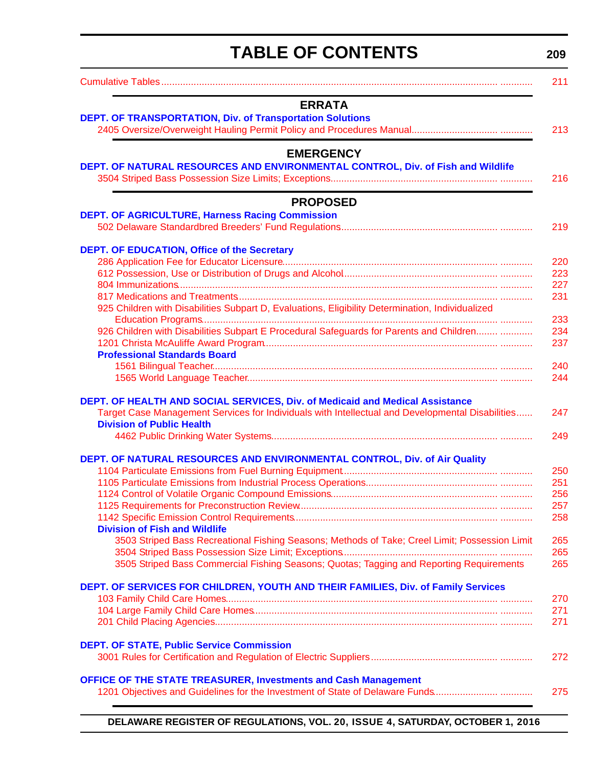# TABLE OF CONTENTS

Cumulative Tables ........ 211

## ERRATA

**DEPT. OF TRANSPORTATION, Div. of Transportation Solutions**

2405 Oversize/Overweight Hauling Permit Policy and Procedures Manual ........ 213

## EMERGENCY

**DEPT. OF NATURAL RESOURCES AND ENVIRONMENTAL CONTROL, Div. of Fish and Wildlife**

3504 Striped Bass Possession Size Limits; Exceptions ........ 216

## PROPOSED

**DEPT. OF AGRICULTURE, Harness Racing Commission**

502 Delaware Standardbred Breeders' Fund Regulations ........ 219

**DEPT. OF EDUCATION, Office of the Secretary**

286 Application Fee for Educator Licensure ........ 220
612 Possession, Use or Distribution of Drugs and Alcohol ........ 223
804 Immunizations ........ 227
817 Medications and Treatments ........ 231
925 Children with Disabilities Subpart D, Evaluations, Eligibility Determination, Individualized Education Programs ........ 233
926 Children with Disabilities Subpart E Procedural Safeguards for Parents and Children ........ 234
1201 Christa McAuliffe Award Program ........ 237

**Professional Standards Board**

1561 Bilingual Teacher ........ 240
1565 World Language Teacher ........ 244

**DEPT. OF HEALTH AND SOCIAL SERVICES, Div. of Medicaid and Medical Assistance**

Target Case Management Services for Individuals with Intellectual and Developmental Disabilities ........ 247

**Division of Public Health**

4462 Public Drinking Water Systems ........ 249

**DEPT. OF NATURAL RESOURCES AND ENVIRONMENTAL CONTROL, Div. of Air Quality**

1104 Particulate Emissions from Fuel Burning Equipment ........ 250
1105 Particulate Emissions from Industrial Process Operations ........ 251
1124 Control of Volatile Organic Compound Emissions ........ 256
1125 Requirements for Preconstruction Review ........ 257
1142 Specific Emission Control Requirements ........ 258

**Division of Fish and Wildlife**

3503 Striped Bass Recreational Fishing Seasons; Methods of Take; Creel Limit; Possession Limit ........ 265
3504 Striped Bass Possession Size Limit; Exceptions ........ 265
3505 Striped Bass Commercial Fishing Seasons; Quotas; Tagging and Reporting Requirements ........ 265

**DEPT. OF SERVICES FOR CHILDREN, YOUTH AND THEIR FAMILIES, Div. of Family Services**

103 Family Child Care Homes ........ 270
104 Large Family Child Care Homes ........ 271
201 Child Placing Agencies ........ 271

**DEPT. OF STATE, Public Service Commission**

3001 Rules for Certification and Regulation of Electric Suppliers ........ 272

**OFFICE OF THE STATE TREASURER, Investments and Cash Management**

1201 Objectives and Guidelines for the Investment of State of Delaware Funds ........ 275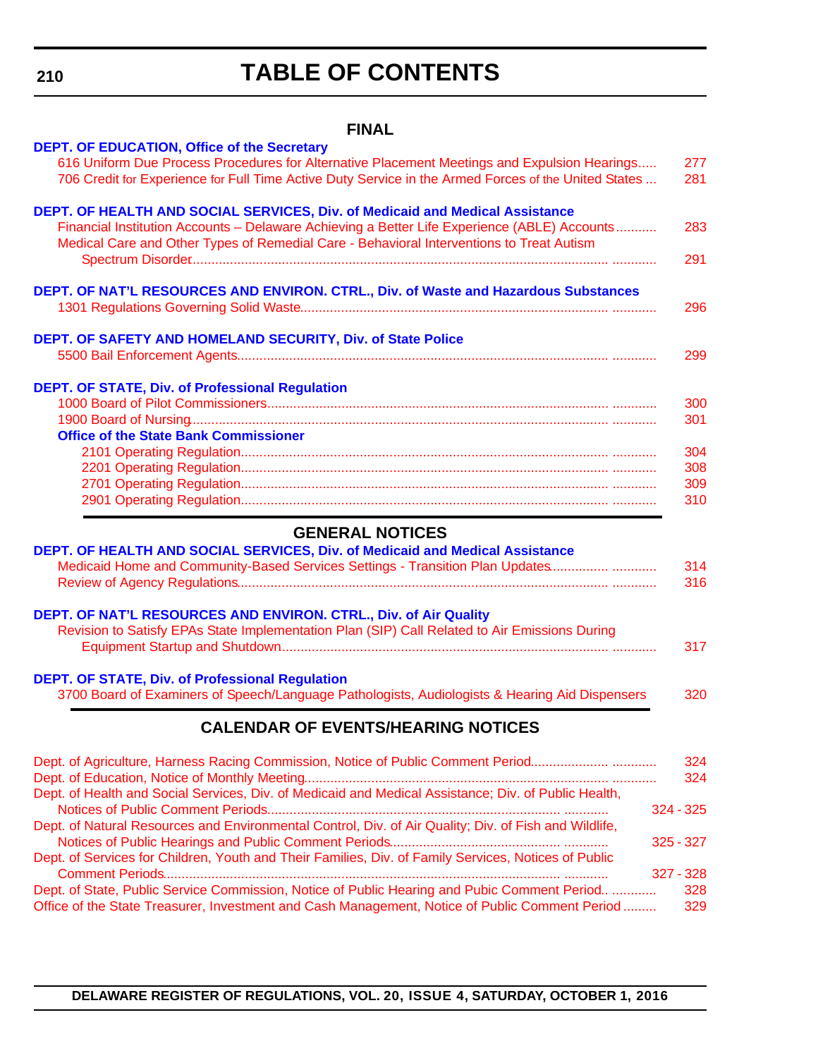# TABLE OF CONTENTS

## FINAL

**DEPT. OF EDUCATION, Office of the Secretary**

616 Uniform Due Process Procedures for Alternative Placement Meetings and Expulsion Hearings..... 277
706 Credit for Experience for Full Time Active Duty Service in the Armed Forces of the United States ... 281

**DEPT. OF HEALTH AND SOCIAL SERVICES, Div. of Medicaid and Medical Assistance**

Financial Institution Accounts – Delaware Achieving a Better Life Experience (ABLE) Accounts........... 283
Medical Care and Other Types of Remedial Care - Behavioral Interventions to Treat Autism Spectrum Disorder............ 291

**DEPT. OF NAT'L RESOURCES AND ENVIRON. CTRL., Div. of Waste and Hazardous Substances**

1301 Regulations Governing Solid Waste............ 296

**DEPT. OF SAFETY AND HOMELAND SECURITY, Div. of State Police**

5500 Bail Enforcement Agents............ 299

**DEPT. OF STATE, Div. of Professional Regulation**

1000 Board of Pilot Commissioners............ 300
1900 Board of Nursing............ 301

**Office of the State Bank Commissioner**

2101 Operating Regulation............ 304
2201 Operating Regulation............ 308
2701 Operating Regulation............ 309
2901 Operating Regulation............ 310

## GENERAL NOTICES

**DEPT. OF HEALTH AND SOCIAL SERVICES, Div. of Medicaid and Medical Assistance**

Medicaid Home and Community-Based Services Settings - Transition Plan Updates............ 314
Review of Agency Regulations............ 316

**DEPT. OF NAT'L RESOURCES AND ENVIRON. CTRL., Div. of Air Quality**

Revision to Satisfy EPAs State Implementation Plan (SIP) Call Related to Air Emissions During Equipment Startup and Shutdown............ 317

**DEPT. OF STATE, Div. of Professional Regulation**

3700 Board of Examiners of Speech/Language Pathologists, Audiologists & Hearing Aid Dispensers 320

## CALENDAR OF EVENTS/HEARING NOTICES

Dept. of Agriculture, Harness Racing Commission, Notice of Public Comment Period............ 324
Dept. of Education, Notice of Monthly Meeting............ 324
Dept. of Health and Social Services, Div. of Medicaid and Medical Assistance; Div. of Public Health, Notices of Public Comment Periods............ 324 - 325
Dept. of Natural Resources and Environmental Control, Div. of Air Quality; Div. of Fish and Wildlife, Notices of Public Hearings and Public Comment Periods............ 325 - 327
Dept. of Services for Children, Youth and Their Families, Div. of Family Services, Notices of Public Comment Periods............ 327 - 328
Dept. of State, Public Service Commission, Notice of Public Hearing and Pubic Comment Period.. ............ 328
Office of the State Treasurer, Investment and Cash Management, Notice of Public Comment Period......... 329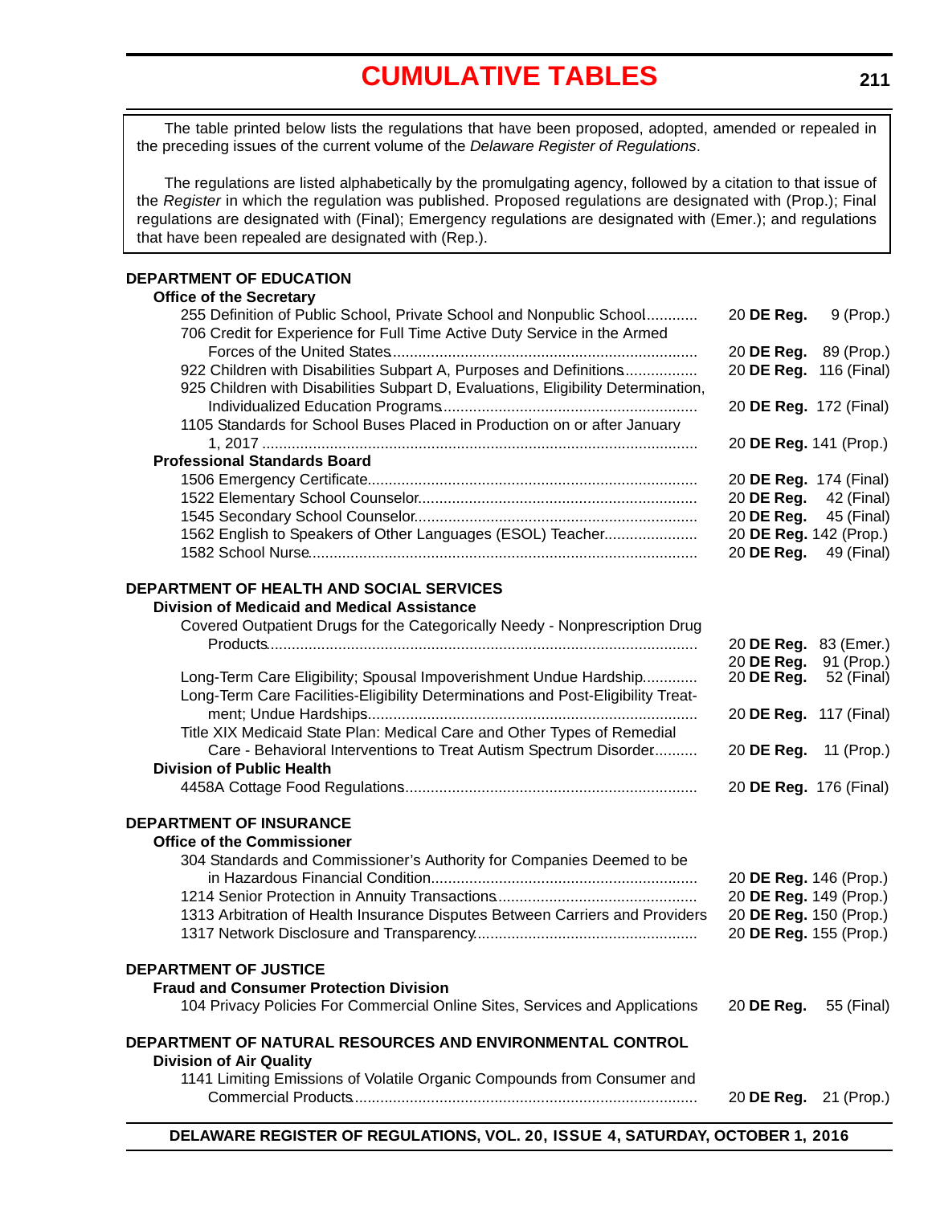# CUMULATIVE TABLES

The table printed below lists the regulations that have been proposed, adopted, amended or repealed in the preceding issues of the current volume of the *Delaware Register of Regulations*.

The regulations are listed alphabetically by the promulgating agency, followed by a citation to that issue of the *Register* in which the regulation was published. Proposed regulations are designated with (Prop.); Final regulations are designated with (Final); Emergency regulations are designated with (Emer.); and regulations that have been repealed are designated with (Rep.).

**DEPARTMENT OF EDUCATION**

**Office of the Secretary**

| Regulation | Citation |
|---|---|
| 255 Definition of Public School, Private School and Nonpublic School | 20 **DE Reg.** 9 (Prop.) |
| 706 Credit for Experience for Full Time Active Duty Service in the Armed Forces of the United States | 20 **DE Reg.** 89 (Prop.) |
| 922 Children with Disabilities Subpart A, Purposes and Definitions | 20 **DE Reg.** 116 (Final) |
| 925 Children with Disabilities Subpart D, Evaluations, Eligibility Determination, Individualized Education Programs | 20 **DE Reg.** 172 (Final) |
| 1105 Standards for School Buses Placed in Production on or after January 1, 2017 | 20 **DE Reg.** 141 (Prop.) |

**Professional Standards Board**

| Regulation | Citation |
|---|---|
| 1506 Emergency Certificate | 20 **DE Reg.** 174 (Final) |
| 1522 Elementary School Counselor | 20 **DE Reg.** 42 (Final) |
| 1545 Secondary School Counselor | 20 **DE Reg.** 45 (Final) |
| 1562 English to Speakers of Other Languages (ESOL) Teacher | 20 **DE Reg.** 142 (Prop.) |
| 1582 School Nurse | 20 **DE Reg.** 49 (Final) |

**DEPARTMENT OF HEALTH AND SOCIAL SERVICES**

**Division of Medicaid and Medical Assistance**

| Regulation | Citation |
|---|---|
| Covered Outpatient Drugs for the Categorically Needy - Nonprescription Drug Products | 20 **DE Reg.** 83 (Emer.)<br>20 **DE Reg.** 91 (Prop.) |
| Long-Term Care Eligibility; Spousal Impoverishment Undue Hardship | 20 **DE Reg.** 52 (Final) |
| Long-Term Care Facilities-Eligibility Determinations and Post-Eligibility Treatment; Undue Hardships | 20 **DE Reg.** 117 (Final) |
| Title XIX Medicaid State Plan: Medical Care and Other Types of Remedial Care - Behavioral Interventions to Treat Autism Spectrum Disorder | 20 **DE Reg.** 11 (Prop.) |

**Division of Public Health**

| Regulation | Citation |
|---|---|
| 4458A Cottage Food Regulations | 20 **DE Reg.** 176 (Final) |

**DEPARTMENT OF INSURANCE**

**Office of the Commissioner**

| Regulation | Citation |
|---|---|
| 304 Standards and Commissioner's Authority for Companies Deemed to be in Hazardous Financial Condition | 20 **DE Reg.** 146 (Prop.) |
| 1214 Senior Protection in Annuity Transactions | 20 **DE Reg.** 149 (Prop.) |
| 1313 Arbitration of Health Insurance Disputes Between Carriers and Providers | 20 **DE Reg.** 150 (Prop.) |
| 1317 Network Disclosure and Transparency | 20 **DE Reg.** 155 (Prop.) |

**DEPARTMENT OF JUSTICE**

**Fraud and Consumer Protection Division**

| Regulation | Citation |
|---|---|
| 104 Privacy Policies For Commercial Online Sites, Services and Applications | 20 **DE Reg.** 55 (Final) |

**DEPARTMENT OF NATURAL RESOURCES AND ENVIRONMENTAL CONTROL**

**Division of Air Quality**

| Regulation | Citation |
|---|---|
| 1141 Limiting Emissions of Volatile Organic Compounds from Consumer and Commercial Products | 20 **DE Reg.** 21 (Prop.) |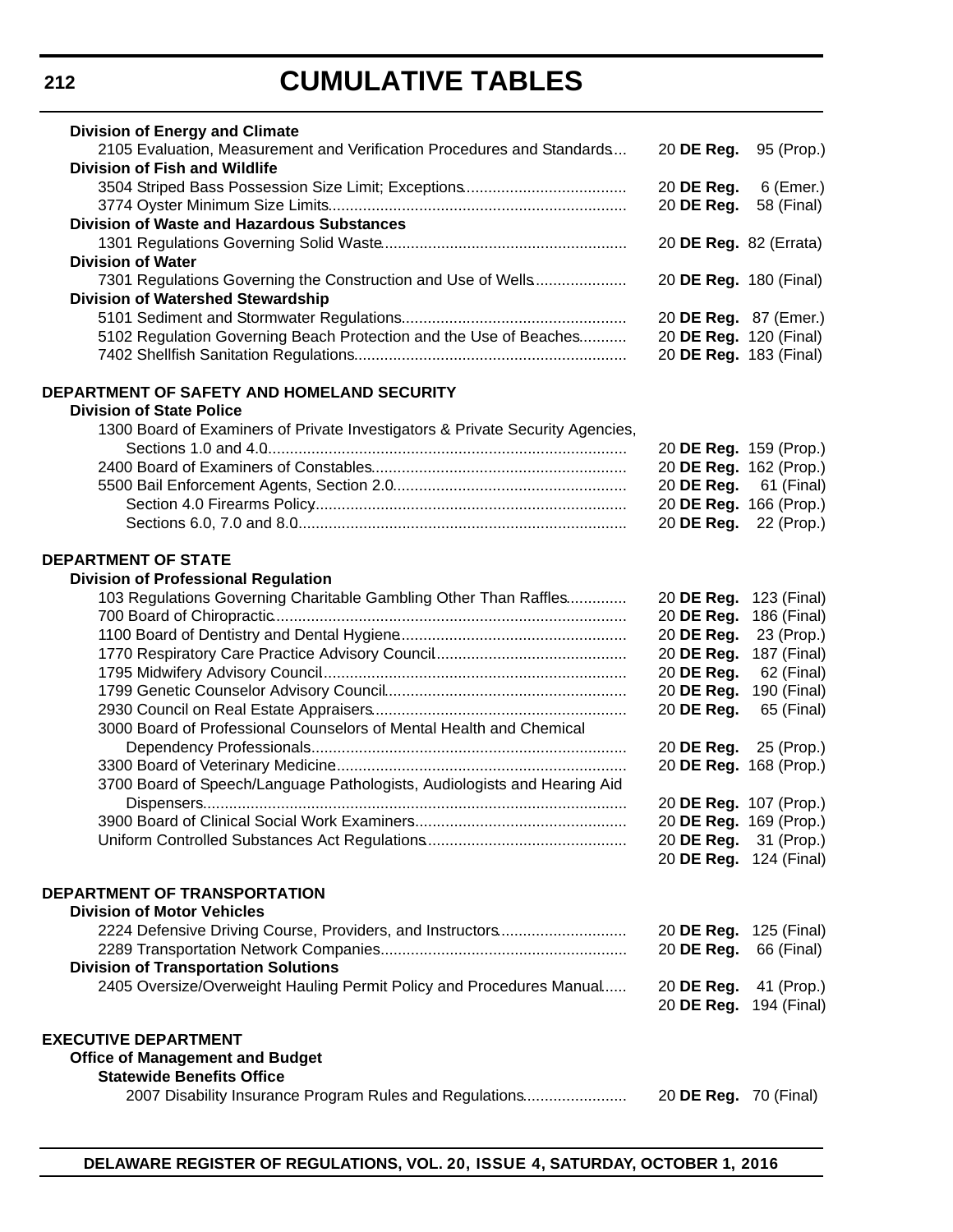# CUMULATIVE TABLES

**Division of Energy and Climate**

2105 Evaluation, Measurement and Verification Procedures and Standards.... 20 **DE Reg.** 95 (Prop.)

**Division of Fish and Wildlife**

3504 Striped Bass Possession Size Limit; Exceptions.... 20 **DE Reg.** 6 (Emer.)

3774 Oyster Minimum Size Limits.... 20 **DE Reg.** 58 (Final)

**Division of Waste and Hazardous Substances**

1301 Regulations Governing Solid Waste.... 20 **DE Reg.** 82 (Errata)

**Division of Water**

7301 Regulations Governing the Construction and Use of Wells.... 20 **DE Reg.** 180 (Final)

**Division of Watershed Stewardship**

5101 Sediment and Stormwater Regulations.... 20 **DE Reg.** 87 (Emer.)

5102 Regulation Governing Beach Protection and the Use of Beaches.... 20 **DE Reg.** 120 (Final)

7402 Shellfish Sanitation Regulations.... 20 **DE Reg.** 183 (Final)

**DEPARTMENT OF SAFETY AND HOMELAND SECURITY**

**Division of State Police**

1300 Board of Examiners of Private Investigators & Private Security Agencies, Sections 1.0 and 4.0.... 20 **DE Reg.** 159 (Prop.)

2400 Board of Examiners of Constables.... 20 **DE Reg.** 162 (Prop.)

5500 Bail Enforcement Agents, Section 2.0.... 20 **DE Reg.** 61 (Final)

Section 4.0 Firearms Policy.... 20 **DE Reg.** 166 (Prop.)

Sections 6.0, 7.0 and 8.0.... 20 **DE Reg.** 22 (Prop.)

**DEPARTMENT OF STATE**

**Division of Professional Regulation**

103 Regulations Governing Charitable Gambling Other Than Raffles.... 20 **DE Reg.** 123 (Final)

700 Board of Chiropractic.... 20 **DE Reg.** 186 (Final)

1100 Board of Dentistry and Dental Hygiene.... 20 **DE Reg.** 23 (Prop.)

1770 Respiratory Care Practice Advisory Council.... 20 **DE Reg.** 187 (Final)

1795 Midwifery Advisory Council.... 20 **DE Reg.** 62 (Final)

1799 Genetic Counselor Advisory Council.... 20 **DE Reg.** 190 (Final)

2930 Council on Real Estate Appraisers.... 20 **DE Reg.** 65 (Final)

3000 Board of Professional Counselors of Mental Health and Chemical Dependency Professionals.... 20 **DE Reg.** 25 (Prop.)

3300 Board of Veterinary Medicine.... 20 **DE Reg.** 168 (Prop.)

3700 Board of Speech/Language Pathologists, Audiologists and Hearing Aid Dispensers.... 20 **DE Reg.** 107 (Prop.)

3900 Board of Clinical Social Work Examiners.... 20 **DE Reg.** 169 (Prop.)

Uniform Controlled Substances Act Regulations.... 20 **DE Reg.** 31 (Prop.)
20 **DE Reg.** 124 (Final)

**DEPARTMENT OF TRANSPORTATION**

**Division of Motor Vehicles**

2224 Defensive Driving Course, Providers, and Instructors.... 20 **DE Reg.** 125 (Final)

2289 Transportation Network Companies.... 20 **DE Reg.** 66 (Final)

**Division of Transportation Solutions**

2405 Oversize/Overweight Hauling Permit Policy and Procedures Manual.... 20 **DE Reg.** 41 (Prop.)
20 **DE Reg.** 194 (Final)

**EXECUTIVE DEPARTMENT**

**Office of Management and Budget**

**Statewide Benefits Office**

2007 Disability Insurance Program Rules and Regulations.... 20 **DE Reg.** 70 (Final)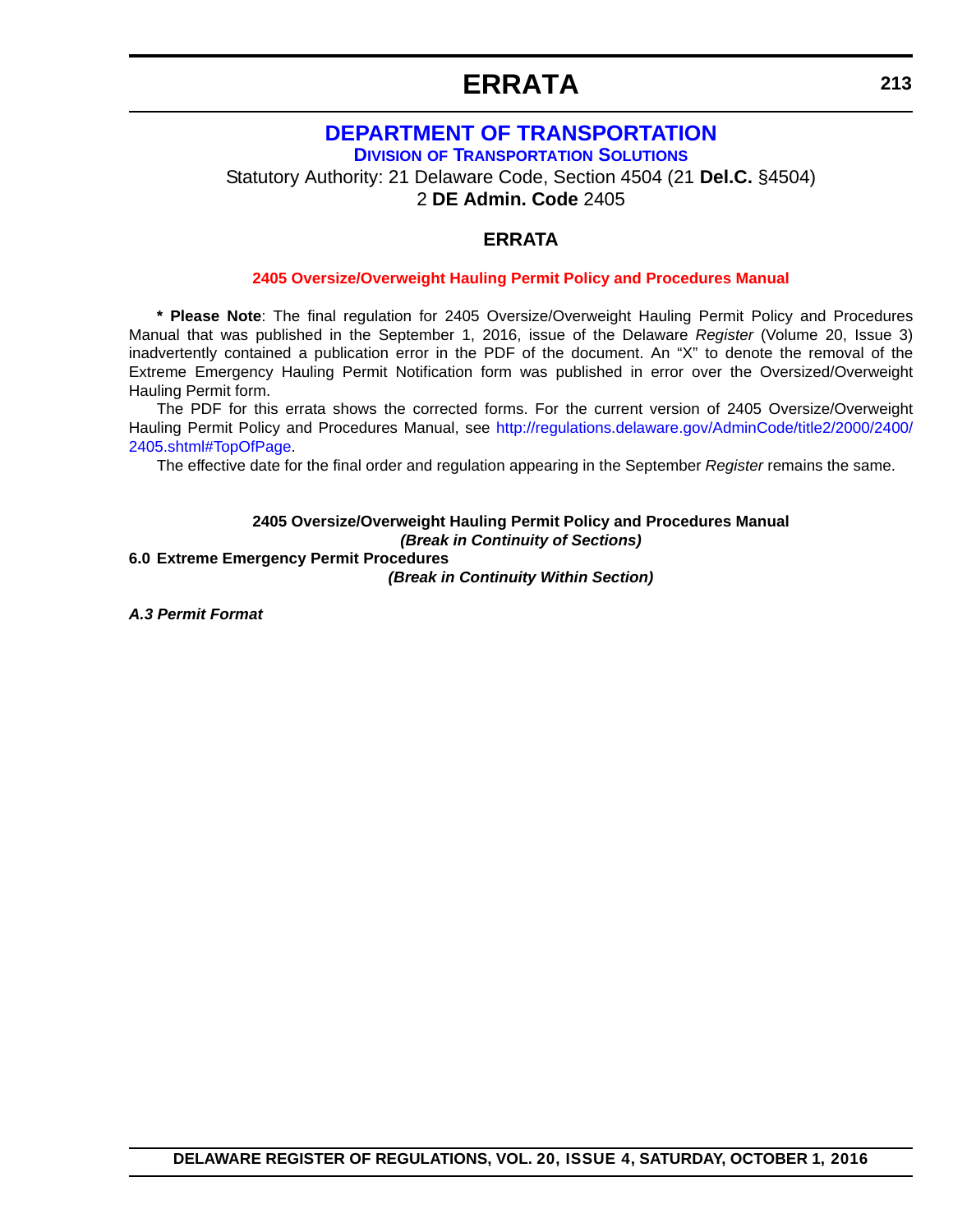# ERRATA

## DEPARTMENT OF TRANSPORTATION

### DIVISION OF TRANSPORTATION SOLUTIONS

Statutory Authority: 21 Delaware Code, Section 4504 (21 **Del.C.** §4504)
2 **DE Admin. Code** 2405

## ERRATA

**2405 Oversize/Overweight Hauling Permit Policy and Procedures Manual**

**\* Please Note**: The final regulation for 2405 Oversize/Overweight Hauling Permit Policy and Procedures Manual that was published in the September 1, 2016, issue of the Delaware *Register* (Volume 20, Issue 3) inadvertently contained a publication error in the PDF of the document. An “X” to denote the removal of the Extreme Emergency Hauling Permit Notification form was published in error over the Oversized/Overweight Hauling Permit form.

The PDF for this errata shows the corrected forms. For the current version of 2405 Oversize/Overweight Hauling Permit Policy and Procedures Manual, see http://regulations.delaware.gov/AdminCode/title2/2000/2400/2405.shtml#TopOfPage.

The effective date for the final order and regulation appearing in the September *Register* remains the same.

**2405 Oversize/Overweight Hauling Permit Policy and Procedures Manual**

***(Break in Continuity of Sections)***

**6.0 Extreme Emergency Permit Procedures**

***(Break in Continuity Within Section)***

***A.3 Permit Format***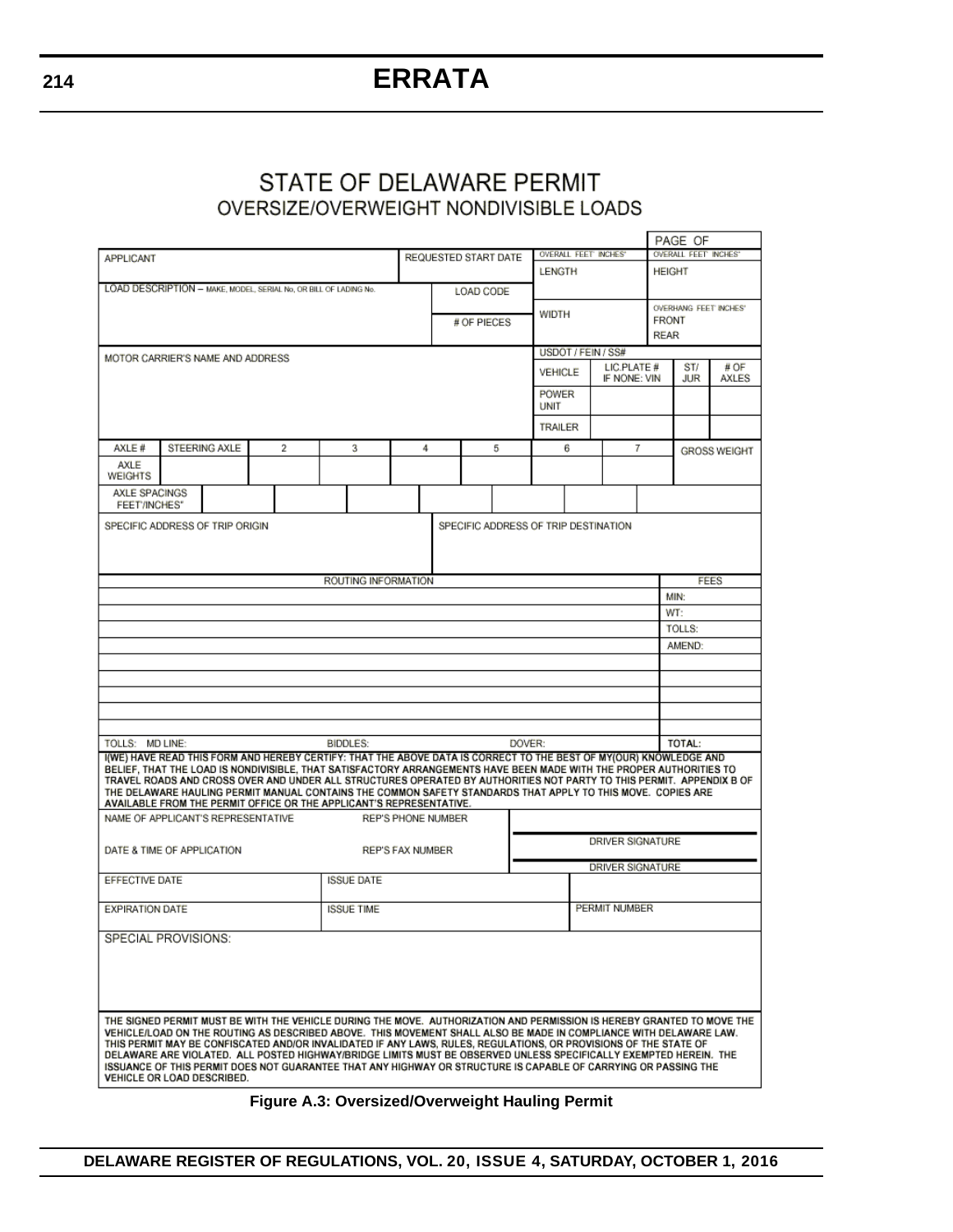## ERRATA

# STATE OF DELAWARE PERMIT

## OVERSIZE/OVERWEIGHT NONDIVISIBLE LOADS

| | | | PAGE OF |
|---|---|---|---|
| APPLICANT | REQUESTED START DATE | OVERALL FEET INCHES" LENGTH | OVERALL FEET INCHES" HEIGHT |
| LOAD DESCRIPTION – MAKE, MODEL, SERIAL No, OR BILL OF LADING No. | LOAD CODE / # OF PIECES | WIDTH | OVERHANG FEET INCHES" FRONT REAR |

| MOTOR CARRIER'S NAME AND ADDRESS | USDOT / FEIN / SS# | | | |
|---|---|---|---|---|
| | VEHICLE | LIC.PLATE # IF NONE: VIN | ST/ JUR | # OF AXLES |
| | POWER UNIT | | | |
| | TRAILER | | | |

| AXLE # | STEERING AXLE | 2 | 3 | 4 | 5 | 6 | 7 | GROSS WEIGHT |
|---|---|---|---|---|---|---|---|---|
| AXLE WEIGHTS | | | | | | | | |
| AXLE SPACINGS FEET'/INCHES" | | | | | | | | |

| SPECIFIC ADDRESS OF TRIP ORIGIN | SPECIFIC ADDRESS OF TRIP DESTINATION |
|---|---|
| | |

| ROUTING INFORMATION | | | FEES |
|---|---|---|---|
| | | | MIN: |
| | | | WT: |
| | | | TOLLS: |
| | | | AMEND: |
| | | | |
| | | | |
| | | | |
| | | | |
| | | | |
| TOLLS: MD LINE: | BIDDLES: | DOVER: | TOTAL: |

I(WE) HAVE READ THIS FORM AND HEREBY CERTIFY: THAT THE ABOVE DATA IS CORRECT TO THE BEST OF MY(OUR) KNOWLEDGE AND BELIEF, THAT THE LOAD IS NONDIVISIBLE, THAT SATISFACTORY ARRANGEMENTS HAVE BEEN MADE WITH THE PROPER AUTHORITIES TO TRAVEL ROADS AND CROSS OVER AND UNDER ALL STRUCTURES OPERATED BY AUTHORITIES NOT PARTY TO THIS PERMIT. APPENDIX B OF THE DELAWARE HAULING PERMIT MANUAL CONTAINS THE COMMON SAFETY STANDARDS THAT APPLY TO THIS MOVE. COPIES ARE AVAILABLE FROM THE PERMIT OFFICE OR THE APPLICANT'S REPRESENTATIVE.

| NAME OF APPLICANT'S REPRESENTATIVE | REP'S PHONE NUMBER | DRIVER SIGNATURE |
|---|---|---|
| DATE & TIME OF APPLICATION | REP'S FAX NUMBER | DRIVER SIGNATURE |

| EFFECTIVE DATE | ISSUE DATE | |
|---|---|---|
| EXPIRATION DATE | ISSUE TIME | PERMIT NUMBER |

SPECIAL PROVISIONS:

THE SIGNED PERMIT MUST BE WITH THE VEHICLE DURING THE MOVE. AUTHORIZATION AND PERMISSION IS HEREBY GRANTED TO MOVE THE VEHICLE/LOAD ON THE ROUTING AS DESCRIBED ABOVE. THIS MOVEMENT SHALL ALSO BE MADE IN COMPLIANCE WITH DELAWARE LAW. THIS PERMIT MAY BE CONFISCATED AND/OR INVALIDATED IF ANY LAWS, RULES, REGULATIONS, OR PROVISIONS OF THE STATE OF DELAWARE ARE VIOLATED. ALL POSTED HIGHWAY/BRIDGE LIMITS MUST BE OBSERVED UNLESS SPECIFICALLY EXEMPTED HEREIN. THE ISSUANCE OF THIS PERMIT DOES NOT GUARANTEE THAT ANY HIGHWAY OR STRUCTURE IS CAPABLE OF CARRYING OR PASSING THE VEHICLE OR LOAD DESCRIBED.

**Figure A.3: Oversized/Overweight Hauling Permit**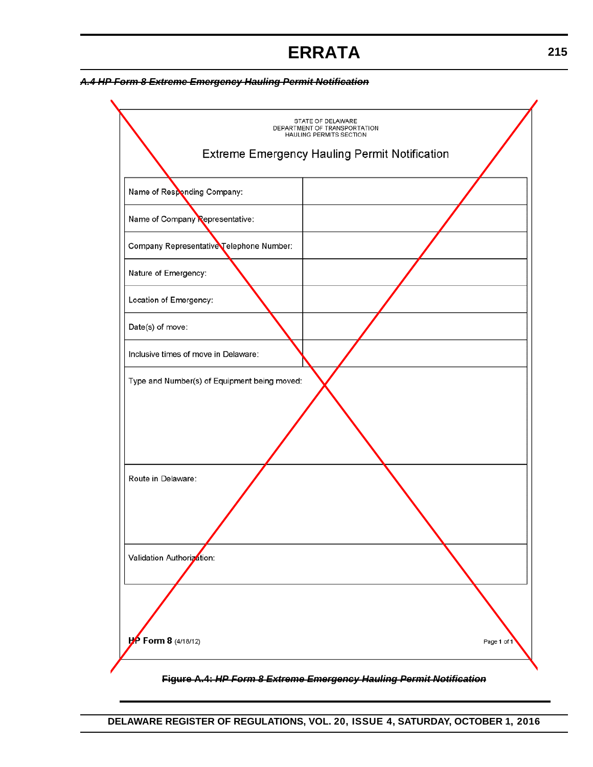~~***A.4 HP Form 8 Extreme Emergency Hauling Permit Notification***~~

STATE OF DELAWARE
DEPARTMENT OF TRANSPORTATION
HAULING PERMITS SECTION

Extreme Emergency Hauling Permit Notification

| Name of Responding Company: | |
|---|---|
| Name of Company Representative: | |
| Company Representative Telephone Number: | |
| Nature of Emergency: | |
| Location of Emergency: | |
| Date(s) of move: | |
| Inclusive times of move in Delaware: | |
| Type and Number(s) of Equipment being moved: | |
| Route in Delaware: | |
| Validation Authorization: | |

**HP Form 8** (4/18/12) Page **1** of **1**

~~**Figure A.4:** ***HP Form 8 Extreme Emergency Hauling Permit Notification***~~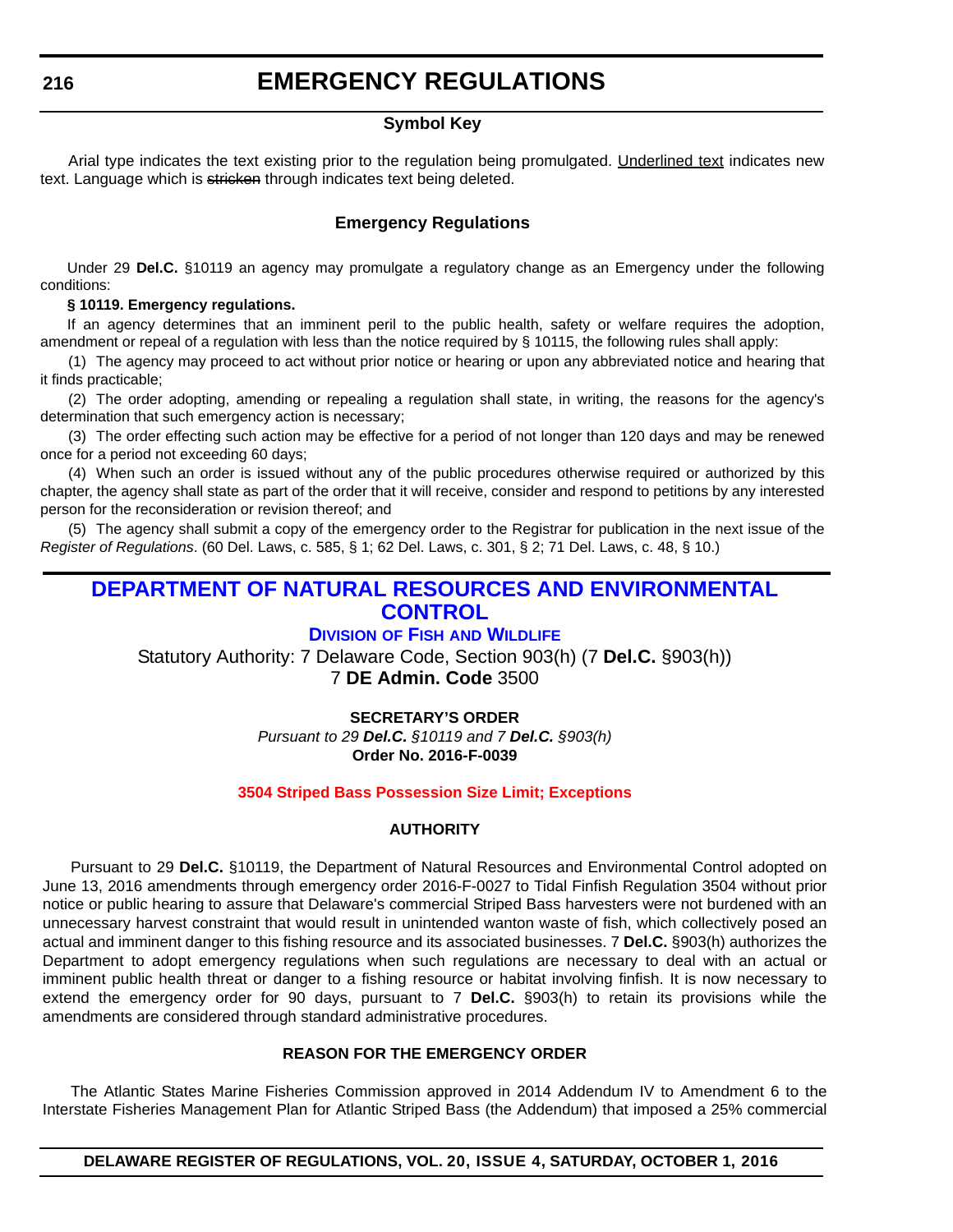# EMERGENCY REGULATIONS

### Symbol Key

Arial type indicates the text existing prior to the regulation being promulgated. Underlined text indicates new text. Language which is ~~stricken~~ through indicates text being deleted.

### Emergency Regulations

Under 29 **Del.C.** §10119 an agency may promulgate a regulatory change as an Emergency under the following conditions:

**§ 10119. Emergency regulations.**

If an agency determines that an imminent peril to the public health, safety or welfare requires the adoption, amendment or repeal of a regulation with less than the notice required by § 10115, the following rules shall apply:

(1) The agency may proceed to act without prior notice or hearing or upon any abbreviated notice and hearing that it finds practicable;

(2) The order adopting, amending or repealing a regulation shall state, in writing, the reasons for the agency's determination that such emergency action is necessary;

(3) The order effecting such action may be effective for a period of not longer than 120 days and may be renewed once for a period not exceeding 60 days;

(4) When such an order is issued without any of the public procedures otherwise required or authorized by this chapter, the agency shall state as part of the order that it will receive, consider and respond to petitions by any interested person for the reconsideration or revision thereof; and

(5) The agency shall submit a copy of the emergency order to the Registrar for publication in the next issue of the *Register of Regulations*. (60 Del. Laws, c. 585, § 1; 62 Del. Laws, c. 301, § 2; 71 Del. Laws, c. 48, § 10.)

## DEPARTMENT OF NATURAL RESOURCES AND ENVIRONMENTAL CONTROL

### Division of Fish and Wildlife

Statutory Authority: 7 Delaware Code, Section 903(h) (7 **Del.C.** §903(h))
7 **DE Admin. Code** 3500

**SECRETARY'S ORDER**

*Pursuant to 29 **Del.C.** §10119 and 7 **Del.C.** §903(h)*

**Order No. 2016-F-0039**

**3504 Striped Bass Possession Size Limit; Exceptions**

**AUTHORITY**

Pursuant to 29 **Del.C.** §10119, the Department of Natural Resources and Environmental Control adopted on June 13, 2016 amendments through emergency order 2016-F-0027 to Tidal Finfish Regulation 3504 without prior notice or public hearing to assure that Delaware's commercial Striped Bass harvesters were not burdened with an unnecessary harvest constraint that would result in unintended wanton waste of fish, which collectively posed an actual and imminent danger to this fishing resource and its associated businesses. 7 **Del.C.** §903(h) authorizes the Department to adopt emergency regulations when such regulations are necessary to deal with an actual or imminent public health threat or danger to a fishing resource or habitat involving finfish. It is now necessary to extend the emergency order for 90 days, pursuant to 7 **Del.C.** §903(h) to retain its provisions while the amendments are considered through standard administrative procedures.

**REASON FOR THE EMERGENCY ORDER**

The Atlantic States Marine Fisheries Commission approved in 2014 Addendum IV to Amendment 6 to the Interstate Fisheries Management Plan for Atlantic Striped Bass (the Addendum) that imposed a 25% commercial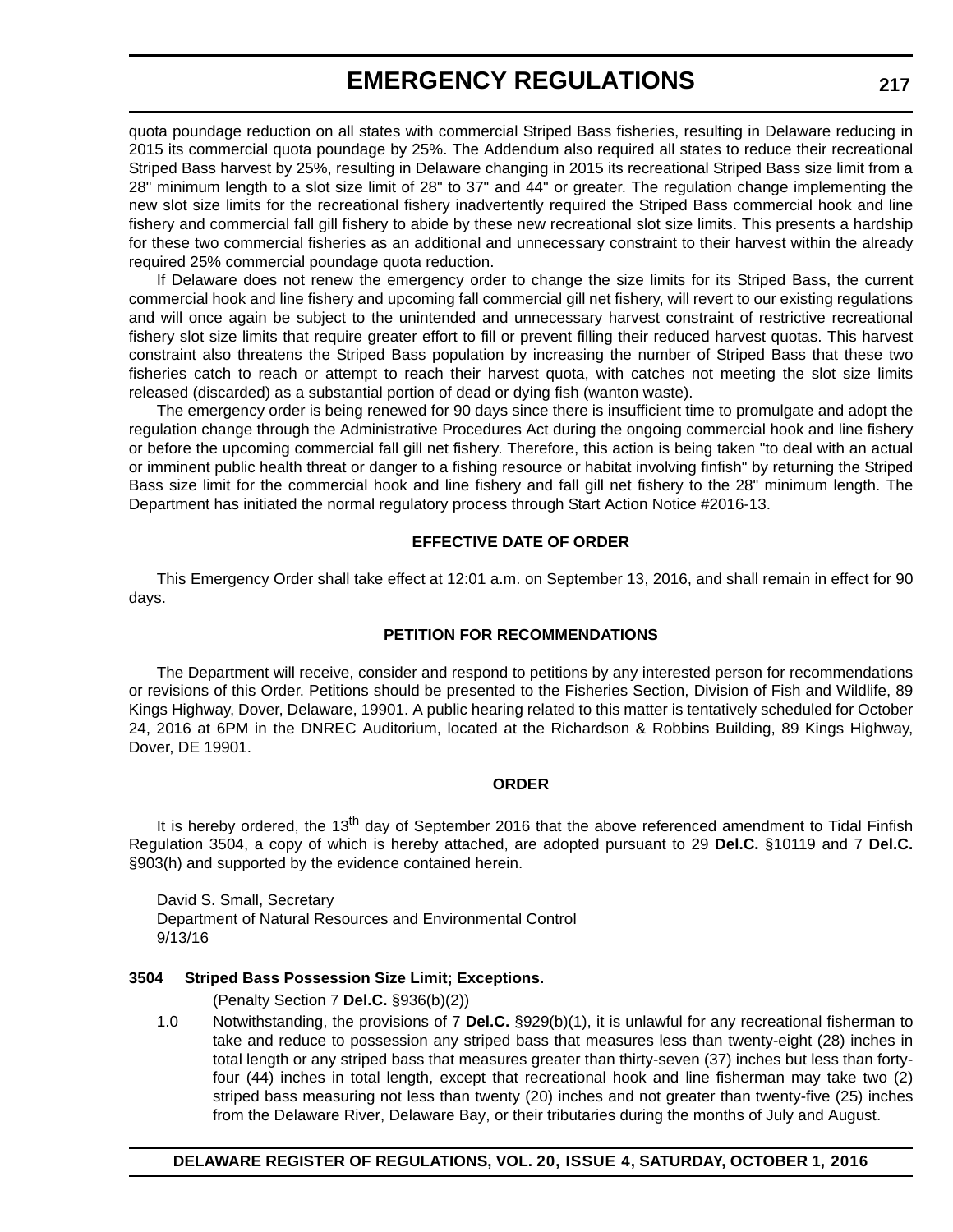quota poundage reduction on all states with commercial Striped Bass fisheries, resulting in Delaware reducing in 2015 its commercial quota poundage by 25%. The Addendum also required all states to reduce their recreational Striped Bass harvest by 25%, resulting in Delaware changing in 2015 its recreational Striped Bass size limit from a 28" minimum length to a slot size limit of 28" to 37" and 44" or greater. The regulation change implementing the new slot size limits for the recreational fishery inadvertently required the Striped Bass commercial hook and line fishery and commercial fall gill fishery to abide by these new recreational slot size limits. This presents a hardship for these two commercial fisheries as an additional and unnecessary constraint to their harvest within the already required 25% commercial poundage quota reduction.

If Delaware does not renew the emergency order to change the size limits for its Striped Bass, the current commercial hook and line fishery and upcoming fall commercial gill net fishery, will revert to our existing regulations and will once again be subject to the unintended and unnecessary harvest constraint of restrictive recreational fishery slot size limits that require greater effort to fill or prevent filling their reduced harvest quotas. This harvest constraint also threatens the Striped Bass population by increasing the number of Striped Bass that these two fisheries catch to reach or attempt to reach their harvest quota, with catches not meeting the slot size limits released (discarded) as a substantial portion of dead or dying fish (wanton waste).

The emergency order is being renewed for 90 days since there is insufficient time to promulgate and adopt the regulation change through the Administrative Procedures Act during the ongoing commercial hook and line fishery or before the upcoming commercial fall gill net fishery. Therefore, this action is being taken "to deal with an actual or imminent public health threat or danger to a fishing resource or habitat involving finfish" by returning the Striped Bass size limit for the commercial hook and line fishery and fall gill net fishery to the 28" minimum length. The Department has initiated the normal regulatory process through Start Action Notice #2016-13.

**EFFECTIVE DATE OF ORDER**

This Emergency Order shall take effect at 12:01 a.m. on September 13, 2016, and shall remain in effect for 90 days.

**PETITION FOR RECOMMENDATIONS**

The Department will receive, consider and respond to petitions by any interested person for recommendations or revisions of this Order. Petitions should be presented to the Fisheries Section, Division of Fish and Wildlife, 89 Kings Highway, Dover, Delaware, 19901. A public hearing related to this matter is tentatively scheduled for October 24, 2016 at 6PM in the DNREC Auditorium, located at the Richardson & Robbins Building, 89 Kings Highway, Dover, DE 19901.

**ORDER**

It is hereby ordered, the 13th day of September 2016 that the above referenced amendment to Tidal Finfish Regulation 3504, a copy of which is hereby attached, are adopted pursuant to 29 **Del.C.** §10119 and 7 **Del.C.** §903(h) and supported by the evidence contained herein.

David S. Small, Secretary
Department of Natural Resources and Environmental Control
9/13/16

**3504 Striped Bass Possession Size Limit; Exceptions.**

(Penalty Section 7 **Del.C.** §936(b)(2))

1.0 Notwithstanding, the provisions of 7 **Del.C.** §929(b)(1), it is unlawful for any recreational fisherman to take and reduce to possession any striped bass that measures less than twenty-eight (28) inches in total length or any striped bass that measures greater than thirty-seven (37) inches but less than forty-four (44) inches in total length, except that recreational hook and line fisherman may take two (2) striped bass measuring not less than twenty (20) inches and not greater than twenty-five (25) inches from the Delaware River, Delaware Bay, or their tributaries during the months of July and August.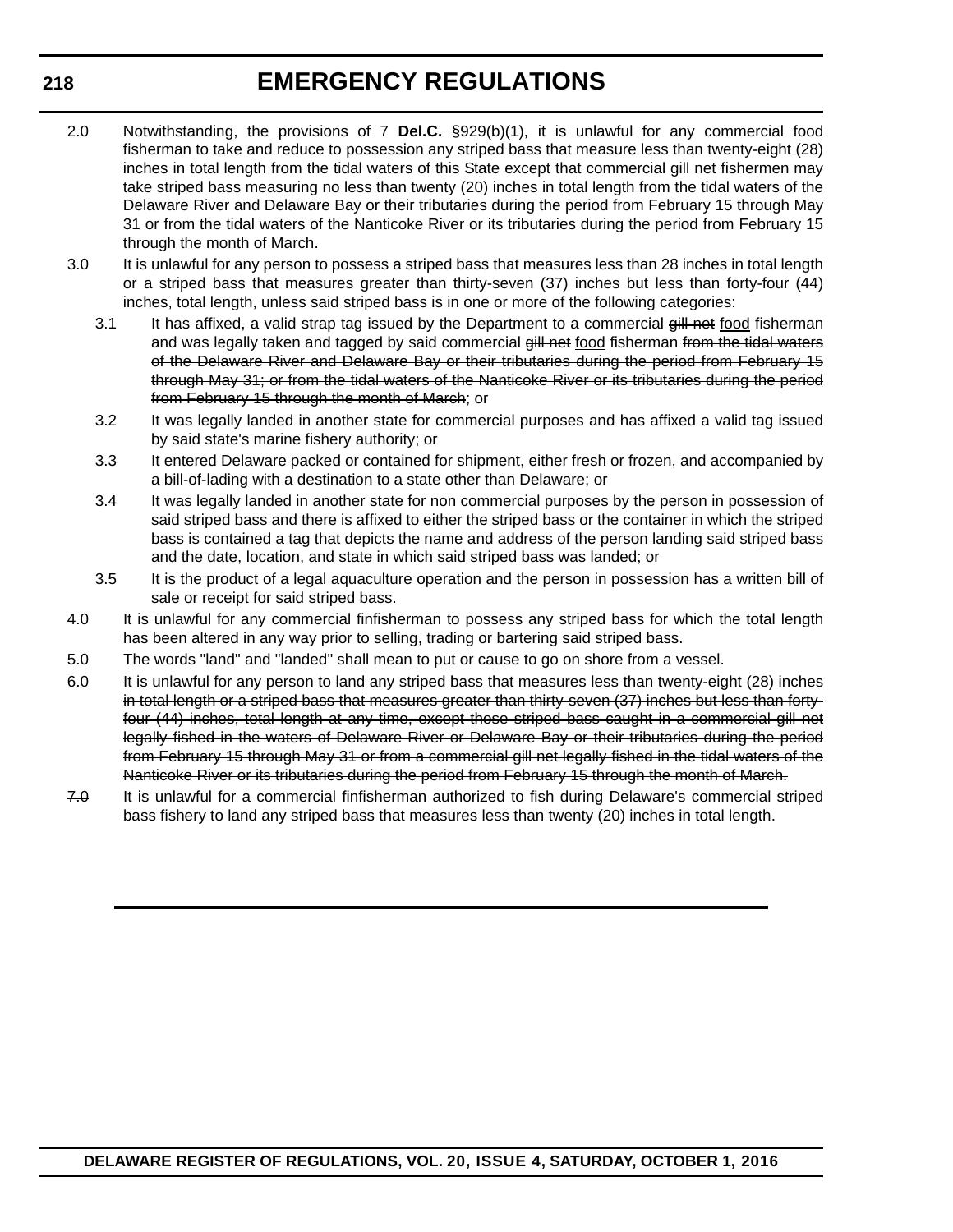2.0 Notwithstanding, the provisions of 7 **Del.C.** §929(b)(1), it is unlawful for any commercial food fisherman to take and reduce to possession any striped bass that measure less than twenty-eight (28) inches in total length from the tidal waters of this State except that commercial gill net fishermen may take striped bass measuring no less than twenty (20) inches in total length from the tidal waters of the Delaware River and Delaware Bay or their tributaries during the period from February 15 through May 31 or from the tidal waters of the Nanticoke River or its tributaries during the period from February 15 through the month of March.

3.0 It is unlawful for any person to possess a striped bass that measures less than 28 inches in total length or a striped bass that measures greater than thirty-seven (37) inches but less than forty-four (44) inches, total length, unless said striped bass is in one or more of the following categories:

3.1 It has affixed, a valid strap tag issued by the Department to a commercial ~~gill net~~ <u>food</u> fisherman and was legally taken and tagged by said commercial ~~gill net~~ <u>food</u> fisherman ~~from the tidal waters of the Delaware River and Delaware Bay or their tributaries during the period from February 15 through May 31; or from the tidal waters of the Nanticoke River or its tributaries during the period from February 15 through the month of March~~; or

3.2 It was legally landed in another state for commercial purposes and has affixed a valid tag issued by said state's marine fishery authority; or

3.3 It entered Delaware packed or contained for shipment, either fresh or frozen, and accompanied by a bill-of-lading with a destination to a state other than Delaware; or

3.4 It was legally landed in another state for non commercial purposes by the person in possession of said striped bass and there is affixed to either the striped bass or the container in which the striped bass is contained a tag that depicts the name and address of the person landing said striped bass and the date, location, and state in which said striped bass was landed; or

3.5 It is the product of a legal aquaculture operation and the person in possession has a written bill of sale or receipt for said striped bass.

4.0 It is unlawful for any commercial finfisherman to possess any striped bass for which the total length has been altered in any way prior to selling, trading or bartering said striped bass.

5.0 The words "land" and "landed" shall mean to put or cause to go on shore from a vessel.

6.0 ~~It is unlawful for any person to land any striped bass that measures less than twenty-eight (28) inches in total length or a striped bass that measures greater than thirty-seven (37) inches but less than forty-four (44) inches, total length at any time, except those striped bass caught in a commercial gill net legally fished in the waters of Delaware River or Delaware Bay or their tributaries during the period from February 15 through May 31 or from a commercial gill net legally fished in the tidal waters of the Nanticoke River or its tributaries during the period from February 15 through the month of March.~~

~~7.0~~ It is unlawful for a commercial finfisherman authorized to fish during Delaware's commercial striped bass fishery to land any striped bass that measures less than twenty (20) inches in total length.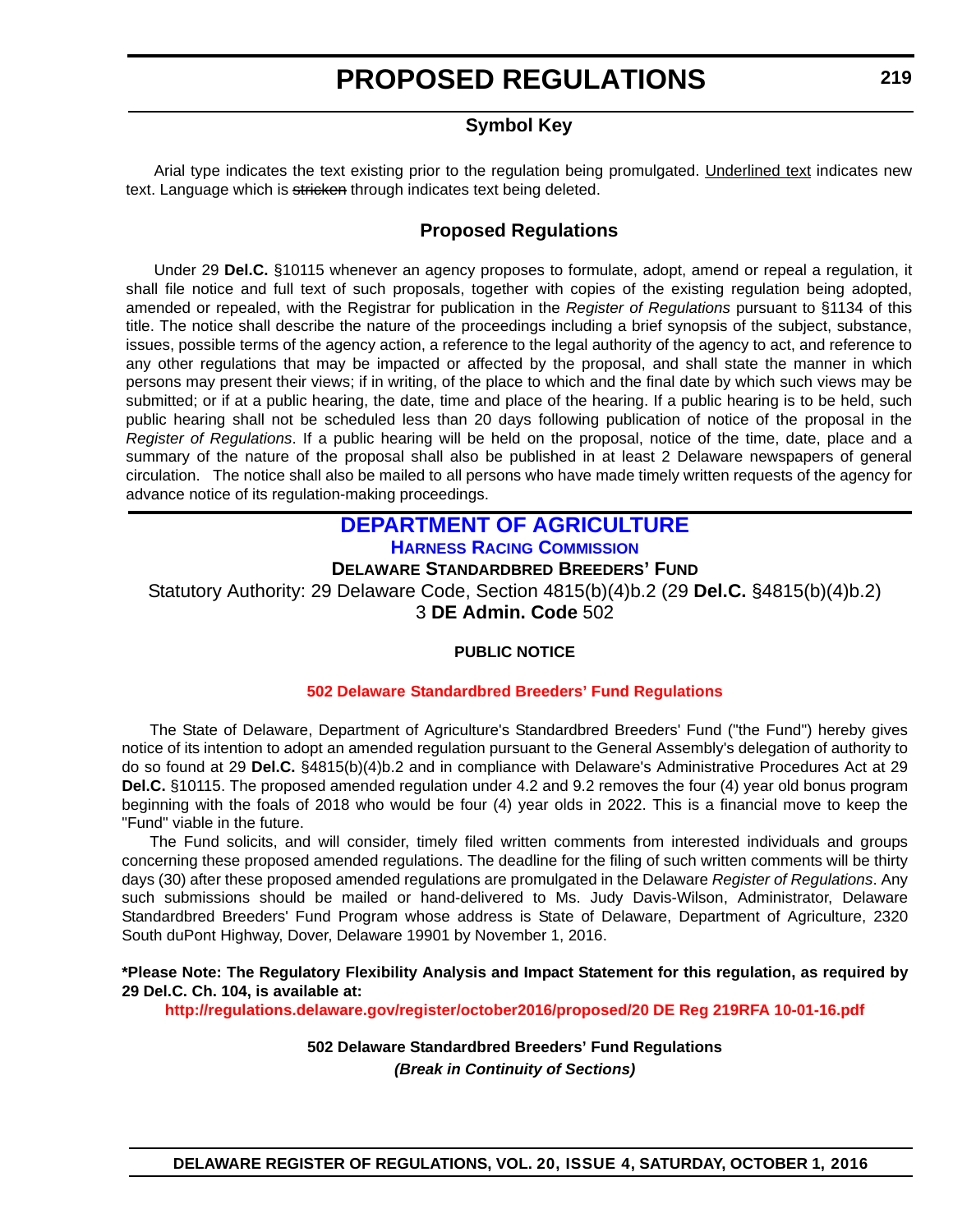# PROPOSED REGULATIONS

## Symbol Key

Arial type indicates the text existing prior to the regulation being promulgated. Underlined text indicates new text. Language which is ~~stricken~~ through indicates text being deleted.

## Proposed Regulations

Under 29 **Del.C.** §10115 whenever an agency proposes to formulate, adopt, amend or repeal a regulation, it shall file notice and full text of such proposals, together with copies of the existing regulation being adopted, amended or repealed, with the Registrar for publication in the *Register of Regulations* pursuant to §1134 of this title. The notice shall describe the nature of the proceedings including a brief synopsis of the subject, substance, issues, possible terms of the agency action, a reference to the legal authority of the agency to act, and reference to any other regulations that may be impacted or affected by the proposal, and shall state the manner in which persons may present their views; if in writing, of the place to which and the final date by which such views may be submitted; or if at a public hearing, the date, time and place of the hearing. If a public hearing is to be held, such public hearing shall not be scheduled less than 20 days following publication of notice of the proposal in the *Register of Regulations*. If a public hearing will be held on the proposal, notice of the time, date, place and a summary of the nature of the proposal shall also be published in at least 2 Delaware newspapers of general circulation. The notice shall also be mailed to all persons who have made timely written requests of the agency for advance notice of its regulation-making proceedings.

## DEPARTMENT OF AGRICULTURE

### HARNESS RACING COMMISSION

### DELAWARE STANDARDBRED BREEDERS' FUND

Statutory Authority: 29 Delaware Code, Section 4815(b)(4)b.2 (29 **Del.C.** §4815(b)(4)b.2)
3 **DE Admin. Code** 502

**PUBLIC NOTICE**

**502 Delaware Standardbred Breeders' Fund Regulations**

The State of Delaware, Department of Agriculture's Standardbred Breeders' Fund ("the Fund") hereby gives notice of its intention to adopt an amended regulation pursuant to the General Assembly's delegation of authority to do so found at 29 **Del.C.** §4815(b)(4)b.2 and in compliance with Delaware's Administrative Procedures Act at 29 **Del.C.** §10115. The proposed amended regulation under 4.2 and 9.2 removes the four (4) year old bonus program beginning with the foals of 2018 who would be four (4) year olds in 2022. This is a financial move to keep the "Fund" viable in the future.

The Fund solicits, and will consider, timely filed written comments from interested individuals and groups concerning these proposed amended regulations. The deadline for the filing of such written comments will be thirty days (30) after these proposed amended regulations are promulgated in the Delaware *Register of Regulations*. Any such submissions should be mailed or hand-delivered to Ms. Judy Davis-Wilson, Administrator, Delaware Standardbred Breeders' Fund Program whose address is State of Delaware, Department of Agriculture, 2320 South duPont Highway, Dover, Delaware 19901 by November 1, 2016.

**\*Please Note: The Regulatory Flexibility Analysis and Impact Statement for this regulation, as required by 29 Del.C. Ch. 104, is available at:**
**http://regulations.delaware.gov/register/october2016/proposed/20 DE Reg 219RFA 10-01-16.pdf**

**502 Delaware Standardbred Breeders' Fund Regulations**
***(Break in Continuity of Sections)***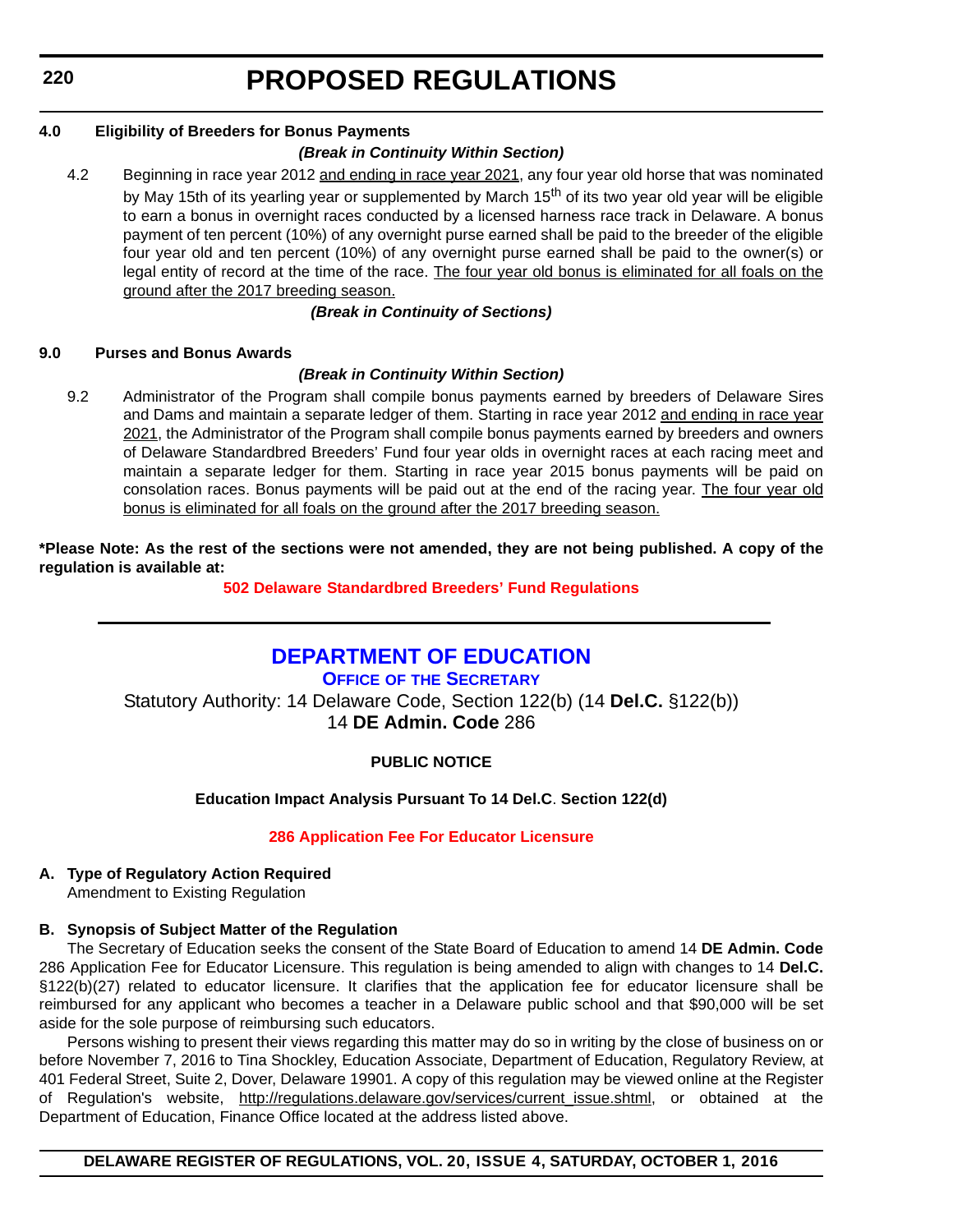# PROPOSED REGULATIONS

**4.0 Eligibility of Breeders for Bonus Payments**

***(Break in Continuity Within Section)***

4.2 Beginning in race year 2012 <u>and ending in race year 2021</u>, any four year old horse that was nominated by May 15th of its yearling year or supplemented by March 15th of its two year old year will be eligible to earn a bonus in overnight races conducted by a licensed harness race track in Delaware. A bonus payment of ten percent (10%) of any overnight purse earned shall be paid to the breeder of the eligible four year old and ten percent (10%) of any overnight purse earned shall be paid to the owner(s) or legal entity of record at the time of the race. <u>The four year old bonus is eliminated for all foals on the ground after the 2017 breeding season.</u>

***(Break in Continuity of Sections)***

**9.0 Purses and Bonus Awards**

***(Break in Continuity Within Section)***

9.2 Administrator of the Program shall compile bonus payments earned by breeders of Delaware Sires and Dams and maintain a separate ledger of them. Starting in race year 2012 <u>and ending in race year 2021</u>, the Administrator of the Program shall compile bonus payments earned by breeders and owners of Delaware Standardbred Breeders' Fund four year olds in overnight races at each racing meet and maintain a separate ledger for them. Starting in race year 2015 bonus payments will be paid on consolation races. Bonus payments will be paid out at the end of the racing year. <u>The four year old bonus is eliminated for all foals on the ground after the 2017 breeding season.</u>

**\*Please Note: As the rest of the sections were not amended, they are not being published. A copy of the regulation is available at:**

**502 Delaware Standardbred Breeders' Fund Regulations**

---

## DEPARTMENT OF EDUCATION

**OFFICE OF THE SECRETARY**

Statutory Authority: 14 Delaware Code, Section 122(b) (14 **Del.C.** §122(b))
14 **DE Admin. Code** 286

**PUBLIC NOTICE**

**Education Impact Analysis Pursuant To 14 Del.C. Section 122(d)**

**286 Application Fee For Educator Licensure**

**A. Type of Regulatory Action Required**
Amendment to Existing Regulation

**B. Synopsis of Subject Matter of the Regulation**

The Secretary of Education seeks the consent of the State Board of Education to amend 14 **DE Admin. Code** 286 Application Fee for Educator Licensure. This regulation is being amended to align with changes to 14 **Del.C.** §122(b)(27) related to educator licensure. It clarifies that the application fee for educator licensure shall be reimbursed for any applicant who becomes a teacher in a Delaware public school and that $90,000 will be set aside for the sole purpose of reimbursing such educators.

Persons wishing to present their views regarding this matter may do so in writing by the close of business on or before November 7, 2016 to Tina Shockley, Education Associate, Department of Education, Regulatory Review, at 401 Federal Street, Suite 2, Dover, Delaware 19901. A copy of this regulation may be viewed online at the Register of Regulation's website, http://regulations.delaware.gov/services/current_issue.shtml, or obtained at the Department of Education, Finance Office located at the address listed above.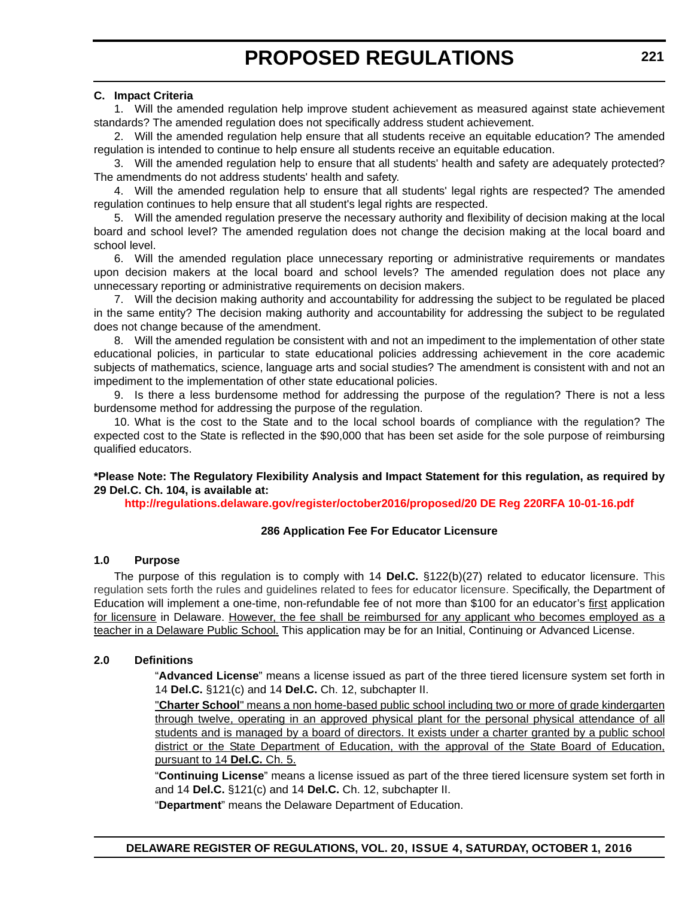### C. Impact Criteria

1. Will the amended regulation help improve student achievement as measured against state achievement standards? The amended regulation does not specifically address student achievement.

2. Will the amended regulation help ensure that all students receive an equitable education? The amended regulation is intended to continue to help ensure all students receive an equitable education.

3. Will the amended regulation help to ensure that all students' health and safety are adequately protected? The amendments do not address students' health and safety.

4. Will the amended regulation help to ensure that all students' legal rights are respected? The amended regulation continues to help ensure that all student's legal rights are respected.

5. Will the amended regulation preserve the necessary authority and flexibility of decision making at the local board and school level? The amended regulation does not change the decision making at the local board and school level.

6. Will the amended regulation place unnecessary reporting or administrative requirements or mandates upon decision makers at the local board and school levels? The amended regulation does not place any unnecessary reporting or administrative requirements on decision makers.

7. Will the decision making authority and accountability for addressing the subject to be regulated be placed in the same entity? The decision making authority and accountability for addressing the subject to be regulated does not change because of the amendment.

8. Will the amended regulation be consistent with and not an impediment to the implementation of other state educational policies, in particular to state educational policies addressing achievement in the core academic subjects of mathematics, science, language arts and social studies? The amendment is consistent with and not an impediment to the implementation of other state educational policies.

9. Is there a less burdensome method for addressing the purpose of the regulation? There is not a less burdensome method for addressing the purpose of the regulation.

10. What is the cost to the State and to the local school boards of compliance with the regulation? The expected cost to the State is reflected in the $90,000 that has been set aside for the sole purpose of reimbursing qualified educators.

**\*Please Note: The Regulatory Flexibility Analysis and Impact Statement for this regulation, as required by 29 Del.C. Ch. 104, is available at:**

**http://regulations.delaware.gov/register/october2016/proposed/20 DE Reg 220RFA 10-01-16.pdf**

**286 Application Fee For Educator Licensure**

### 1.0 Purpose

The purpose of this regulation is to comply with 14 **Del.C.** §122(b)(27) related to educator licensure. This regulation sets forth the rules and guidelines related to fees for educator licensure. Specifically, the Department of Education will implement a one-time, non-refundable fee of not more than $100 for an educator's <u>first</u> application <u>for licensure</u> in Delaware. <u>However, the fee shall be reimbursed for any applicant who becomes employed as a teacher in a Delaware Public School.</u> This application may be for an Initial, Continuing or Advanced License.

### 2.0 Definitions

"**Advanced License**" means a license issued as part of the three tiered licensure system set forth in 14 **Del.C.** §121(c) and 14 **Del.C.** Ch. 12, subchapter II.

<u>"**Charter School**" means a non home-based public school including two or more of grade kindergarten through twelve, operating in an approved physical plant for the personal physical attendance of all students and is managed by a board of directors. It exists under a charter granted by a public school district or the State Department of Education, with the approval of the State Board of Education, pursuant to 14 **Del.C.** Ch. 5.</u>

"**Continuing License**" means a license issued as part of the three tiered licensure system set forth in and 14 **Del.C.** §121(c) and 14 **Del.C.** Ch. 12, subchapter II.

"**Department**" means the Delaware Department of Education.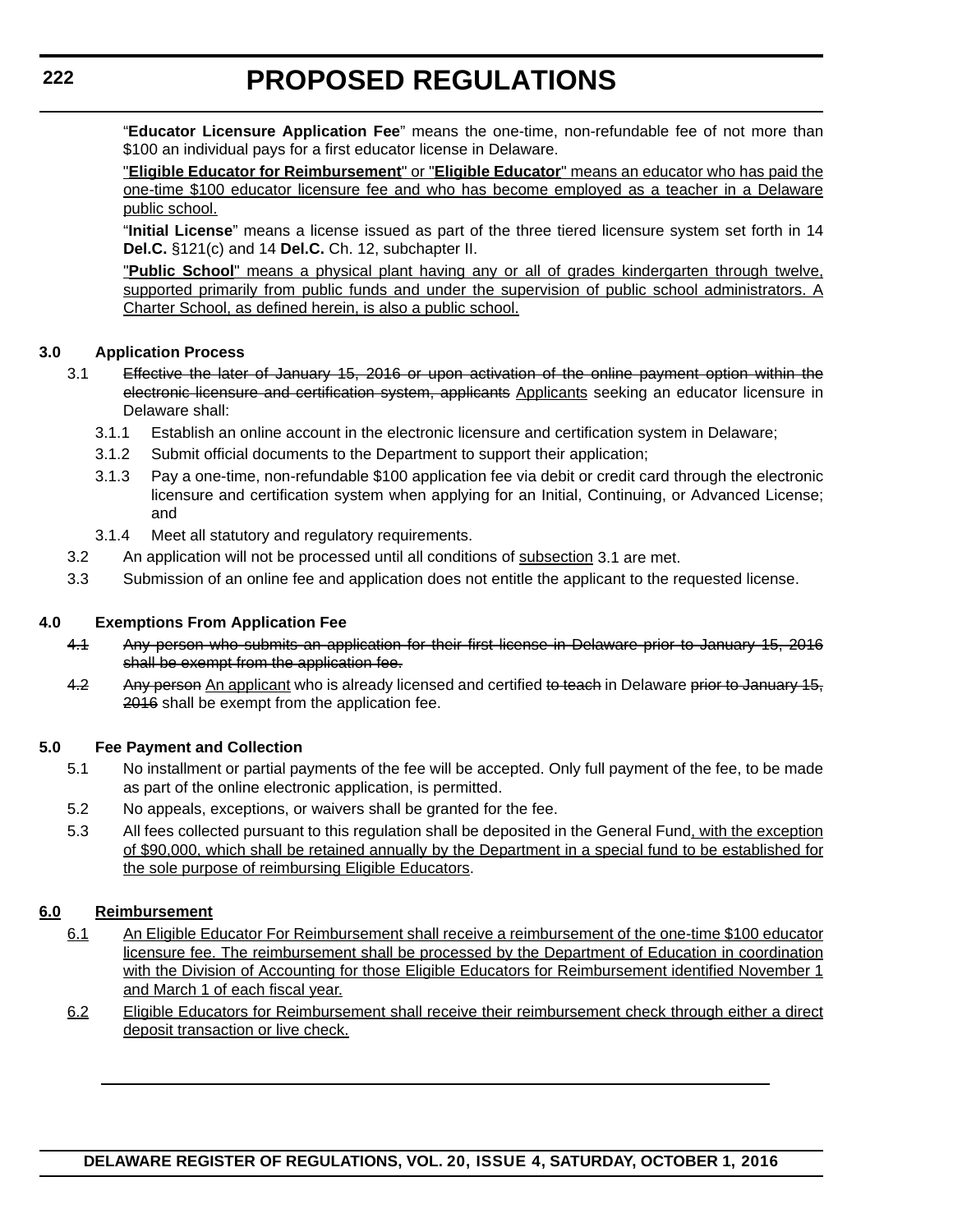"**Educator Licensure Application Fee**" means the one-time, non-refundable fee of not more than $100 an individual pays for a first educator license in Delaware.

<u>"**Eligible Educator for Reimbursement**" or "**Eligible Educator**" means an educator who has paid the one-time $100 educator licensure fee and who has become employed as a teacher in a Delaware public school.</u>

"**Initial License**" means a license issued as part of the three tiered licensure system set forth in 14 **Del.C.** §121(c) and 14 **Del.C.** Ch. 12, subchapter II.

<u>"**Public School**" means a physical plant having any or all of grades kindergarten through twelve, supported primarily from public funds and under the supervision of public school administrators. A Charter School, as defined herein, is also a public school.</u>

**3.0 Application Process**

3.1 ~~Effective the later of January 15, 2016 or upon activation of the online payment option within the electronic licensure and certification system, applicants~~ <u>Applicants</u> seeking an educator licensure in Delaware shall:

3.1.1 Establish an online account in the electronic licensure and certification system in Delaware;

3.1.2 Submit official documents to the Department to support their application;

3.1.3 Pay a one-time, non-refundable $100 application fee via debit or credit card through the electronic licensure and certification system when applying for an Initial, Continuing, or Advanced License; and

3.1.4 Meet all statutory and regulatory requirements.

3.2 An application will not be processed until all conditions of <u>subsection</u> 3.1 are met.

3.3 Submission of an online fee and application does not entitle the applicant to the requested license.

**4.0 Exemptions From Application Fee**

~~4.1~~ ~~Any person who submits an application for their first license in Delaware prior to January 15, 2016 shall be exempt from the application fee.~~

~~4.2~~ ~~Any person~~ <u>An applicant</u> who is already licensed and certified ~~to teach~~ in Delaware ~~prior to January 15, 2016~~ shall be exempt from the application fee.

**5.0 Fee Payment and Collection**

5.1 No installment or partial payments of the fee will be accepted. Only full payment of the fee, to be made as part of the online electronic application, is permitted.

5.2 No appeals, exceptions, or waivers shall be granted for the fee.

5.3 All fees collected pursuant to this regulation shall be deposited in the General Fund<u>, with the exception of $90,000, which shall be retained annually by the Department in a special fund to be established for the sole purpose of reimbursing Eligible Educators</u>.

<u>**6.0 Reimbursement**</u>

<u>6.1 An Eligible Educator For Reimbursement shall receive a reimbursement of the one-time $100 educator licensure fee. The reimbursement shall be processed by the Department of Education in coordination with the Division of Accounting for those Eligible Educators for Reimbursement identified November 1 and March 1 of each fiscal year.</u>

<u>6.2 Eligible Educators for Reimbursement shall receive their reimbursement check through either a direct deposit transaction or live check.</u>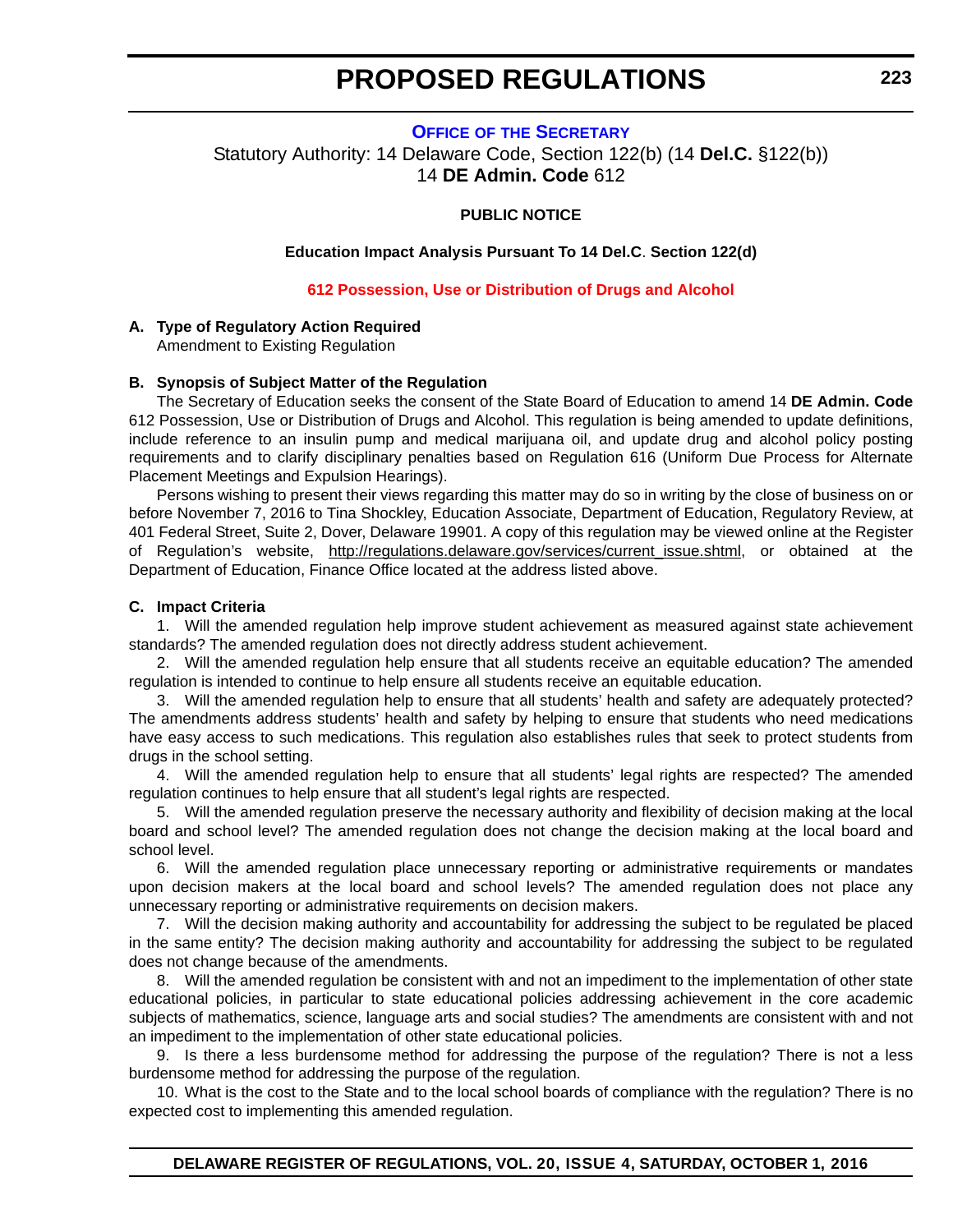## OFFICE OF THE SECRETARY

Statutory Authority: 14 Delaware Code, Section 122(b) (14 **Del.C.** §122(b))
14 **DE Admin. Code** 612

**PUBLIC NOTICE**

**Education Impact Analysis Pursuant To 14 Del.C. Section 122(d)**

### 612 Possession, Use or Distribution of Drugs and Alcohol

**A. Type of Regulatory Action Required**

Amendment to Existing Regulation

**B. Synopsis of Subject Matter of the Regulation**

The Secretary of Education seeks the consent of the State Board of Education to amend 14 **DE Admin. Code** 612 Possession, Use or Distribution of Drugs and Alcohol. This regulation is being amended to update definitions, include reference to an insulin pump and medical marijuana oil, and update drug and alcohol policy posting requirements and to clarify disciplinary penalties based on Regulation 616 (Uniform Due Process for Alternate Placement Meetings and Expulsion Hearings).

Persons wishing to present their views regarding this matter may do so in writing by the close of business on or before November 7, 2016 to Tina Shockley, Education Associate, Department of Education, Regulatory Review, at 401 Federal Street, Suite 2, Dover, Delaware 19901. A copy of this regulation may be viewed online at the Register of Regulation's website, http://regulations.delaware.gov/services/current_issue.shtml, or obtained at the Department of Education, Finance Office located at the address listed above.

**C. Impact Criteria**

1. Will the amended regulation help improve student achievement as measured against state achievement standards? The amended regulation does not directly address student achievement.

2. Will the amended regulation help ensure that all students receive an equitable education? The amended regulation is intended to continue to help ensure all students receive an equitable education.

3. Will the amended regulation help to ensure that all students' health and safety are adequately protected? The amendments address students' health and safety by helping to ensure that students who need medications have easy access to such medications. This regulation also establishes rules that seek to protect students from drugs in the school setting.

4. Will the amended regulation help to ensure that all students' legal rights are respected? The amended regulation continues to help ensure that all student's legal rights are respected.

5. Will the amended regulation preserve the necessary authority and flexibility of decision making at the local board and school level? The amended regulation does not change the decision making at the local board and school level.

6. Will the amended regulation place unnecessary reporting or administrative requirements or mandates upon decision makers at the local board and school levels? The amended regulation does not place any unnecessary reporting or administrative requirements on decision makers.

7. Will the decision making authority and accountability for addressing the subject to be regulated be placed in the same entity? The decision making authority and accountability for addressing the subject to be regulated does not change because of the amendments.

8. Will the amended regulation be consistent with and not an impediment to the implementation of other state educational policies, in particular to state educational policies addressing achievement in the core academic subjects of mathematics, science, language arts and social studies? The amendments are consistent with and not an impediment to the implementation of other state educational policies.

9. Is there a less burdensome method for addressing the purpose of the regulation? There is not a less burdensome method for addressing the purpose of the regulation.

10. What is the cost to the State and to the local school boards of compliance with the regulation? There is no expected cost to implementing this amended regulation.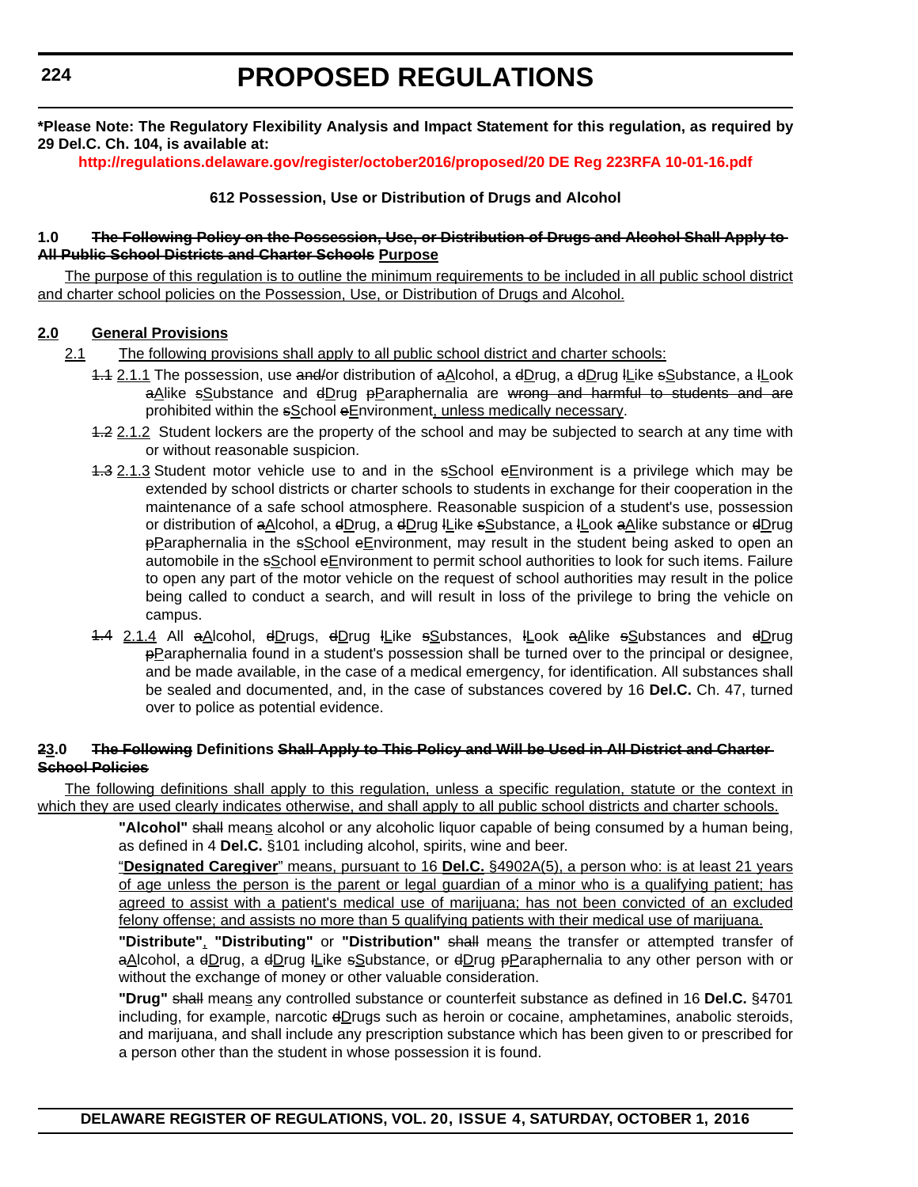**\*Please Note: The Regulatory Flexibility Analysis and Impact Statement for this regulation, as required by 29 Del.C. Ch. 104, is available at:**

**http://regulations.delaware.gov/register/october2016/proposed/20 DE Reg 223RFA 10-01-16.pdf**

**612 Possession, Use or Distribution of Drugs and Alcohol**

**1.0 ~~The Following Policy on the Possession, Use, or Distribution of Drugs and Alcohol Shall Apply to All Public School Districts and Charter Schools~~ Purpose**

The purpose of this regulation is to outline the minimum requirements to be included in all public school district and charter school policies on the Possession, Use, or Distribution of Drugs and Alcohol.

**2.0 General Provisions**

2.1 The following provisions shall apply to all public school district and charter schools:

~~1.1~~ 2.1.1 The possession, use ~~and/~~or distribution of ~~a~~Alcohol, a ~~d~~Drug, a ~~d~~Drug ~~l~~Like ~~s~~Substance, a ~~l~~Look ~~a~~Alike ~~s~~Substance and ~~d~~Drug ~~p~~Paraphernalia are ~~wrong and harmful to students and are~~ prohibited within the ~~s~~School ~~e~~Environment, unless medically necessary.

~~1.2~~ 2.1.2 Student lockers are the property of the school and may be subjected to search at any time with or without reasonable suspicion.

~~1.3~~ 2.1.3 Student motor vehicle use to and in the ~~s~~School ~~e~~Environment is a privilege which may be extended by school districts or charter schools to students in exchange for their cooperation in the maintenance of a safe school atmosphere. Reasonable suspicion of a student's use, possession or distribution of ~~a~~Alcohol, a ~~d~~Drug, a ~~d~~Drug ~~l~~Like ~~s~~Substance, a ~~l~~Look ~~a~~Alike substance or ~~d~~Drug ~~p~~Paraphernalia in the ~~s~~School ~~e~~Environment, may result in the student being asked to open an automobile in the ~~s~~School ~~e~~Environment to permit school authorities to look for such items. Failure to open any part of the motor vehicle on the request of school authorities may result in the police being called to conduct a search, and will result in loss of the privilege to bring the vehicle on campus.

~~1.4~~ 2.1.4 All ~~a~~Alcohol, ~~d~~Drugs, ~~d~~Drug ~~l~~Like ~~s~~Substances, ~~l~~Look ~~a~~Alike ~~s~~Substances and ~~d~~Drug ~~p~~Paraphernalia found in a student's possession shall be turned over to the principal or designee, and be made available, in the case of a medical emergency, for identification. All substances shall be sealed and documented, and, in the case of substances covered by 16 **Del.C.** Ch. 47, turned over to police as potential evidence.

**~~2~~3.0 ~~The Following~~ Definitions ~~Shall Apply to This Policy and Will be Used in All District and Charter School Policies~~**

The following definitions shall apply to this regulation, unless a specific regulation, statute or the context in which they are used clearly indicates otherwise, and shall apply to all public school districts and charter schools.

**"Alcohol"** ~~shall~~ means alcohol or any alcoholic liquor capable of being consumed by a human being, as defined in 4 **Del.C.** §101 including alcohol, spirits, wine and beer.

"**Designated Caregiver**" means, pursuant to 16 **Del.C.** §4902A(5), a person who: is at least 21 years of age unless the person is the parent or legal guardian of a minor who is a qualifying patient; has agreed to assist with a patient's medical use of marijuana; has not been convicted of an excluded felony offense; and assists no more than 5 qualifying patients with their medical use of marijuana.

**"Distribute"**, **"Distributing"** or **"Distribution"** ~~shall~~ means the transfer or attempted transfer of ~~a~~Alcohol, a ~~d~~Drug, a ~~d~~Drug ~~l~~Like ~~s~~Substance, or ~~d~~Drug ~~p~~Paraphernalia to any other person with or without the exchange of money or other valuable consideration.

**"Drug"** ~~shall~~ means any controlled substance or counterfeit substance as defined in 16 **Del.C.** §4701 including, for example, narcotic ~~d~~Drugs such as heroin or cocaine, amphetamines, anabolic steroids, and marijuana, and shall include any prescription substance which has been given to or prescribed for a person other than the student in whose possession it is found.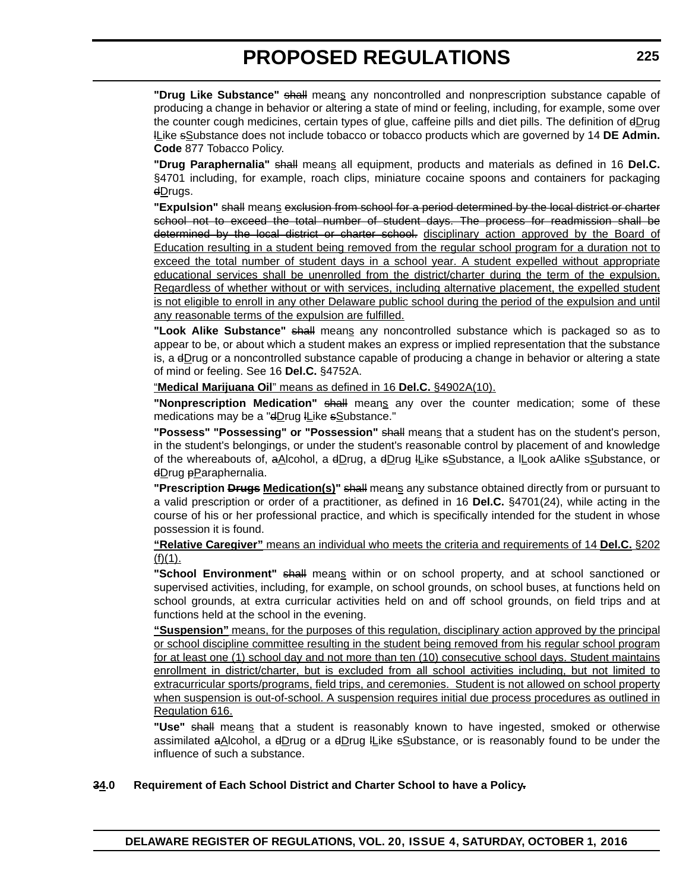**"Drug Like Substance"** shall means any noncontrolled and nonprescription substance capable of producing a change in behavior or altering a state of mind or feeling, including, for example, some over the counter cough medicines, certain types of glue, caffeine pills and diet pills. The definition of dDrug lLike sSubstance does not include tobacco or tobacco products which are governed by 14 **DE Admin. Code** 877 Tobacco Policy.

**"Drug Paraphernalia"** shall means all equipment, products and materials as defined in 16 **Del.C.** §4701 including, for example, roach clips, miniature cocaine spoons and containers for packaging dDrugs.

**"Expulsion"** shall means exclusion from school for a period determined by the local district or charter school not to exceed the total number of student days. The process for readmission shall be determined by the local district or charter school. disciplinary action approved by the Board of Education resulting in a student being removed from the regular school program for a duration not to exceed the total number of student days in a school year. A student expelled without appropriate educational services shall be unenrolled from the district/charter during the term of the expulsion. Regardless of whether without or with services, including alternative placement, the expelled student is not eligible to enroll in any other Delaware public school during the period of the expulsion and until any reasonable terms of the expulsion are fulfilled.

**"Look Alike Substance"** shall means any noncontrolled substance which is packaged so as to appear to be, or about which a student makes an express or implied representation that the substance is, a dDrug or a noncontrolled substance capable of producing a change in behavior or altering a state of mind or feeling. See 16 **Del.C.** §4752A.

"**Medical Marijuana Oil**" means as defined in 16 **Del.C.** §4902A(10).

**"Nonprescription Medication"** shall means any over the counter medication; some of these medications may be a "dDrug lLike sSubstance."

**"Possess" "Possessing" or "Possession"** shall means that a student has on the student's person, in the student's belongings, or under the student's reasonable control by placement of and knowledge of the whereabouts of, aAlcohol, a dDrug, a dDrug lLike sSubstance, a lLook aAlike sSubstance, or dDrug pParaphernalia.

**"Prescription Drugs Medication(s)"** shall means any substance obtained directly from or pursuant to a valid prescription or order of a practitioner, as defined in 16 **Del.C.** §4701(24), while acting in the course of his or her professional practice, and which is specifically intended for the student in whose possession it is found.

**"Relative Caregiver"** means an individual who meets the criteria and requirements of 14 **Del.C.** §202 (f)(1).

**"School Environment"** shall means within or on school property, and at school sanctioned or supervised activities, including, for example, on school grounds, on school buses, at functions held on school grounds, at extra curricular activities held on and off school grounds, on field trips and at functions held at the school in the evening.

**"Suspension"** means, for the purposes of this regulation, disciplinary action approved by the principal or school discipline committee resulting in the student being removed from his regular school program for at least one (1) school day and not more than ten (10) consecutive school days. Student maintains enrollment in district/charter, but is excluded from all school activities including, but not limited to extracurricular sports/programs, field trips, and ceremonies. Student is not allowed on school property when suspension is out-of-school. A suspension requires initial due process procedures as outlined in Regulation 616.

**"Use"** shall means that a student is reasonably known to have ingested, smoked or otherwise assimilated aAlcohol, a dDrug or a dDrug lLike sSubstance, or is reasonably found to be under the influence of such a substance.

**34.0 Requirement of Each School District and Charter School to have a Policy.**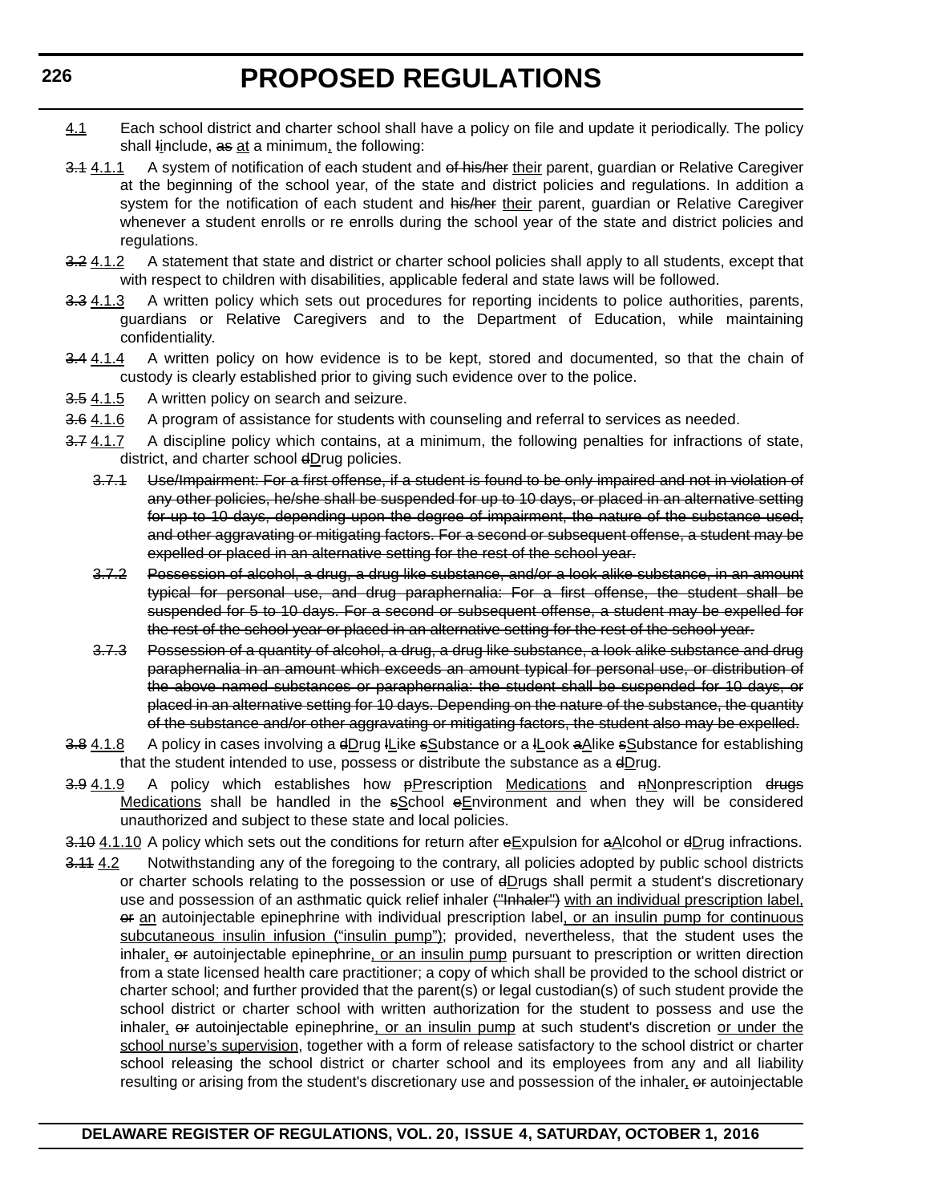4.1 Each school district and charter school shall have a policy on file and update it periodically. The policy shall lInclude, as at a minimum, the following:

3.1 4.1.1 A system of notification of each student and of his/her their parent, guardian or Relative Caregiver at the beginning of the school year, of the state and district policies and regulations. In addition a system for the notification of each student and his/her their parent, guardian or Relative Caregiver whenever a student enrolls or re enrolls during the school year of the state and district policies and regulations.

3.2 4.1.2 A statement that state and district or charter school policies shall apply to all students, except that with respect to children with disabilities, applicable federal and state laws will be followed.

3.3 4.1.3 A written policy which sets out procedures for reporting incidents to police authorities, parents, guardians or Relative Caregivers and to the Department of Education, while maintaining confidentiality.

3.4 4.1.4 A written policy on how evidence is to be kept, stored and documented, so that the chain of custody is clearly established prior to giving such evidence over to the police.

3.5 4.1.5 A written policy on search and seizure.

3.6 4.1.6 A program of assistance for students with counseling and referral to services as needed.

3.7 4.1.7 A discipline policy which contains, at a minimum, the following penalties for infractions of state, district, and charter school dDrug policies.

3.7.1 Use/Impairment: For a first offense, if a student is found to be only impaired and not in violation of any other policies, he/she shall be suspended for up to 10 days, or placed in an alternative setting for up to 10 days, depending upon the degree of impairment, the nature of the substance used, and other aggravating or mitigating factors. For a second or subsequent offense, a student may be expelled or placed in an alternative setting for the rest of the school year.

3.7.2 Possession of alcohol, a drug, a drug like substance, and/or a look alike substance, in an amount typical for personal use, and drug paraphernalia: For a first offense, the student shall be suspended for 5 to 10 days. For a second or subsequent offense, a student may be expelled for the rest of the school year or placed in an alternative setting for the rest of the school year.

3.7.3 Possession of a quantity of alcohol, a drug, a drug like substance, a look alike substance and drug paraphernalia in an amount which exceeds an amount typical for personal use, or distribution of the above named substances or paraphernalia: the student shall be suspended for 10 days, or placed in an alternative setting for 10 days. Depending on the nature of the substance, the quantity of the substance and/or other aggravating or mitigating factors, the student also may be expelled.

3.8 4.1.8 A policy in cases involving a dDrug lLike sSubstance or a lLook aAlike sSubstance for establishing that the student intended to use, possess or distribute the substance as a dDrug.

3.9 4.1.9 A policy which establishes how pPrescription Medications and nNonprescription drugs Medications shall be handled in the sSchool eEnvironment and when they will be considered unauthorized and subject to these state and local policies.

3.10 4.1.10 A policy which sets out the conditions for return after eExpulsion for aAlcohol or dDrug infractions.

3.11 4.2 Notwithstanding any of the foregoing to the contrary, all policies adopted by public school districts or charter schools relating to the possession or use of dDrugs shall permit a student's discretionary use and possession of an asthmatic quick relief inhaler ("Inhaler") with an individual prescription label, or an autoinjectable epinephrine with individual prescription label, or an insulin pump for continuous subcutaneous insulin infusion ("insulin pump"); provided, nevertheless, that the student uses the inhaler, or autoinjectable epinephrine, or an insulin pump pursuant to prescription or written direction from a state licensed health care practitioner; a copy of which shall be provided to the school district or charter school; and further provided that the parent(s) or legal custodian(s) of such student provide the school district or charter school with written authorization for the student to possess and use the inhaler, or autoinjectable epinephrine, or an insulin pump at such student's discretion or under the school nurse's supervision, together with a form of release satisfactory to the school district or charter school releasing the school district or charter school and its employees from any and all liability resulting or arising from the student's discretionary use and possession of the inhaler, or autoinjectable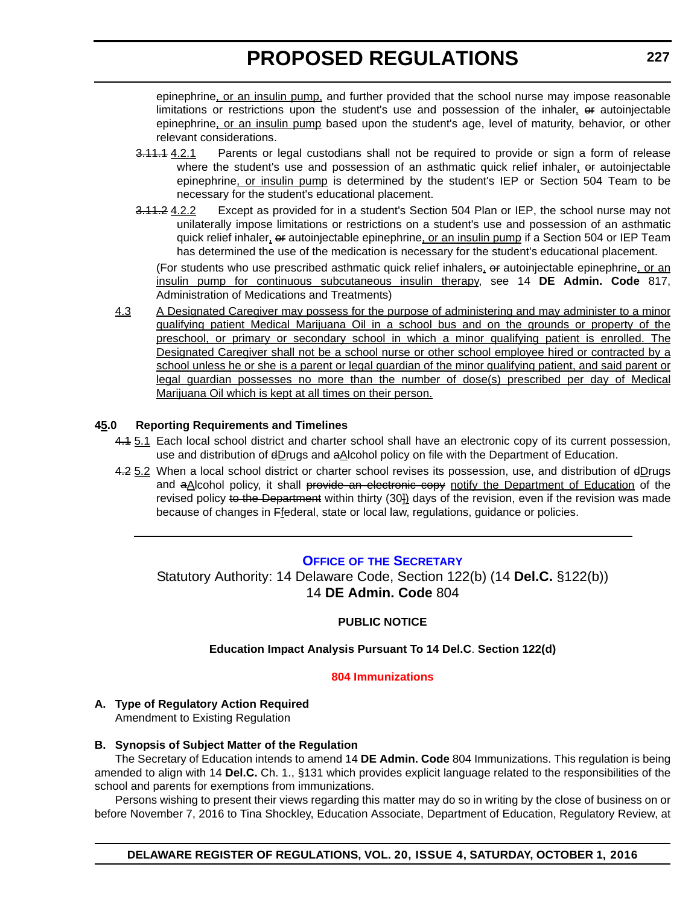epinephrine, or an insulin pump, and further provided that the school nurse may impose reasonable limitations or restrictions upon the student's use and possession of the inhaler, ~~or~~ autoinjectable epinephrine, or an insulin pump based upon the student's age, level of maturity, behavior, or other relevant considerations.

~~3.11.1~~ 4.2.1 Parents or legal custodians shall not be required to provide or sign a form of release where the student's use and possession of an asthmatic quick relief inhaler, ~~or~~ autoinjectable epinephrine, or insulin pump is determined by the student's IEP or Section 504 Team to be necessary for the student's educational placement.

~~3.11.2~~ 4.2.2 Except as provided for in a student's Section 504 Plan or IEP, the school nurse may not unilaterally impose limitations or restrictions on a student's use and possession of an asthmatic quick relief inhaler, ~~or~~ autoinjectable epinephrine, or an insulin pump if a Section 504 or IEP Team has determined the use of the medication is necessary for the student's educational placement.

(For students who use prescribed asthmatic quick relief inhalers, ~~or~~ autoinjectable epinephrine, or an insulin pump for continuous subcutaneous insulin therapy, see 14 **DE Admin. Code** 817, Administration of Medications and Treatments)

4.3 A Designated Caregiver may possess for the purpose of administering and may administer to a minor qualifying patient Medical Marijuana Oil in a school bus and on the grounds or property of the preschool, or primary or secondary school in which a minor qualifying patient is enrolled. The Designated Caregiver shall not be a school nurse or other school employee hired or contracted by a school unless he or she is a parent or legal guardian of the minor qualifying patient, and said parent or legal guardian possesses no more than the number of dose(s) prescribed per day of Medical Marijuana Oil which is kept at all times on their person.

**~~4~~5.0 Reporting Requirements and Timelines**

~~4.1~~ 5.1 Each local school district and charter school shall have an electronic copy of its current possession, use and distribution of ~~d~~Drugs and ~~a~~Alcohol policy on file with the Department of Education.

~~4.2~~ 5.2 When a local school district or charter school revises its possession, use, and distribution of ~~d~~Drugs and ~~a~~Alcohol policy, it shall ~~provide an electronic copy~~ notify the Department of Education of the revised policy ~~to the Department~~ within thirty (30~~]~~) days of the revision, even if the revision was made because of changes in ~~F~~federal, state or local law, regulations, guidance or policies.

---

## Office of the Secretary

Statutory Authority: 14 Delaware Code, Section 122(b) (14 **Del.C.** §122(b))
14 **DE Admin. Code** 804

**PUBLIC NOTICE**

**Education Impact Analysis Pursuant To 14 Del.C. Section 122(d)**

**804 Immunizations**

**A. Type of Regulatory Action Required**
Amendment to Existing Regulation

**B. Synopsis of Subject Matter of the Regulation**

The Secretary of Education intends to amend 14 **DE Admin. Code** 804 Immunizations. This regulation is being amended to align with 14 **Del.C.** Ch. 1., §131 which provides explicit language related to the responsibilities of the school and parents for exemptions from immunizations.

Persons wishing to present their views regarding this matter may do so in writing by the close of business on or before November 7, 2016 to Tina Shockley, Education Associate, Department of Education, Regulatory Review, at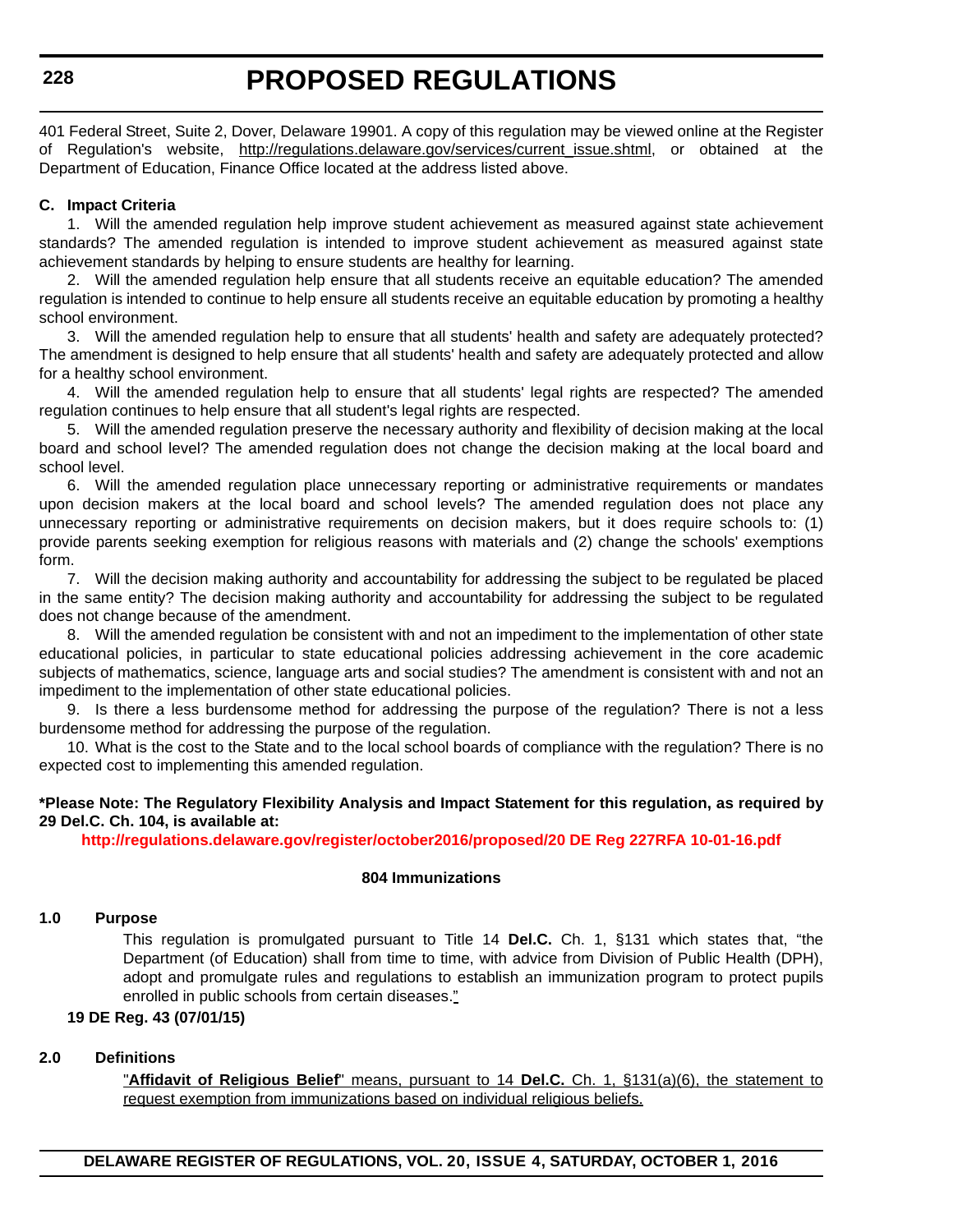401 Federal Street, Suite 2, Dover, Delaware 19901. A copy of this regulation may be viewed online at the Register of Regulation's website, http://regulations.delaware.gov/services/current_issue.shtml, or obtained at the Department of Education, Finance Office located at the address listed above.

**C. Impact Criteria**

1. Will the amended regulation help improve student achievement as measured against state achievement standards? The amended regulation is intended to improve student achievement as measured against state achievement standards by helping to ensure students are healthy for learning.

2. Will the amended regulation help ensure that all students receive an equitable education? The amended regulation is intended to continue to help ensure all students receive an equitable education by promoting a healthy school environment.

3. Will the amended regulation help to ensure that all students' health and safety are adequately protected? The amendment is designed to help ensure that all students' health and safety are adequately protected and allow for a healthy school environment.

4. Will the amended regulation help to ensure that all students' legal rights are respected? The amended regulation continues to help ensure that all student's legal rights are respected.

5. Will the amended regulation preserve the necessary authority and flexibility of decision making at the local board and school level? The amended regulation does not change the decision making at the local board and school level.

6. Will the amended regulation place unnecessary reporting or administrative requirements or mandates upon decision makers at the local board and school levels? The amended regulation does not place any unnecessary reporting or administrative requirements on decision makers, but it does require schools to: (1) provide parents seeking exemption for religious reasons with materials and (2) change the schools' exemptions form.

7. Will the decision making authority and accountability for addressing the subject to be regulated be placed in the same entity? The decision making authority and accountability for addressing the subject to be regulated does not change because of the amendment.

8. Will the amended regulation be consistent with and not an impediment to the implementation of other state educational policies, in particular to state educational policies addressing achievement in the core academic subjects of mathematics, science, language arts and social studies? The amendment is consistent with and not an impediment to the implementation of other state educational policies.

9. Is there a less burdensome method for addressing the purpose of the regulation? There is not a less burdensome method for addressing the purpose of the regulation.

10. What is the cost to the State and to the local school boards of compliance with the regulation? There is no expected cost to implementing this amended regulation.

**\*Please Note: The Regulatory Flexibility Analysis and Impact Statement for this regulation, as required by 29 Del.C. Ch. 104, is available at:**

**http://regulations.delaware.gov/register/october2016/proposed/20 DE Reg 227RFA 10-01-16.pdf**

**804 Immunizations**

**1.0 Purpose**

This regulation is promulgated pursuant to Title 14 **Del.C.** Ch. 1, §131 which states that, "the Department (of Education) shall from time to time, with advice from Division of Public Health (DPH), adopt and promulgate rules and regulations to establish an immunization program to protect pupils enrolled in public schools from certain diseases."

**19 DE Reg. 43 (07/01/15)**

**2.0 Definitions**

"**Affidavit of Religious Belief**" means, pursuant to 14 **Del.C.** Ch. 1, §131(a)(6), the statement to request exemption from immunizations based on individual religious beliefs.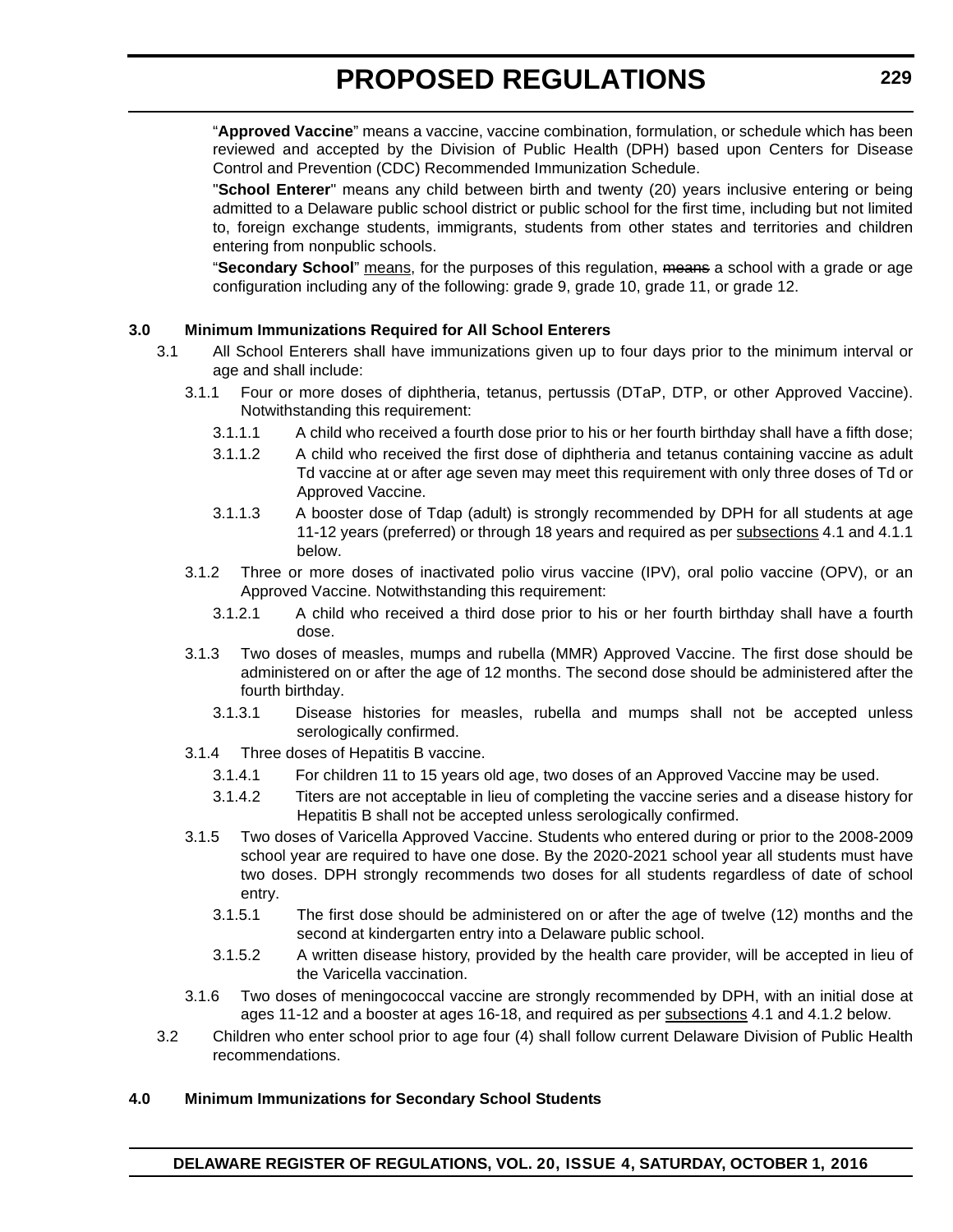"**Approved Vaccine**" means a vaccine, vaccine combination, formulation, or schedule which has been reviewed and accepted by the Division of Public Health (DPH) based upon Centers for Disease Control and Prevention (CDC) Recommended Immunization Schedule.

"**School Enterer**" means any child between birth and twenty (20) years inclusive entering or being admitted to a Delaware public school district or public school for the first time, including but not limited to, foreign exchange students, immigrants, students from other states and territories and children entering from nonpublic schools.

"**Secondary School**" <u>means</u>, for the purposes of this regulation, ~~means~~ a school with a grade or age configuration including any of the following: grade 9, grade 10, grade 11, or grade 12.

**3.0 Minimum Immunizations Required for All School Enterers**

3.1 All School Enterers shall have immunizations given up to four days prior to the minimum interval or age and shall include:

3.1.1 Four or more doses of diphtheria, tetanus, pertussis (DTaP, DTP, or other Approved Vaccine). Notwithstanding this requirement:

3.1.1.1 A child who received a fourth dose prior to his or her fourth birthday shall have a fifth dose;

3.1.1.2 A child who received the first dose of diphtheria and tetanus containing vaccine as adult Td vaccine at or after age seven may meet this requirement with only three doses of Td or Approved Vaccine.

3.1.1.3 A booster dose of Tdap (adult) is strongly recommended by DPH for all students at age 11-12 years (preferred) or through 18 years and required as per <u>subsections</u> 4.1 and 4.1.1 below.

3.1.2 Three or more doses of inactivated polio virus vaccine (IPV), oral polio vaccine (OPV), or an Approved Vaccine. Notwithstanding this requirement:

3.1.2.1 A child who received a third dose prior to his or her fourth birthday shall have a fourth dose.

3.1.3 Two doses of measles, mumps and rubella (MMR) Approved Vaccine. The first dose should be administered on or after the age of 12 months. The second dose should be administered after the fourth birthday.

3.1.3.1 Disease histories for measles, rubella and mumps shall not be accepted unless serologically confirmed.

3.1.4 Three doses of Hepatitis B vaccine.

3.1.4.1 For children 11 to 15 years old age, two doses of an Approved Vaccine may be used.

3.1.4.2 Titers are not acceptable in lieu of completing the vaccine series and a disease history for Hepatitis B shall not be accepted unless serologically confirmed.

3.1.5 Two doses of Varicella Approved Vaccine. Students who entered during or prior to the 2008-2009 school year are required to have one dose. By the 2020-2021 school year all students must have two doses. DPH strongly recommends two doses for all students regardless of date of school entry.

3.1.5.1 The first dose should be administered on or after the age of twelve (12) months and the second at kindergarten entry into a Delaware public school.

3.1.5.2 A written disease history, provided by the health care provider, will be accepted in lieu of the Varicella vaccination.

3.1.6 Two doses of meningococcal vaccine are strongly recommended by DPH, with an initial dose at ages 11-12 and a booster at ages 16-18, and required as per <u>subsections</u> 4.1 and 4.1.2 below.

3.2 Children who enter school prior to age four (4) shall follow current Delaware Division of Public Health recommendations.

**4.0 Minimum Immunizations for Secondary School Students**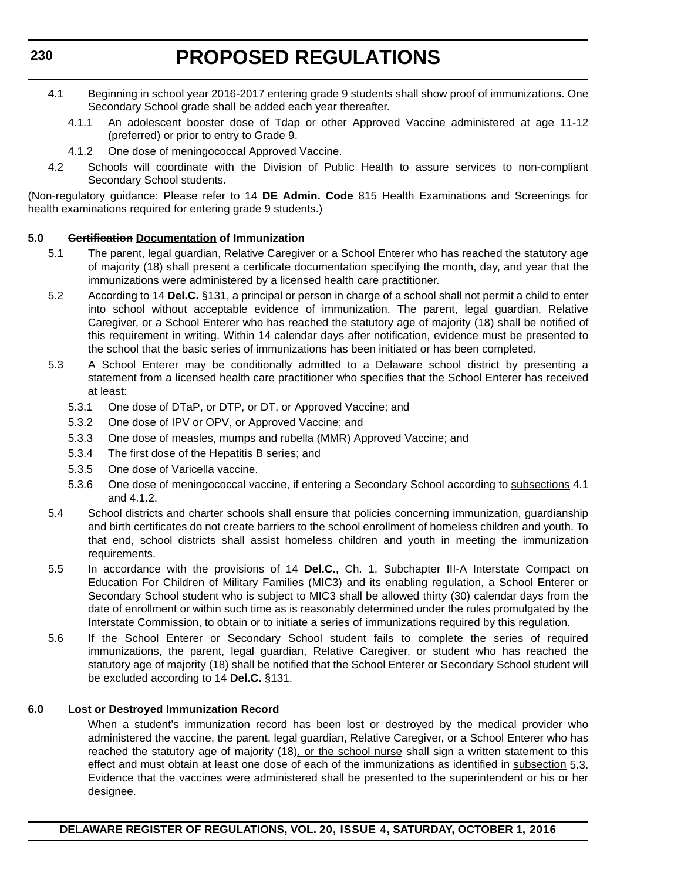4.1 Beginning in school year 2016-2017 entering grade 9 students shall show proof of immunizations. One Secondary School grade shall be added each year thereafter.

4.1.1 An adolescent booster dose of Tdap or other Approved Vaccine administered at age 11-12 (preferred) or prior to entry to Grade 9.

4.1.2 One dose of meningococcal Approved Vaccine.

4.2 Schools will coordinate with the Division of Public Health to assure services to non-compliant Secondary School students.

(Non-regulatory guidance: Please refer to 14 **DE Admin. Code** 815 Health Examinations and Screenings for health examinations required for entering grade 9 students.)

**5.0 ~~Certification~~ <u>Documentation</u> of Immunization**

5.1 The parent, legal guardian, Relative Caregiver or a School Enterer who has reached the statutory age of majority (18) shall present ~~a certificate~~ <u>documentation</u> specifying the month, day, and year that the immunizations were administered by a licensed health care practitioner.

5.2 According to 14 **Del.C.** §131, a principal or person in charge of a school shall not permit a child to enter into school without acceptable evidence of immunization. The parent, legal guardian, Relative Caregiver, or a School Enterer who has reached the statutory age of majority (18) shall be notified of this requirement in writing. Within 14 calendar days after notification, evidence must be presented to the school that the basic series of immunizations has been initiated or has been completed.

5.3 A School Enterer may be conditionally admitted to a Delaware school district by presenting a statement from a licensed health care practitioner who specifies that the School Enterer has received at least:

5.3.1 One dose of DTaP, or DTP, or DT, or Approved Vaccine; and

5.3.2 One dose of IPV or OPV, or Approved Vaccine; and

5.3.3 One dose of measles, mumps and rubella (MMR) Approved Vaccine; and

5.3.4 The first dose of the Hepatitis B series; and

5.3.5 One dose of Varicella vaccine.

5.3.6 One dose of meningococcal vaccine, if entering a Secondary School according to <u>subsections</u> 4.1 and 4.1.2.

5.4 School districts and charter schools shall ensure that policies concerning immunization, guardianship and birth certificates do not create barriers to the school enrollment of homeless children and youth. To that end, school districts shall assist homeless children and youth in meeting the immunization requirements.

5.5 In accordance with the provisions of 14 **Del.C.**, Ch. 1, Subchapter III-A Interstate Compact on Education For Children of Military Families (MIC3) and its enabling regulation, a School Enterer or Secondary School student who is subject to MIC3 shall be allowed thirty (30) calendar days from the date of enrollment or within such time as is reasonably determined under the rules promulgated by the Interstate Commission, to obtain or to initiate a series of immunizations required by this regulation.

5.6 If the School Enterer or Secondary School student fails to complete the series of required immunizations, the parent, legal guardian, Relative Caregiver, or student who has reached the statutory age of majority (18) shall be notified that the School Enterer or Secondary School student will be excluded according to 14 **Del.C.** §131.

**6.0 Lost or Destroyed Immunization Record**

When a student's immunization record has been lost or destroyed by the medical provider who administered the vaccine, the parent, legal guardian, Relative Caregiver, ~~or a~~ School Enterer who has reached the statutory age of majority (18)<u>, or the school nurse</u> shall sign a written statement to this effect and must obtain at least one dose of each of the immunizations as identified in <u>subsection</u> 5.3. Evidence that the vaccines were administered shall be presented to the superintendent or his or her designee.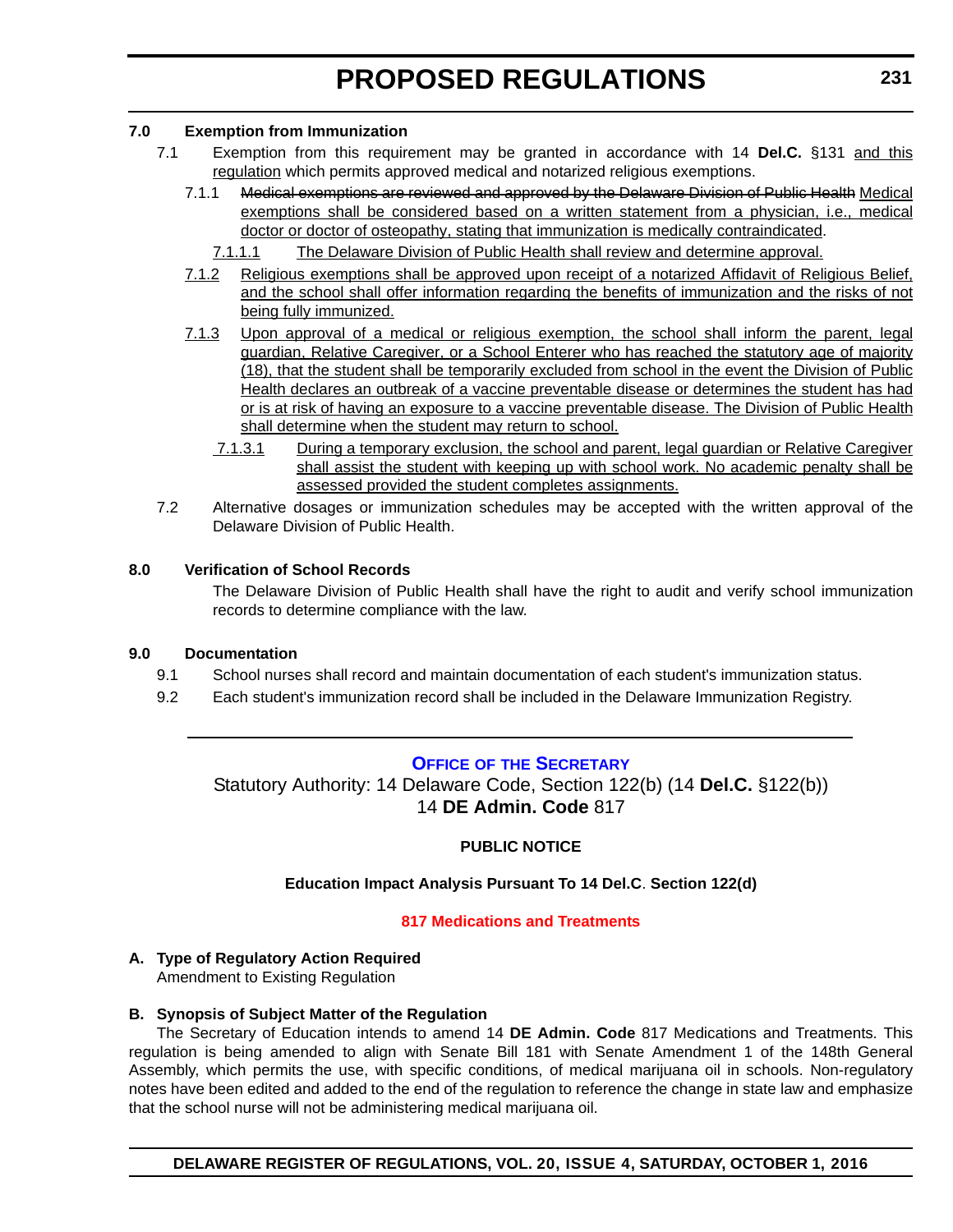**7.0 Exemption from Immunization**

7.1 Exemption from this requirement may be granted in accordance with 14 **Del.C.** §131 <u>and this regulation</u> which permits approved medical and notarized religious exemptions.

7.1.1 ~~Medical exemptions are reviewed and approved by the Delaware Division of Public Health~~ <u>Medical exemptions shall be considered based on a written statement from a physician, i.e., medical doctor or doctor of osteopathy, stating that immunization is medically contraindicated</u>.

<u>7.1.1.1</u> <u>The Delaware Division of Public Health shall review and determine approval.</u>

<u>7.1.2</u> <u>Religious exemptions shall be approved upon receipt of a notarized Affidavit of Religious Belief, and the school shall offer information regarding the benefits of immunization and the risks of not being fully immunized.</u>

<u>7.1.3</u> <u>Upon approval of a medical or religious exemption, the school shall inform the parent, legal guardian, Relative Caregiver, or a School Enterer who has reached the statutory age of majority (18), that the student shall be temporarily excluded from school in the event the Division of Public Health declares an outbreak of a vaccine preventable disease or determines the student has had or is at risk of having an exposure to a vaccine preventable disease. The Division of Public Health shall determine when the student may return to school.</u>

<u>7.1.3.1</u> <u>During a temporary exclusion, the school and parent, legal guardian or Relative Caregiver shall assist the student with keeping up with school work. No academic penalty shall be assessed provided the student completes assignments.</u>

7.2 Alternative dosages or immunization schedules may be accepted with the written approval of the Delaware Division of Public Health.

**8.0 Verification of School Records**

The Delaware Division of Public Health shall have the right to audit and verify school immunization records to determine compliance with the law.

**9.0 Documentation**

9.1 School nurses shall record and maintain documentation of each student's immunization status.

9.2 Each student's immunization record shall be included in the Delaware Immunization Registry.

---

## OFFICE OF THE SECRETARY

Statutory Authority: 14 Delaware Code, Section 122(b) (14 **Del.C.** §122(b))
14 **DE Admin. Code** 817

**PUBLIC NOTICE**

**Education Impact Analysis Pursuant To 14 Del.C. Section 122(d)**

**817 Medications and Treatments**

**A. Type of Regulatory Action Required**
Amendment to Existing Regulation

**B. Synopsis of Subject Matter of the Regulation**

The Secretary of Education intends to amend 14 **DE Admin. Code** 817 Medications and Treatments. This regulation is being amended to align with Senate Bill 181 with Senate Amendment 1 of the 148th General Assembly, which permits the use, with specific conditions, of medical marijuana oil in schools. Non-regulatory notes have been edited and added to the end of the regulation to reference the change in state law and emphasize that the school nurse will not be administering medical marijuana oil.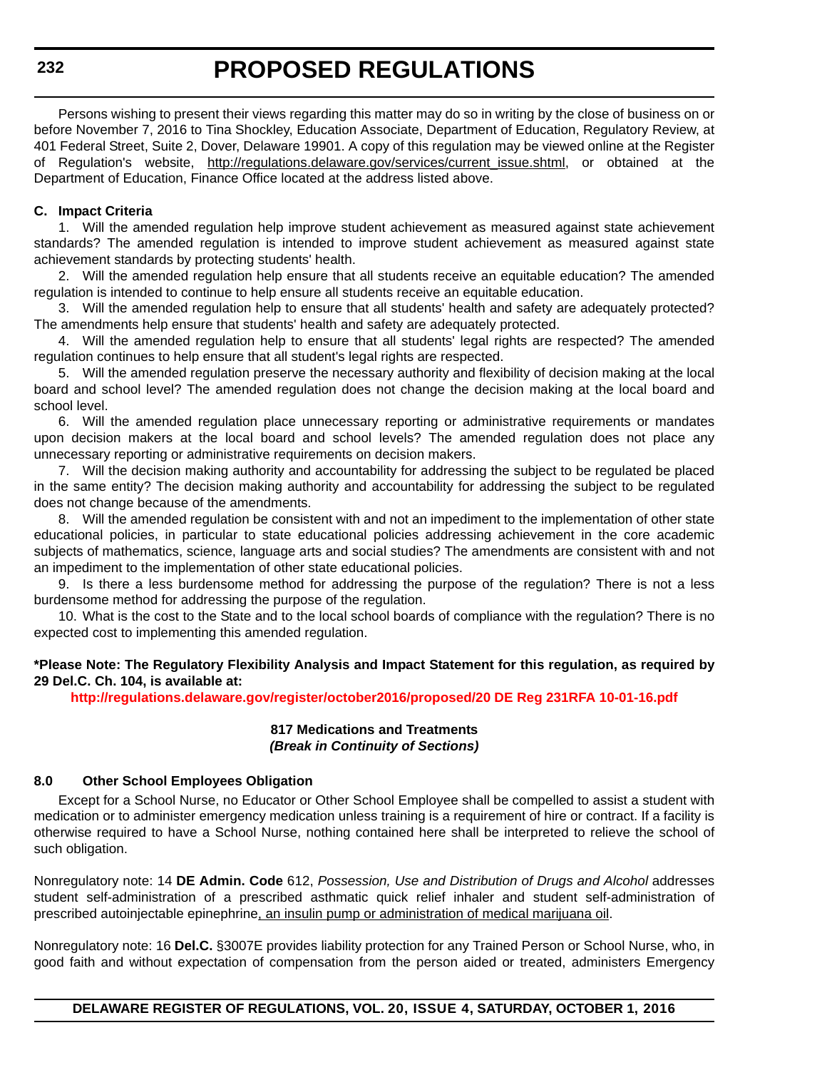Persons wishing to present their views regarding this matter may do so in writing by the close of business on or before November 7, 2016 to Tina Shockley, Education Associate, Department of Education, Regulatory Review, at 401 Federal Street, Suite 2, Dover, Delaware 19901. A copy of this regulation may be viewed online at the Register of Regulation's website, http://regulations.delaware.gov/services/current_issue.shtml, or obtained at the Department of Education, Finance Office located at the address listed above.

**C. Impact Criteria**

1. Will the amended regulation help improve student achievement as measured against state achievement standards? The amended regulation is intended to improve student achievement as measured against state achievement standards by protecting students' health.

2. Will the amended regulation help ensure that all students receive an equitable education? The amended regulation is intended to continue to help ensure all students receive an equitable education.

3. Will the amended regulation help to ensure that all students' health and safety are adequately protected? The amendments help ensure that students' health and safety are adequately protected.

4. Will the amended regulation help to ensure that all students' legal rights are respected? The amended regulation continues to help ensure that all student's legal rights are respected.

5. Will the amended regulation preserve the necessary authority and flexibility of decision making at the local board and school level? The amended regulation does not change the decision making at the local board and school level.

6. Will the amended regulation place unnecessary reporting or administrative requirements or mandates upon decision makers at the local board and school levels? The amended regulation does not place any unnecessary reporting or administrative requirements on decision makers.

7. Will the decision making authority and accountability for addressing the subject to be regulated be placed in the same entity? The decision making authority and accountability for addressing the subject to be regulated does not change because of the amendments.

8. Will the amended regulation be consistent with and not an impediment to the implementation of other state educational policies, in particular to state educational policies addressing achievement in the core academic subjects of mathematics, science, language arts and social studies? The amendments are consistent with and not an impediment to the implementation of other state educational policies.

9. Is there a less burdensome method for addressing the purpose of the regulation? There is not a less burdensome method for addressing the purpose of the regulation.

10. What is the cost to the State and to the local school boards of compliance with the regulation? There is no expected cost to implementing this amended regulation.

**\*Please Note: The Regulatory Flexibility Analysis and Impact Statement for this regulation, as required by 29 Del.C. Ch. 104, is available at:**

**http://regulations.delaware.gov/register/october2016/proposed/20 DE Reg 231RFA 10-01-16.pdf**

**817 Medications and Treatments**
***(Break in Continuity of Sections)***

**8.0 Other School Employees Obligation**

Except for a School Nurse, no Educator or Other School Employee shall be compelled to assist a student with medication or to administer emergency medication unless training is a requirement of hire or contract. If a facility is otherwise required to have a School Nurse, nothing contained here shall be interpreted to relieve the school of such obligation.

Nonregulatory note: 14 **DE Admin. Code** 612, *Possession, Use and Distribution of Drugs and Alcohol* addresses student self-administration of a prescribed asthmatic quick relief inhaler and student self-administration of prescribed autoinjectable epinephrine, an insulin pump or administration of medical marijuana oil.

Nonregulatory note: 16 **Del.C.** §3007E provides liability protection for any Trained Person or School Nurse, who, in good faith and without expectation of compensation from the person aided or treated, administers Emergency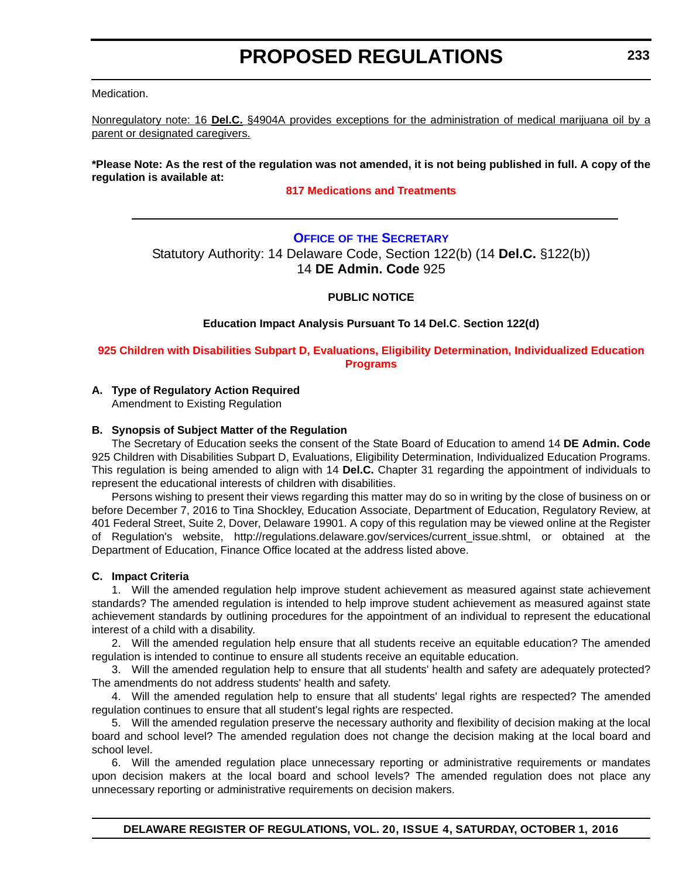Medication.

<u>Nonregulatory note: 16 **Del.C.** §4904A provides exceptions for the administration of medical marijuana oil by a parent or designated caregivers.</u>

**\*Please Note: As the rest of the regulation was not amended, it is not being published in full. A copy of the regulation is available at:**

**817 Medications and Treatments**

---

## OFFICE OF THE SECRETARY

Statutory Authority: 14 Delaware Code, Section 122(b) (14 **Del.C.** §122(b))
14 **DE Admin. Code** 925

**PUBLIC NOTICE**

**Education Impact Analysis Pursuant To 14 Del.C. Section 122(d)**

**925 Children with Disabilities Subpart D, Evaluations, Eligibility Determination, Individualized Education Programs**

**A. Type of Regulatory Action Required**

Amendment to Existing Regulation

**B. Synopsis of Subject Matter of the Regulation**

The Secretary of Education seeks the consent of the State Board of Education to amend 14 **DE Admin. Code** 925 Children with Disabilities Subpart D, Evaluations, Eligibility Determination, Individualized Education Programs. This regulation is being amended to align with 14 **Del.C.** Chapter 31 regarding the appointment of individuals to represent the educational interests of children with disabilities.

Persons wishing to present their views regarding this matter may do so in writing by the close of business on or before December 7, 2016 to Tina Shockley, Education Associate, Department of Education, Regulatory Review, at 401 Federal Street, Suite 2, Dover, Delaware 19901. A copy of this regulation may be viewed online at the Register of Regulation's website, http://regulations.delaware.gov/services/current_issue.shtml, or obtained at the Department of Education, Finance Office located at the address listed above.

**C. Impact Criteria**

1. Will the amended regulation help improve student achievement as measured against state achievement standards? The amended regulation is intended to help improve student achievement as measured against state achievement standards by outlining procedures for the appointment of an individual to represent the educational interest of a child with a disability.

2. Will the amended regulation help ensure that all students receive an equitable education? The amended regulation is intended to continue to ensure all students receive an equitable education.

3. Will the amended regulation help to ensure that all students' health and safety are adequately protected? The amendments do not address students' health and safety.

4. Will the amended regulation help to ensure that all students' legal rights are respected? The amended regulation continues to ensure that all student's legal rights are respected.

5. Will the amended regulation preserve the necessary authority and flexibility of decision making at the local board and school level? The amended regulation does not change the decision making at the local board and school level.

6. Will the amended regulation place unnecessary reporting or administrative requirements or mandates upon decision makers at the local board and school levels? The amended regulation does not place any unnecessary reporting or administrative requirements on decision makers.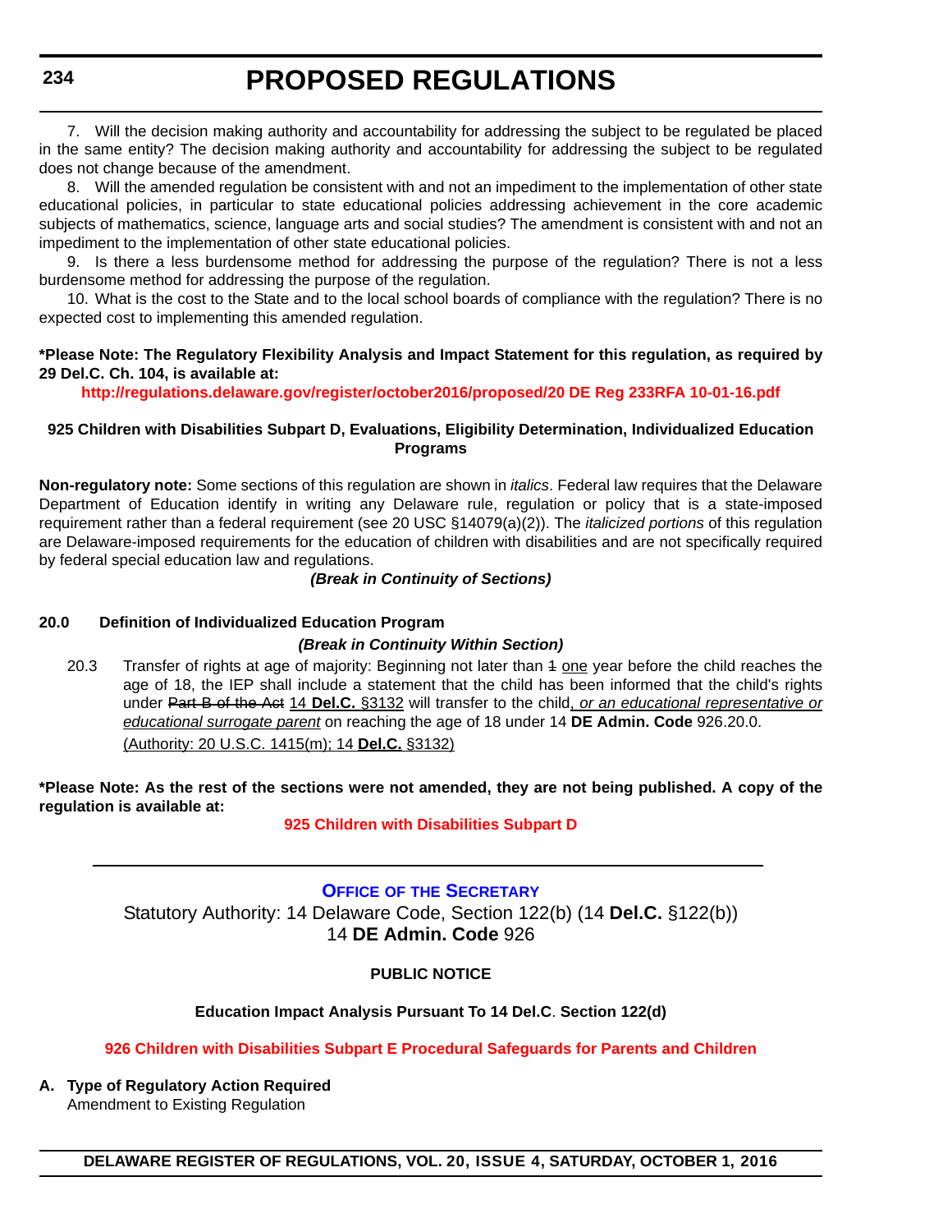7. Will the decision making authority and accountability for addressing the subject to be regulated be placed in the same entity? The decision making authority and accountability for addressing the subject to be regulated does not change because of the amendment.

8. Will the amended regulation be consistent with and not an impediment to the implementation of other state educational policies, in particular to state educational policies addressing achievement in the core academic subjects of mathematics, science, language arts and social studies? The amendment is consistent with and not an impediment to the implementation of other state educational policies.

9. Is there a less burdensome method for addressing the purpose of the regulation? There is not a less burdensome method for addressing the purpose of the regulation.

10. What is the cost to the State and to the local school boards of compliance with the regulation? There is no expected cost to implementing this amended regulation.

**\*Please Note: The Regulatory Flexibility Analysis and Impact Statement for this regulation, as required by 29 Del.C. Ch. 104, is available at:**

**http://regulations.delaware.gov/register/october2016/proposed/20 DE Reg 233RFA 10-01-16.pdf**

**925 Children with Disabilities Subpart D, Evaluations, Eligibility Determination, Individualized Education Programs**

**Non-regulatory note:** Some sections of this regulation are shown in *italics*. Federal law requires that the Delaware Department of Education identify in writing any Delaware rule, regulation or policy that is a state-imposed requirement rather than a federal requirement (see 20 USC §14079(a)(2)). The *italicized portions* of this regulation are Delaware-imposed requirements for the education of children with disabilities and are not specifically required by federal special education law and regulations.

***(Break in Continuity of Sections)***

**20.0 Definition of Individualized Education Program**

***(Break in Continuity Within Section)***

20.3 Transfer of rights at age of majority: Beginning not later than ~~1~~ <u>one</u> year before the child reaches the age of 18, the IEP shall include a statement that the child has been informed that the child's rights under ~~Part B of the Act~~ <u>14 **Del.C.** §3132</u> will transfer to the child<u>*, or an educational representative or educational surrogate parent*</u> on reaching the age of 18 under 14 **DE Admin. Code** 926.20.0.

<u>(Authority: 20 U.S.C. 1415(m); 14 **Del.C.** §3132)</u>

**\*Please Note: As the rest of the sections were not amended, they are not being published. A copy of the regulation is available at:**

**925 Children with Disabilities Subpart D**

---

**OFFICE OF THE SECRETARY**

Statutory Authority: 14 Delaware Code, Section 122(b) (14 **Del.C.** §122(b))
14 **DE Admin. Code** 926

**PUBLIC NOTICE**

**Education Impact Analysis Pursuant To 14 Del.C. Section 122(d)**

**926 Children with Disabilities Subpart E Procedural Safeguards for Parents and Children**

**A. Type of Regulatory Action Required**

Amendment to Existing Regulation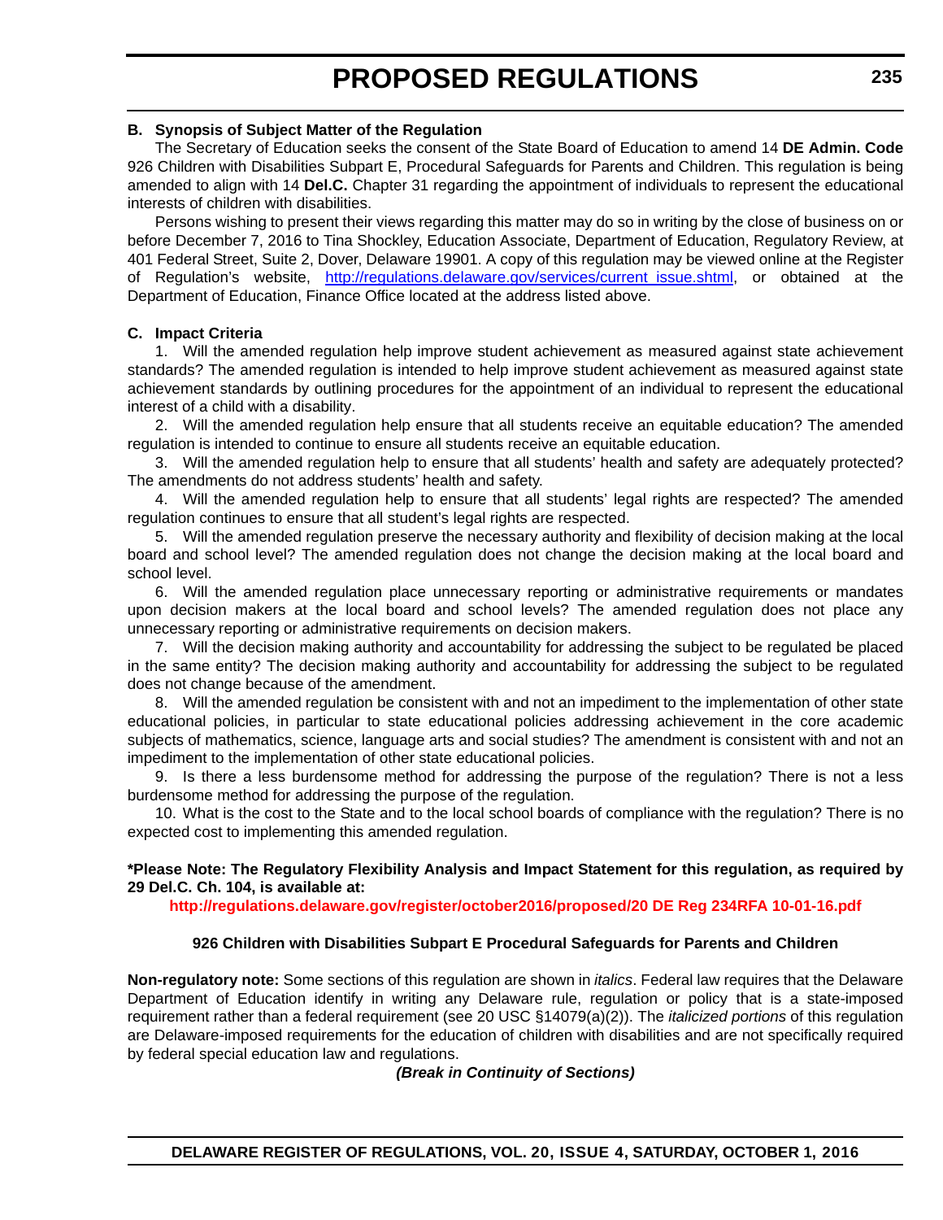### B. Synopsis of Subject Matter of the Regulation

The Secretary of Education seeks the consent of the State Board of Education to amend 14 **DE Admin. Code** 926 Children with Disabilities Subpart E, Procedural Safeguards for Parents and Children. This regulation is being amended to align with 14 **Del.C.** Chapter 31 regarding the appointment of individuals to represent the educational interests of children with disabilities.

Persons wishing to present their views regarding this matter may do so in writing by the close of business on or before December 7, 2016 to Tina Shockley, Education Associate, Department of Education, Regulatory Review, at 401 Federal Street, Suite 2, Dover, Delaware 19901. A copy of this regulation may be viewed online at the Register of Regulation's website, http://regulations.delaware.gov/services/current_issue.shtml, or obtained at the Department of Education, Finance Office located at the address listed above.

### C. Impact Criteria

1. Will the amended regulation help improve student achievement as measured against state achievement standards? The amended regulation is intended to help improve student achievement as measured against state achievement standards by outlining procedures for the appointment of an individual to represent the educational interest of a child with a disability.

2. Will the amended regulation help ensure that all students receive an equitable education? The amended regulation is intended to continue to ensure all students receive an equitable education.

3. Will the amended regulation help to ensure that all students' health and safety are adequately protected? The amendments do not address students' health and safety.

4. Will the amended regulation help to ensure that all students' legal rights are respected? The amended regulation continues to ensure that all student's legal rights are respected.

5. Will the amended regulation preserve the necessary authority and flexibility of decision making at the local board and school level? The amended regulation does not change the decision making at the local board and school level.

6. Will the amended regulation place unnecessary reporting or administrative requirements or mandates upon decision makers at the local board and school levels? The amended regulation does not place any unnecessary reporting or administrative requirements on decision makers.

7. Will the decision making authority and accountability for addressing the subject to be regulated be placed in the same entity? The decision making authority and accountability for addressing the subject to be regulated does not change because of the amendment.

8. Will the amended regulation be consistent with and not an impediment to the implementation of other state educational policies, in particular to state educational policies addressing achievement in the core academic subjects of mathematics, science, language arts and social studies? The amendment is consistent with and not an impediment to the implementation of other state educational policies.

9. Is there a less burdensome method for addressing the purpose of the regulation? There is not a less burdensome method for addressing the purpose of the regulation.

10. What is the cost to the State and to the local school boards of compliance with the regulation? There is no expected cost to implementing this amended regulation.

**\*Please Note: The Regulatory Flexibility Analysis and Impact Statement for this regulation, as required by 29 Del.C. Ch. 104, is available at:**

**http://regulations.delaware.gov/register/october2016/proposed/20 DE Reg 234RFA 10-01-16.pdf**

**926 Children with Disabilities Subpart E Procedural Safeguards for Parents and Children**

**Non-regulatory note:** Some sections of this regulation are shown in *italics*. Federal law requires that the Delaware Department of Education identify in writing any Delaware rule, regulation or policy that is a state-imposed requirement rather than a federal requirement (see 20 USC §14079(a)(2)). The *italicized portions* of this regulation are Delaware-imposed requirements for the education of children with disabilities and are not specifically required by federal special education law and regulations.

***(Break in Continuity of Sections)***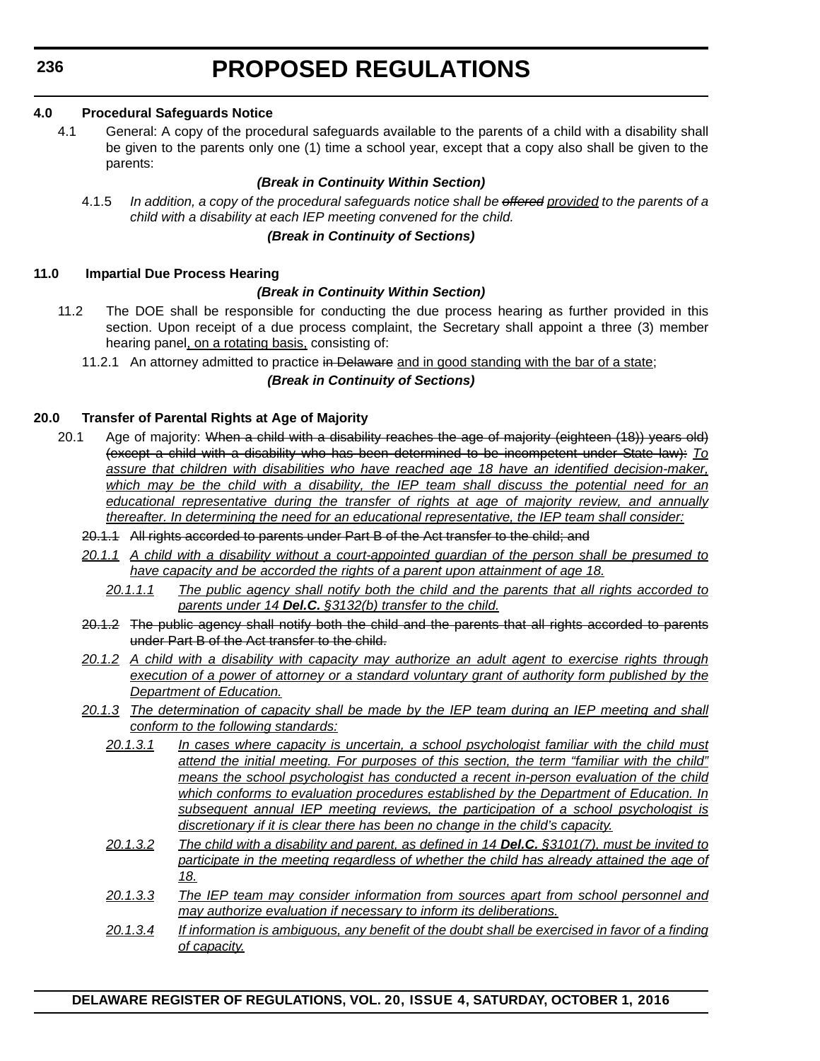# PROPOSED REGULATIONS

**4.0 Procedural Safeguards Notice**

4.1 General: A copy of the procedural safeguards available to the parents of a child with a disability shall be given to the parents only one (1) time a school year, except that a copy also shall be given to the parents:

***(Break in Continuity Within Section)***

4.1.5 *In addition, a copy of the procedural safeguards notice shall be ~~offered~~ <u>provided</u> to the parents of a child with a disability at each IEP meeting convened for the child.*

***(Break in Continuity of Sections)***

**11.0 Impartial Due Process Hearing**

***(Break in Continuity Within Section)***

11.2 The DOE shall be responsible for conducting the due process hearing as further provided in this section. Upon receipt of a due process complaint, the Secretary shall appoint a three (3) member hearing panel<u>, on a rotating basis,</u> consisting of:

11.2.1 An attorney admitted to practice ~~in Delaware~~ <u>and in good standing with the bar of a state</u>;

***(Break in Continuity of Sections)***

**20.0 Transfer of Parental Rights at Age of Majority**

20.1 Age of majority: ~~When a child with a disability reaches the age of majority (eighteen (18)) years old) (except a child with a disability who has been determined to be incompetent under State law):~~ *<u>To assure that children with disabilities who have reached age 18 have an identified decision-maker, which may be the child with a disability, the IEP team shall discuss the potential need for an educational representative during the transfer of rights at age of majority review, and annually thereafter. In determining the need for an educational representative, the IEP team shall consider:</u>*

~~20.1.1 All rights accorded to parents under Part B of the Act transfer to the child; and~~

*<u>20.1.1 A child with a disability without a court-appointed guardian of the person shall be presumed to have capacity and be accorded the rights of a parent upon attainment of age 18.</u>*

*<u>20.1.1.1 The public agency shall notify both the child and the parents that all rights accorded to parents under 14 **Del.C.** §3132(b) transfer to the child.</u>*

~~20.1.2 The public agency shall notify both the child and the parents that all rights accorded to parents under Part B of the Act transfer to the child.~~

*<u>20.1.2 A child with a disability with capacity may authorize an adult agent to exercise rights through execution of a power of attorney or a standard voluntary grant of authority form published by the Department of Education.</u>*

*<u>20.1.3 The determination of capacity shall be made by the IEP team during an IEP meeting and shall conform to the following standards:</u>*

*<u>20.1.3.1 In cases where capacity is uncertain, a school psychologist familiar with the child must attend the initial meeting. For purposes of this section, the term "familiar with the child" means the school psychologist has conducted a recent in-person evaluation of the child which conforms to evaluation procedures established by the Department of Education. In subsequent annual IEP meeting reviews, the participation of a school psychologist is discretionary if it is clear there has been no change in the child's capacity.</u>*

*<u>20.1.3.2 The child with a disability and parent, as defined in 14 **Del.C.** §3101(7), must be invited to participate in the meeting regardless of whether the child has already attained the age of 18.</u>*

*<u>20.1.3.3 The IEP team may consider information from sources apart from school personnel and may authorize evaluation if necessary to inform its deliberations.</u>*

*<u>20.1.3.4 If information is ambiguous, any benefit of the doubt shall be exercised in favor of a finding of capacity.</u>*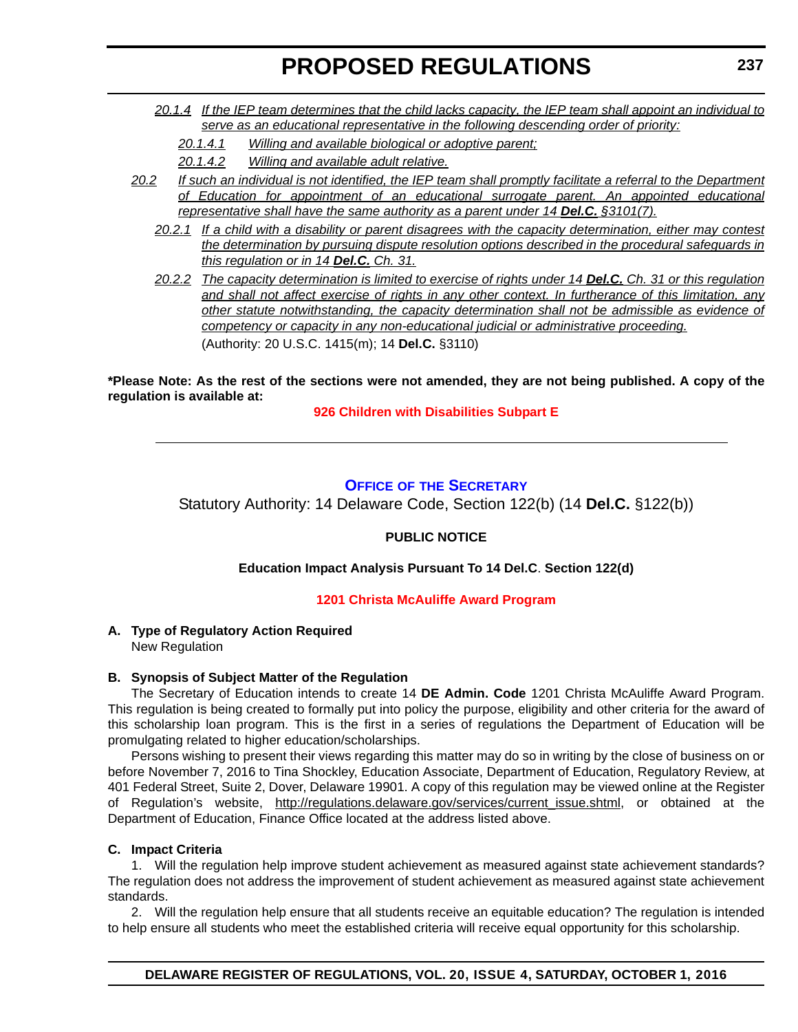*20.1.4 If the IEP team determines that the child lacks capacity, the IEP team shall appoint an individual to serve as an educational representative in the following descending order of priority:*

*20.1.4.1 Willing and available biological or adoptive parent;*

*20.1.4.2 Willing and available adult relative.*

*20.2 If such an individual is not identified, the IEP team shall promptly facilitate a referral to the Department of Education for appointment of an educational surrogate parent. An appointed educational representative shall have the same authority as a parent under 14 **Del.C.** §3101(7).*

*20.2.1 If a child with a disability or parent disagrees with the capacity determination, either may contest the determination by pursuing dispute resolution options described in the procedural safeguards in this regulation or in 14 **Del.C.** Ch. 31.*

*20.2.2 The capacity determination is limited to exercise of rights under 14 **Del.C.** Ch. 31 or this regulation and shall not affect exercise of rights in any other context. In furtherance of this limitation, any other statute notwithstanding, the capacity determination shall not be admissible as evidence of competency or capacity in any non-educational judicial or administrative proceeding.*

(Authority: 20 U.S.C. 1415(m); 14 **Del.C.** §3110)

**\*Please Note: As the rest of the sections were not amended, they are not being published. A copy of the regulation is available at:**

**926 Children with Disabilities Subpart E**

---

## Office of the Secretary

Statutory Authority: 14 Delaware Code, Section 122(b) (14 **Del.C.** §122(b))

**PUBLIC NOTICE**

**Education Impact Analysis Pursuant To 14 Del.C. Section 122(d)**

**1201 Christa McAuliffe Award Program**

**A. Type of Regulatory Action Required**

New Regulation

**B. Synopsis of Subject Matter of the Regulation**

The Secretary of Education intends to create 14 **DE Admin. Code** 1201 Christa McAuliffe Award Program. This regulation is being created to formally put into policy the purpose, eligibility and other criteria for the award of this scholarship loan program. This is the first in a series of regulations the Department of Education will be promulgating related to higher education/scholarships.

Persons wishing to present their views regarding this matter may do so in writing by the close of business on or before November 7, 2016 to Tina Shockley, Education Associate, Department of Education, Regulatory Review, at 401 Federal Street, Suite 2, Dover, Delaware 19901. A copy of this regulation may be viewed online at the Register of Regulation's website, http://regulations.delaware.gov/services/current_issue.shtml, or obtained at the Department of Education, Finance Office located at the address listed above.

**C. Impact Criteria**

1. Will the regulation help improve student achievement as measured against state achievement standards? The regulation does not address the improvement of student achievement as measured against state achievement standards.

2. Will the regulation help ensure that all students receive an equitable education? The regulation is intended to help ensure all students who meet the established criteria will receive equal opportunity for this scholarship.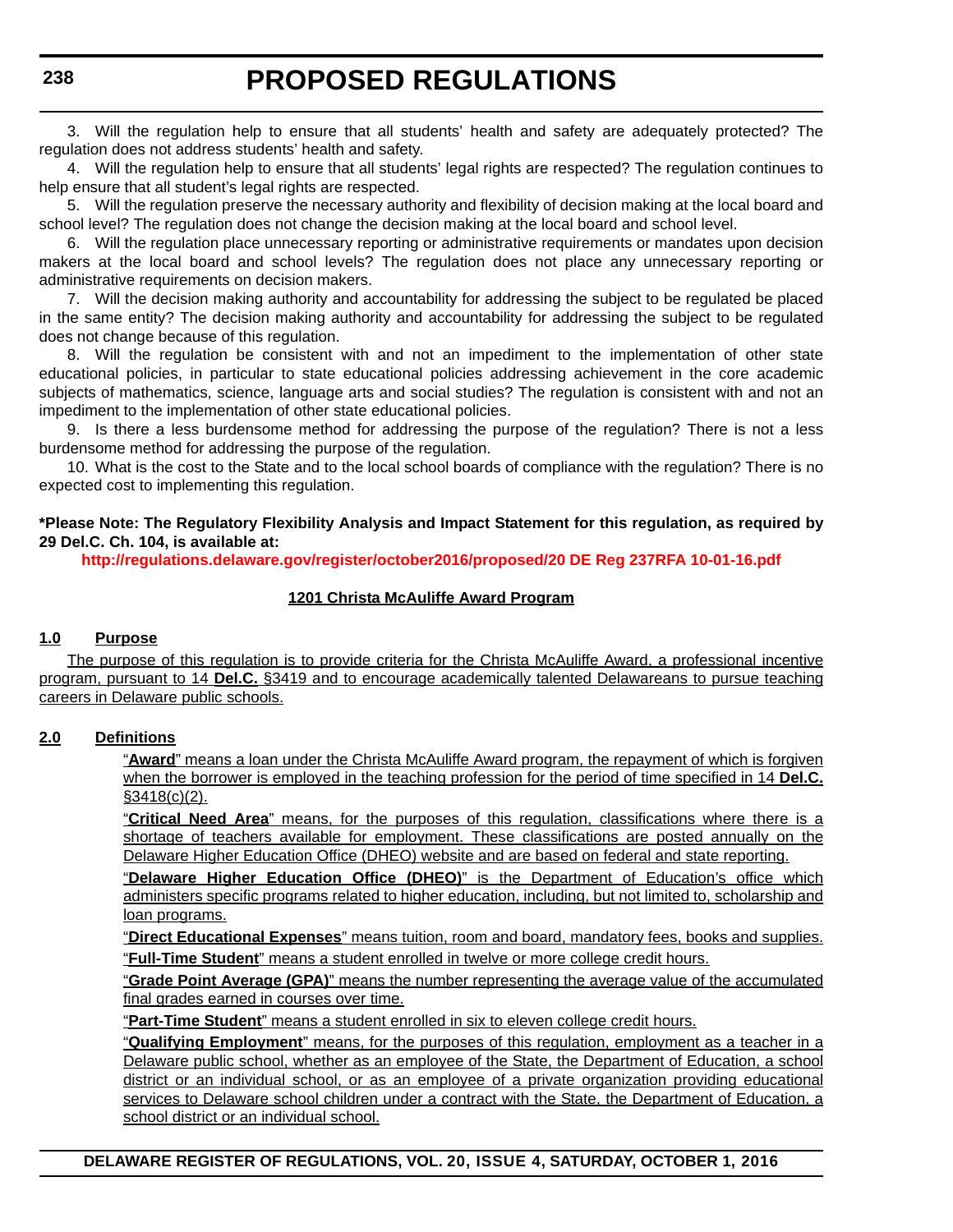3. Will the regulation help to ensure that all students' health and safety are adequately protected? The regulation does not address students' health and safety.

4. Will the regulation help to ensure that all students' legal rights are respected? The regulation continues to help ensure that all student's legal rights are respected.

5. Will the regulation preserve the necessary authority and flexibility of decision making at the local board and school level? The regulation does not change the decision making at the local board and school level.

6. Will the regulation place unnecessary reporting or administrative requirements or mandates upon decision makers at the local board and school levels? The regulation does not place any unnecessary reporting or administrative requirements on decision makers.

7. Will the decision making authority and accountability for addressing the subject to be regulated be placed in the same entity? The decision making authority and accountability for addressing the subject to be regulated does not change because of this regulation.

8. Will the regulation be consistent with and not an impediment to the implementation of other state educational policies, in particular to state educational policies addressing achievement in the core academic subjects of mathematics, science, language arts and social studies? The regulation is consistent with and not an impediment to the implementation of other state educational policies.

9. Is there a less burdensome method for addressing the purpose of the regulation? There is not a less burdensome method for addressing the purpose of the regulation.

10. What is the cost to the State and to the local school boards of compliance with the regulation? There is no expected cost to implementing this regulation.

**\*Please Note: The Regulatory Flexibility Analysis and Impact Statement for this regulation, as required by 29 Del.C. Ch. 104, is available at:**

**http://regulations.delaware.gov/register/october2016/proposed/20 DE Reg 237RFA 10-01-16.pdf**

**1201 Christa McAuliffe Award Program**

**1.0 Purpose**

The purpose of this regulation is to provide criteria for the Christa McAuliffe Award, a professional incentive program, pursuant to 14 **Del.C.** §3419 and to encourage academically talented Delawareans to pursue teaching careers in Delaware public schools.

**2.0 Definitions**

"**Award**" means a loan under the Christa McAuliffe Award program, the repayment of which is forgiven when the borrower is employed in the teaching profession for the period of time specified in 14 **Del.C.** §3418(c)(2).

"**Critical Need Area**" means, for the purposes of this regulation, classifications where there is a shortage of teachers available for employment. These classifications are posted annually on the Delaware Higher Education Office (DHEO) website and are based on federal and state reporting.

"**Delaware Higher Education Office (DHEO)**" is the Department of Education's office which administers specific programs related to higher education, including, but not limited to, scholarship and loan programs.

"**Direct Educational Expenses**" means tuition, room and board, mandatory fees, books and supplies.

"**Full-Time Student**" means a student enrolled in twelve or more college credit hours.

"**Grade Point Average (GPA)**" means the number representing the average value of the accumulated final grades earned in courses over time.

"**Part-Time Student**" means a student enrolled in six to eleven college credit hours.

"**Qualifying Employment**" means, for the purposes of this regulation, employment as a teacher in a Delaware public school, whether as an employee of the State, the Department of Education, a school district or an individual school, or as an employee of a private organization providing educational services to Delaware school children under a contract with the State, the Department of Education, a school district or an individual school.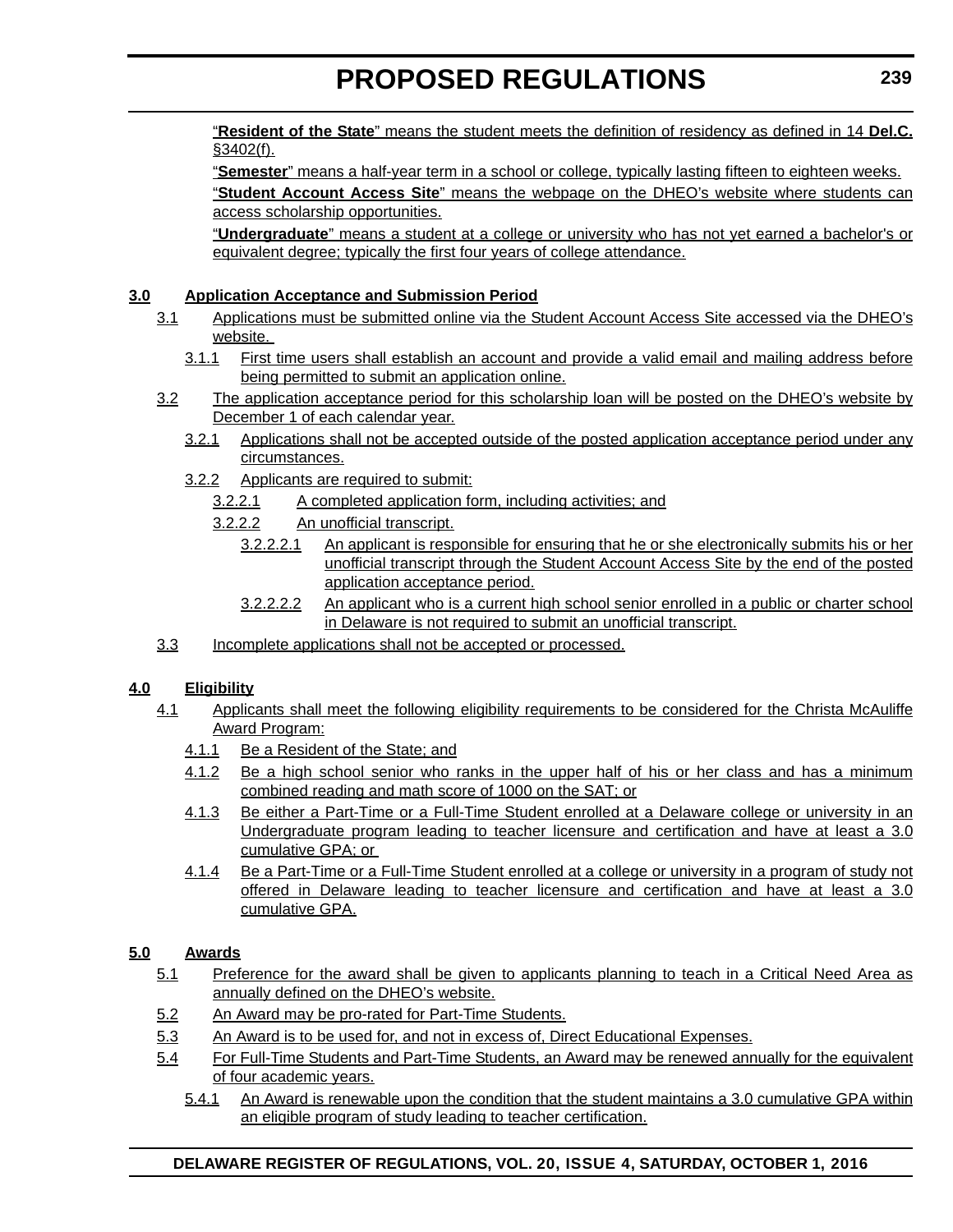"**Resident of the State**" means the student meets the definition of residency as defined in 14 **Del.C.** §3402(f).

"**Semester**" means a half-year term in a school or college, typically lasting fifteen to eighteen weeks.

"**Student Account Access Site**" means the webpage on the DHEO's website where students can access scholarship opportunities.

"**Undergraduate**" means a student at a college or university who has not yet earned a bachelor's or equivalent degree; typically the first four years of college attendance.

**3.0 Application Acceptance and Submission Period**

3.1 Applications must be submitted online via the Student Account Access Site accessed via the DHEO's website.

3.1.1 First time users shall establish an account and provide a valid email and mailing address before being permitted to submit an application online.

3.2 The application acceptance period for this scholarship loan will be posted on the DHEO's website by December 1 of each calendar year.

3.2.1 Applications shall not be accepted outside of the posted application acceptance period under any circumstances.

3.2.2 Applicants are required to submit:

3.2.2.1 A completed application form, including activities; and

3.2.2.2 An unofficial transcript.

3.2.2.2.1 An applicant is responsible for ensuring that he or she electronically submits his or her unofficial transcript through the Student Account Access Site by the end of the posted application acceptance period.

3.2.2.2.2 An applicant who is a current high school senior enrolled in a public or charter school in Delaware is not required to submit an unofficial transcript.

3.3 Incomplete applications shall not be accepted or processed.

**4.0 Eligibility**

4.1 Applicants shall meet the following eligibility requirements to be considered for the Christa McAuliffe Award Program:

4.1.1 Be a Resident of the State; and

4.1.2 Be a high school senior who ranks in the upper half of his or her class and has a minimum combined reading and math score of 1000 on the SAT; or

4.1.3 Be either a Part-Time or a Full-Time Student enrolled at a Delaware college or university in an Undergraduate program leading to teacher licensure and certification and have at least a 3.0 cumulative GPA; or

4.1.4 Be a Part-Time or a Full-Time Student enrolled at a college or university in a program of study not offered in Delaware leading to teacher licensure and certification and have at least a 3.0 cumulative GPA.

**5.0 Awards**

5.1 Preference for the award shall be given to applicants planning to teach in a Critical Need Area as annually defined on the DHEO's website.

5.2 An Award may be pro-rated for Part-Time Students.

5.3 An Award is to be used for, and not in excess of, Direct Educational Expenses.

5.4 For Full-Time Students and Part-Time Students, an Award may be renewed annually for the equivalent of four academic years.

5.4.1 An Award is renewable upon the condition that the student maintains a 3.0 cumulative GPA within an eligible program of study leading to teacher certification.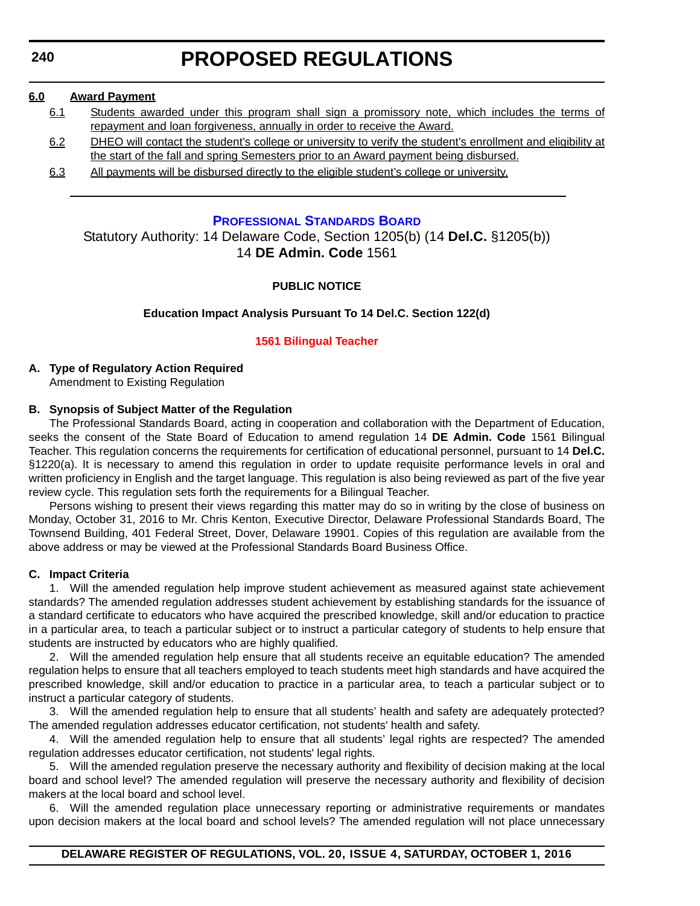**6.0 Award Payment**

6.1 Students awarded under this program shall sign a promissory note, which includes the terms of repayment and loan forgiveness, annually in order to receive the Award.

6.2 DHEO will contact the student's college or university to verify the student's enrollment and eligibility at the start of the fall and spring Semesters prior to an Award payment being disbursed.

6.3 All payments will be disbursed directly to the eligible student's college or university.

---

## Professional Standards Board

Statutory Authority: 14 Delaware Code, Section 1205(b) (14 **Del.C.** §1205(b))
14 **DE Admin. Code** 1561

### PUBLIC NOTICE

#### Education Impact Analysis Pursuant To 14 Del.C. Section 122(d)

#### 1561 Bilingual Teacher

**A. Type of Regulatory Action Required**

Amendment to Existing Regulation

**B. Synopsis of Subject Matter of the Regulation**

The Professional Standards Board, acting in cooperation and collaboration with the Department of Education, seeks the consent of the State Board of Education to amend regulation 14 **DE Admin. Code** 1561 Bilingual Teacher. This regulation concerns the requirements for certification of educational personnel, pursuant to 14 **Del.C.** §1220(a). It is necessary to amend this regulation in order to update requisite performance levels in oral and written proficiency in English and the target language. This regulation is also being reviewed as part of the five year review cycle. This regulation sets forth the requirements for a Bilingual Teacher.

Persons wishing to present their views regarding this matter may do so in writing by the close of business on Monday, October 31, 2016 to Mr. Chris Kenton, Executive Director, Delaware Professional Standards Board, The Townsend Building, 401 Federal Street, Dover, Delaware 19901. Copies of this regulation are available from the above address or may be viewed at the Professional Standards Board Business Office.

**C. Impact Criteria**

1. Will the amended regulation help improve student achievement as measured against state achievement standards? The amended regulation addresses student achievement by establishing standards for the issuance of a standard certificate to educators who have acquired the prescribed knowledge, skill and/or education to practice in a particular area, to teach a particular subject or to instruct a particular category of students to help ensure that students are instructed by educators who are highly qualified.

2. Will the amended regulation help ensure that all students receive an equitable education? The amended regulation helps to ensure that all teachers employed to teach students meet high standards and have acquired the prescribed knowledge, skill and/or education to practice in a particular area, to teach a particular subject or to instruct a particular category of students.

3. Will the amended regulation help to ensure that all students' health and safety are adequately protected? The amended regulation addresses educator certification, not students' health and safety.

4. Will the amended regulation help to ensure that all students' legal rights are respected? The amended regulation addresses educator certification, not students' legal rights.

5. Will the amended regulation preserve the necessary authority and flexibility of decision making at the local board and school level? The amended regulation will preserve the necessary authority and flexibility of decision makers at the local board and school level.

6. Will the amended regulation place unnecessary reporting or administrative requirements or mandates upon decision makers at the local board and school levels? The amended regulation will not place unnecessary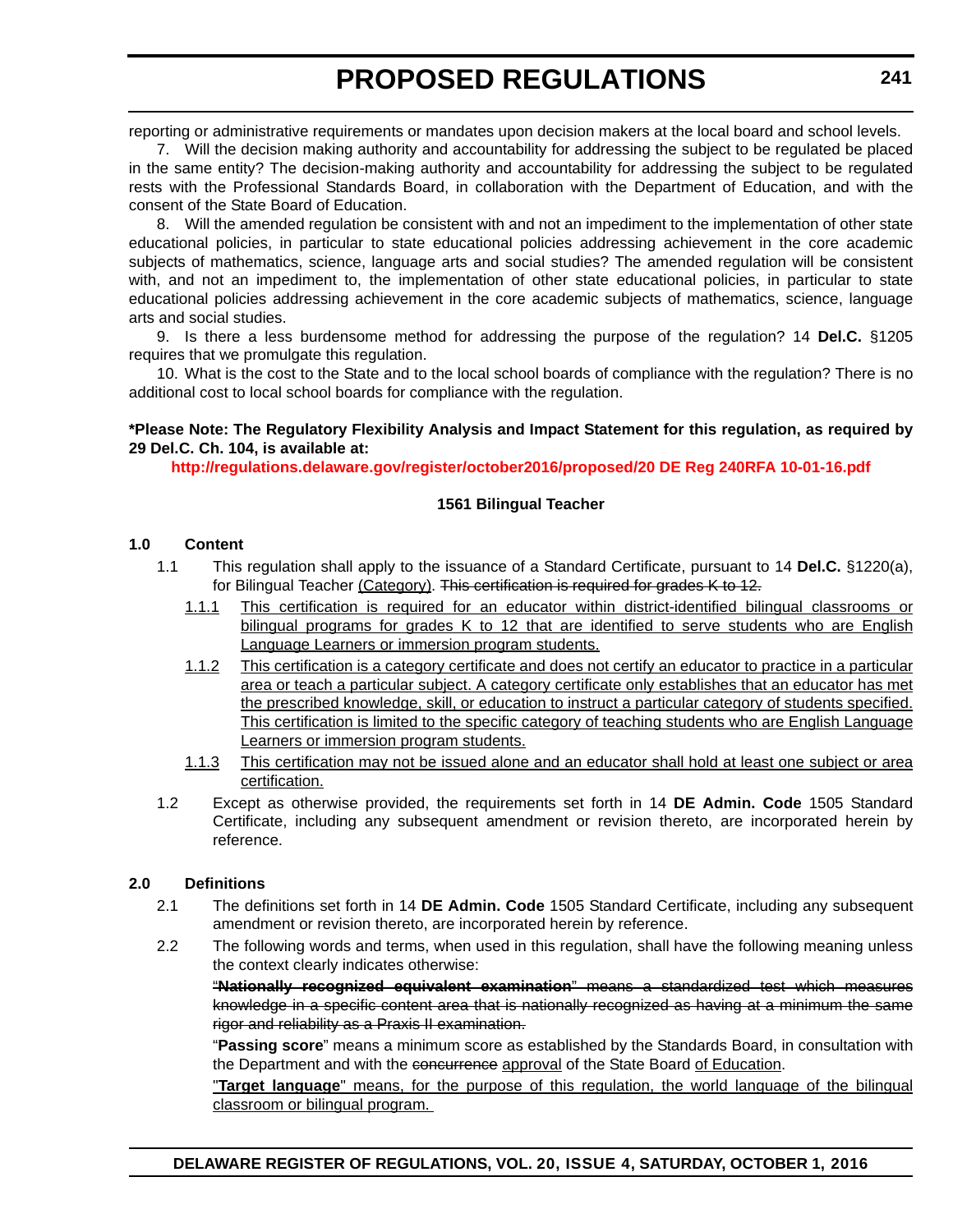reporting or administrative requirements or mandates upon decision makers at the local board and school levels.

7. Will the decision making authority and accountability for addressing the subject to be regulated be placed in the same entity? The decision-making authority and accountability for addressing the subject to be regulated rests with the Professional Standards Board, in collaboration with the Department of Education, and with the consent of the State Board of Education.

8. Will the amended regulation be consistent with and not an impediment to the implementation of other state educational policies, in particular to state educational policies addressing achievement in the core academic subjects of mathematics, science, language arts and social studies? The amended regulation will be consistent with, and not an impediment to, the implementation of other state educational policies, in particular to state educational policies addressing achievement in the core academic subjects of mathematics, science, language arts and social studies.

9. Is there a less burdensome method for addressing the purpose of the regulation? 14 **Del.C.** §1205 requires that we promulgate this regulation.

10. What is the cost to the State and to the local school boards of compliance with the regulation? There is no additional cost to local school boards for compliance with the regulation.

**\*Please Note: The Regulatory Flexibility Analysis and Impact Statement for this regulation, as required by 29 Del.C. Ch. 104, is available at:**

**http://regulations.delaware.gov/register/october2016/proposed/20 DE Reg 240RFA 10-01-16.pdf**

**1561 Bilingual Teacher**

**1.0 Content**

1.1 This regulation shall apply to the issuance of a Standard Certificate, pursuant to 14 **Del.C.** §1220(a), for Bilingual Teacher <u>(Category)</u>. ~~This certification is required for grades K to 12.~~

<u>1.1.1</u> <u>This certification is required for an educator within district-identified bilingual classrooms or bilingual programs for grades K to 12 that are identified to serve students who are English Language Learners or immersion program students.</u>

<u>1.1.2</u> <u>This certification is a category certificate and does not certify an educator to practice in a particular area or teach a particular subject. A category certificate only establishes that an educator has met the prescribed knowledge, skill, or education to instruct a particular category of students specified. This certification is limited to the specific category of teaching students who are English Language Learners or immersion program students.</u>

<u>1.1.3</u> <u>This certification may not be issued alone and an educator shall hold at least one subject or area certification.</u>

1.2 Except as otherwise provided, the requirements set forth in 14 **DE Admin. Code** 1505 Standard Certificate, including any subsequent amendment or revision thereto, are incorporated herein by reference.

**2.0 Definitions**

2.1 The definitions set forth in 14 **DE Admin. Code** 1505 Standard Certificate, including any subsequent amendment or revision thereto, are incorporated herein by reference.

2.2 The following words and terms, when used in this regulation, shall have the following meaning unless the context clearly indicates otherwise:

~~"**Nationally recognized equivalent examination**" means a standardized test which measures knowledge in a specific content area that is nationally recognized as having at a minimum the same rigor and reliability as a Praxis II examination.~~

"**Passing score**" means a minimum score as established by the Standards Board, in consultation with the Department and with the ~~concurrence~~ <u>approval</u> of the State Board <u>of Education</u>.

<u>"**Target language**" means, for the purpose of this regulation, the world language of the bilingual classroom or bilingual program.</u>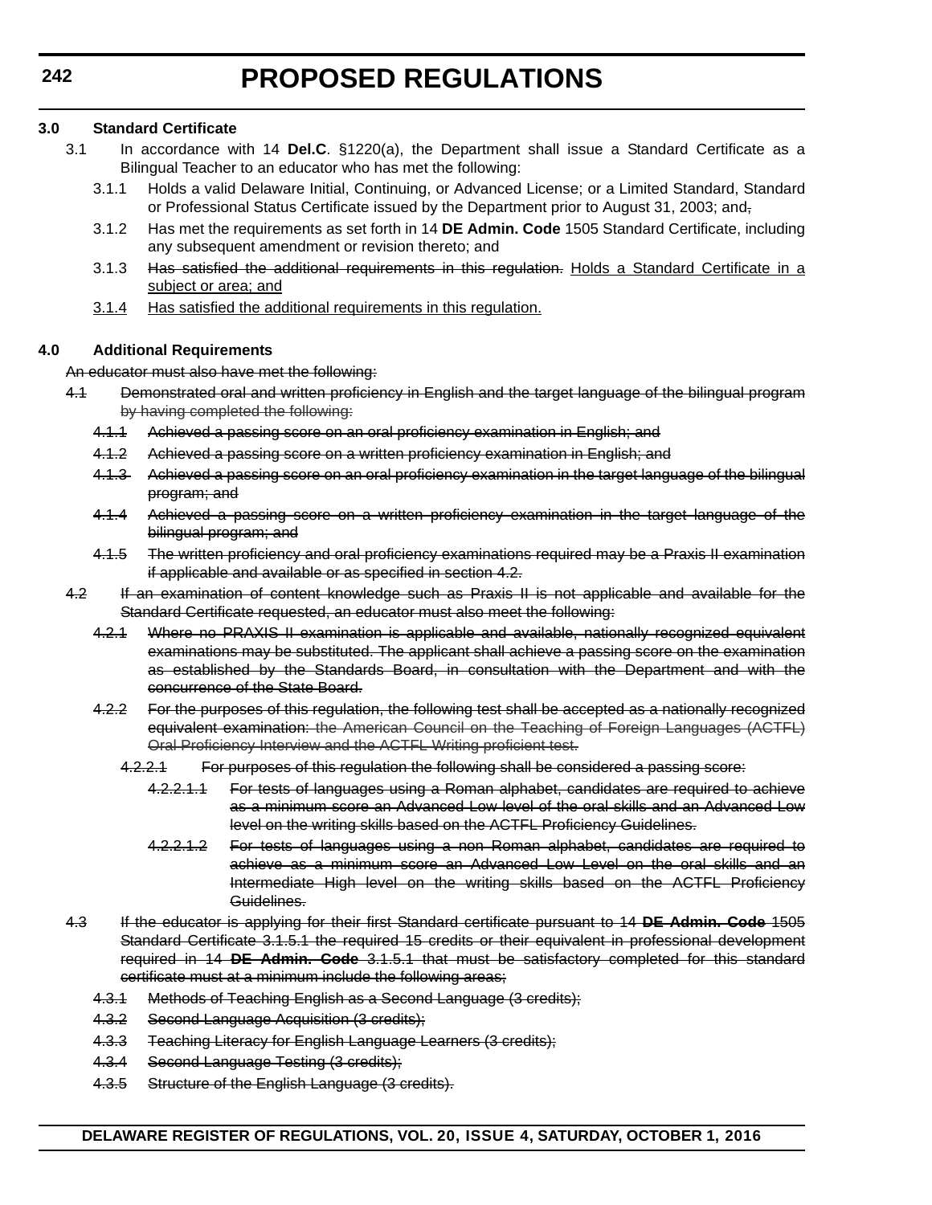**3.0 Standard Certificate**

3.1 In accordance with 14 **Del.C**. §1220(a), the Department shall issue a Standard Certificate as a Bilingual Teacher to an educator who has met the following:

3.1.1 Holds a valid Delaware Initial, Continuing, or Advanced License; or a Limited Standard, Standard or Professional Status Certificate issued by the Department prior to August 31, 2003; and~~,~~

3.1.2 Has met the requirements as set forth in 14 **DE Admin. Code** 1505 Standard Certificate, including any subsequent amendment or revision thereto; and

3.1.3 ~~Has satisfied the additional requirements in this regulation.~~ <u>Holds a Standard Certificate in a subject or area; and</u>

<u>3.1.4</u> <u>Has satisfied the additional requirements in this regulation.</u>

**4.0 Additional Requirements**

~~An educator must also have met the following:~~

~~4.1 Demonstrated oral and written proficiency in English and the target language of the bilingual program by having completed the following:~~

~~4.1.1 Achieved a passing score on an oral proficiency examination in English; and~~

~~4.1.2 Achieved a passing score on a written proficiency examination in English; and~~

~~4.1.3 Achieved a passing score on an oral proficiency examination in the target language of the bilingual program; and~~

~~4.1.4 Achieved a passing score on a written proficiency examination in the target language of the bilingual program; and~~

~~4.1.5 The written proficiency and oral proficiency examinations required may be a Praxis II examination if applicable and available or as specified in section 4.2.~~

~~4.2 If an examination of content knowledge such as Praxis II is not applicable and available for the Standard Certificate requested, an educator must also meet the following:~~

~~4.2.1 Where no PRAXIS II examination is applicable and available, nationally recognized equivalent examinations may be substituted. The applicant shall achieve a passing score on the examination as established by the Standards Board, in consultation with the Department and with the concurrence of the State Board.~~

~~4.2.2 For the purposes of this regulation, the following test shall be accepted as a nationally recognized equivalent examination: the American Council on the Teaching of Foreign Languages (ACTFL) Oral Proficiency Interview and the ACTFL Writing proficient test.~~

~~4.2.2.1 For purposes of this regulation the following shall be considered a passing score:~~

~~4.2.2.1.1 For tests of languages using a Roman alphabet, candidates are required to achieve as a minimum score an Advanced Low level of the oral skills and an Advanced Low level on the writing skills based on the ACTFL Proficiency Guidelines.~~

~~4.2.2.1.2 For tests of languages using a non Roman alphabet, candidates are required to achieve as a minimum score an Advanced Low Level on the oral skills and an Intermediate High level on the writing skills based on the ACTFL Proficiency Guidelines.~~

~~4.3 If the educator is applying for their first Standard certificate pursuant to 14 **DE Admin. Code** 1505 Standard Certificate 3.1.5.1 the required 15 credits or their equivalent in professional development required in 14 **DE Admin. Code** 3.1.5.1 that must be satisfactory completed for this standard certificate must at a minimum include the following areas;~~

~~4.3.1 Methods of Teaching English as a Second Language (3 credits);~~

~~4.3.2 Second Language Acquisition (3 credits);~~

~~4.3.3 Teaching Literacy for English Language Learners (3 credits);~~

~~4.3.4 Second Language Testing (3 credits);~~

~~4.3.5 Structure of the English Language (3 credits).~~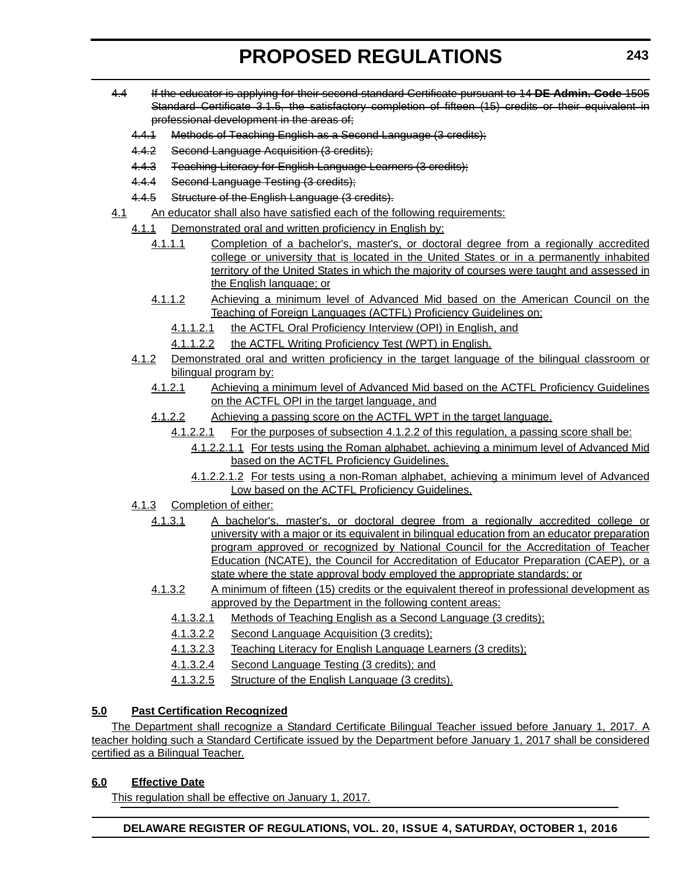~~4.4 If the educator is applying for their second standard Certificate pursuant to 14 **DE Admin. Code** 1505 Standard Certificate 3.1.5, the satisfactory completion of fifteen (15) credits or their equivalent in professional development in the areas of;~~

~~4.4.1 Methods of Teaching English as a Second Language (3 credits);~~

~~4.4.2 Second Language Acquisition (3 credits);~~

~~4.4.3 Teaching Literacy for English Language Learners (3 credits);~~

~~4.4.4 Second Language Testing (3 credits);~~

~~4.4.5 Structure of the English Language (3 credits).~~

4.1 An educator shall also have satisfied each of the following requirements:

4.1.1 Demonstrated oral and written proficiency in English by:

4.1.1.1 Completion of a bachelor's, master's, or doctoral degree from a regionally accredited college or university that is located in the United States or in a permanently inhabited territory of the United States in which the majority of courses were taught and assessed in the English language; or

4.1.1.2 Achieving a minimum level of Advanced Mid based on the American Council on the Teaching of Foreign Languages (ACTFL) Proficiency Guidelines on:

4.1.1.2.1 the ACTFL Oral Proficiency Interview (OPI) in English, and

4.1.1.2.2 the ACTFL Writing Proficiency Test (WPT) in English.

4.1.2 Demonstrated oral and written proficiency in the target language of the bilingual classroom or bilingual program by:

4.1.2.1 Achieving a minimum level of Advanced Mid based on the ACTFL Proficiency Guidelines on the ACTFL OPI in the target language, and

4.1.2.2 Achieving a passing score on the ACTFL WPT in the target language.

4.1.2.2.1 For the purposes of subsection 4.1.2.2 of this regulation, a passing score shall be:

4.1.2.2.1.1 For tests using the Roman alphabet, achieving a minimum level of Advanced Mid based on the ACTFL Proficiency Guidelines.

4.1.2.2.1.2 For tests using a non-Roman alphabet, achieving a minimum level of Advanced Low based on the ACTFL Proficiency Guidelines.

4.1.3 Completion of either:

4.1.3.1 A bachelor's, master's, or doctoral degree from a regionally accredited college or university with a major or its equivalent in bilingual education from an educator preparation program approved or recognized by National Council for the Accreditation of Teacher Education (NCATE), the Council for Accreditation of Educator Preparation (CAEP), or a state where the state approval body employed the appropriate standards; or

4.1.3.2 A minimum of fifteen (15) credits or the equivalent thereof in professional development as approved by the Department in the following content areas:

4.1.3.2.1 Methods of Teaching English as a Second Language (3 credits);

4.1.3.2.2 Second Language Acquisition (3 credits);

4.1.3.2.3 Teaching Literacy for English Language Learners (3 credits);

4.1.3.2.4 Second Language Testing (3 credits); and

4.1.3.2.5 Structure of the English Language (3 credits).

**5.0 Past Certification Recognized**

The Department shall recognize a Standard Certificate Bilingual Teacher issued before January 1, 2017. A teacher holding such a Standard Certificate issued by the Department before January 1, 2017 shall be considered certified as a Bilingual Teacher.

**6.0 Effective Date**

This regulation shall be effective on January 1, 2017.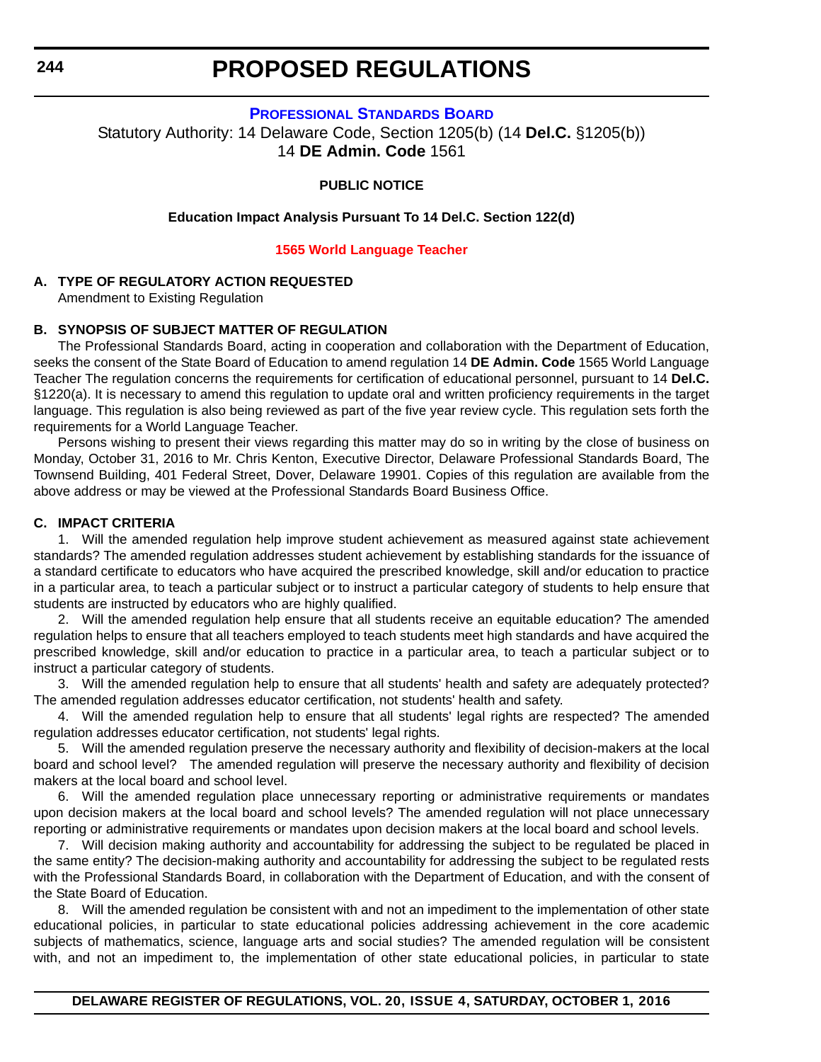# PROPOSED REGULATIONS

## PROFESSIONAL STANDARDS BOARD

Statutory Authority: 14 Delaware Code, Section 1205(b) (14 **Del.C.** §1205(b))
14 **DE Admin. Code** 1561

**PUBLIC NOTICE**

**Education Impact Analysis Pursuant To 14 Del.C. Section 122(d)**

**1565 World Language Teacher**

**A. TYPE OF REGULATORY ACTION REQUESTED**

Amendment to Existing Regulation

**B. SYNOPSIS OF SUBJECT MATTER OF REGULATION**

The Professional Standards Board, acting in cooperation and collaboration with the Department of Education, seeks the consent of the State Board of Education to amend regulation 14 **DE Admin. Code** 1565 World Language Teacher The regulation concerns the requirements for certification of educational personnel, pursuant to 14 **Del.C.** §1220(a). It is necessary to amend this regulation to update oral and written proficiency requirements in the target language. This regulation is also being reviewed as part of the five year review cycle. This regulation sets forth the requirements for a World Language Teacher.

Persons wishing to present their views regarding this matter may do so in writing by the close of business on Monday, October 31, 2016 to Mr. Chris Kenton, Executive Director, Delaware Professional Standards Board, The Townsend Building, 401 Federal Street, Dover, Delaware 19901. Copies of this regulation are available from the above address or may be viewed at the Professional Standards Board Business Office.

**C. IMPACT CRITERIA**

1. Will the amended regulation help improve student achievement as measured against state achievement standards? The amended regulation addresses student achievement by establishing standards for the issuance of a standard certificate to educators who have acquired the prescribed knowledge, skill and/or education to practice in a particular area, to teach a particular subject or to instruct a particular category of students to help ensure that students are instructed by educators who are highly qualified.

2. Will the amended regulation help ensure that all students receive an equitable education? The amended regulation helps to ensure that all teachers employed to teach students meet high standards and have acquired the prescribed knowledge, skill and/or education to practice in a particular area, to teach a particular subject or to instruct a particular category of students.

3. Will the amended regulation help to ensure that all students' health and safety are adequately protected? The amended regulation addresses educator certification, not students' health and safety.

4. Will the amended regulation help to ensure that all students' legal rights are respected? The amended regulation addresses educator certification, not students' legal rights.

5. Will the amended regulation preserve the necessary authority and flexibility of decision-makers at the local board and school level? The amended regulation will preserve the necessary authority and flexibility of decision makers at the local board and school level.

6. Will the amended regulation place unnecessary reporting or administrative requirements or mandates upon decision makers at the local board and school levels? The amended regulation will not place unnecessary reporting or administrative requirements or mandates upon decision makers at the local board and school levels.

7. Will decision making authority and accountability for addressing the subject to be regulated be placed in the same entity? The decision-making authority and accountability for addressing the subject to be regulated rests with the Professional Standards Board, in collaboration with the Department of Education, and with the consent of the State Board of Education.

8. Will the amended regulation be consistent with and not an impediment to the implementation of other state educational policies, in particular to state educational policies addressing achievement in the core academic subjects of mathematics, science, language arts and social studies? The amended regulation will be consistent with, and not an impediment to, the implementation of other state educational policies, in particular to state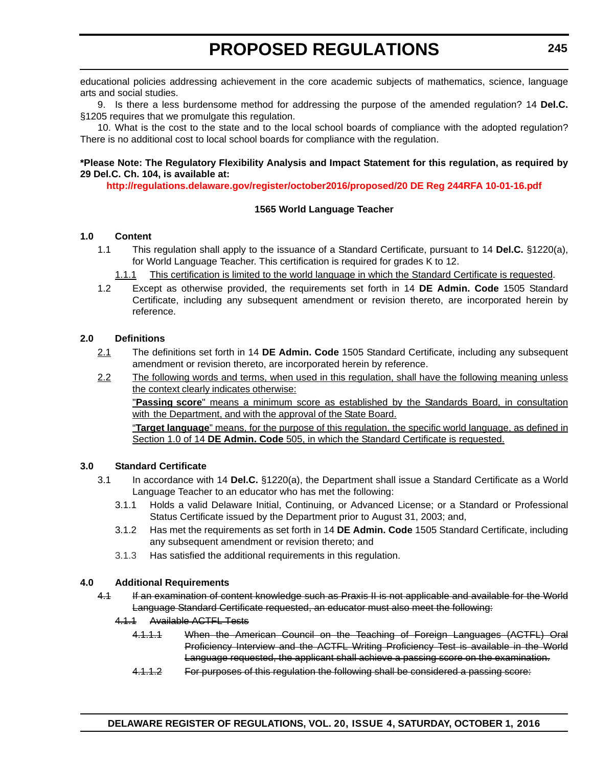educational policies addressing achievement in the core academic subjects of mathematics, science, language arts and social studies.

9. Is there a less burdensome method for addressing the purpose of the amended regulation? 14 **Del.C.** §1205 requires that we promulgate this regulation.

10. What is the cost to the state and to the local school boards of compliance with the adopted regulation? There is no additional cost to local school boards for compliance with the regulation.

**\*Please Note: The Regulatory Flexibility Analysis and Impact Statement for this regulation, as required by 29 Del.C. Ch. 104, is available at:**

**http://regulations.delaware.gov/register/october2016/proposed/20 DE Reg 244RFA 10-01-16.pdf**

**1565 World Language Teacher**

**1.0 Content**

1.1 This regulation shall apply to the issuance of a Standard Certificate, pursuant to 14 **Del.C.** §1220(a), for World Language Teacher. This certification is required for grades K to 12.

<u>1.1.1 This certification is limited to the world language in which the Standard Certificate is requested</u>.

1.2 Except as otherwise provided, the requirements set forth in 14 **DE Admin. Code** 1505 Standard Certificate, including any subsequent amendment or revision thereto, are incorporated herein by reference.

**2.0 Definitions**

<u>2.1</u> The definitions set forth in 14 **DE Admin. Code** 1505 Standard Certificate, including any subsequent amendment or revision thereto, are incorporated herein by reference.

<u>2.2 The following words and terms, when used in this regulation, shall have the following meaning unless the context clearly indicates otherwise:</u>

<u>"**Passing score**" means a minimum score as established by the Standards Board, in consultation with the Department, and with the approval of the State Board.</u>

<u>"**Target language**" means, for the purpose of this regulation, the specific world language, as defined in Section 1.0 of 14 **DE Admin. Code** 505, in which the Standard Certificate is requested.</u>

**3.0 Standard Certificate**

3.1 In accordance with 14 **Del.C.** §1220(a), the Department shall issue a Standard Certificate as a World Language Teacher to an educator who has met the following:

3.1.1 Holds a valid Delaware Initial, Continuing, or Advanced License; or a Standard or Professional Status Certificate issued by the Department prior to August 31, 2003; and,

3.1.2 Has met the requirements as set forth in 14 **DE Admin. Code** 1505 Standard Certificate, including any subsequent amendment or revision thereto; and

3.1.3 Has satisfied the additional requirements in this regulation.

**4.0 Additional Requirements**

~~4.1 If an examination of content knowledge such as Praxis II is not applicable and available for the World Language Standard Certificate requested, an educator must also meet the following:~~

~~4.1.1 Available ACTFL Tests~~

~~4.1.1.1 When the American Council on the Teaching of Foreign Languages (ACTFL) Oral Proficiency Interview and the ACTFL Writing Proficiency Test is available in the World Language requested, the applicant shall achieve a passing score on the examination.~~

~~4.1.1.2 For purposes of this regulation the following shall be considered a passing score:~~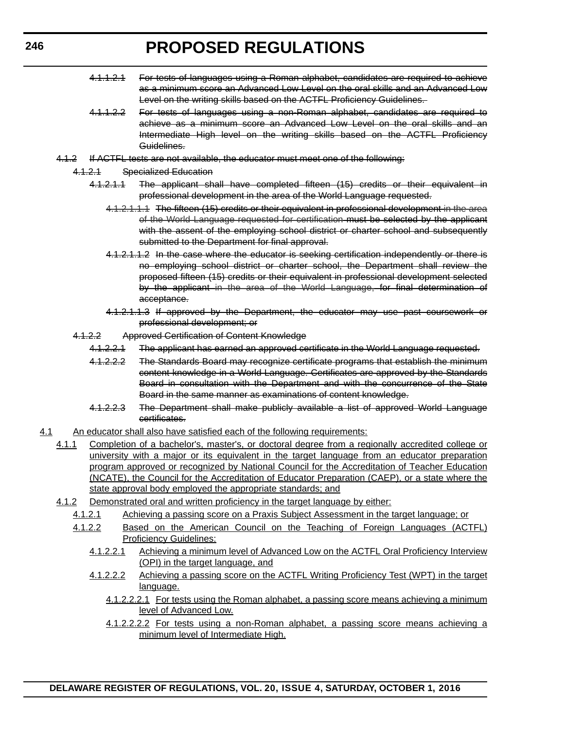~~4.1.1.2.1 For tests of languages using a Roman alphabet, candidates are required to achieve as a minimum score an Advanced Low Level on the oral skills and an Advanced Low Level on the writing skills based on the ACTFL Proficiency Guidelines.~~

~~4.1.1.2.2 For tests of languages using a non-Roman alphabet, candidates are required to achieve as a minimum score an Advanced Low Level on the oral skills and an Intermediate High level on the writing skills based on the ACTFL Proficiency Guidelines.~~

~~4.1.2 If ACTFL tests are not available, the educator must meet one of the following:~~

~~4.1.2.1 Specialized Education~~

~~4.1.2.1.1 The applicant shall have completed fifteen (15) credits or their equivalent in professional development in the area of the World Language requested.~~

~~4.1.2.1.1.1 The fifteen (15) credits or their equivalent in professional development in the area of the World Language requested for certification must be selected by the applicant with the assent of the employing school district or charter school and subsequently submitted to the Department for final approval.~~

~~4.1.2.1.1.2 In the case where the educator is seeking certification independently or there is no employing school district or charter school, the Department shall review the proposed fifteen (15) credits or their equivalent in professional development selected by the applicant in the area of the World Language, for final determination of acceptance.~~

~~4.1.2.1.1.3 If approved by the Department, the educator may use past coursework or professional development; or~~

~~4.1.2.2 Approved Certification of Content Knowledge~~

~~4.1.2.2.1 The applicant has earned an approved certificate in the World Language requested.~~

~~4.1.2.2.2 The Standards Board may recognize certificate programs that establish the minimum content knowledge in a World Language. Certificates are approved by the Standards Board in consultation with the Department and with the concurrence of the State Board in the same manner as examinations of content knowledge.~~

~~4.1.2.2.3 The Department shall make publicly available a list of approved World Language certificates.~~

<u>4.1 An educator shall also have satisfied each of the following requirements:</u>

<u>4.1.1 Completion of a bachelor's, master's, or doctoral degree from a regionally accredited college or university with a major or its equivalent in the target language from an educator preparation program approved or recognized by National Council for the Accreditation of Teacher Education (NCATE), the Council for the Accreditation of Educator Preparation (CAEP), or a state where the state approval body employed the appropriate standards; and</u>

<u>4.1.2 Demonstrated oral and written proficiency in the target language by either:</u>

<u>4.1.2.1 Achieving a passing score on a Praxis Subject Assessment in the target language; or</u>

<u>4.1.2.2 Based on the American Council on the Teaching of Foreign Languages (ACTFL) Proficiency Guidelines:</u>

<u>4.1.2.2.1 Achieving a minimum level of Advanced Low on the ACTFL Oral Proficiency Interview (OPI) in the target language, and</u>

<u>4.1.2.2.2 Achieving a passing score on the ACTFL Writing Proficiency Test (WPT) in the target language.</u>

<u>4.1.2.2.2.1 For tests using the Roman alphabet, a passing score means achieving a minimum level of Advanced Low.</u>

<u>4.1.2.2.2.2 For tests using a non-Roman alphabet, a passing score means achieving a minimum level of Intermediate High.</u>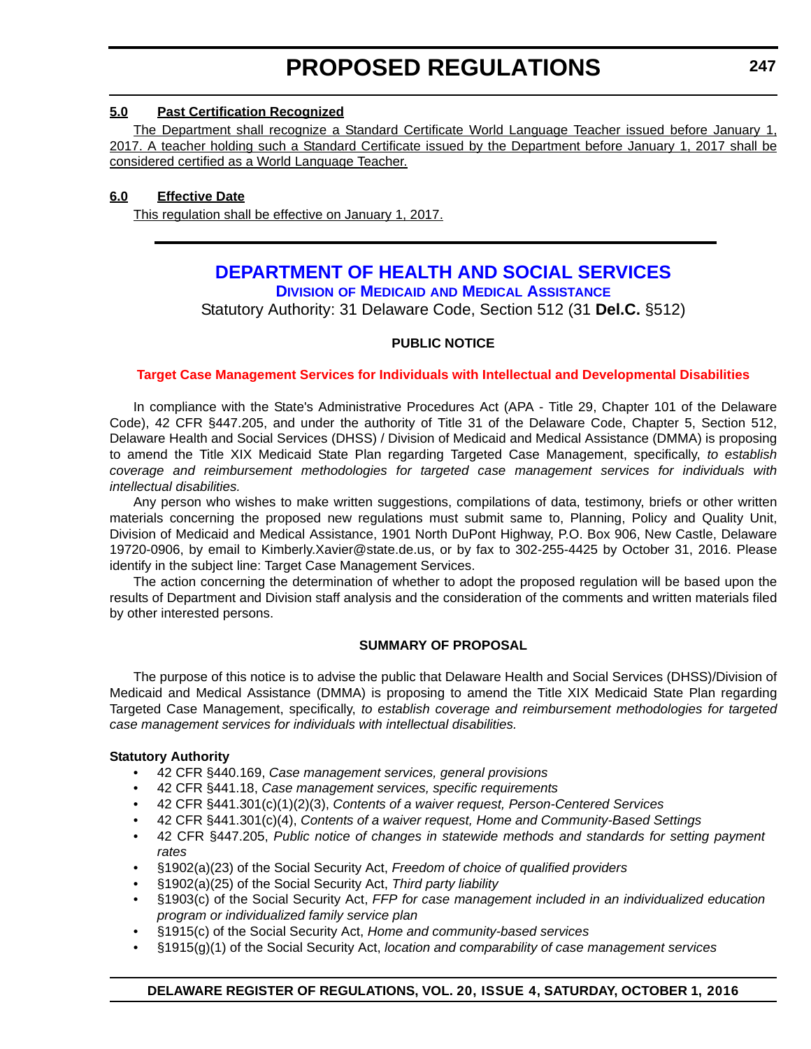**5.0 Past Certification Recognized**

The Department shall recognize a Standard Certificate World Language Teacher issued before January 1, 2017. A teacher holding such a Standard Certificate issued by the Department before January 1, 2017 shall be considered certified as a World Language Teacher.

**6.0 Effective Date**

This regulation shall be effective on January 1, 2017.

---

## DEPARTMENT OF HEALTH AND SOCIAL SERVICES

### DIVISION OF MEDICAID AND MEDICAL ASSISTANCE

Statutory Authority: 31 Delaware Code, Section 512 (31 **Del.C.** §512)

**PUBLIC NOTICE**

**Target Case Management Services for Individuals with Intellectual and Developmental Disabilities**

In compliance with the State's Administrative Procedures Act (APA - Title 29, Chapter 101 of the Delaware Code), 42 CFR §447.205, and under the authority of Title 31 of the Delaware Code, Chapter 5, Section 512, Delaware Health and Social Services (DHSS) / Division of Medicaid and Medical Assistance (DMMA) is proposing to amend the Title XIX Medicaid State Plan regarding Targeted Case Management, specifically, *to establish coverage and reimbursement methodologies for targeted case management services for individuals with intellectual disabilities.*

Any person who wishes to make written suggestions, compilations of data, testimony, briefs or other written materials concerning the proposed new regulations must submit same to, Planning, Policy and Quality Unit, Division of Medicaid and Medical Assistance, 1901 North DuPont Highway, P.O. Box 906, New Castle, Delaware 19720-0906, by email to Kimberly.Xavier@state.de.us, or by fax to 302-255-4425 by October 31, 2016. Please identify in the subject line: Target Case Management Services.

The action concerning the determination of whether to adopt the proposed regulation will be based upon the results of Department and Division staff analysis and the consideration of the comments and written materials filed by other interested persons.

**SUMMARY OF PROPOSAL**

The purpose of this notice is to advise the public that Delaware Health and Social Services (DHSS)/Division of Medicaid and Medical Assistance (DMMA) is proposing to amend the Title XIX Medicaid State Plan regarding Targeted Case Management, specifically, *to establish coverage and reimbursement methodologies for targeted case management services for individuals with intellectual disabilities.*

**Statutory Authority**

- 42 CFR §440.169, *Case management services, general provisions*
- 42 CFR §441.18, *Case management services, specific requirements*
- 42 CFR §441.301(c)(1)(2)(3), *Contents of a waiver request, Person-Centered Services*
- 42 CFR §441.301(c)(4), *Contents of a waiver request, Home and Community-Based Settings*
- 42 CFR §447.205, *Public notice of changes in statewide methods and standards for setting payment rates*
- §1902(a)(23) of the Social Security Act, *Freedom of choice of qualified providers*
- §1902(a)(25) of the Social Security Act, *Third party liability*
- §1903(c) of the Social Security Act, *FFP for case management included in an individualized education program or individualized family service plan*
- §1915(c) of the Social Security Act, *Home and community-based services*
- §1915(g)(1) of the Social Security Act, *location and comparability of case management services*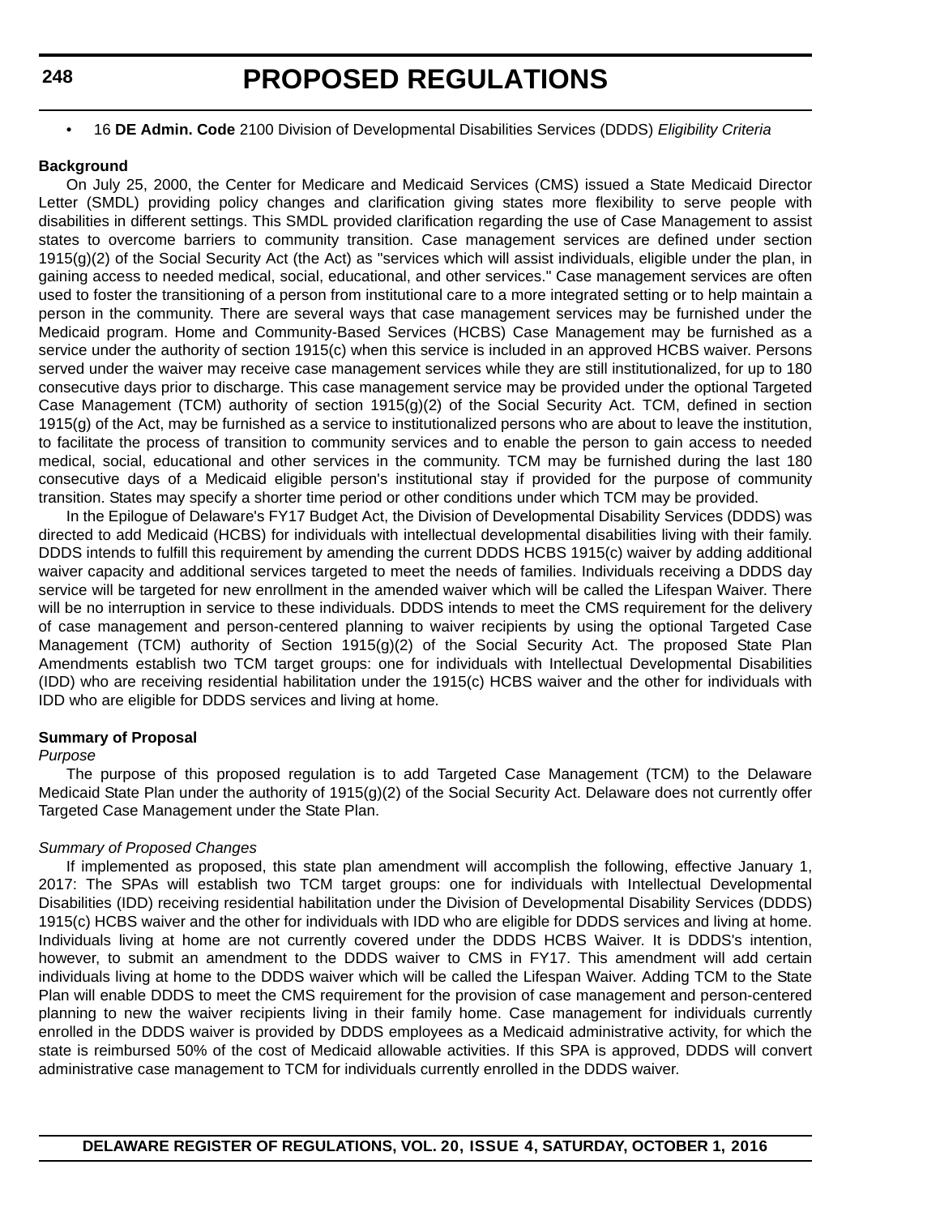- 16 **DE Admin. Code** 2100 Division of Developmental Disabilities Services (DDDS) *Eligibility Criteria*

**Background**

On July 25, 2000, the Center for Medicare and Medicaid Services (CMS) issued a State Medicaid Director Letter (SMDL) providing policy changes and clarification giving states more flexibility to serve people with disabilities in different settings. This SMDL provided clarification regarding the use of Case Management to assist states to overcome barriers to community transition. Case management services are defined under section 1915(g)(2) of the Social Security Act (the Act) as "services which will assist individuals, eligible under the plan, in gaining access to needed medical, social, educational, and other services." Case management services are often used to foster the transitioning of a person from institutional care to a more integrated setting or to help maintain a person in the community. There are several ways that case management services may be furnished under the Medicaid program. Home and Community-Based Services (HCBS) Case Management may be furnished as a service under the authority of section 1915(c) when this service is included in an approved HCBS waiver. Persons served under the waiver may receive case management services while they are still institutionalized, for up to 180 consecutive days prior to discharge. This case management service may be provided under the optional Targeted Case Management (TCM) authority of section 1915(g)(2) of the Social Security Act. TCM, defined in section 1915(g) of the Act, may be furnished as a service to institutionalized persons who are about to leave the institution, to facilitate the process of transition to community services and to enable the person to gain access to needed medical, social, educational and other services in the community. TCM may be furnished during the last 180 consecutive days of a Medicaid eligible person's institutional stay if provided for the purpose of community transition. States may specify a shorter time period or other conditions under which TCM may be provided.

In the Epilogue of Delaware's FY17 Budget Act, the Division of Developmental Disability Services (DDDS) was directed to add Medicaid (HCBS) for individuals with intellectual developmental disabilities living with their family. DDDS intends to fulfill this requirement by amending the current DDDS HCBS 1915(c) waiver by adding additional waiver capacity and additional services targeted to meet the needs of families. Individuals receiving a DDDS day service will be targeted for new enrollment in the amended waiver which will be called the Lifespan Waiver. There will be no interruption in service to these individuals. DDDS intends to meet the CMS requirement for the delivery of case management and person-centered planning to waiver recipients by using the optional Targeted Case Management (TCM) authority of Section 1915(g)(2) of the Social Security Act. The proposed State Plan Amendments establish two TCM target groups: one for individuals with Intellectual Developmental Disabilities (IDD) who are receiving residential habilitation under the 1915(c) HCBS waiver and the other for individuals with IDD who are eligible for DDDS services and living at home.

**Summary of Proposal**

*Purpose*

The purpose of this proposed regulation is to add Targeted Case Management (TCM) to the Delaware Medicaid State Plan under the authority of 1915(g)(2) of the Social Security Act. Delaware does not currently offer Targeted Case Management under the State Plan.

*Summary of Proposed Changes*

If implemented as proposed, this state plan amendment will accomplish the following, effective January 1, 2017: The SPAs will establish two TCM target groups: one for individuals with Intellectual Developmental Disabilities (IDD) receiving residential habilitation under the Division of Developmental Disability Services (DDDS) 1915(c) HCBS waiver and the other for individuals with IDD who are eligible for DDDS services and living at home. Individuals living at home are not currently covered under the DDDS HCBS Waiver. It is DDDS's intention, however, to submit an amendment to the DDDS waiver to CMS in FY17. This amendment will add certain individuals living at home to the DDDS waiver which will be called the Lifespan Waiver. Adding TCM to the State Plan will enable DDDS to meet the CMS requirement for the provision of case management and person-centered planning to new the waiver recipients living in their family home. Case management for individuals currently enrolled in the DDDS waiver is provided by DDDS employees as a Medicaid administrative activity, for which the state is reimbursed 50% of the cost of Medicaid allowable activities. If this SPA is approved, DDDS will convert administrative case management to TCM for individuals currently enrolled in the DDDS waiver.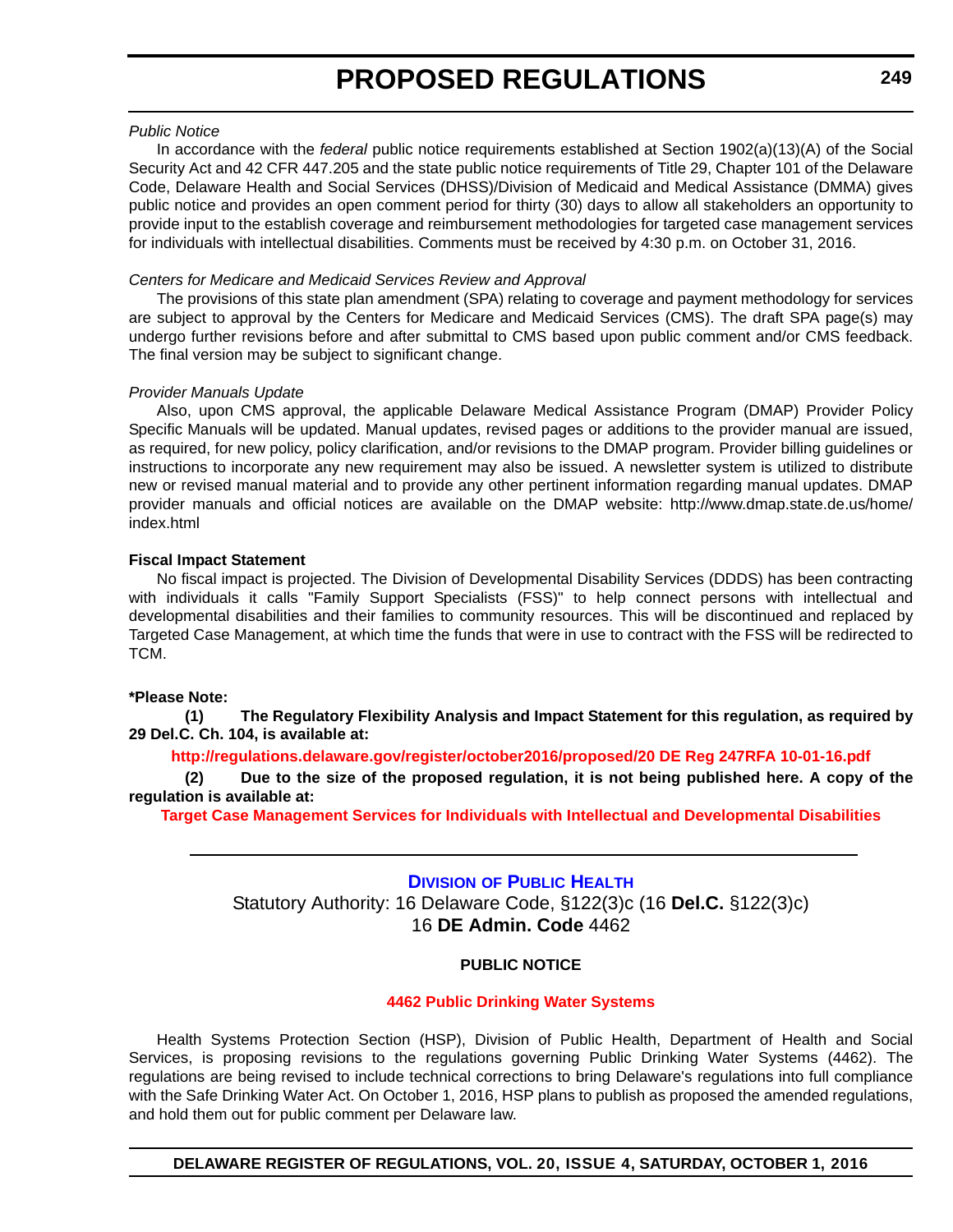*Public Notice*

In accordance with the *federal* public notice requirements established at Section 1902(a)(13)(A) of the Social Security Act and 42 CFR 447.205 and the state public notice requirements of Title 29, Chapter 101 of the Delaware Code, Delaware Health and Social Services (DHSS)/Division of Medicaid and Medical Assistance (DMMA) gives public notice and provides an open comment period for thirty (30) days to allow all stakeholders an opportunity to provide input to the establish coverage and reimbursement methodologies for targeted case management services for individuals with intellectual disabilities. Comments must be received by 4:30 p.m. on October 31, 2016.

*Centers for Medicare and Medicaid Services Review and Approval*

The provisions of this state plan amendment (SPA) relating to coverage and payment methodology for services are subject to approval by the Centers for Medicare and Medicaid Services (CMS). The draft SPA page(s) may undergo further revisions before and after submittal to CMS based upon public comment and/or CMS feedback. The final version may be subject to significant change.

*Provider Manuals Update*

Also, upon CMS approval, the applicable Delaware Medical Assistance Program (DMAP) Provider Policy Specific Manuals will be updated. Manual updates, revised pages or additions to the provider manual are issued, as required, for new policy, policy clarification, and/or revisions to the DMAP program. Provider billing guidelines or instructions to incorporate any new requirement may also be issued. A newsletter system is utilized to distribute new or revised manual material and to provide any other pertinent information regarding manual updates. DMAP provider manuals and official notices are available on the DMAP website: http://www.dmap.state.de.us/home/index.html

**Fiscal Impact Statement**

No fiscal impact is projected. The Division of Developmental Disability Services (DDDS) has been contracting with individuals it calls "Family Support Specialists (FSS)" to help connect persons with intellectual and developmental disabilities and their families to community resources. This will be discontinued and replaced by Targeted Case Management, at which time the funds that were in use to contract with the FSS will be redirected to TCM.

**\*Please Note:**

**(1) The Regulatory Flexibility Analysis and Impact Statement for this regulation, as required by 29 Del.C. Ch. 104, is available at:**

**http://regulations.delaware.gov/register/october2016/proposed/20 DE Reg 247RFA 10-01-16.pdf**

**(2) Due to the size of the proposed regulation, it is not being published here. A copy of the regulation is available at:**

**Target Case Management Services for Individuals with Intellectual and Developmental Disabilities**

---

## DIVISION OF PUBLIC HEALTH

Statutory Authority: 16 Delaware Code, §122(3)c (16 **Del.C.** §122(3)c)
16 **DE Admin. Code** 4462

**PUBLIC NOTICE**

**4462 Public Drinking Water Systems**

Health Systems Protection Section (HSP), Division of Public Health, Department of Health and Social Services, is proposing revisions to the regulations governing Public Drinking Water Systems (4462). The regulations are being revised to include technical corrections to bring Delaware's regulations into full compliance with the Safe Drinking Water Act. On October 1, 2016, HSP plans to publish as proposed the amended regulations, and hold them out for public comment per Delaware law.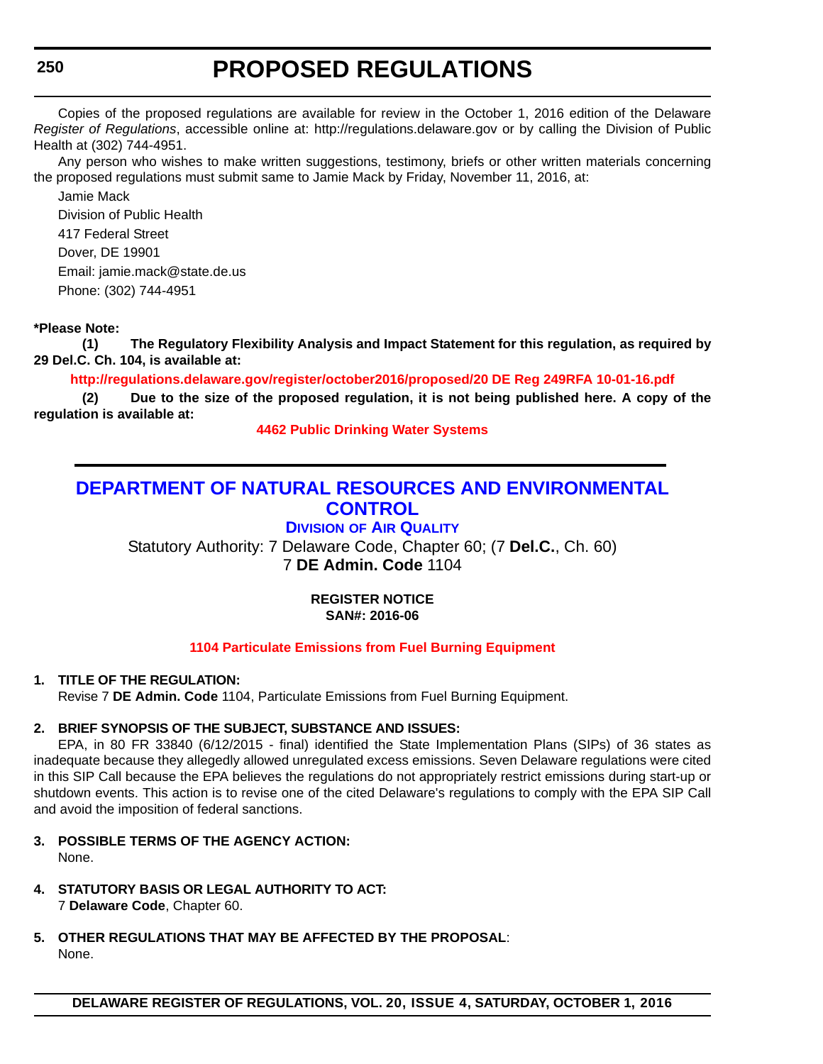Copies of the proposed regulations are available for review in the October 1, 2016 edition of the Delaware *Register of Regulations*, accessible online at: http://regulations.delaware.gov or by calling the Division of Public Health at (302) 744-4951.

Any person who wishes to make written suggestions, testimony, briefs or other written materials concerning the proposed regulations must submit same to Jamie Mack by Friday, November 11, 2016, at:

Jamie Mack
Division of Public Health
417 Federal Street
Dover, DE 19901
Email: jamie.mack@state.de.us
Phone: (302) 744-4951

**\*Please Note:**

**(1) The Regulatory Flexibility Analysis and Impact Statement for this regulation, as required by 29 Del.C. Ch. 104, is available at:**

**http://regulations.delaware.gov/register/october2016/proposed/20 DE Reg 249RFA 10-01-16.pdf**

**(2) Due to the size of the proposed regulation, it is not being published here. A copy of the regulation is available at:**

**4462 Public Drinking Water Systems**

# DEPARTMENT OF NATURAL RESOURCES AND ENVIRONMENTAL CONTROL

## DIVISION OF AIR QUALITY

Statutory Authority: 7 Delaware Code, Chapter 60; (7 **Del.C.**, Ch. 60)
7 **DE Admin. Code** 1104

**REGISTER NOTICE**
**SAN#: 2016-06**

**1104 Particulate Emissions from Fuel Burning Equipment**

**1. TITLE OF THE REGULATION:**

Revise 7 **DE Admin. Code** 1104, Particulate Emissions from Fuel Burning Equipment.

**2. BRIEF SYNOPSIS OF THE SUBJECT, SUBSTANCE AND ISSUES:**

EPA, in 80 FR 33840 (6/12/2015 - final) identified the State Implementation Plans (SIPs) of 36 states as inadequate because they allegedly allowed unregulated excess emissions. Seven Delaware regulations were cited in this SIP Call because the EPA believes the regulations do not appropriately restrict emissions during start-up or shutdown events. This action is to revise one of the cited Delaware's regulations to comply with the EPA SIP Call and avoid the imposition of federal sanctions.

**3. POSSIBLE TERMS OF THE AGENCY ACTION:**

None.

**4. STATUTORY BASIS OR LEGAL AUTHORITY TO ACT:**

7 **Delaware Code**, Chapter 60.

**5. OTHER REGULATIONS THAT MAY BE AFFECTED BY THE PROPOSAL**:

None.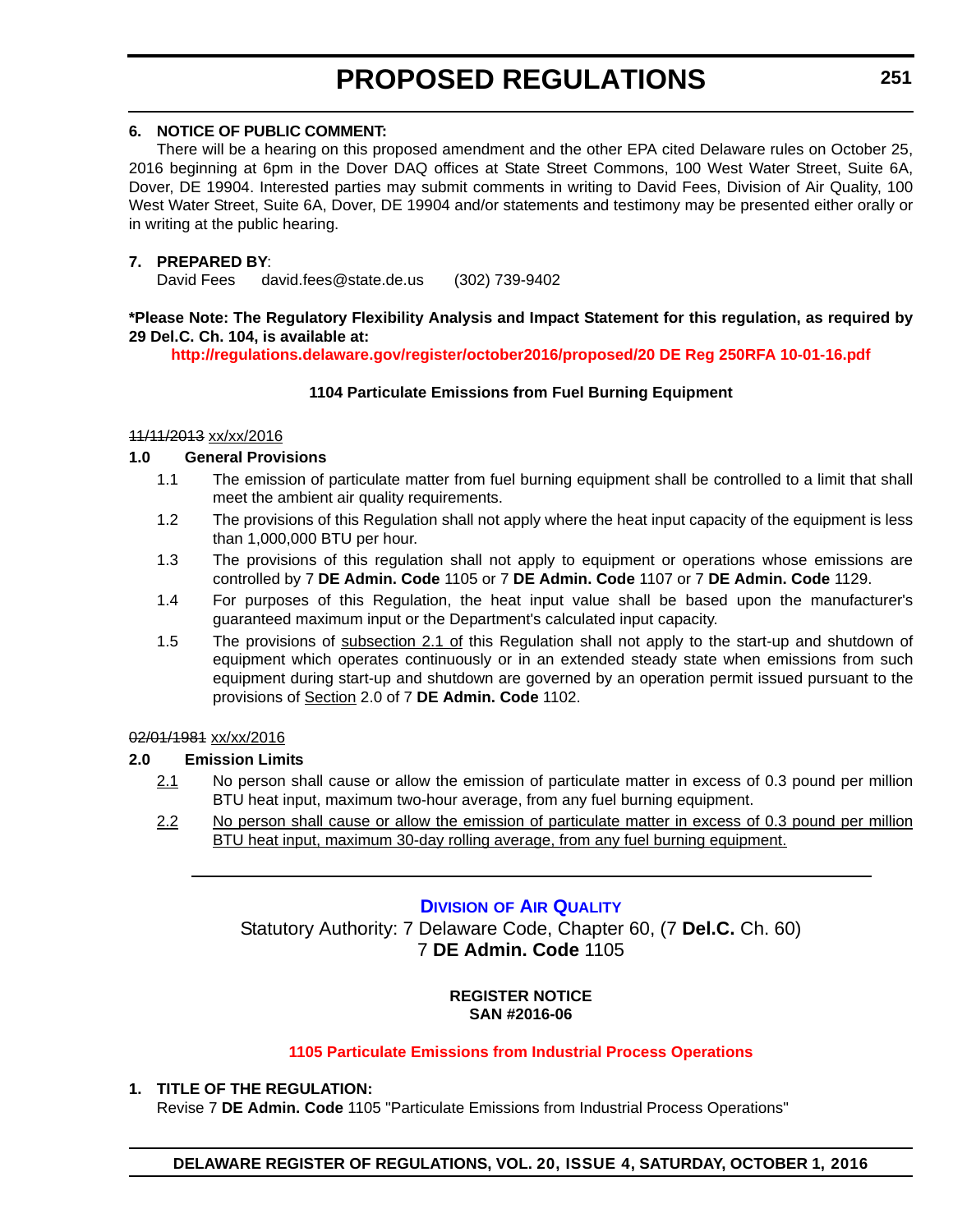**6. NOTICE OF PUBLIC COMMENT:**

There will be a hearing on this proposed amendment and the other EPA cited Delaware rules on October 25, 2016 beginning at 6pm in the Dover DAQ offices at State Street Commons, 100 West Water Street, Suite 6A, Dover, DE 19904. Interested parties may submit comments in writing to David Fees, Division of Air Quality, 100 West Water Street, Suite 6A, Dover, DE 19904 and/or statements and testimony may be presented either orally or in writing at the public hearing.

**7. PREPARED BY**:

David Fees     david.fees@state.de.us     (302) 739-9402

**\*Please Note: The Regulatory Flexibility Analysis and Impact Statement for this regulation, as required by 29 Del.C. Ch. 104, is available at:**

**http://regulations.delaware.gov/register/october2016/proposed/20 DE Reg 250RFA 10-01-16.pdf**

**1104 Particulate Emissions from Fuel Burning Equipment**

~~11/11/2013~~ <u>xx/xx/2016</u>

**1.0 General Provisions**

1.1 The emission of particulate matter from fuel burning equipment shall be controlled to a limit that shall meet the ambient air quality requirements.

1.2 The provisions of this Regulation shall not apply where the heat input capacity of the equipment is less than 1,000,000 BTU per hour.

1.3 The provisions of this regulation shall not apply to equipment or operations whose emissions are controlled by 7 **DE Admin. Code** 1105 or 7 **DE Admin. Code** 1107 or 7 **DE Admin. Code** 1129.

1.4 For purposes of this Regulation, the heat input value shall be based upon the manufacturer's guaranteed maximum input or the Department's calculated input capacity.

1.5 The provisions of <u>subsection 2.1 of</u> this Regulation shall not apply to the start-up and shutdown of equipment which operates continuously or in an extended steady state when emissions from such equipment during start-up and shutdown are governed by an operation permit issued pursuant to the provisions of <u>Section</u> 2.0 of 7 **DE Admin. Code** 1102.

~~02/01/1981~~ <u>xx/xx/2016</u>

**2.0 Emission Limits**

<u>2.1</u> No person shall cause or allow the emission of particulate matter in excess of 0.3 pound per million BTU heat input, maximum two-hour average, from any fuel burning equipment.

<u>2.2</u> <u>No person shall cause or allow the emission of particulate matter in excess of 0.3 pound per million BTU heat input, maximum 30-day rolling average, from any fuel burning equipment.</u>

---

**DIVISION OF AIR QUALITY**

Statutory Authority: 7 Delaware Code, Chapter 60, (7 **Del.C.** Ch. 60)
7 **DE Admin. Code** 1105

**REGISTER NOTICE**
**SAN #2016-06**

**1105 Particulate Emissions from Industrial Process Operations**

**1. TITLE OF THE REGULATION:**

Revise 7 **DE Admin. Code** 1105 "Particulate Emissions from Industrial Process Operations"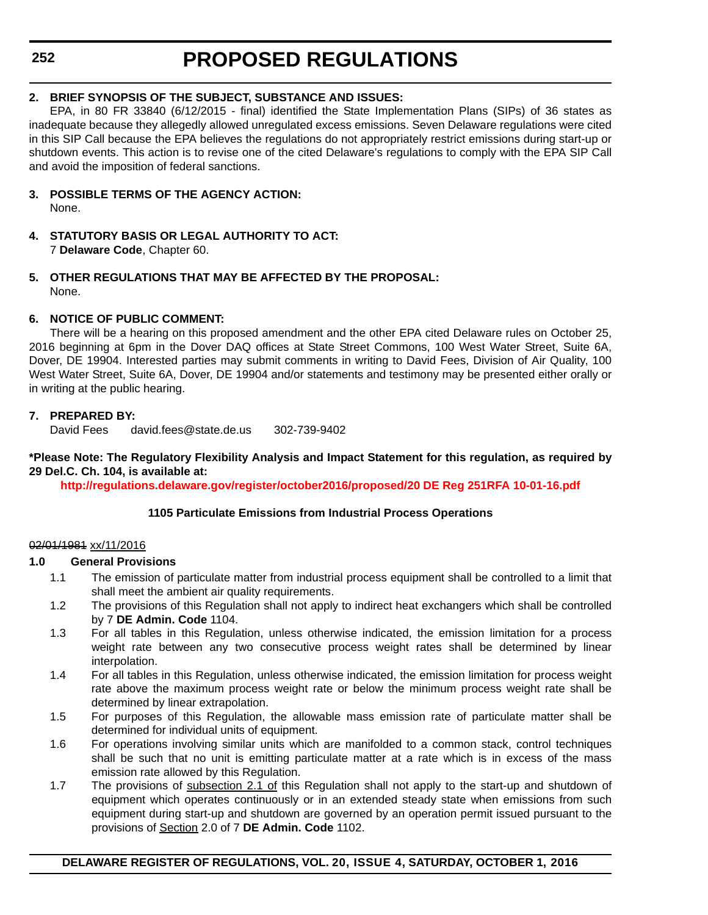**2. BRIEF SYNOPSIS OF THE SUBJECT, SUBSTANCE AND ISSUES:**

EPA, in 80 FR 33840 (6/12/2015 - final) identified the State Implementation Plans (SIPs) of 36 states as inadequate because they allegedly allowed unregulated excess emissions. Seven Delaware regulations were cited in this SIP Call because the EPA believes the regulations do not appropriately restrict emissions during start-up or shutdown events. This action is to revise one of the cited Delaware's regulations to comply with the EPA SIP Call and avoid the imposition of federal sanctions.

**3. POSSIBLE TERMS OF THE AGENCY ACTION:**

None.

**4. STATUTORY BASIS OR LEGAL AUTHORITY TO ACT:**

7 **Delaware Code**, Chapter 60.

**5. OTHER REGULATIONS THAT MAY BE AFFECTED BY THE PROPOSAL:**

None.

**6. NOTICE OF PUBLIC COMMENT:**

There will be a hearing on this proposed amendment and the other EPA cited Delaware rules on October 25, 2016 beginning at 6pm in the Dover DAQ offices at State Street Commons, 100 West Water Street, Suite 6A, Dover, DE 19904. Interested parties may submit comments in writing to David Fees, Division of Air Quality, 100 West Water Street, Suite 6A, Dover, DE 19904 and/or statements and testimony may be presented either orally or in writing at the public hearing.

**7. PREPARED BY:**

David Fees david.fees@state.de.us 302-739-9402

**\*Please Note: The Regulatory Flexibility Analysis and Impact Statement for this regulation, as required by 29 Del.C. Ch. 104, is available at:**

**http://regulations.delaware.gov/register/october2016/proposed/20 DE Reg 251RFA 10-01-16.pdf**

**1105 Particulate Emissions from Industrial Process Operations**

~~02/01/1981~~ <u>xx/11/2016</u>

**1.0 General Provisions**

1.1 The emission of particulate matter from industrial process equipment shall be controlled to a limit that shall meet the ambient air quality requirements.

1.2 The provisions of this Regulation shall not apply to indirect heat exchangers which shall be controlled by 7 **DE Admin. Code** 1104.

1.3 For all tables in this Regulation, unless otherwise indicated, the emission limitation for a process weight rate between any two consecutive process weight rates shall be determined by linear interpolation.

1.4 For all tables in this Regulation, unless otherwise indicated, the emission limitation for process weight rate above the maximum process weight rate or below the minimum process weight rate shall be determined by linear extrapolation.

1.5 For purposes of this Regulation, the allowable mass emission rate of particulate matter shall be determined for individual units of equipment.

1.6 For operations involving similar units which are manifolded to a common stack, control techniques shall be such that no unit is emitting particulate matter at a rate which is in excess of the mass emission rate allowed by this Regulation.

1.7 The provisions of <u>subsection 2.1 of</u> this Regulation shall not apply to the start-up and shutdown of equipment which operates continuously or in an extended steady state when emissions from such equipment during start-up and shutdown are governed by an operation permit issued pursuant to the provisions of <u>Section</u> 2.0 of 7 **DE Admin. Code** 1102.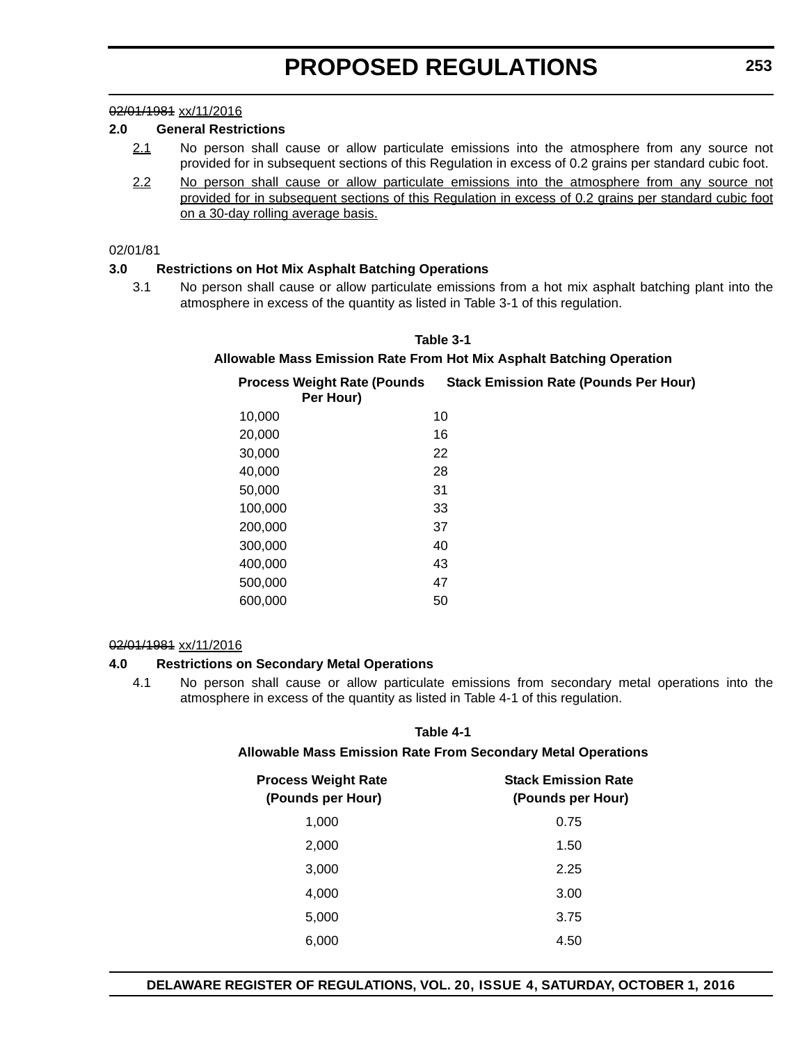~~02/01/1981~~ xx/11/2016

**2.0 General Restrictions**

~~2.1~~ No person shall cause or allow particulate emissions into the atmosphere from any source not provided for in subsequent sections of this Regulation in excess of 0.2 grains per standard cubic foot.

2.2 No person shall cause or allow particulate emissions into the atmosphere from any source not provided for in subsequent sections of this Regulation in excess of 0.2 grains per standard cubic foot on a 30-day rolling average basis.

02/01/81

**3.0 Restrictions on Hot Mix Asphalt Batching Operations**

3.1 No person shall cause or allow particulate emissions from a hot mix asphalt batching plant into the atmosphere in excess of the quantity as listed in Table 3-1 of this regulation.

**Table 3-1**

**Allowable Mass Emission Rate From Hot Mix Asphalt Batching Operation**

| Process Weight Rate (Pounds Per Hour) | Stack Emission Rate (Pounds Per Hour) |
|---|---|
| 10,000 | 10 |
| 20,000 | 16 |
| 30,000 | 22 |
| 40,000 | 28 |
| 50,000 | 31 |
| 100,000 | 33 |
| 200,000 | 37 |
| 300,000 | 40 |
| 400,000 | 43 |
| 500,000 | 47 |
| 600,000 | 50 |

~~02/01/1981~~ xx/11/2016

**4.0 Restrictions on Secondary Metal Operations**

4.1 No person shall cause or allow particulate emissions from secondary metal operations into the atmosphere in excess of the quantity as listed in Table 4-1 of this regulation.

**Table 4-1**

**Allowable Mass Emission Rate From Secondary Metal Operations**

| Process Weight Rate (Pounds per Hour) | Stack Emission Rate (Pounds per Hour) |
|---|---|
| 1,000 | 0.75 |
| 2,000 | 1.50 |
| 3,000 | 2.25 |
| 4,000 | 3.00 |
| 5,000 | 3.75 |
| 6,000 | 4.50 |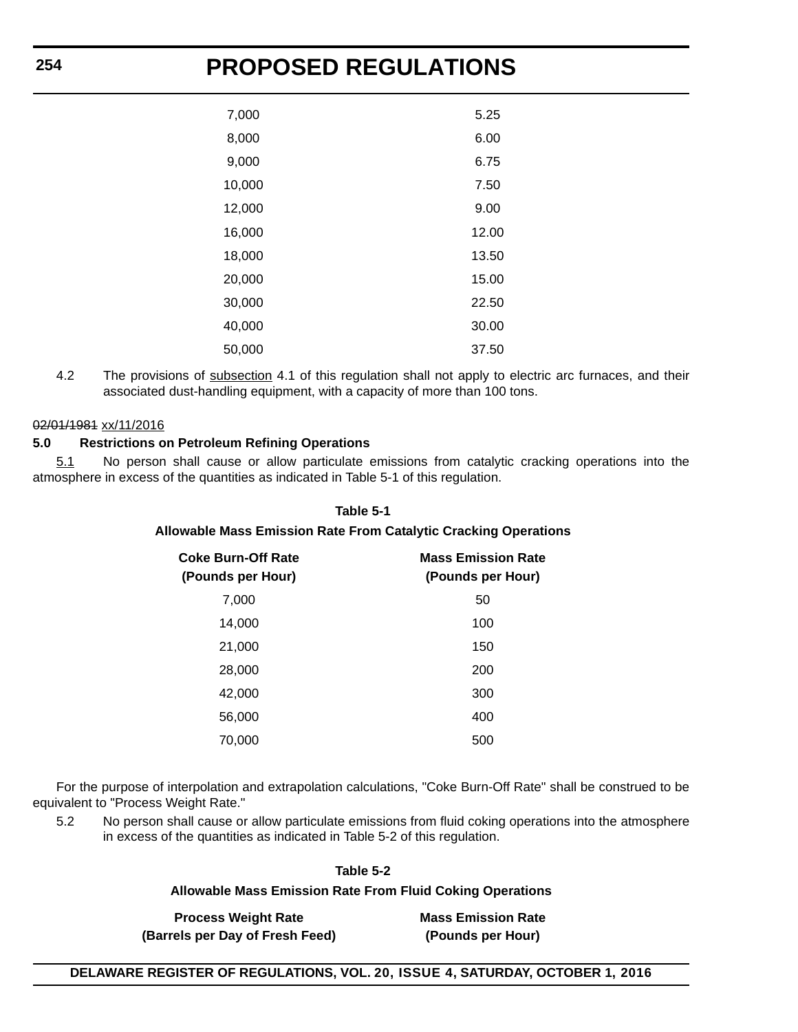| | |
|---|---|
| 7,000 | 5.25 |
| 8,000 | 6.00 |
| 9,000 | 6.75 |
| 10,000 | 7.50 |
| 12,000 | 9.00 |
| 16,000 | 12.00 |
| 18,000 | 13.50 |
| 20,000 | 15.00 |
| 30,000 | 22.50 |
| 40,000 | 30.00 |
| 50,000 | 37.50 |

4.2 The provisions of subsection 4.1 of this regulation shall not apply to electric arc furnaces, and their associated dust-handling equipment, with a capacity of more than 100 tons.

~~02/01/1981~~ xx/11/2016

**5.0 Restrictions on Petroleum Refining Operations**

5.1 No person shall cause or allow particulate emissions from catalytic cracking operations into the atmosphere in excess of the quantities as indicated in Table 5-1 of this regulation.

**Table 5-1**

**Allowable Mass Emission Rate From Catalytic Cracking Operations**

| Coke Burn-Off Rate (Pounds per Hour) | Mass Emission Rate (Pounds per Hour) |
|---|---|
| 7,000 | 50 |
| 14,000 | 100 |
| 21,000 | 150 |
| 28,000 | 200 |
| 42,000 | 300 |
| 56,000 | 400 |
| 70,000 | 500 |

For the purpose of interpolation and extrapolation calculations, "Coke Burn-Off Rate" shall be construed to be equivalent to "Process Weight Rate."

5.2 No person shall cause or allow particulate emissions from fluid coking operations into the atmosphere in excess of the quantities as indicated in Table 5-2 of this regulation.

**Table 5-2**

**Allowable Mass Emission Rate From Fluid Coking Operations**

| Process Weight Rate (Barrels per Day of Fresh Feed) | Mass Emission Rate (Pounds per Hour) |
|---|---|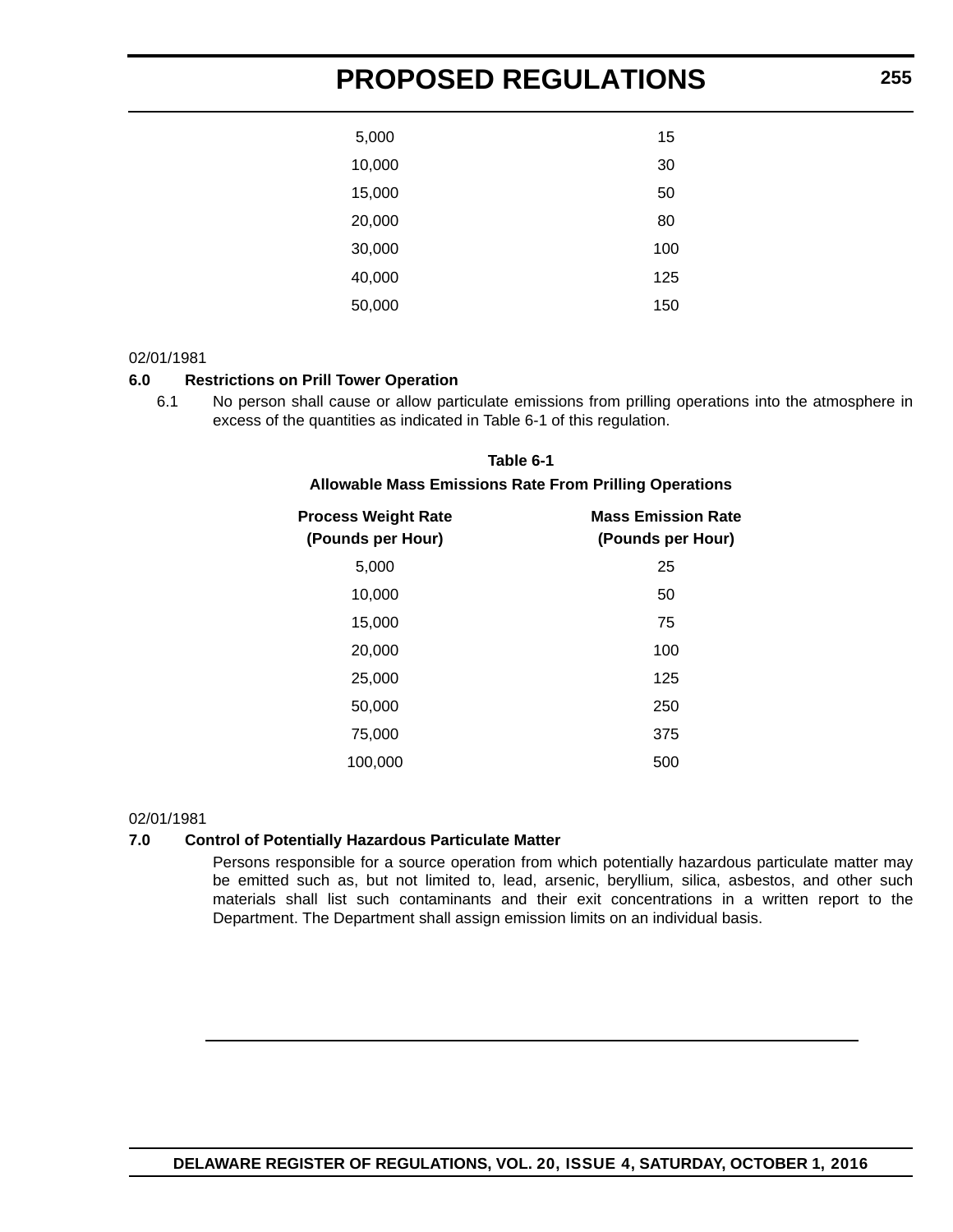| | |
|---|---|
| 5,000 | 15 |
| 10,000 | 30 |
| 15,000 | 50 |
| 20,000 | 80 |
| 30,000 | 100 |
| 40,000 | 125 |
| 50,000 | 150 |

02/01/1981

**6.0 Restrictions on Prill Tower Operation**

6.1 No person shall cause or allow particulate emissions from prilling operations into the atmosphere in excess of the quantities as indicated in Table 6-1 of this regulation.

**Table 6-1**

**Allowable Mass Emissions Rate From Prilling Operations**

| Process Weight Rate (Pounds per Hour) | Mass Emission Rate (Pounds per Hour) |
|---|---|
| 5,000 | 25 |
| 10,000 | 50 |
| 15,000 | 75 |
| 20,000 | 100 |
| 25,000 | 125 |
| 50,000 | 250 |
| 75,000 | 375 |
| 100,000 | 500 |

02/01/1981

**7.0 Control of Potentially Hazardous Particulate Matter**

Persons responsible for a source operation from which potentially hazardous particulate matter may be emitted such as, but not limited to, lead, arsenic, beryllium, silica, asbestos, and other such materials shall list such contaminants and their exit concentrations in a written report to the Department. The Department shall assign emission limits on an individual basis.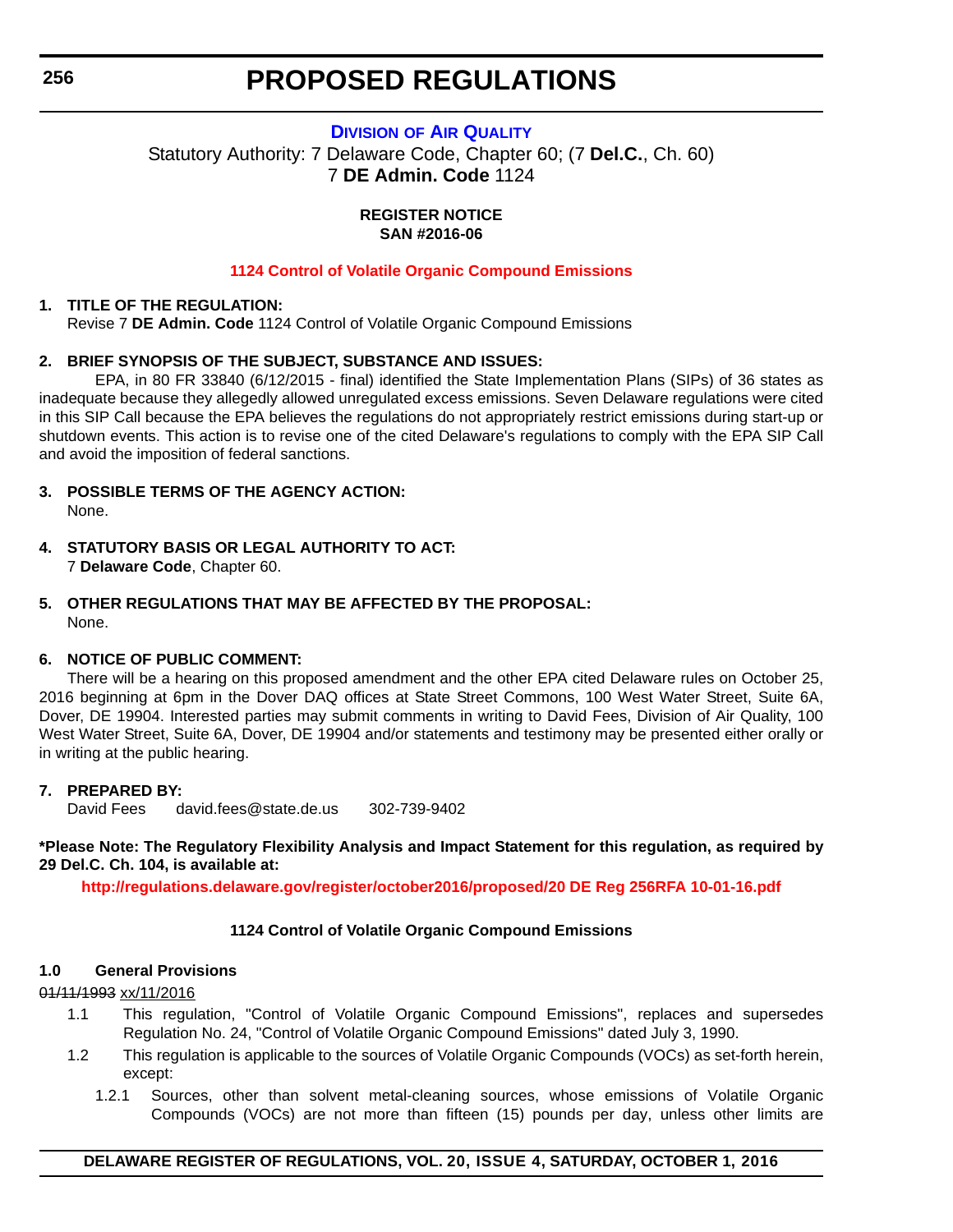# PROPOSED REGULATIONS

## DIVISION OF AIR QUALITY

Statutory Authority: 7 Delaware Code, Chapter 60; (7 **Del.C.**, Ch. 60)
7 **DE Admin. Code** 1124

**REGISTER NOTICE**
**SAN #2016-06**

**1124 Control of Volatile Organic Compound Emissions**

**1. TITLE OF THE REGULATION:**

Revise 7 **DE Admin. Code** 1124 Control of Volatile Organic Compound Emissions

**2. BRIEF SYNOPSIS OF THE SUBJECT, SUBSTANCE AND ISSUES:**

EPA, in 80 FR 33840 (6/12/2015 - final) identified the State Implementation Plans (SIPs) of 36 states as inadequate because they allegedly allowed unregulated excess emissions. Seven Delaware regulations were cited in this SIP Call because the EPA believes the regulations do not appropriately restrict emissions during start-up or shutdown events. This action is to revise one of the cited Delaware's regulations to comply with the EPA SIP Call and avoid the imposition of federal sanctions.

**3. POSSIBLE TERMS OF THE AGENCY ACTION:**

None.

**4. STATUTORY BASIS OR LEGAL AUTHORITY TO ACT:**

7 **Delaware Code**, Chapter 60.

**5. OTHER REGULATIONS THAT MAY BE AFFECTED BY THE PROPOSAL:**

None.

**6. NOTICE OF PUBLIC COMMENT:**

There will be a hearing on this proposed amendment and the other EPA cited Delaware rules on October 25, 2016 beginning at 6pm in the Dover DAQ offices at State Street Commons, 100 West Water Street, Suite 6A, Dover, DE 19904. Interested parties may submit comments in writing to David Fees, Division of Air Quality, 100 West Water Street, Suite 6A, Dover, DE 19904 and/or statements and testimony may be presented either orally or in writing at the public hearing.

**7. PREPARED BY:**

David Fees     david.fees@state.de.us     302-739-9402

**\*Please Note: The Regulatory Flexibility Analysis and Impact Statement for this regulation, as required by 29 Del.C. Ch. 104, is available at:**

**http://regulations.delaware.gov/register/october2016/proposed/20 DE Reg 256RFA 10-01-16.pdf**

**1124 Control of Volatile Organic Compound Emissions**

**1.0 General Provisions**

~~01/11/1993~~ xx/11/2016

1.1 This regulation, "Control of Volatile Organic Compound Emissions", replaces and supersedes Regulation No. 24, "Control of Volatile Organic Compound Emissions" dated July 3, 1990.

1.2 This regulation is applicable to the sources of Volatile Organic Compounds (VOCs) as set-forth herein, except:

1.2.1 Sources, other than solvent metal-cleaning sources, whose emissions of Volatile Organic Compounds (VOCs) are not more than fifteen (15) pounds per day, unless other limits are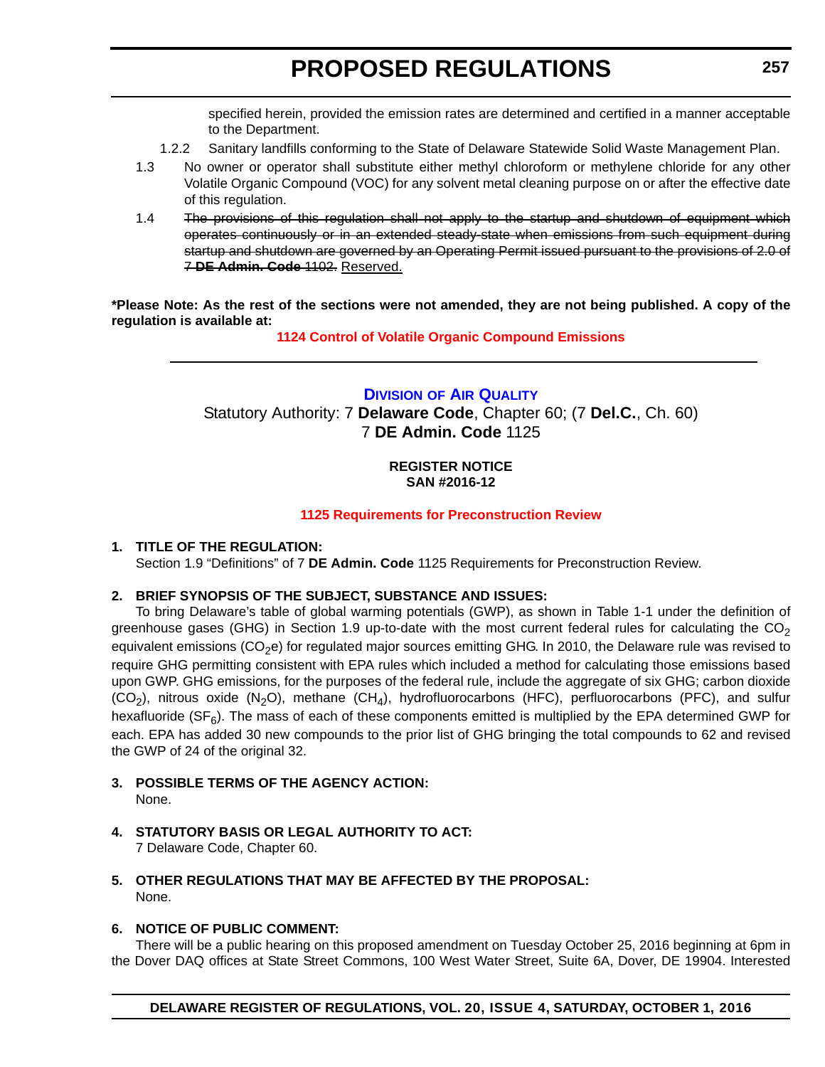specified herein, provided the emission rates are determined and certified in a manner acceptable to the Department.

1.2.2 Sanitary landfills conforming to the State of Delaware Statewide Solid Waste Management Plan.

1.3 No owner or operator shall substitute either methyl chloroform or methylene chloride for any other Volatile Organic Compound (VOC) for any solvent metal cleaning purpose on or after the effective date of this regulation.

1.4 ~~The provisions of this regulation shall not apply to the startup and shutdown of equipment which operates continuously or in an extended steady-state when emissions from such equipment during startup and shutdown are governed by an Operating Permit issued pursuant to the provisions of 2.0 of 7 **DE Admin. Code** 1102.~~ Reserved.

**\*Please Note: As the rest of the sections were not amended, they are not being published. A copy of the regulation is available at:**

**1124 Control of Volatile Organic Compound Emissions**

---

## Division of Air Quality

Statutory Authority: 7 **Delaware Code**, Chapter 60; (7 **Del.C.**, Ch. 60)
7 **DE Admin. Code** 1125

**REGISTER NOTICE**
**SAN #2016-12**

### 1125 Requirements for Preconstruction Review

**1. TITLE OF THE REGULATION:**

Section 1.9 "Definitions" of 7 **DE Admin. Code** 1125 Requirements for Preconstruction Review.

**2. BRIEF SYNOPSIS OF THE SUBJECT, SUBSTANCE AND ISSUES:**

To bring Delaware's table of global warming potentials (GWP), as shown in Table 1-1 under the definition of greenhouse gases (GHG) in Section 1.9 up-to-date with the most current federal rules for calculating the $CO_2$ equivalent emissions ($CO_2e$) for regulated major sources emitting GHG. In 2010, the Delaware rule was revised to require GHG permitting consistent with EPA rules which included a method for calculating those emissions based upon GWP. GHG emissions, for the purposes of the federal rule, include the aggregate of six GHG; carbon dioxide ($CO_2$), nitrous oxide ($N_2O$), methane ($CH_4$), hydrofluorocarbons (HFC), perfluorocarbons (PFC), and sulfur hexafluoride ($SF_6$). The mass of each of these components emitted is multiplied by the EPA determined GWP for each. EPA has added 30 new compounds to the prior list of GHG bringing the total compounds to 62 and revised the GWP of 24 of the original 32.

**3. POSSIBLE TERMS OF THE AGENCY ACTION:**

None.

**4. STATUTORY BASIS OR LEGAL AUTHORITY TO ACT:**

7 Delaware Code, Chapter 60.

**5. OTHER REGULATIONS THAT MAY BE AFFECTED BY THE PROPOSAL:**

None.

**6. NOTICE OF PUBLIC COMMENT:**

There will be a public hearing on this proposed amendment on Tuesday October 25, 2016 beginning at 6pm in the Dover DAQ offices at State Street Commons, 100 West Water Street, Suite 6A, Dover, DE 19904. Interested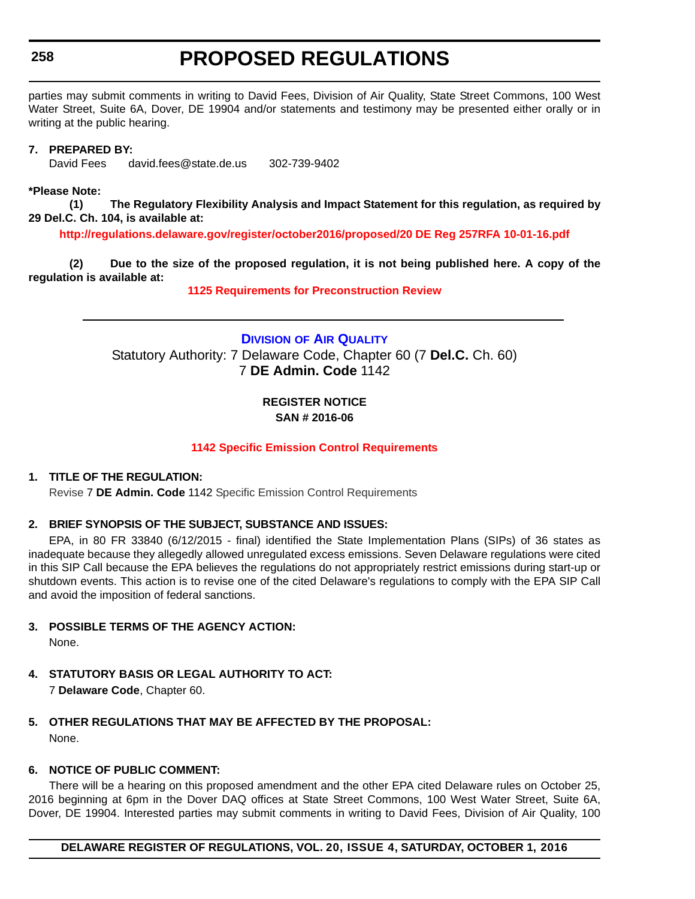parties may submit comments in writing to David Fees, Division of Air Quality, State Street Commons, 100 West Water Street, Suite 6A, Dover, DE 19904 and/or statements and testimony may be presented either orally or in writing at the public hearing.

**7. PREPARED BY:**

David Fees david.fees@state.de.us 302-739-9402

***Please Note:**

**(1) The Regulatory Flexibility Analysis and Impact Statement for this regulation, as required by 29 Del.C. Ch. 104, is available at:**

**http://regulations.delaware.gov/register/october2016/proposed/20 DE Reg 257RFA 10-01-16.pdf**

**(2) Due to the size of the proposed regulation, it is not being published here. A copy of the regulation is available at:**

**1125 Requirements for Preconstruction Review**

---

## DIVISION OF AIR QUALITY

Statutory Authority: 7 Delaware Code, Chapter 60 (7 **Del.C.** Ch. 60)
7 **DE Admin. Code** 1142

**REGISTER NOTICE**
**SAN # 2016-06**

**1142 Specific Emission Control Requirements**

**1. TITLE OF THE REGULATION:**

Revise 7 **DE Admin. Code** 1142 Specific Emission Control Requirements

**2. BRIEF SYNOPSIS OF THE SUBJECT, SUBSTANCE AND ISSUES:**

EPA, in 80 FR 33840 (6/12/2015 - final) identified the State Implementation Plans (SIPs) of 36 states as inadequate because they allegedly allowed unregulated excess emissions. Seven Delaware regulations were cited in this SIP Call because the EPA believes the regulations do not appropriately restrict emissions during start-up or shutdown events. This action is to revise one of the cited Delaware's regulations to comply with the EPA SIP Call and avoid the imposition of federal sanctions.

**3. POSSIBLE TERMS OF THE AGENCY ACTION:**

None.

**4. STATUTORY BASIS OR LEGAL AUTHORITY TO ACT:**

7 **Delaware Code**, Chapter 60.

**5. OTHER REGULATIONS THAT MAY BE AFFECTED BY THE PROPOSAL:**

None.

**6. NOTICE OF PUBLIC COMMENT:**

There will be a hearing on this proposed amendment and the other EPA cited Delaware rules on October 25, 2016 beginning at 6pm in the Dover DAQ offices at State Street Commons, 100 West Water Street, Suite 6A, Dover, DE 19904. Interested parties may submit comments in writing to David Fees, Division of Air Quality, 100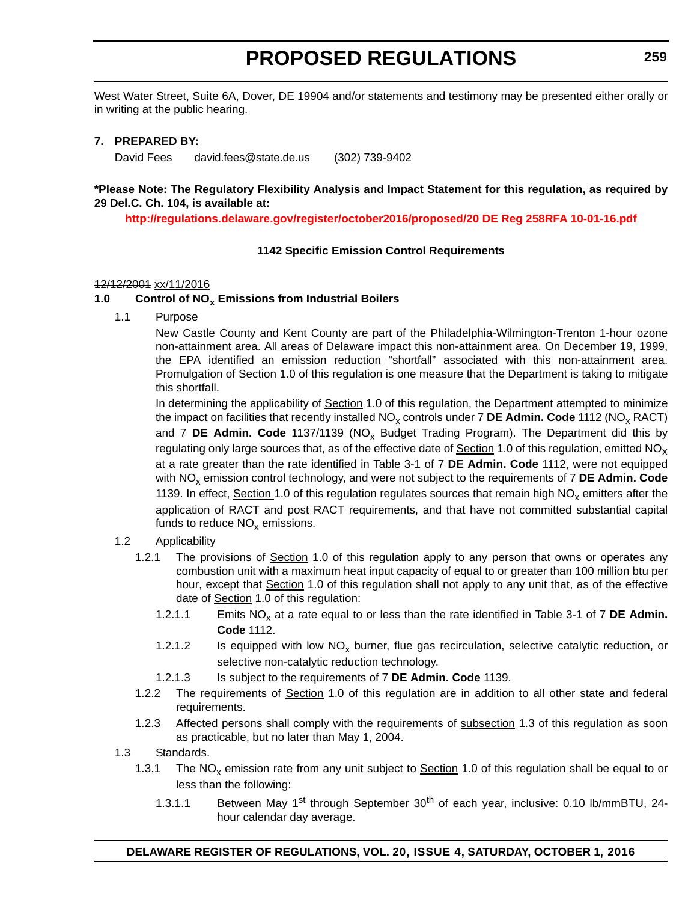West Water Street, Suite 6A, Dover, DE 19904 and/or statements and testimony may be presented either orally or in writing at the public hearing.

**7. PREPARED BY:**

David Fees david.fees@state.de.us (302) 739-9402

**\*Please Note: The Regulatory Flexibility Analysis and Impact Statement for this regulation, as required by 29 Del.C. Ch. 104, is available at:**

**http://regulations.delaware.gov/register/october2016/proposed/20 DE Reg 258RFA 10-01-16.pdf**

**1142 Specific Emission Control Requirements**

~~12/12/2001~~ xx/11/2016

**1.0 Control of $NO_x$ Emissions from Industrial Boilers**

1.1 Purpose

New Castle County and Kent County are part of the Philadelphia-Wilmington-Trenton 1-hour ozone non-attainment area. All areas of Delaware impact this non-attainment area. On December 19, 1999, the EPA identified an emission reduction "shortfall" associated with this non-attainment area. Promulgation of Section 1.0 of this regulation is one measure that the Department is taking to mitigate this shortfall.

In determining the applicability of Section 1.0 of this regulation, the Department attempted to minimize the impact on facilities that recently installed $NO_x$ controls under 7 **DE Admin. Code** 1112 ($NO_x$ RACT) and 7 **DE Admin. Code** 1137/1139 ($NO_x$ Budget Trading Program). The Department did this by regulating only large sources that, as of the effective date of Section 1.0 of this regulation, emitted $NO_X$ at a rate greater than the rate identified in Table 3-1 of 7 **DE Admin. Code** 1112, were not equipped with $NO_x$ emission control technology, and were not subject to the requirements of 7 **DE Admin. Code** 1139. In effect, Section 1.0 of this regulation regulates sources that remain high $NO_x$ emitters after the application of RACT and post RACT requirements, and that have not committed substantial capital funds to reduce $NO_x$ emissions.

1.2 Applicability

1.2.1 The provisions of Section 1.0 of this regulation apply to any person that owns or operates any combustion unit with a maximum heat input capacity of equal to or greater than 100 million btu per hour, except that Section 1.0 of this regulation shall not apply to any unit that, as of the effective date of Section 1.0 of this regulation:

1.2.1.1 Emits $NO_x$ at a rate equal to or less than the rate identified in Table 3-1 of 7 **DE Admin. Code** 1112.

1.2.1.2 Is equipped with low $NO_x$ burner, flue gas recirculation, selective catalytic reduction, or selective non-catalytic reduction technology.

1.2.1.3 Is subject to the requirements of 7 **DE Admin. Code** 1139.

1.2.2 The requirements of Section 1.0 of this regulation are in addition to all other state and federal requirements.

1.2.3 Affected persons shall comply with the requirements of subsection 1.3 of this regulation as soon as practicable, but no later than May 1, 2004.

1.3 Standards.

1.3.1 The $NO_x$ emission rate from any unit subject to Section 1.0 of this regulation shall be equal to or less than the following:

1.3.1.1 Between May 1st through September 30th of each year, inclusive: 0.10 lb/mmBTU, 24-hour calendar day average.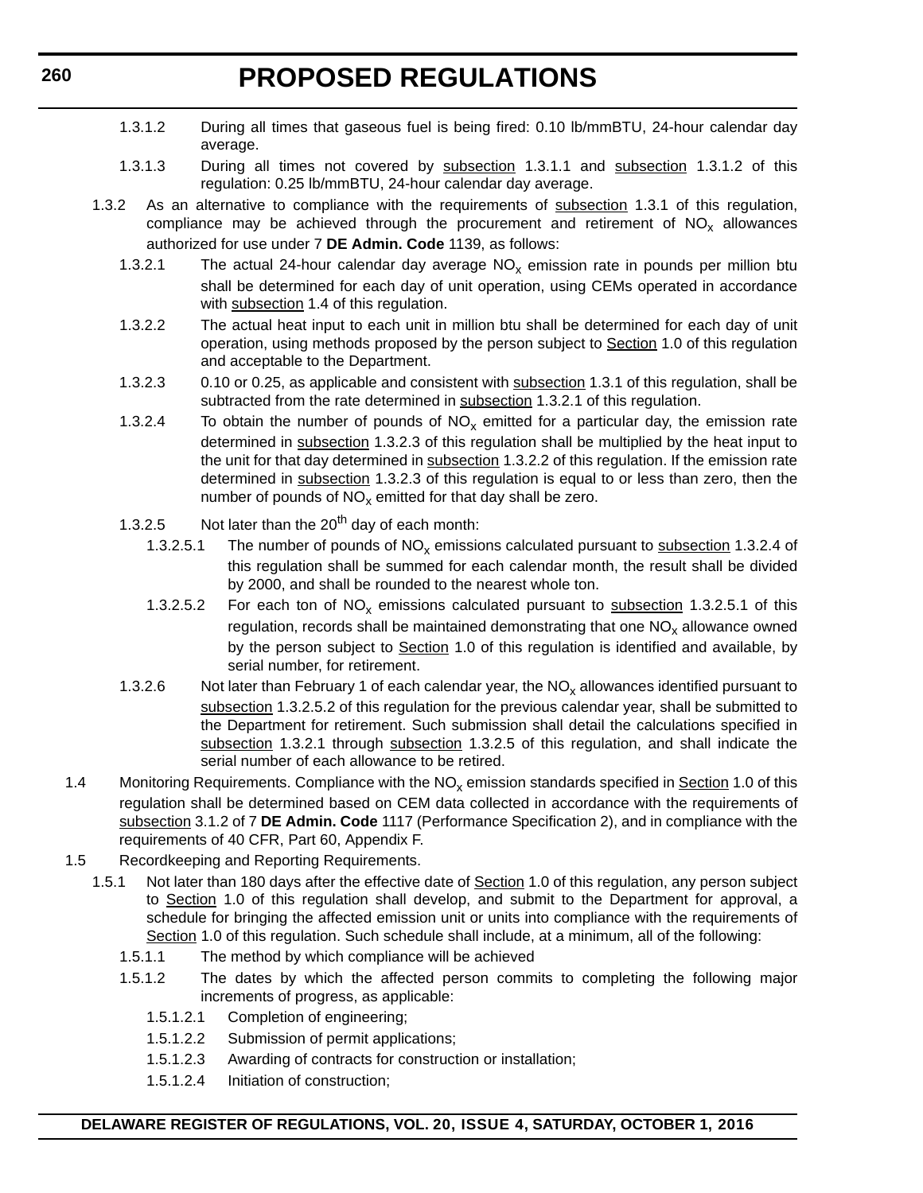1.3.1.2 During all times that gaseous fuel is being fired: 0.10 lb/mmBTU, 24-hour calendar day average.

1.3.1.3 During all times not covered by subsection 1.3.1.1 and subsection 1.3.1.2 of this regulation: 0.25 lb/mmBTU, 24-hour calendar day average.

1.3.2 As an alternative to compliance with the requirements of subsection 1.3.1 of this regulation, compliance may be achieved through the procurement and retirement of $NO_x$ allowances authorized for use under 7 **DE Admin. Code** 1139, as follows:

1.3.2.1 The actual 24-hour calendar day average $NO_x$ emission rate in pounds per million btu shall be determined for each day of unit operation, using CEMs operated in accordance with subsection 1.4 of this regulation.

1.3.2.2 The actual heat input to each unit in million btu shall be determined for each day of unit operation, using methods proposed by the person subject to Section 1.0 of this regulation and acceptable to the Department.

1.3.2.3 0.10 or 0.25, as applicable and consistent with subsection 1.3.1 of this regulation, shall be subtracted from the rate determined in subsection 1.3.2.1 of this regulation.

1.3.2.4 To obtain the number of pounds of $NO_x$ emitted for a particular day, the emission rate determined in subsection 1.3.2.3 of this regulation shall be multiplied by the heat input to the unit for that day determined in subsection 1.3.2.2 of this regulation. If the emission rate determined in subsection 1.3.2.3 of this regulation is equal to or less than zero, then the number of pounds of $NO_x$ emitted for that day shall be zero.

1.3.2.5 Not later than the 20th day of each month:

1.3.2.5.1 The number of pounds of $NO_x$ emissions calculated pursuant to subsection 1.3.2.4 of this regulation shall be summed for each calendar month, the result shall be divided by 2000, and shall be rounded to the nearest whole ton.

1.3.2.5.2 For each ton of $NO_x$ emissions calculated pursuant to subsection 1.3.2.5.1 of this regulation, records shall be maintained demonstrating that one $NO_x$ allowance owned by the person subject to Section 1.0 of this regulation is identified and available, by serial number, for retirement.

1.3.2.6 Not later than February 1 of each calendar year, the $NO_x$ allowances identified pursuant to subsection 1.3.2.5.2 of this regulation for the previous calendar year, shall be submitted to the Department for retirement. Such submission shall detail the calculations specified in subsection 1.3.2.1 through subsection 1.3.2.5 of this regulation, and shall indicate the serial number of each allowance to be retired.

1.4 Monitoring Requirements. Compliance with the $NO_x$ emission standards specified in Section 1.0 of this regulation shall be determined based on CEM data collected in accordance with the requirements of subsection 3.1.2 of 7 **DE Admin. Code** 1117 (Performance Specification 2), and in compliance with the requirements of 40 CFR, Part 60, Appendix F.

1.5 Recordkeeping and Reporting Requirements.

1.5.1 Not later than 180 days after the effective date of Section 1.0 of this regulation, any person subject to Section 1.0 of this regulation shall develop, and submit to the Department for approval, a schedule for bringing the affected emission unit or units into compliance with the requirements of Section 1.0 of this regulation. Such schedule shall include, at a minimum, all of the following:

1.5.1.1 The method by which compliance will be achieved

1.5.1.2 The dates by which the affected person commits to completing the following major increments of progress, as applicable:

1.5.1.2.1 Completion of engineering;

1.5.1.2.2 Submission of permit applications;

1.5.1.2.3 Awarding of contracts for construction or installation;

1.5.1.2.4 Initiation of construction;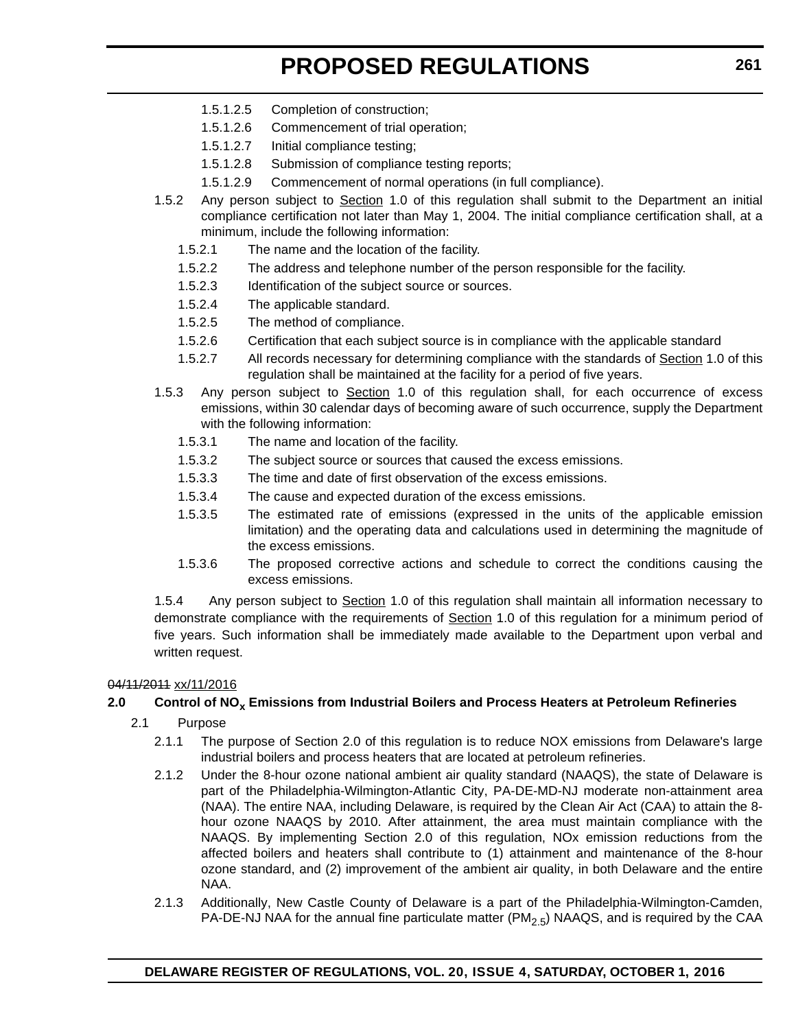1.5.1.2.5 Completion of construction;

1.5.1.2.6 Commencement of trial operation;

1.5.1.2.7 Initial compliance testing;

1.5.1.2.8 Submission of compliance testing reports;

1.5.1.2.9 Commencement of normal operations (in full compliance).

1.5.2 Any person subject to Section 1.0 of this regulation shall submit to the Department an initial compliance certification not later than May 1, 2004. The initial compliance certification shall, at a minimum, include the following information:

1.5.2.1 The name and the location of the facility.

1.5.2.2 The address and telephone number of the person responsible for the facility.

1.5.2.3 Identification of the subject source or sources.

1.5.2.4 The applicable standard.

1.5.2.5 The method of compliance.

1.5.2.6 Certification that each subject source is in compliance with the applicable standard

1.5.2.7 All records necessary for determining compliance with the standards of Section 1.0 of this regulation shall be maintained at the facility for a period of five years.

1.5.3 Any person subject to Section 1.0 of this regulation shall, for each occurrence of excess emissions, within 30 calendar days of becoming aware of such occurrence, supply the Department with the following information:

1.5.3.1 The name and location of the facility.

1.5.3.2 The subject source or sources that caused the excess emissions.

1.5.3.3 The time and date of first observation of the excess emissions.

1.5.3.4 The cause and expected duration of the excess emissions.

1.5.3.5 The estimated rate of emissions (expressed in the units of the applicable emission limitation) and the operating data and calculations used in determining the magnitude of the excess emissions.

1.5.3.6 The proposed corrective actions and schedule to correct the conditions causing the excess emissions.

1.5.4 Any person subject to Section 1.0 of this regulation shall maintain all information necessary to demonstrate compliance with the requirements of Section 1.0 of this regulation for a minimum period of five years. Such information shall be immediately made available to the Department upon verbal and written request.

~~04/11/2011~~ xx/11/2016

**2.0 Control of $NO_x$ Emissions from Industrial Boilers and Process Heaters at Petroleum Refineries**

2.1 Purpose

2.1.1 The purpose of Section 2.0 of this regulation is to reduce NOX emissions from Delaware's large industrial boilers and process heaters that are located at petroleum refineries.

2.1.2 Under the 8-hour ozone national ambient air quality standard (NAAQS), the state of Delaware is part of the Philadelphia-Wilmington-Atlantic City, PA-DE-MD-NJ moderate non-attainment area (NAA). The entire NAA, including Delaware, is required by the Clean Air Act (CAA) to attain the 8-hour ozone NAAQS by 2010. After attainment, the area must maintain compliance with the NAAQS. By implementing Section 2.0 of this regulation, NOx emission reductions from the affected boilers and heaters shall contribute to (1) attainment and maintenance of the 8-hour ozone standard, and (2) improvement of the ambient air quality, in both Delaware and the entire NAA.

2.1.3 Additionally, New Castle County of Delaware is a part of the Philadelphia-Wilmington-Camden, PA-DE-NJ NAA for the annual fine particulate matter ($PM_{2.5}$) NAAQS, and is required by the CAA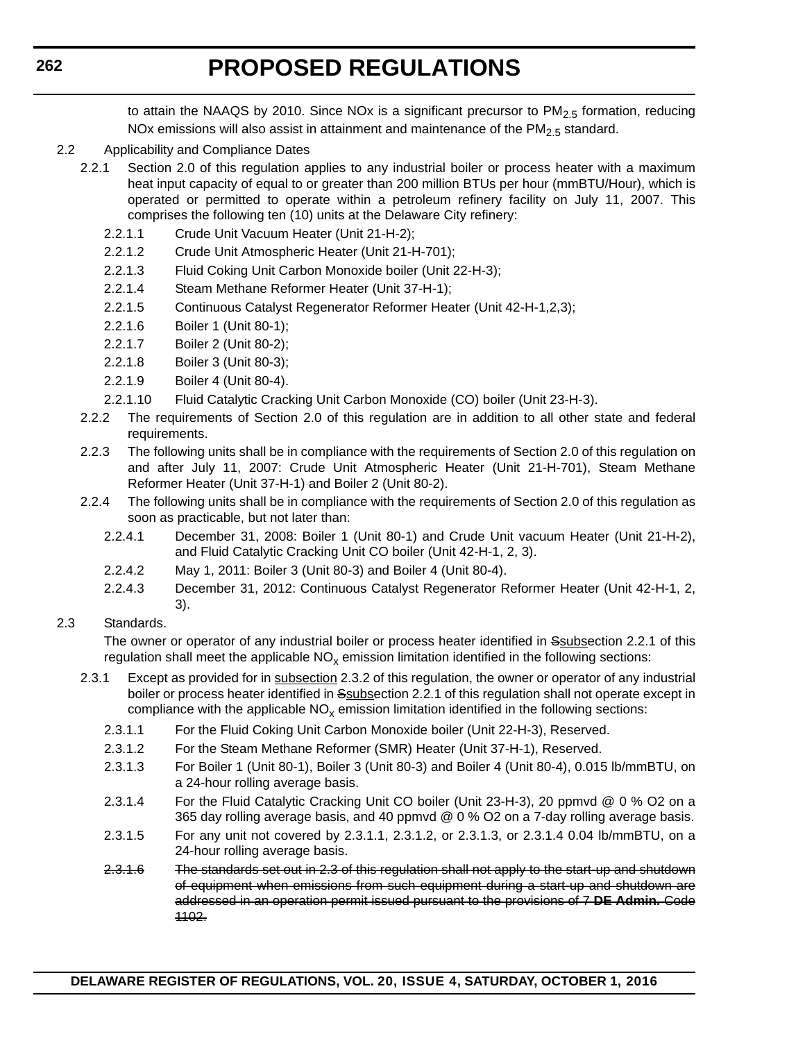to attain the NAAQS by 2010. Since NOx is a significant precursor to $PM_{2.5}$ formation, reducing NOx emissions will also assist in attainment and maintenance of the $PM_{2.5}$ standard.

2.2 Applicability and Compliance Dates

2.2.1 Section 2.0 of this regulation applies to any industrial boiler or process heater with a maximum heat input capacity of equal to or greater than 200 million BTUs per hour (mmBTU/Hour), which is operated or permitted to operate within a petroleum refinery facility on July 11, 2007. This comprises the following ten (10) units at the Delaware City refinery:

2.2.1.1 Crude Unit Vacuum Heater (Unit 21-H-2);

2.2.1.2 Crude Unit Atmospheric Heater (Unit 21-H-701);

2.2.1.3 Fluid Coking Unit Carbon Monoxide boiler (Unit 22-H-3);

2.2.1.4 Steam Methane Reformer Heater (Unit 37-H-1);

2.2.1.5 Continuous Catalyst Regenerator Reformer Heater (Unit 42-H-1,2,3);

2.2.1.6 Boiler 1 (Unit 80-1);

2.2.1.7 Boiler 2 (Unit 80-2);

2.2.1.8 Boiler 3 (Unit 80-3);

2.2.1.9 Boiler 4 (Unit 80-4).

2.2.1.10 Fluid Catalytic Cracking Unit Carbon Monoxide (CO) boiler (Unit 23-H-3).

2.2.2 The requirements of Section 2.0 of this regulation are in addition to all other state and federal requirements.

2.2.3 The following units shall be in compliance with the requirements of Section 2.0 of this regulation on and after July 11, 2007: Crude Unit Atmospheric Heater (Unit 21-H-701), Steam Methane Reformer Heater (Unit 37-H-1) and Boiler 2 (Unit 80-2).

2.2.4 The following units shall be in compliance with the requirements of Section 2.0 of this regulation as soon as practicable, but not later than:

2.2.4.1 December 31, 2008: Boiler 1 (Unit 80-1) and Crude Unit vacuum Heater (Unit 21-H-2), and Fluid Catalytic Cracking Unit CO boiler (Unit 42-H-1, 2, 3).

2.2.4.2 May 1, 2011: Boiler 3 (Unit 80-3) and Boiler 4 (Unit 80-4).

2.2.4.3 December 31, 2012: Continuous Catalyst Regenerator Reformer Heater (Unit 42-H-1, 2, 3).

2.3 Standards.

The owner or operator of any industrial boiler or process heater identified in ~~S~~subsection 2.2.1 of this regulation shall meet the applicable $NO_x$ emission limitation identified in the following sections:

2.3.1 Except as provided for in subsection 2.3.2 of this regulation, the owner or operator of any industrial boiler or process heater identified in ~~S~~subsection 2.2.1 of this regulation shall not operate except in compliance with the applicable $NO_x$ emission limitation identified in the following sections:

2.3.1.1 For the Fluid Coking Unit Carbon Monoxide boiler (Unit 22-H-3), Reserved.

2.3.1.2 For the Steam Methane Reformer (SMR) Heater (Unit 37-H-1), Reserved.

2.3.1.3 For Boiler 1 (Unit 80-1), Boiler 3 (Unit 80-3) and Boiler 4 (Unit 80-4), 0.015 lb/mmBTU, on a 24-hour rolling average basis.

2.3.1.4 For the Fluid Catalytic Cracking Unit CO boiler (Unit 23-H-3), 20 ppmvd @ 0 % O2 on a 365 day rolling average basis, and 40 ppmvd @ 0 % O2 on a 7-day rolling average basis.

2.3.1.5 For any unit not covered by 2.3.1.1, 2.3.1.2, or 2.3.1.3, or 2.3.1.4 0.04 lb/mmBTU, on a 24-hour rolling average basis.

~~2.3.1.6 The standards set out in 2.3 of this regulation shall not apply to the start-up and shutdown of equipment when emissions from such equipment during a start-up and shutdown are addressed in an operation permit issued pursuant to the provisions of 7 **DE Admin.** Code 1102.~~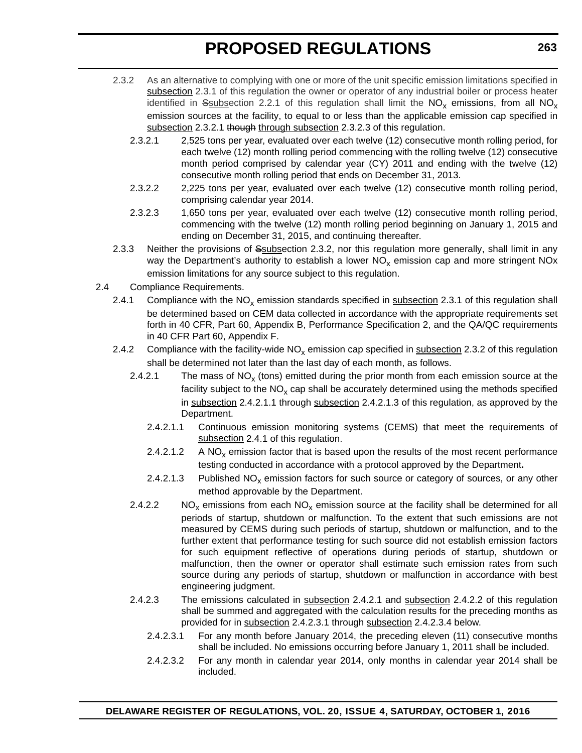2.3.2 As an alternative to complying with one or more of the unit specific emission limitations specified in subsection 2.3.1 of this regulation the owner or operator of any industrial boiler or process heater identified in ~~S~~subsection 2.2.1 of this regulation shall limit the $NO_x$ emissions, from all $NO_x$ emission sources at the facility, to equal to or less than the applicable emission cap specified in subsection 2.3.2.1 ~~though~~ through subsection 2.3.2.3 of this regulation.

2.3.2.1 2,525 tons per year, evaluated over each twelve (12) consecutive month rolling period, for each twelve (12) month rolling period commencing with the rolling twelve (12) consecutive month period comprised by calendar year (CY) 2011 and ending with the twelve (12) consecutive month rolling period that ends on December 31, 2013.

2.3.2.2 2,225 tons per year, evaluated over each twelve (12) consecutive month rolling period, comprising calendar year 2014.

2.3.2.3 1,650 tons per year, evaluated over each twelve (12) consecutive month rolling period, commencing with the twelve (12) month rolling period beginning on January 1, 2015 and ending on December 31, 2015, and continuing thereafter.

2.3.3 Neither the provisions of ~~S~~subsection 2.3.2, nor this regulation more generally, shall limit in any way the Department's authority to establish a lower $NO_x$ emission cap and more stringent NOx emission limitations for any source subject to this regulation.

2.4 Compliance Requirements.

2.4.1 Compliance with the $NO_x$ emission standards specified in subsection 2.3.1 of this regulation shall be determined based on CEM data collected in accordance with the appropriate requirements set forth in 40 CFR, Part 60, Appendix B, Performance Specification 2, and the QA/QC requirements in 40 CFR Part 60, Appendix F.

2.4.2 Compliance with the facility-wide $NO_x$ emission cap specified in subsection 2.3.2 of this regulation shall be determined not later than the last day of each month, as follows.

2.4.2.1 The mass of $NO_x$ (tons) emitted during the prior month from each emission source at the facility subject to the $NO_x$ cap shall be accurately determined using the methods specified in subsection 2.4.2.1.1 through subsection 2.4.2.1.3 of this regulation, as approved by the Department.

2.4.2.1.1 Continuous emission monitoring systems (CEMS) that meet the requirements of subsection 2.4.1 of this regulation.

2.4.2.1.2 A $NO_x$ emission factor that is based upon the results of the most recent performance testing conducted in accordance with a protocol approved by the Department**.**

2.4.2.1.3 Published $NO_x$ emission factors for such source or category of sources, or any other method approvable by the Department.

2.4.2.2 $NO_x$ emissions from each $NO_x$ emission source at the facility shall be determined for all periods of startup, shutdown or malfunction. To the extent that such emissions are not measured by CEMS during such periods of startup, shutdown or malfunction, and to the further extent that performance testing for such source did not establish emission factors for such equipment reflective of operations during periods of startup, shutdown or malfunction, then the owner or operator shall estimate such emission rates from such source during any periods of startup, shutdown or malfunction in accordance with best engineering judgment.

2.4.2.3 The emissions calculated in subsection 2.4.2.1 and subsection 2.4.2.2 of this regulation shall be summed and aggregated with the calculation results for the preceding months as provided for in subsection 2.4.2.3.1 through subsection 2.4.2.3.4 below.

2.4.2.3.1 For any month before January 2014, the preceding eleven (11) consecutive months shall be included. No emissions occurring before January 1, 2011 shall be included.

2.4.2.3.2 For any month in calendar year 2014, only months in calendar year 2014 shall be included.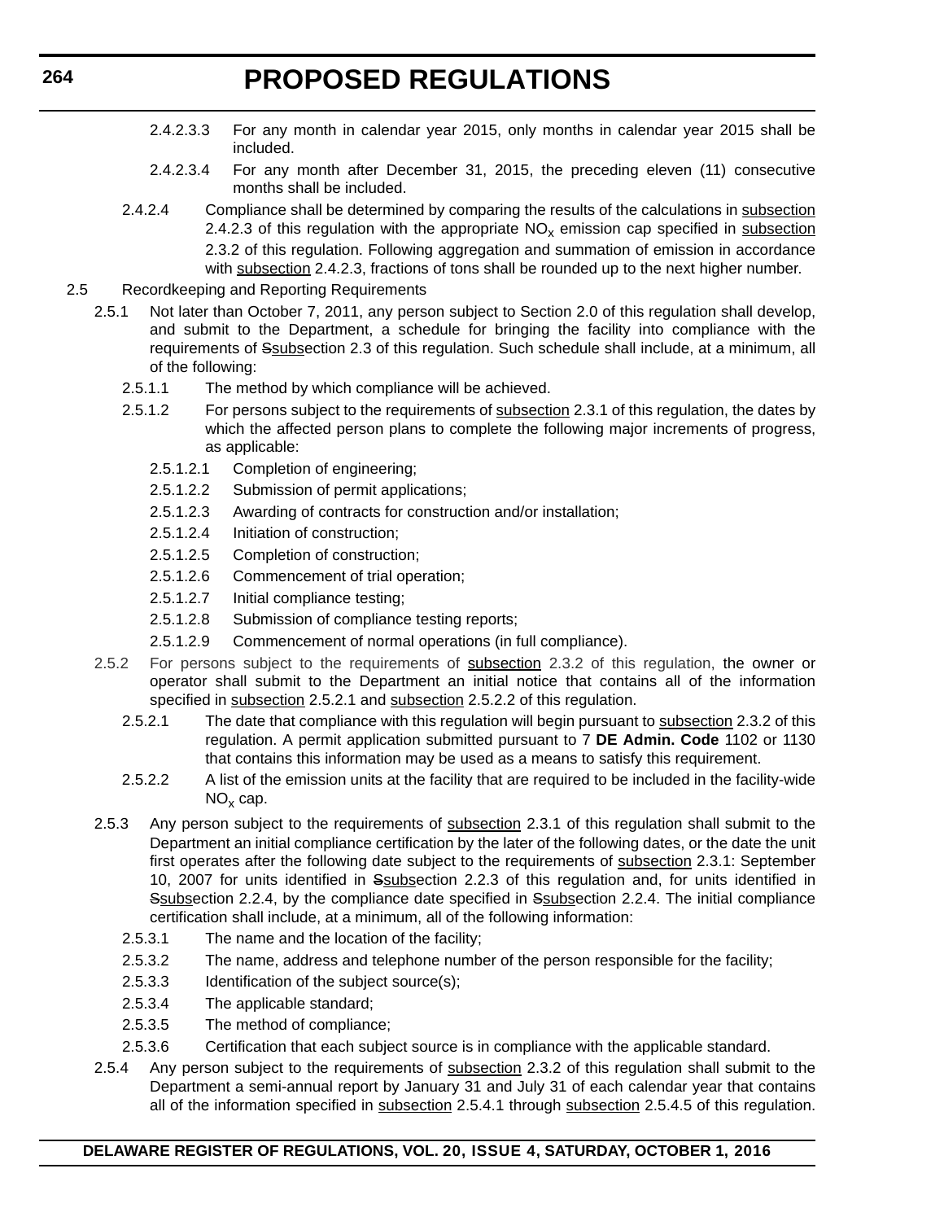2.4.2.3.3 For any month in calendar year 2015, only months in calendar year 2015 shall be included.

2.4.2.3.4 For any month after December 31, 2015, the preceding eleven (11) consecutive months shall be included.

2.4.2.4 Compliance shall be determined by comparing the results of the calculations in subsection 2.4.2.3 of this regulation with the appropriate $NO_x$ emission cap specified in subsection 2.3.2 of this regulation. Following aggregation and summation of emission in accordance with subsection 2.4.2.3, fractions of tons shall be rounded up to the next higher number.

2.5 Recordkeeping and Reporting Requirements

2.5.1 Not later than October 7, 2011, any person subject to Section 2.0 of this regulation shall develop, and submit to the Department, a schedule for bringing the facility into compliance with the requirements of ~~S~~subsection 2.3 of this regulation. Such schedule shall include, at a minimum, all of the following:

2.5.1.1 The method by which compliance will be achieved.

2.5.1.2 For persons subject to the requirements of subsection 2.3.1 of this regulation, the dates by which the affected person plans to complete the following major increments of progress, as applicable:

2.5.1.2.1 Completion of engineering;

2.5.1.2.2 Submission of permit applications;

2.5.1.2.3 Awarding of contracts for construction and/or installation;

2.5.1.2.4 Initiation of construction;

2.5.1.2.5 Completion of construction;

2.5.1.2.6 Commencement of trial operation;

2.5.1.2.7 Initial compliance testing;

2.5.1.2.8 Submission of compliance testing reports;

2.5.1.2.9 Commencement of normal operations (in full compliance).

2.5.2 For persons subject to the requirements of subsection 2.3.2 of this regulation, the owner or operator shall submit to the Department an initial notice that contains all of the information specified in subsection 2.5.2.1 and subsection 2.5.2.2 of this regulation.

2.5.2.1 The date that compliance with this regulation will begin pursuant to subsection 2.3.2 of this regulation. A permit application submitted pursuant to 7 **DE Admin. Code** 1102 or 1130 that contains this information may be used as a means to satisfy this requirement.

2.5.2.2 A list of the emission units at the facility that are required to be included in the facility-wide $NO_x$ cap.

2.5.3 Any person subject to the requirements of subsection 2.3.1 of this regulation shall submit to the Department an initial compliance certification by the later of the following dates, or the date the unit first operates after the following date subject to the requirements of subsection 2.3.1: September 10, 2007 for units identified in ~~S~~subsection 2.2.3 of this regulation and, for units identified in ~~S~~subsection 2.2.4, by the compliance date specified in ~~S~~subsection 2.2.4. The initial compliance certification shall include, at a minimum, all of the following information:

2.5.3.1 The name and the location of the facility;

2.5.3.2 The name, address and telephone number of the person responsible for the facility;

2.5.3.3 Identification of the subject source(s);

2.5.3.4 The applicable standard;

2.5.3.5 The method of compliance;

2.5.3.6 Certification that each subject source is in compliance with the applicable standard.

2.5.4 Any person subject to the requirements of subsection 2.3.2 of this regulation shall submit to the Department a semi-annual report by January 31 and July 31 of each calendar year that contains all of the information specified in subsection 2.5.4.1 through subsection 2.5.4.5 of this regulation.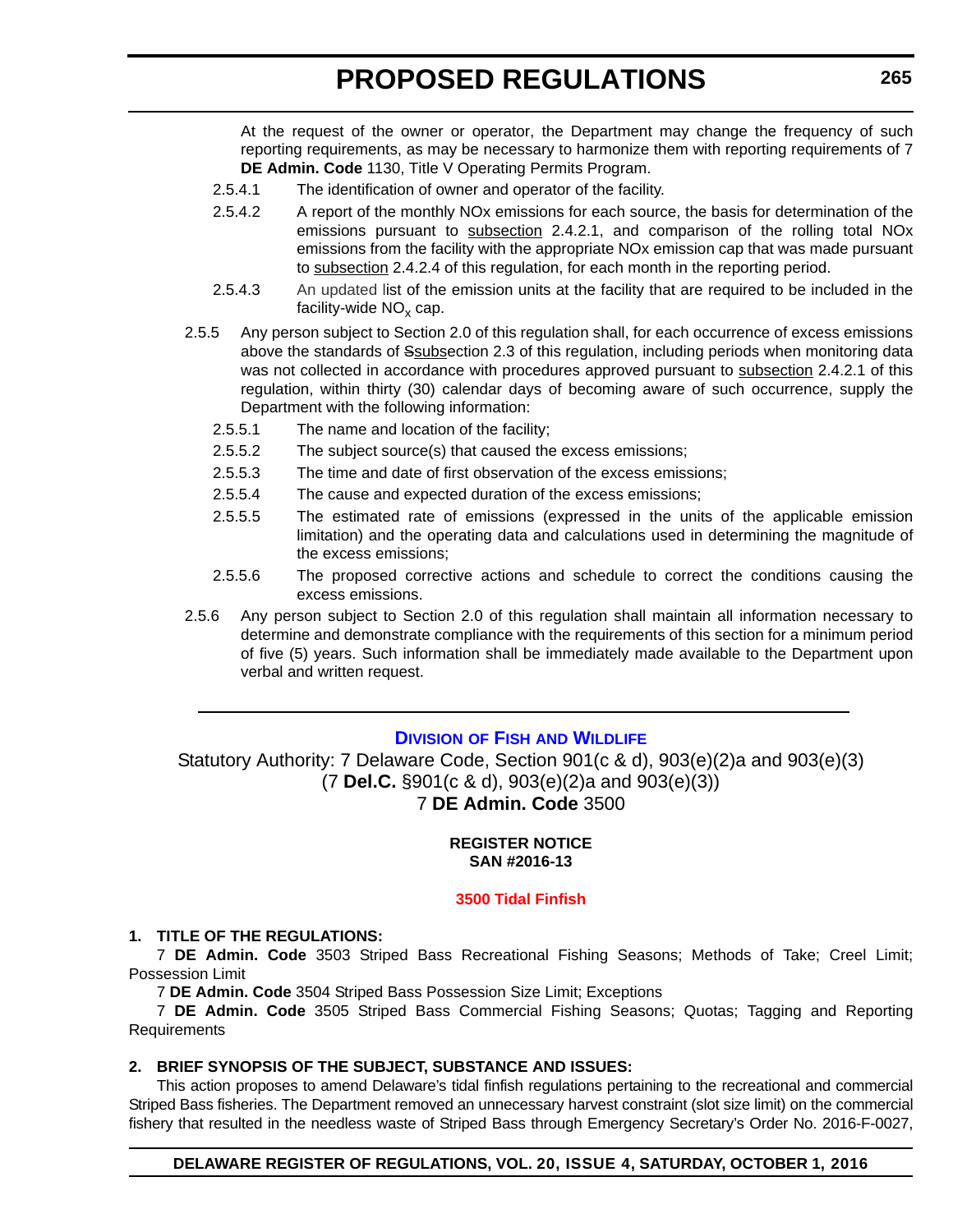At the request of the owner or operator, the Department may change the frequency of such reporting requirements, as may be necessary to harmonize them with reporting requirements of 7 **DE Admin. Code** 1130, Title V Operating Permits Program.

2.5.4.1 The identification of owner and operator of the facility.

2.5.4.2 A report of the monthly NOx emissions for each source, the basis for determination of the emissions pursuant to subsection 2.4.2.1, and comparison of the rolling total NOx emissions from the facility with the appropriate NOx emission cap that was made pursuant to subsection 2.4.2.4 of this regulation, for each month in the reporting period.

2.5.4.3 An updated list of the emission units at the facility that are required to be included in the facility-wide $NO_x$ cap.

2.5.5 Any person subject to Section 2.0 of this regulation shall, for each occurrence of excess emissions above the standards of ~~S~~subsection 2.3 of this regulation, including periods when monitoring data was not collected in accordance with procedures approved pursuant to subsection 2.4.2.1 of this regulation, within thirty (30) calendar days of becoming aware of such occurrence, supply the Department with the following information:

2.5.5.1 The name and location of the facility;

2.5.5.2 The subject source(s) that caused the excess emissions;

2.5.5.3 The time and date of first observation of the excess emissions;

2.5.5.4 The cause and expected duration of the excess emissions;

2.5.5.5 The estimated rate of emissions (expressed in the units of the applicable emission limitation) and the operating data and calculations used in determining the magnitude of the excess emissions;

2.5.5.6 The proposed corrective actions and schedule to correct the conditions causing the excess emissions.

2.5.6 Any person subject to Section 2.0 of this regulation shall maintain all information necessary to determine and demonstrate compliance with the requirements of this section for a minimum period of five (5) years. Such information shall be immediately made available to the Department upon verbal and written request.

---

## Division of Fish and Wildlife

Statutory Authority: 7 Delaware Code, Section 901(c & d), 903(e)(2)a and 903(e)(3)
(7 **Del.C.** §901(c & d), 903(e)(2)a and 903(e)(3))
7 **DE Admin. Code** 3500

**REGISTER NOTICE**
**SAN #2016-13**

### 3500 Tidal Finfish

**1. TITLE OF THE REGULATIONS:**

7 **DE Admin. Code** 3503 Striped Bass Recreational Fishing Seasons; Methods of Take; Creel Limit; Possession Limit

7 **DE Admin. Code** 3504 Striped Bass Possession Size Limit; Exceptions

7 **DE Admin. Code** 3505 Striped Bass Commercial Fishing Seasons; Quotas; Tagging and Reporting Requirements

**2. BRIEF SYNOPSIS OF THE SUBJECT, SUBSTANCE AND ISSUES:**

This action proposes to amend Delaware's tidal finfish regulations pertaining to the recreational and commercial Striped Bass fisheries. The Department removed an unnecessary harvest constraint (slot size limit) on the commercial fishery that resulted in the needless waste of Striped Bass through Emergency Secretary's Order No. 2016-F-0027,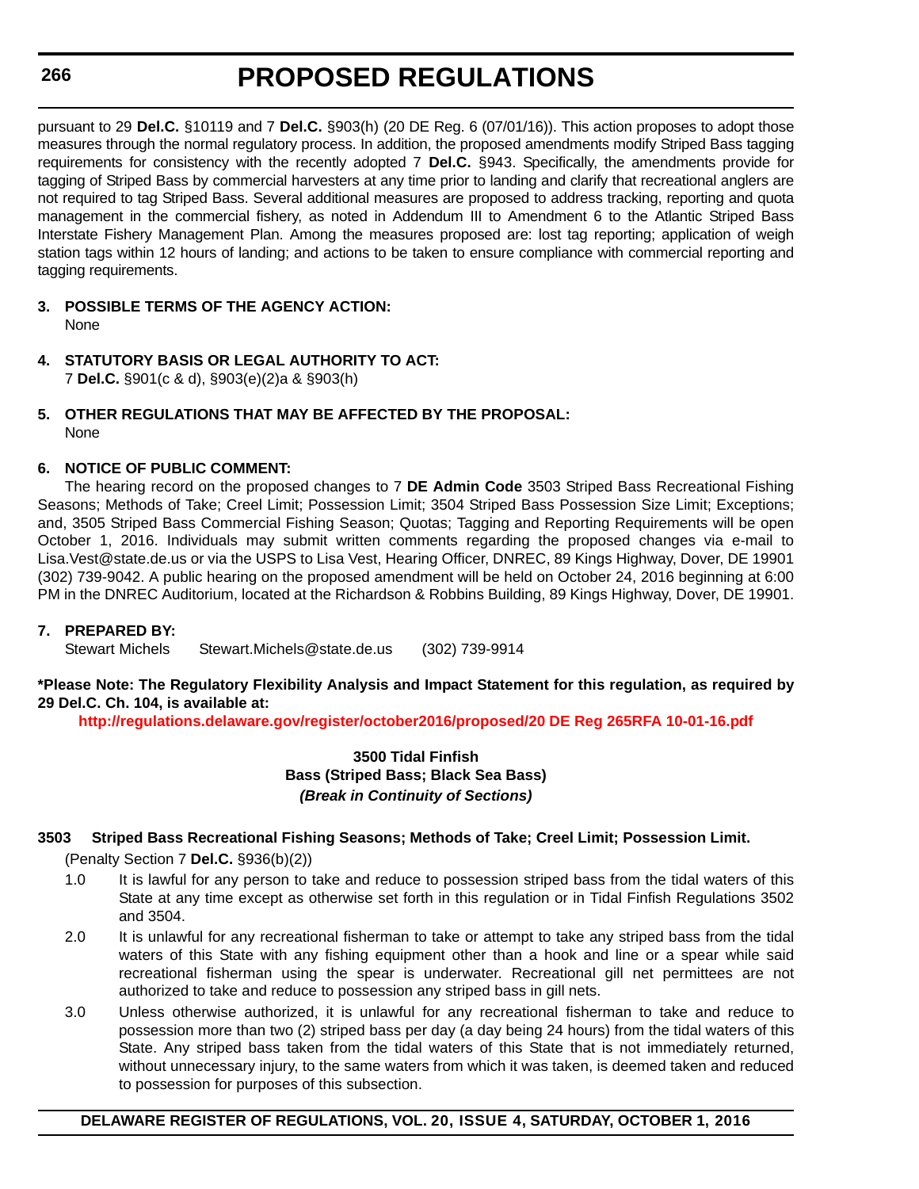pursuant to 29 **Del.C.** §10119 and 7 **Del.C.** §903(h) (20 DE Reg. 6 (07/01/16)). This action proposes to adopt those measures through the normal regulatory process. In addition, the proposed amendments modify Striped Bass tagging requirements for consistency with the recently adopted 7 **Del.C.** §943. Specifically, the amendments provide for tagging of Striped Bass by commercial harvesters at any time prior to landing and clarify that recreational anglers are not required to tag Striped Bass. Several additional measures are proposed to address tracking, reporting and quota management in the commercial fishery, as noted in Addendum III to Amendment 6 to the Atlantic Striped Bass Interstate Fishery Management Plan. Among the measures proposed are: lost tag reporting; application of weigh station tags within 12 hours of landing; and actions to be taken to ensure compliance with commercial reporting and tagging requirements.

**3. POSSIBLE TERMS OF THE AGENCY ACTION:**

None

**4. STATUTORY BASIS OR LEGAL AUTHORITY TO ACT:**

7 **Del.C.** §901(c & d), §903(e)(2)a & §903(h)

**5. OTHER REGULATIONS THAT MAY BE AFFECTED BY THE PROPOSAL:**

None

**6. NOTICE OF PUBLIC COMMENT:**

The hearing record on the proposed changes to 7 **DE Admin Code** 3503 Striped Bass Recreational Fishing Seasons; Methods of Take; Creel Limit; Possession Limit; 3504 Striped Bass Possession Size Limit; Exceptions; and, 3505 Striped Bass Commercial Fishing Season; Quotas; Tagging and Reporting Requirements will be open October 1, 2016. Individuals may submit written comments regarding the proposed changes via e-mail to Lisa.Vest@state.de.us or via the USPS to Lisa Vest, Hearing Officer, DNREC, 89 Kings Highway, Dover, DE 19901 (302) 739-9042. A public hearing on the proposed amendment will be held on October 24, 2016 beginning at 6:00 PM in the DNREC Auditorium, located at the Richardson & Robbins Building, 89 Kings Highway, Dover, DE 19901.

**7. PREPARED BY:**

Stewart Michels    Stewart.Michels@state.de.us    (302) 739-9914

**\*Please Note: The Regulatory Flexibility Analysis and Impact Statement for this regulation, as required by 29 Del.C. Ch. 104, is available at:**

**http://regulations.delaware.gov/register/october2016/proposed/20 DE Reg 265RFA 10-01-16.pdf**

**3500 Tidal Finfish**
**Bass (Striped Bass; Black Sea Bass)**
***(Break in Continuity of Sections)***

**3503 Striped Bass Recreational Fishing Seasons; Methods of Take; Creel Limit; Possession Limit.**

(Penalty Section 7 **Del.C.** §936(b)(2))

1.0 It is lawful for any person to take and reduce to possession striped bass from the tidal waters of this State at any time except as otherwise set forth in this regulation or in Tidal Finfish Regulations 3502 and 3504.

2.0 It is unlawful for any recreational fisherman to take or attempt to take any striped bass from the tidal waters of this State with any fishing equipment other than a hook and line or a spear while said recreational fisherman using the spear is underwater. Recreational gill net permittees are not authorized to take and reduce to possession any striped bass in gill nets.

3.0 Unless otherwise authorized, it is unlawful for any recreational fisherman to take and reduce to possession more than two (2) striped bass per day (a day being 24 hours) from the tidal waters of this State. Any striped bass taken from the tidal waters of this State that is not immediately returned, without unnecessary injury, to the same waters from which it was taken, is deemed taken and reduced to possession for purposes of this subsection.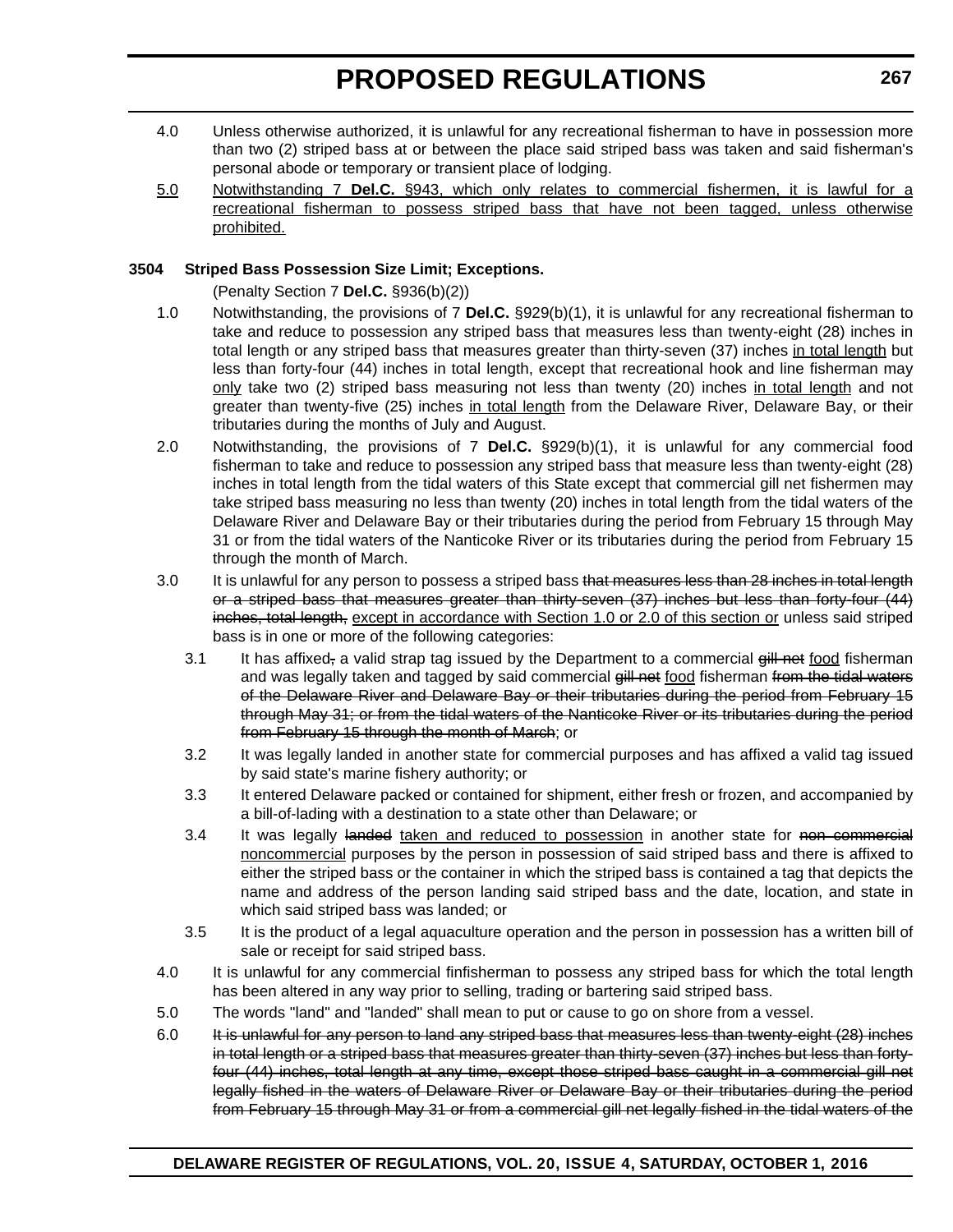4.0 Unless otherwise authorized, it is unlawful for any recreational fisherman to have in possession more than two (2) striped bass at or between the place said striped bass was taken and said fisherman's personal abode or temporary or transient place of lodging.

<u>5.0</u> <u>Notwithstanding 7 **Del.C.** §943, which only relates to commercial fishermen, it is lawful for a recreational fisherman to possess striped bass that have not been tagged, unless otherwise prohibited.</u>

**3504 Striped Bass Possession Size Limit; Exceptions.**

(Penalty Section 7 **Del.C.** §936(b)(2))

1.0 Notwithstanding, the provisions of 7 **Del.C.** §929(b)(1), it is unlawful for any recreational fisherman to take and reduce to possession any striped bass that measures less than twenty-eight (28) inches in total length or any striped bass that measures greater than thirty-seven (37) inches <u>in total length</u> but less than forty-four (44) inches in total length, except that recreational hook and line fisherman may <u>only</u> take two (2) striped bass measuring not less than twenty (20) inches <u>in total length</u> and not greater than twenty-five (25) inches <u>in total length</u> from the Delaware River, Delaware Bay, or their tributaries during the months of July and August.

2.0 Notwithstanding, the provisions of 7 **Del.C.** §929(b)(1), it is unlawful for any commercial food fisherman to take and reduce to possession any striped bass that measure less than twenty-eight (28) inches in total length from the tidal waters of this State except that commercial gill net fishermen may take striped bass measuring no less than twenty (20) inches in total length from the tidal waters of the Delaware River and Delaware Bay or their tributaries during the period from February 15 through May 31 or from the tidal waters of the Nanticoke River or its tributaries during the period from February 15 through the month of March.

3.0 It is unlawful for any person to possess a striped bass ~~that measures less than 28 inches in total length or a striped bass that measures greater than thirty-seven (37) inches but less than forty-four (44) inches, total length,~~ <u>except in accordance with Section 1.0 or 2.0 of this section or</u> unless said striped bass is in one or more of the following categories:

3.1 It has affixed~~,~~ a valid strap tag issued by the Department to a commercial ~~gill net~~ <u>food</u> fisherman and was legally taken and tagged by said commercial ~~gill net~~ <u>food</u> fisherman ~~from the tidal waters of the Delaware River and Delaware Bay or their tributaries during the period from February 15 through May 31; or from the tidal waters of the Nanticoke River or its tributaries during the period from February 15 through the month of March~~; or

3.2 It was legally landed in another state for commercial purposes and has affixed a valid tag issued by said state's marine fishery authority; or

3.3 It entered Delaware packed or contained for shipment, either fresh or frozen, and accompanied by a bill-of-lading with a destination to a state other than Delaware; or

3.4 It was legally ~~landed~~ <u>taken and reduced to possession</u> in another state for ~~non-commercial~~ <u>noncommercial</u> purposes by the person in possession of said striped bass and there is affixed to either the striped bass or the container in which the striped bass is contained a tag that depicts the name and address of the person landing said striped bass and the date, location, and state in which said striped bass was landed; or

3.5 It is the product of a legal aquaculture operation and the person in possession has a written bill of sale or receipt for said striped bass.

4.0 It is unlawful for any commercial finfisherman to possess any striped bass for which the total length has been altered in any way prior to selling, trading or bartering said striped bass.

5.0 The words "land" and "landed" shall mean to put or cause to go on shore from a vessel.

6.0 ~~It is unlawful for any person to land any striped bass that measures less than twenty-eight (28) inches in total length or a striped bass that measures greater than thirty-seven (37) inches but less than forty-four (44) inches, total length at any time, except those striped bass caught in a commercial gill net legally fished in the waters of Delaware River or Delaware Bay or their tributaries during the period from February 15 through May 31 or from a commercial gill net legally fished in the tidal waters of the~~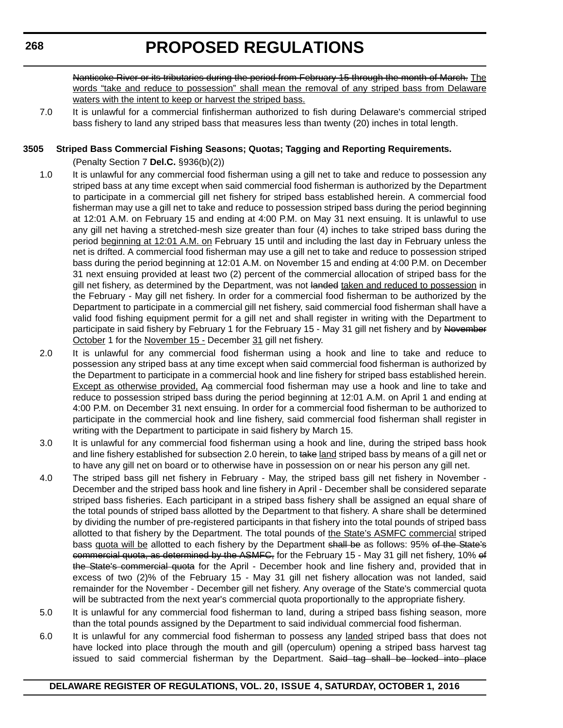~~Nanticoke River or its tributaries during the period from February 15 through the month of March.~~ <u>The words "take and reduce to possession" shall mean the removal of any striped bass from Delaware waters with the intent to keep or harvest the striped bass.</u>

7.0 It is unlawful for a commercial finfisherman authorized to fish during Delaware's commercial striped bass fishery to land any striped bass that measures less than twenty (20) inches in total length.

**3505 Striped Bass Commercial Fishing Seasons; Quotas; Tagging and Reporting Requirements.**

(Penalty Section 7 **Del.C.** §936(b)(2))

1.0 It is unlawful for any commercial food fisherman using a gill net to take and reduce to possession any striped bass at any time except when said commercial food fisherman is authorized by the Department to participate in a commercial gill net fishery for striped bass established herein. A commercial food fisherman may use a gill net to take and reduce to possession striped bass during the period beginning at 12:01 A.M. on February 15 and ending at 4:00 P.M. on May 31 next ensuing. It is unlawful to use any gill net having a stretched-mesh size greater than four (4) inches to take striped bass during the period <u>beginning at 12:01 A.M. on</u> February 15 until and including the last day in February unless the net is drifted. A commercial food fisherman may use a gill net to take and reduce to possession striped bass during the period beginning at 12:01 A.M. on November 15 and ending at 4:00 P.M. on December 31 next ensuing provided at least two (2) percent of the commercial allocation of striped bass for the gill net fishery, as determined by the Department, was not ~~landed~~ <u>taken and reduced to possession</u> in the February - May gill net fishery. In order for a commercial food fisherman to be authorized by the Department to participate in a commercial gill net fishery, said commercial food fisherman shall have a valid food fishing equipment permit for a gill net and shall register in writing with the Department to participate in said fishery by February 1 for the February 15 - May 31 gill net fishery and by ~~November~~ <u>October</u> 1 for the <u>November 15 -</u> December <u>31</u> gill net fishery.

2.0 It is unlawful for any commercial food fisherman using a hook and line to take and reduce to possession any striped bass at any time except when said commercial food fisherman is authorized by the Department to participate in a commercial hook and line fishery for striped bass established herein. <u>Except as otherwise provided,</u> ~~A~~<u>a</u> commercial food fisherman may use a hook and line to take and reduce to possession striped bass during the period beginning at 12:01 A.M. on April 1 and ending at 4:00 P.M. on December 31 next ensuing. In order for a commercial food fisherman to be authorized to participate in the commercial hook and line fishery, said commercial food fisherman shall register in writing with the Department to participate in said fishery by March 15.

3.0 It is unlawful for any commercial food fisherman using a hook and line, during the striped bass hook and line fishery established for subsection 2.0 herein, to ~~take~~ <u>land</u> striped bass by means of a gill net or to have any gill net on board or to otherwise have in possession on or near his person any gill net.

4.0 The striped bass gill net fishery in February - May, the striped bass gill net fishery in November - December and the striped bass hook and line fishery in April - December shall be considered separate striped bass fisheries. Each participant in a striped bass fishery shall be assigned an equal share of the total pounds of striped bass allotted by the Department to that fishery. A share shall be determined by dividing the number of pre-registered participants in that fishery into the total pounds of striped bass allotted to that fishery by the Department. The total pounds of <u>the State's ASMFC commercial</u> striped bass <u>quota will be</u> allotted to each fishery by the Department ~~shall be~~ as follows: 95% ~~of the State's commercial quota, as determined by the ASMFC,~~ for the February 15 - May 31 gill net fishery, 10% ~~of the State's commercial quota~~ for the April - December hook and line fishery and, provided that in excess of two (2)% of the February 15 - May 31 gill net fishery allocation was not landed, said remainder for the November - December gill net fishery. Any overage of the State's commercial quota will be subtracted from the next year's commercial quota proportionally to the appropriate fishery.

5.0 It is unlawful for any commercial food fisherman to land, during a striped bass fishing season, more than the total pounds assigned by the Department to said individual commercial food fisherman.

6.0 It is unlawful for any commercial food fisherman to possess any <u>landed</u> striped bass that does not have locked into place through the mouth and gill (operculum) opening a striped bass harvest tag issued to said commercial fisherman by the Department. ~~Said tag shall be locked into place~~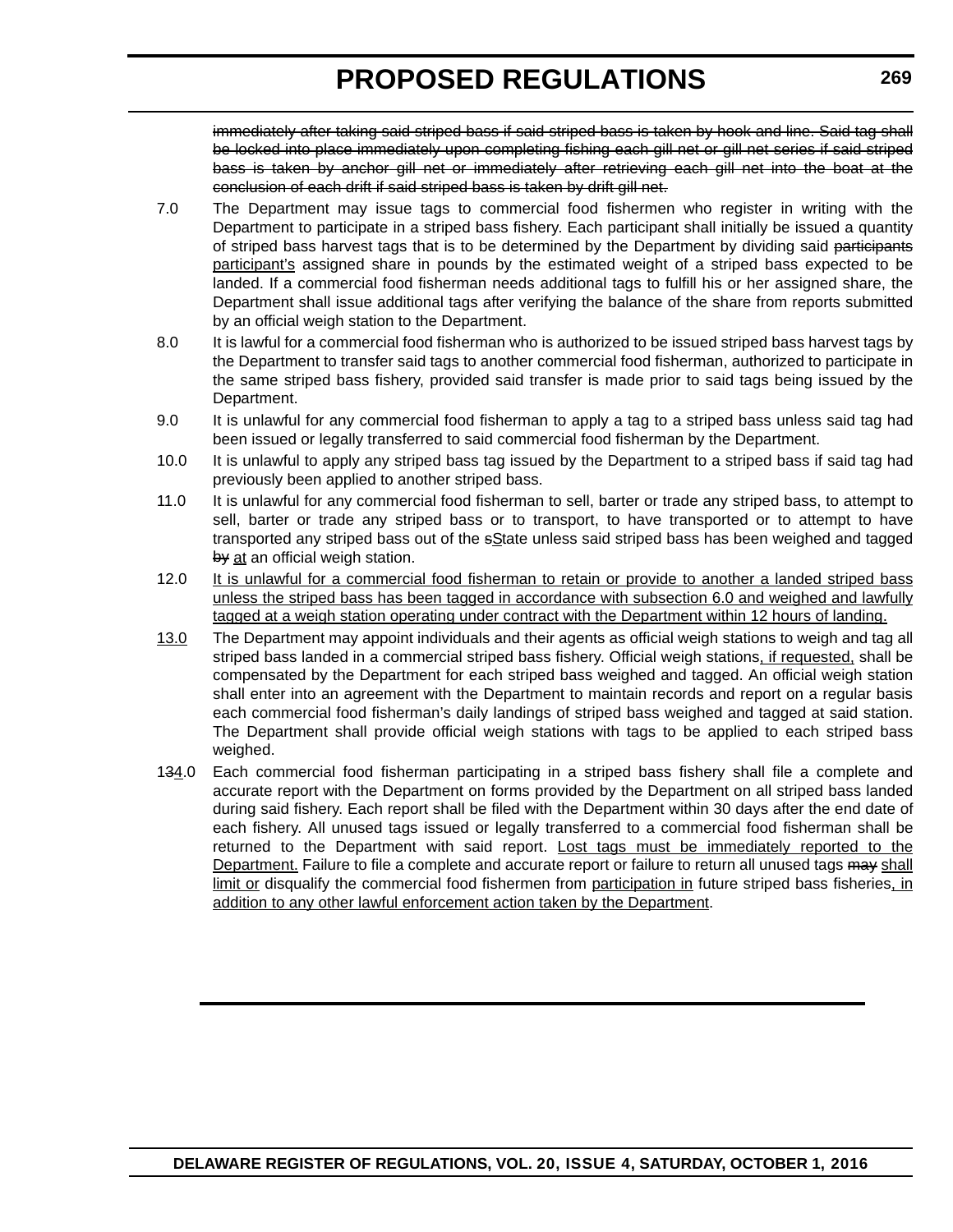immediately after taking said striped bass if said striped bass is taken by hook and line. Said tag shall be locked into place immediately upon completing fishing each gill net or gill net series if said striped bass is taken by anchor gill net or immediately after retrieving each gill net into the boat at the conclusion of each drift if said striped bass is taken by drift gill net.

7.0 The Department may issue tags to commercial food fishermen who register in writing with the Department to participate in a striped bass fishery. Each participant shall initially be issued a quantity of striped bass harvest tags that is to be determined by the Department by dividing said ~~participants~~ participant's assigned share in pounds by the estimated weight of a striped bass expected to be landed. If a commercial food fisherman needs additional tags to fulfill his or her assigned share, the Department shall issue additional tags after verifying the balance of the share from reports submitted by an official weigh station to the Department.

8.0 It is lawful for a commercial food fisherman who is authorized to be issued striped bass harvest tags by the Department to transfer said tags to another commercial food fisherman, authorized to participate in the same striped bass fishery, provided said transfer is made prior to said tags being issued by the Department.

9.0 It is unlawful for any commercial food fisherman to apply a tag to a striped bass unless said tag had been issued or legally transferred to said commercial food fisherman by the Department.

10.0 It is unlawful to apply any striped bass tag issued by the Department to a striped bass if said tag had previously been applied to another striped bass.

11.0 It is unlawful for any commercial food fisherman to sell, barter or trade any striped bass, to attempt to sell, barter or trade any striped bass or to transport, to have transported or to attempt to have transported any striped bass out of the ~~s~~State unless said striped bass has been weighed and tagged ~~by~~ at an official weigh station.

12.0 It is unlawful for a commercial food fisherman to retain or provide to another a landed striped bass unless the striped bass has been tagged in accordance with subsection 6.0 and weighed and lawfully tagged at a weigh station operating under contract with the Department within 12 hours of landing.

13.0 The Department may appoint individuals and their agents as official weigh stations to weigh and tag all striped bass landed in a commercial striped bass fishery. Official weigh stations, if requested, shall be compensated by the Department for each striped bass weighed and tagged. An official weigh station shall enter into an agreement with the Department to maintain records and report on a regular basis each commercial food fisherman's daily landings of striped bass weighed and tagged at said station. The Department shall provide official weigh stations with tags to be applied to each striped bass weighed.

1~~3~~4.0 Each commercial food fisherman participating in a striped bass fishery shall file a complete and accurate report with the Department on forms provided by the Department on all striped bass landed during said fishery. Each report shall be filed with the Department within 30 days after the end date of each fishery. All unused tags issued or legally transferred to a commercial food fisherman shall be returned to the Department with said report. Lost tags must be immediately reported to the Department. Failure to file a complete and accurate report or failure to return all unused tags ~~may~~ shall limit or disqualify the commercial food fishermen from participation in future striped bass fisheries, in addition to any other lawful enforcement action taken by the Department.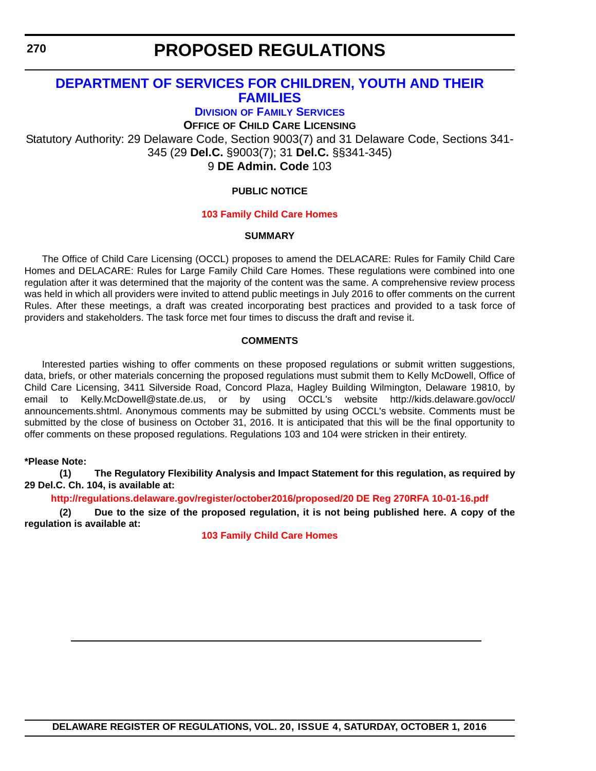# PROPOSED REGULATIONS

## DEPARTMENT OF SERVICES FOR CHILDREN, YOUTH AND THEIR FAMILIES

### DIVISION OF FAMILY SERVICES

**OFFICE OF CHILD CARE LICENSING**

Statutory Authority: 29 Delaware Code, Section 9003(7) and 31 Delaware Code, Sections 341-345 (29 **Del.C.** §9003(7); 31 **Del.C.** §§341-345)

9 **DE Admin. Code** 103

**PUBLIC NOTICE**

**103 Family Child Care Homes**

**SUMMARY**

The Office of Child Care Licensing (OCCL) proposes to amend the DELACARE: Rules for Family Child Care Homes and DELACARE: Rules for Large Family Child Care Homes. These regulations were combined into one regulation after it was determined that the majority of the content was the same. A comprehensive review process was held in which all providers were invited to attend public meetings in July 2016 to offer comments on the current Rules. After these meetings, a draft was created incorporating best practices and provided to a task force of providers and stakeholders. The task force met four times to discuss the draft and revise it.

**COMMENTS**

Interested parties wishing to offer comments on these proposed regulations or submit written suggestions, data, briefs, or other materials concerning the proposed regulations must submit them to Kelly McDowell, Office of Child Care Licensing, 3411 Silverside Road, Concord Plaza, Hagley Building Wilmington, Delaware 19810, by email to Kelly.McDowell@state.de.us, or by using OCCL's website http://kids.delaware.gov/occl/announcements.shtml. Anonymous comments may be submitted by using OCCL's website. Comments must be submitted by the close of business on October 31, 2016. It is anticipated that this will be the final opportunity to offer comments on these proposed regulations. Regulations 103 and 104 were stricken in their entirety.

**\*Please Note:**

**(1) The Regulatory Flexibility Analysis and Impact Statement for this regulation, as required by 29 Del.C. Ch. 104, is available at:**

**http://regulations.delaware.gov/register/october2016/proposed/20 DE Reg 270RFA 10-01-16.pdf**

**(2) Due to the size of the proposed regulation, it is not being published here. A copy of the regulation is available at:**

**103 Family Child Care Homes**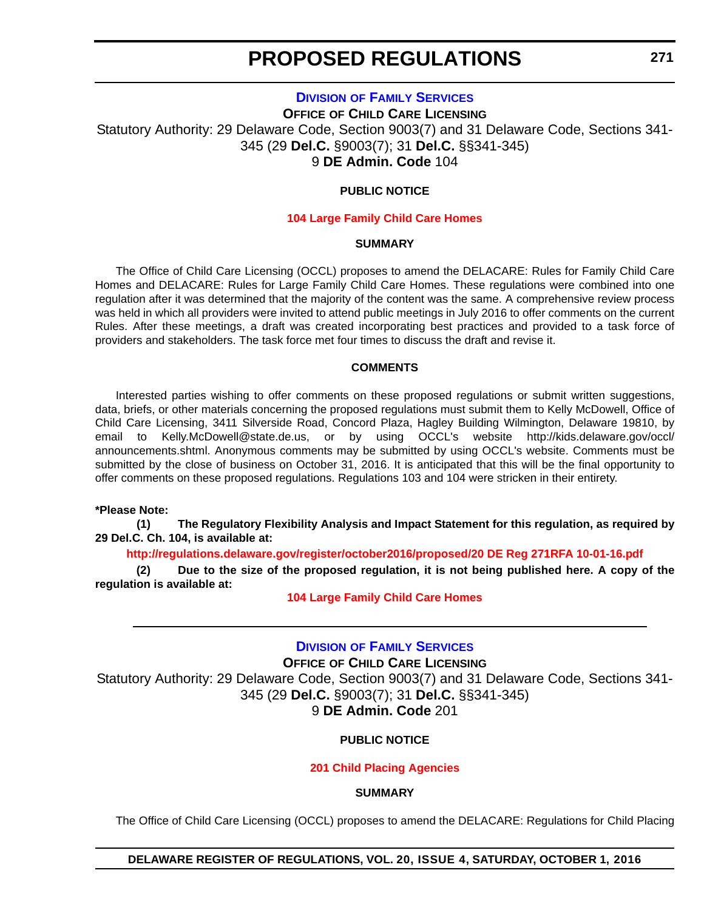# PROPOSED REGULATIONS

## DIVISION OF FAMILY SERVICES

### OFFICE OF CHILD CARE LICENSING

Statutory Authority: 29 Delaware Code, Section 9003(7) and 31 Delaware Code, Sections 341-345 (29 **Del.C.** §9003(7); 31 **Del.C.** §§341-345)
9 **DE Admin. Code** 104

**PUBLIC NOTICE**

**104 Large Family Child Care Homes**

**SUMMARY**

The Office of Child Care Licensing (OCCL) proposes to amend the DELACARE: Rules for Family Child Care Homes and DELACARE: Rules for Large Family Child Care Homes. These regulations were combined into one regulation after it was determined that the majority of the content was the same. A comprehensive review process was held in which all providers were invited to attend public meetings in July 2016 to offer comments on the current Rules. After these meetings, a draft was created incorporating best practices and provided to a task force of providers and stakeholders. The task force met four times to discuss the draft and revise it.

**COMMENTS**

Interested parties wishing to offer comments on these proposed regulations or submit written suggestions, data, briefs, or other materials concerning the proposed regulations must submit them to Kelly McDowell, Office of Child Care Licensing, 3411 Silverside Road, Concord Plaza, Hagley Building Wilmington, Delaware 19810, by email to Kelly.McDowell@state.de.us, or by using OCCL's website http://kids.delaware.gov/occl/announcements.shtml. Anonymous comments may be submitted by using OCCL's website. Comments must be submitted by the close of business on October 31, 2016. It is anticipated that this will be the final opportunity to offer comments on these proposed regulations. Regulations 103 and 104 were stricken in their entirety.

**\*Please Note:**

**(1) The Regulatory Flexibility Analysis and Impact Statement for this regulation, as required by 29 Del.C. Ch. 104, is available at:**

**http://regulations.delaware.gov/register/october2016/proposed/20 DE Reg 271RFA 10-01-16.pdf**

**(2) Due to the size of the proposed regulation, it is not being published here. A copy of the regulation is available at:**

**104 Large Family Child Care Homes**

---

## DIVISION OF FAMILY SERVICES

### OFFICE OF CHILD CARE LICENSING

Statutory Authority: 29 Delaware Code, Section 9003(7) and 31 Delaware Code, Sections 341-345 (29 **Del.C.** §9003(7); 31 **Del.C.** §§341-345)
9 **DE Admin. Code** 201

**PUBLIC NOTICE**

**201 Child Placing Agencies**

**SUMMARY**

The Office of Child Care Licensing (OCCL) proposes to amend the DELACARE: Regulations for Child Placing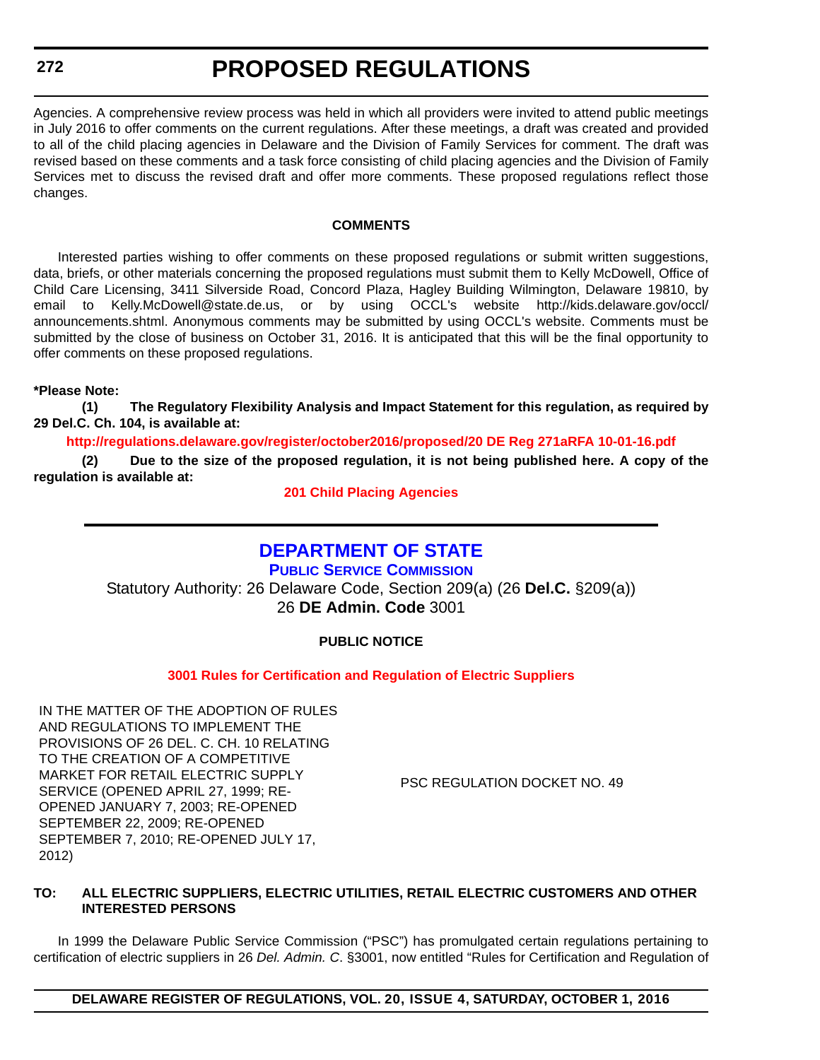Agencies. A comprehensive review process was held in which all providers were invited to attend public meetings in July 2016 to offer comments on the current regulations. After these meetings, a draft was created and provided to all of the child placing agencies in Delaware and the Division of Family Services for comment. The draft was revised based on these comments and a task force consisting of child placing agencies and the Division of Family Services met to discuss the revised draft and offer more comments. These proposed regulations reflect those changes.

**COMMENTS**

Interested parties wishing to offer comments on these proposed regulations or submit written suggestions, data, briefs, or other materials concerning the proposed regulations must submit them to Kelly McDowell, Office of Child Care Licensing, 3411 Silverside Road, Concord Plaza, Hagley Building Wilmington, Delaware 19810, by email to Kelly.McDowell@state.de.us, or by using OCCL's website http://kids.delaware.gov/occl/announcements.shtml. Anonymous comments may be submitted by using OCCL's website. Comments must be submitted by the close of business on October 31, 2016. It is anticipated that this will be the final opportunity to offer comments on these proposed regulations.

**\*Please Note:**

**(1) The Regulatory Flexibility Analysis and Impact Statement for this regulation, as required by 29 Del.C. Ch. 104, is available at:**

**http://regulations.delaware.gov/register/october2016/proposed/20 DE Reg 271aRFA 10-01-16.pdf**

**(2) Due to the size of the proposed regulation, it is not being published here. A copy of the regulation is available at:**

**201 Child Placing Agencies**

---

## DEPARTMENT OF STATE

### PUBLIC SERVICE COMMISSION

Statutory Authority: 26 Delaware Code, Section 209(a) (26 **Del.C.** §209(a))
26 **DE Admin. Code** 3001

**PUBLIC NOTICE**

**3001 Rules for Certification and Regulation of Electric Suppliers**

| | |
|---|---|
| IN THE MATTER OF THE ADOPTION OF RULES AND REGULATIONS TO IMPLEMENT THE PROVISIONS OF 26 DEL. C. CH. 10 RELATING TO THE CREATION OF A COMPETITIVE MARKET FOR RETAIL ELECTRIC SUPPLY SERVICE (OPENED APRIL 27, 1999; RE-OPENED JANUARY 7, 2003; RE-OPENED SEPTEMBER 22, 2009; RE-OPENED SEPTEMBER 7, 2010; RE-OPENED JULY 17, 2012) | PSC REGULATION DOCKET NO. 49 |

**TO: ALL ELECTRIC SUPPLIERS, ELECTRIC UTILITIES, RETAIL ELECTRIC CUSTOMERS AND OTHER INTERESTED PERSONS**

In 1999 the Delaware Public Service Commission ("PSC") has promulgated certain regulations pertaining to certification of electric suppliers in 26 *Del. Admin. C*. §3001, now entitled "Rules for Certification and Regulation of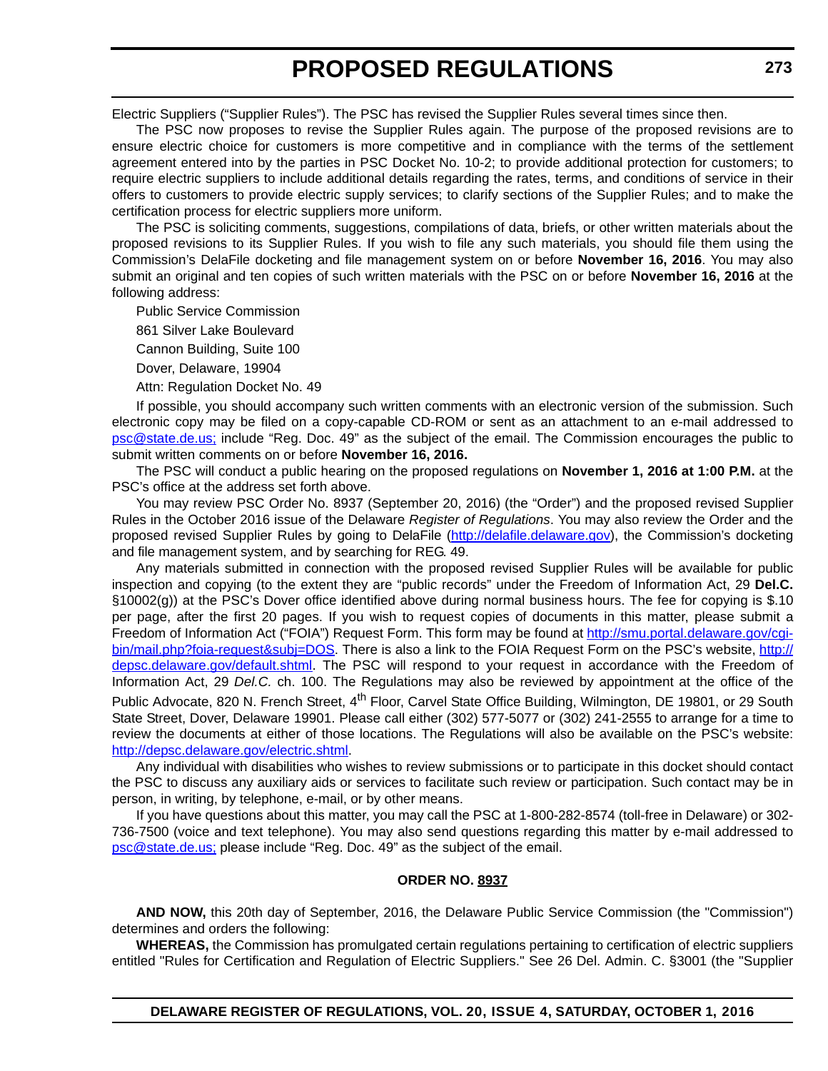Electric Suppliers ("Supplier Rules"). The PSC has revised the Supplier Rules several times since then.

The PSC now proposes to revise the Supplier Rules again. The purpose of the proposed revisions are to ensure electric choice for customers is more competitive and in compliance with the terms of the settlement agreement entered into by the parties in PSC Docket No. 10-2; to provide additional protection for customers; to require electric suppliers to include additional details regarding the rates, terms, and conditions of service in their offers to customers to provide electric supply services; to clarify sections of the Supplier Rules; and to make the certification process for electric suppliers more uniform.

The PSC is soliciting comments, suggestions, compilations of data, briefs, or other written materials about the proposed revisions to its Supplier Rules. If you wish to file any such materials, you should file them using the Commission's DelaFile docketing and file management system on or before **November 16, 2016**. You may also submit an original and ten copies of such written materials with the PSC on or before **November 16, 2016** at the following address:

Public Service Commission

861 Silver Lake Boulevard

Cannon Building, Suite 100

Dover, Delaware, 19904

Attn: Regulation Docket No. 49

If possible, you should accompany such written comments with an electronic version of the submission. Such electronic copy may be filed on a copy-capable CD-ROM or sent as an attachment to an e-mail addressed to psc@state.de.us; include "Reg. Doc. 49" as the subject of the email. The Commission encourages the public to submit written comments on or before **November 16, 2016.**

The PSC will conduct a public hearing on the proposed regulations on **November 1, 2016 at 1:00 P.M.** at the PSC's office at the address set forth above.

You may review PSC Order No. 8937 (September 20, 2016) (the "Order") and the proposed revised Supplier Rules in the October 2016 issue of the Delaware *Register of Regulations*. You may also review the Order and the proposed revised Supplier Rules by going to DelaFile (http://delafile.delaware.gov), the Commission's docketing and file management system, and by searching for REG. 49.

Any materials submitted in connection with the proposed revised Supplier Rules will be available for public inspection and copying (to the extent they are "public records" under the Freedom of Information Act, 29 **Del.C.** §10002(g)) at the PSC's Dover office identified above during normal business hours. The fee for copying is $.10 per page, after the first 20 pages. If you wish to request copies of documents in this matter, please submit a Freedom of Information Act ("FOIA") Request Form. This form may be found at http://smu.portal.delaware.gov/cgi-bin/mail.php?foia-request&subj=DOS. There is also a link to the FOIA Request Form on the PSC's website, http://depsc.delaware.gov/default.shtml. The PSC will respond to your request in accordance with the Freedom of Information Act, 29 *Del.C.* ch. 100. The Regulations may also be reviewed by appointment at the office of the Public Advocate, 820 N. French Street, 4th Floor, Carvel State Office Building, Wilmington, DE 19801, or 29 South State Street, Dover, Delaware 19901. Please call either (302) 577-5077 or (302) 241-2555 to arrange for a time to review the documents at either of those locations. The Regulations will also be available on the PSC's website: http://depsc.delaware.gov/electric.shtml.

Any individual with disabilities who wishes to review submissions or to participate in this docket should contact the PSC to discuss any auxiliary aids or services to facilitate such review or participation. Such contact may be in person, in writing, by telephone, e-mail, or by other means.

If you have questions about this matter, you may call the PSC at 1-800-282-8574 (toll-free in Delaware) or 302-736-7500 (voice and text telephone). You may also send questions regarding this matter by e-mail addressed to psc@state.de.us; please include "Reg. Doc. 49" as the subject of the email.

**ORDER NO. 8937**

**AND NOW,** this 20th day of September, 2016, the Delaware Public Service Commission (the "Commission") determines and orders the following:

**WHEREAS,** the Commission has promulgated certain regulations pertaining to certification of electric suppliers entitled "Rules for Certification and Regulation of Electric Suppliers." See 26 Del. Admin. C. §3001 (the "Supplier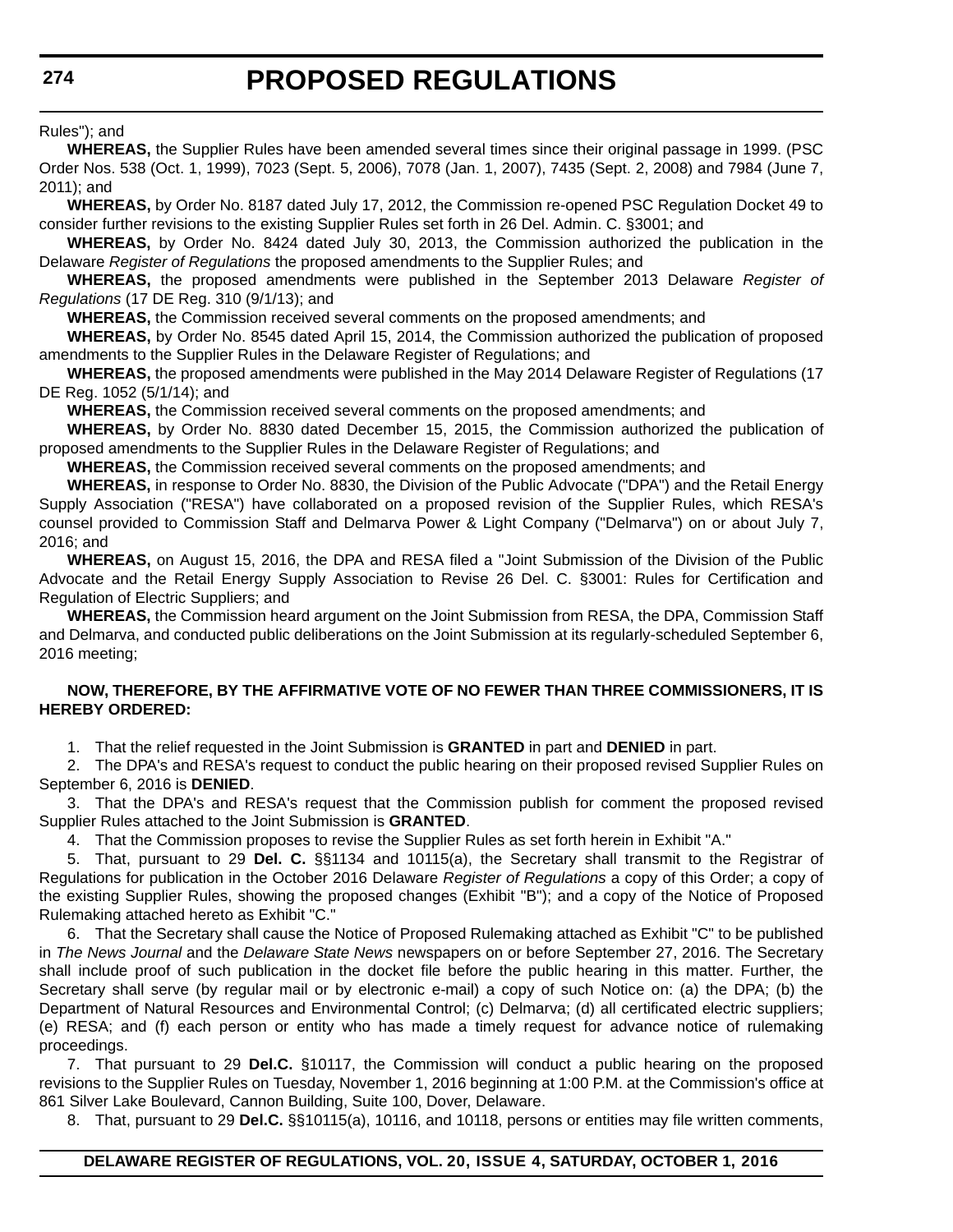Rules"); and

**WHEREAS,** the Supplier Rules have been amended several times since their original passage in 1999. (PSC Order Nos. 538 (Oct. 1, 1999), 7023 (Sept. 5, 2006), 7078 (Jan. 1, 2007), 7435 (Sept. 2, 2008) and 7984 (June 7, 2011); and

**WHEREAS,** by Order No. 8187 dated July 17, 2012, the Commission re-opened PSC Regulation Docket 49 to consider further revisions to the existing Supplier Rules set forth in 26 Del. Admin. C. §3001; and

**WHEREAS,** by Order No. 8424 dated July 30, 2013, the Commission authorized the publication in the Delaware *Register of Regulations* the proposed amendments to the Supplier Rules; and

**WHEREAS,** the proposed amendments were published in the September 2013 Delaware *Register of Regulations* (17 DE Reg. 310 (9/1/13); and

**WHEREAS,** the Commission received several comments on the proposed amendments; and

**WHEREAS,** by Order No. 8545 dated April 15, 2014, the Commission authorized the publication of proposed amendments to the Supplier Rules in the Delaware Register of Regulations; and

**WHEREAS,** the proposed amendments were published in the May 2014 Delaware Register of Regulations (17 DE Reg. 1052 (5/1/14); and

**WHEREAS,** the Commission received several comments on the proposed amendments; and

**WHEREAS,** by Order No. 8830 dated December 15, 2015, the Commission authorized the publication of proposed amendments to the Supplier Rules in the Delaware Register of Regulations; and

**WHEREAS,** the Commission received several comments on the proposed amendments; and

**WHEREAS,** in response to Order No. 8830, the Division of the Public Advocate ("DPA") and the Retail Energy Supply Association ("RESA") have collaborated on a proposed revision of the Supplier Rules, which RESA's counsel provided to Commission Staff and Delmarva Power & Light Company ("Delmarva") on or about July 7, 2016; and

**WHEREAS,** on August 15, 2016, the DPA and RESA filed a "Joint Submission of the Division of the Public Advocate and the Retail Energy Supply Association to Revise 26 Del. C. §3001: Rules for Certification and Regulation of Electric Suppliers; and

**WHEREAS,** the Commission heard argument on the Joint Submission from RESA, the DPA, Commission Staff and Delmarva, and conducted public deliberations on the Joint Submission at its regularly-scheduled September 6, 2016 meeting;

**NOW, THEREFORE, BY THE AFFIRMATIVE VOTE OF NO FEWER THAN THREE COMMISSIONERS, IT IS HEREBY ORDERED:**

1. That the relief requested in the Joint Submission is **GRANTED** in part and **DENIED** in part.

2. The DPA's and RESA's request to conduct the public hearing on their proposed revised Supplier Rules on September 6, 2016 is **DENIED**.

3. That the DPA's and RESA's request that the Commission publish for comment the proposed revised Supplier Rules attached to the Joint Submission is **GRANTED**.

4. That the Commission proposes to revise the Supplier Rules as set forth herein in Exhibit "A."

5. That, pursuant to 29 **Del. C.** §§1134 and 10115(a), the Secretary shall transmit to the Registrar of Regulations for publication in the October 2016 Delaware *Register of Regulations* a copy of this Order; a copy of the existing Supplier Rules, showing the proposed changes (Exhibit "B"); and a copy of the Notice of Proposed Rulemaking attached hereto as Exhibit "C."

6. That the Secretary shall cause the Notice of Proposed Rulemaking attached as Exhibit "C" to be published in *The News Journal* and the *Delaware State News* newspapers on or before September 27, 2016. The Secretary shall include proof of such publication in the docket file before the public hearing in this matter. Further, the Secretary shall serve (by regular mail or by electronic e-mail) a copy of such Notice on: (a) the DPA; (b) the Department of Natural Resources and Environmental Control; (c) Delmarva; (d) all certificated electric suppliers; (e) RESA; and (f) each person or entity who has made a timely request for advance notice of rulemaking proceedings.

7. That pursuant to 29 **Del.C.** §10117, the Commission will conduct a public hearing on the proposed revisions to the Supplier Rules on Tuesday, November 1, 2016 beginning at 1:00 P.M. at the Commission's office at 861 Silver Lake Boulevard, Cannon Building, Suite 100, Dover, Delaware.

8. That, pursuant to 29 **Del.C.** §§10115(a), 10116, and 10118, persons or entities may file written comments,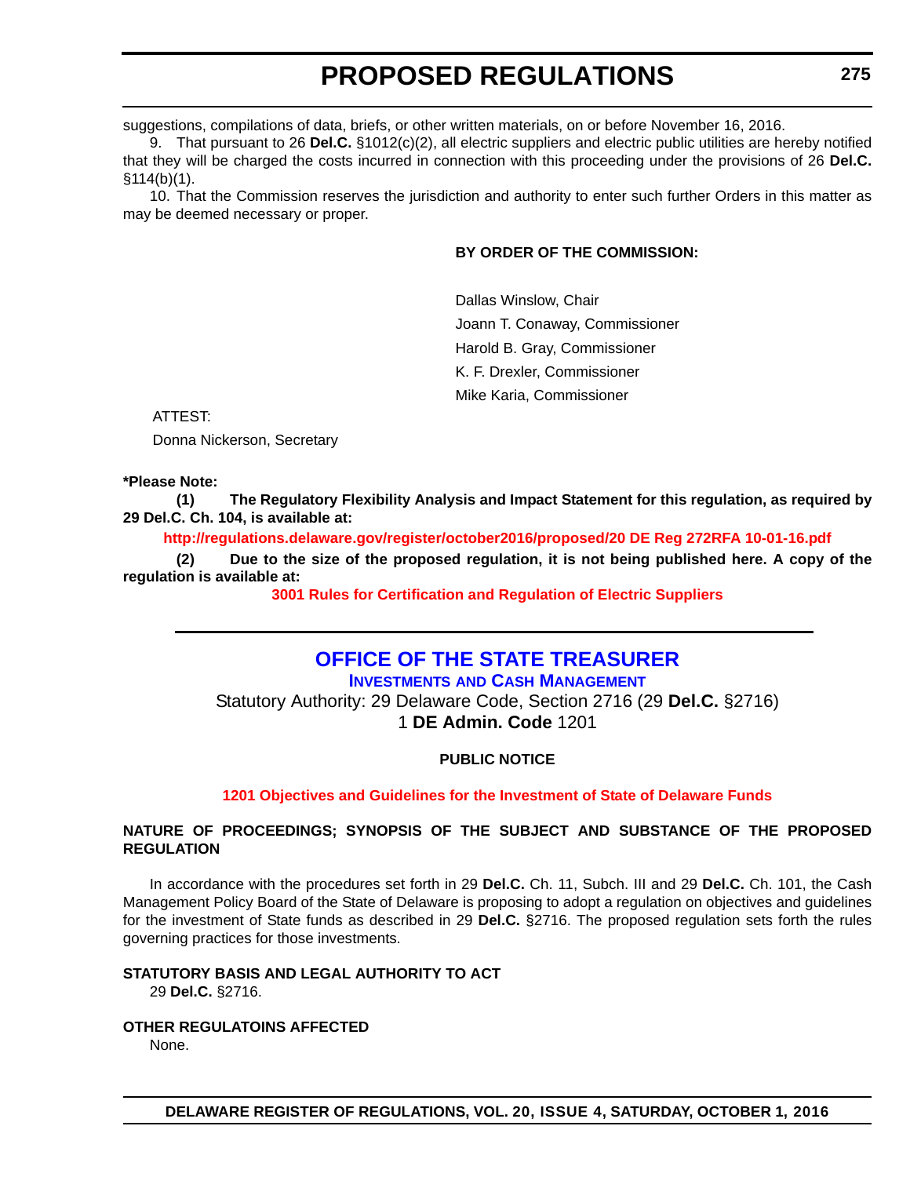suggestions, compilations of data, briefs, or other written materials, on or before November 16, 2016.

9. That pursuant to 26 **Del.C.** §1012(c)(2), all electric suppliers and electric public utilities are hereby notified that they will be charged the costs incurred in connection with this proceeding under the provisions of 26 **Del.C.** §114(b)(1).

10. That the Commission reserves the jurisdiction and authority to enter such further Orders in this matter as may be deemed necessary or proper.

**BY ORDER OF THE COMMISSION:**

Dallas Winslow, Chair

Joann T. Conaway, Commissioner

Harold B. Gray, Commissioner

K. F. Drexler, Commissioner

Mike Karia, Commissioner

ATTEST:

Donna Nickerson, Secretary

**\*Please Note:**

**(1) The Regulatory Flexibility Analysis and Impact Statement for this regulation, as required by 29 Del.C. Ch. 104, is available at:**

**http://regulations.delaware.gov/register/october2016/proposed/20 DE Reg 272RFA 10-01-16.pdf**

**(2) Due to the size of the proposed regulation, it is not being published here. A copy of the regulation is available at:**

**3001 Rules for Certification and Regulation of Electric Suppliers**

# OFFICE OF THE STATE TREASURER

## INVESTMENTS AND CASH MANAGEMENT

Statutory Authority: 29 Delaware Code, Section 2716 (29 **Del.C.** §2716)
1 **DE Admin. Code** 1201

**PUBLIC NOTICE**

**1201 Objectives and Guidelines for the Investment of State of Delaware Funds**

**NATURE OF PROCEEDINGS; SYNOPSIS OF THE SUBJECT AND SUBSTANCE OF THE PROPOSED REGULATION**

In accordance with the procedures set forth in 29 **Del.C.** Ch. 11, Subch. III and 29 **Del.C.** Ch. 101, the Cash Management Policy Board of the State of Delaware is proposing to adopt a regulation on objectives and guidelines for the investment of State funds as described in 29 **Del.C.** §2716. The proposed regulation sets forth the rules governing practices for those investments.

**STATUTORY BASIS AND LEGAL AUTHORITY TO ACT**

29 **Del.C.** §2716.

**OTHER REGULATOINS AFFECTED**

None.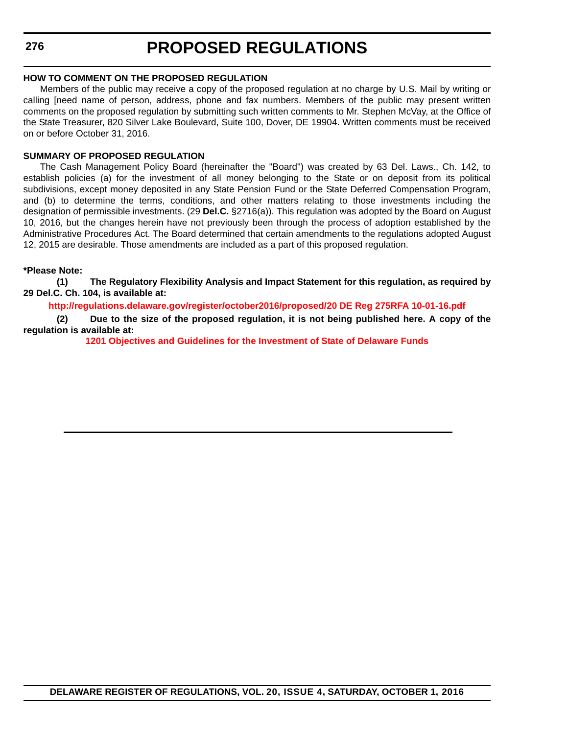# PROPOSED REGULATIONS

### HOW TO COMMENT ON THE PROPOSED REGULATION

Members of the public may receive a copy of the proposed regulation at no charge by U.S. Mail by writing or calling [need name of person, address, phone and fax numbers. Members of the public may present written comments on the proposed regulation by submitting such written comments to Mr. Stephen McVay, at the Office of the State Treasurer, 820 Silver Lake Boulevard, Suite 100, Dover, DE 19904. Written comments must be received on or before October 31, 2016.

### SUMMARY OF PROPOSED REGULATION

The Cash Management Policy Board (hereinafter the "Board") was created by 63 Del. Laws., Ch. 142, to establish policies (a) for the investment of all money belonging to the State or on deposit from its political subdivisions, except money deposited in any State Pension Fund or the State Deferred Compensation Program, and (b) to determine the terms, conditions, and other matters relating to those investments including the designation of permissible investments. (29 **Del.C.** §2716(a)). This regulation was adopted by the Board on August 10, 2016, but the changes herein have not previously been through the process of adoption established by the Administrative Procedures Act. The Board determined that certain amendments to the regulations adopted August 12, 2015 are desirable. Those amendments are included as a part of this proposed regulation.

**\*Please Note:**

**(1) The Regulatory Flexibility Analysis and Impact Statement for this regulation, as required by 29 Del.C. Ch. 104, is available at:**

**http://regulations.delaware.gov/register/october2016/proposed/20 DE Reg 275RFA 10-01-16.pdf**

**(2) Due to the size of the proposed regulation, it is not being published here. A copy of the regulation is available at:**

**1201 Objectives and Guidelines for the Investment of State of Delaware Funds**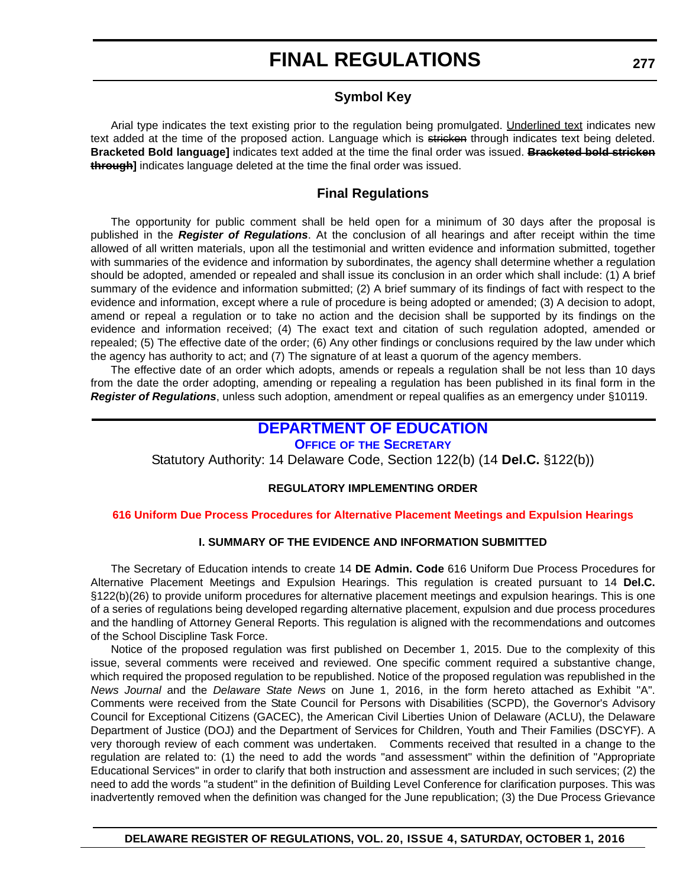# FINAL REGULATIONS

## Symbol Key

Arial type indicates the text existing prior to the regulation being promulgated. <u>Underlined text</u> indicates new text added at the time of the proposed action. Language which is ~~stricken~~ through indicates text being deleted. **Bracketed Bold language]** indicates text added at the time the final order was issued. **~~Bracketed bold stricken through~~]** indicates language deleted at the time the final order was issued.

## Final Regulations

The opportunity for public comment shall be held open for a minimum of 30 days after the proposal is published in the ***Register of Regulations***. At the conclusion of all hearings and after receipt within the time allowed of all written materials, upon all the testimonial and written evidence and information submitted, together with summaries of the evidence and information by subordinates, the agency shall determine whether a regulation should be adopted, amended or repealed and shall issue its conclusion in an order which shall include: (1) A brief summary of the evidence and information submitted; (2) A brief summary of its findings of fact with respect to the evidence and information, except where a rule of procedure is being adopted or amended; (3) A decision to adopt, amend or repeal a regulation or to take no action and the decision shall be supported by its findings on the evidence and information received; (4) The exact text and citation of such regulation adopted, amended or repealed; (5) The effective date of the order; (6) Any other findings or conclusions required by the law under which the agency has authority to act; and (7) The signature of at least a quorum of the agency members.

The effective date of an order which adopts, amends or repeals a regulation shall be not less than 10 days from the date the order adopting, amending or repealing a regulation has been published in its final form in the ***Register of Regulations***, unless such adoption, amendment or repeal qualifies as an emergency under §10119.

## DEPARTMENT OF EDUCATION

### OFFICE OF THE SECRETARY

Statutory Authority: 14 Delaware Code, Section 122(b) (14 **Del.C.** §122(b))

**REGULATORY IMPLEMENTING ORDER**

**616 Uniform Due Process Procedures for Alternative Placement Meetings and Expulsion Hearings**

**I. SUMMARY OF THE EVIDENCE AND INFORMATION SUBMITTED**

The Secretary of Education intends to create 14 **DE Admin. Code** 616 Uniform Due Process Procedures for Alternative Placement Meetings and Expulsion Hearings. This regulation is created pursuant to 14 **Del.C.** §122(b)(26) to provide uniform procedures for alternative placement meetings and expulsion hearings. This is one of a series of regulations being developed regarding alternative placement, expulsion and due process procedures and the handling of Attorney General Reports. This regulation is aligned with the recommendations and outcomes of the School Discipline Task Force.

Notice of the proposed regulation was first published on December 1, 2015. Due to the complexity of this issue, several comments were received and reviewed. One specific comment required a substantive change, which required the proposed regulation to be republished. Notice of the proposed regulation was republished in the *News Journal* and the *Delaware State News* on June 1, 2016, in the form hereto attached as Exhibit "A". Comments were received from the State Council for Persons with Disabilities (SCPD), the Governor's Advisory Council for Exceptional Citizens (GACEC), the American Civil Liberties Union of Delaware (ACLU), the Delaware Department of Justice (DOJ) and the Department of Services for Children, Youth and Their Families (DSCYF). A very thorough review of each comment was undertaken. Comments received that resulted in a change to the regulation are related to: (1) the need to add the words "and assessment" within the definition of "Appropriate Educational Services" in order to clarify that both instruction and assessment are included in such services; (2) the need to add the words "a student" in the definition of Building Level Conference for clarification purposes. This was inadvertently removed when the definition was changed for the June republication; (3) the Due Process Grievance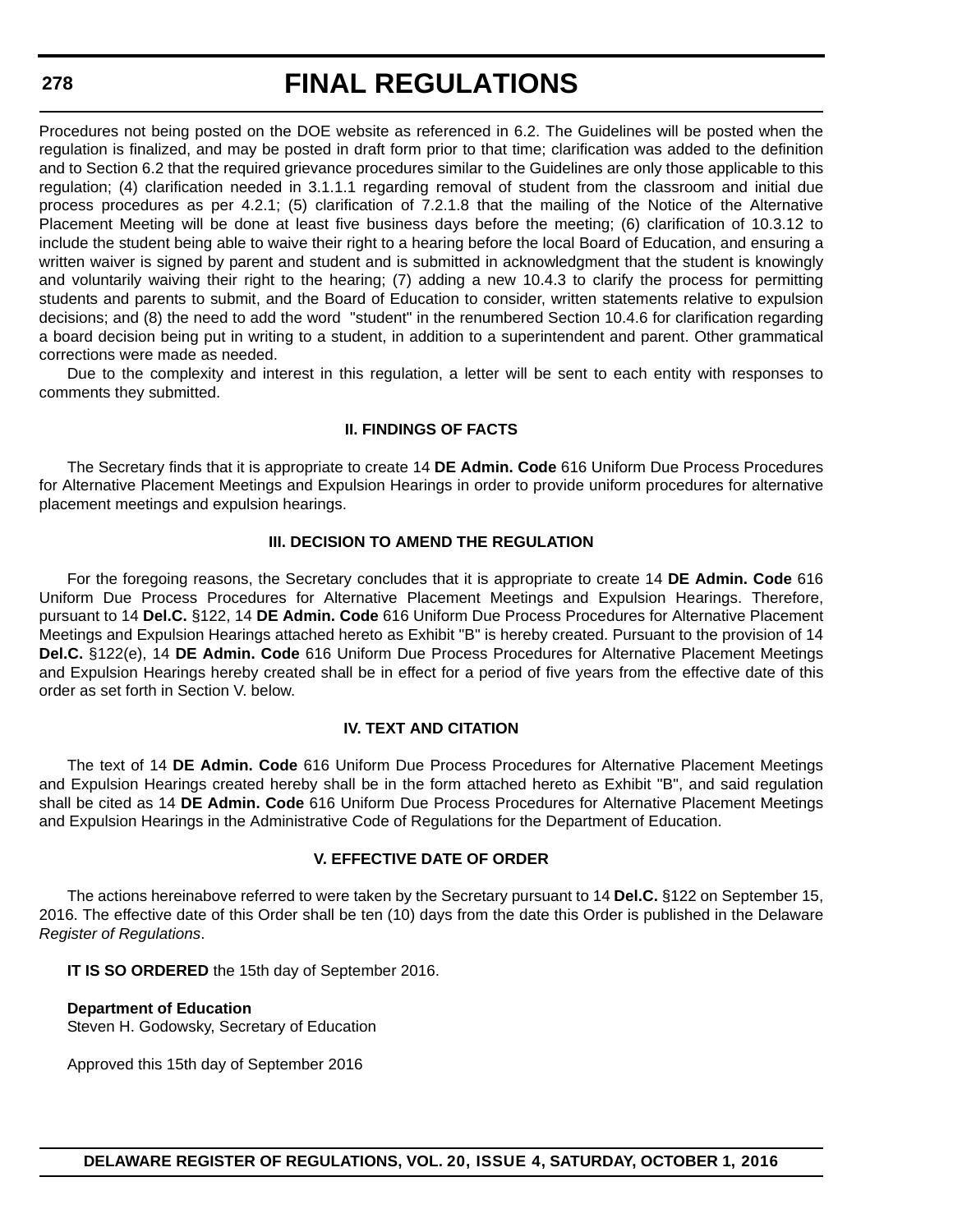Procedures not being posted on the DOE website as referenced in 6.2. The Guidelines will be posted when the regulation is finalized, and may be posted in draft form prior to that time; clarification was added to the definition and to Section 6.2 that the required grievance procedures similar to the Guidelines are only those applicable to this regulation; (4) clarification needed in 3.1.1.1 regarding removal of student from the classroom and initial due process procedures as per 4.2.1; (5) clarification of 7.2.1.8 that the mailing of the Notice of the Alternative Placement Meeting will be done at least five business days before the meeting; (6) clarification of 10.3.12 to include the student being able to waive their right to a hearing before the local Board of Education, and ensuring a written waiver is signed by parent and student and is submitted in acknowledgment that the student is knowingly and voluntarily waiving their right to the hearing; (7) adding a new 10.4.3 to clarify the process for permitting students and parents to submit, and the Board of Education to consider, written statements relative to expulsion decisions; and (8) the need to add the word "student" in the renumbered Section 10.4.6 for clarification regarding a board decision being put in writing to a student, in addition to a superintendent and parent. Other grammatical corrections were made as needed.

Due to the complexity and interest in this regulation, a letter will be sent to each entity with responses to comments they submitted.

### II. FINDINGS OF FACTS

The Secretary finds that it is appropriate to create 14 **DE Admin. Code** 616 Uniform Due Process Procedures for Alternative Placement Meetings and Expulsion Hearings in order to provide uniform procedures for alternative placement meetings and expulsion hearings.

### III. DECISION TO AMEND THE REGULATION

For the foregoing reasons, the Secretary concludes that it is appropriate to create 14 **DE Admin. Code** 616 Uniform Due Process Procedures for Alternative Placement Meetings and Expulsion Hearings. Therefore, pursuant to 14 **Del.C.** §122, 14 **DE Admin. Code** 616 Uniform Due Process Procedures for Alternative Placement Meetings and Expulsion Hearings attached hereto as Exhibit "B" is hereby created. Pursuant to the provision of 14 **Del.C.** §122(e), 14 **DE Admin. Code** 616 Uniform Due Process Procedures for Alternative Placement Meetings and Expulsion Hearings hereby created shall be in effect for a period of five years from the effective date of this order as set forth in Section V. below.

### IV. TEXT AND CITATION

The text of 14 **DE Admin. Code** 616 Uniform Due Process Procedures for Alternative Placement Meetings and Expulsion Hearings created hereby shall be in the form attached hereto as Exhibit "B", and said regulation shall be cited as 14 **DE Admin. Code** 616 Uniform Due Process Procedures for Alternative Placement Meetings and Expulsion Hearings in the Administrative Code of Regulations for the Department of Education.

### V. EFFECTIVE DATE OF ORDER

The actions hereinabove referred to were taken by the Secretary pursuant to 14 **Del.C.** §122 on September 15, 2016. The effective date of this Order shall be ten (10) days from the date this Order is published in the Delaware *Register of Regulations*.

**IT IS SO ORDERED** the 15th day of September 2016.

**Department of Education**
Steven H. Godowsky, Secretary of Education

Approved this 15th day of September 2016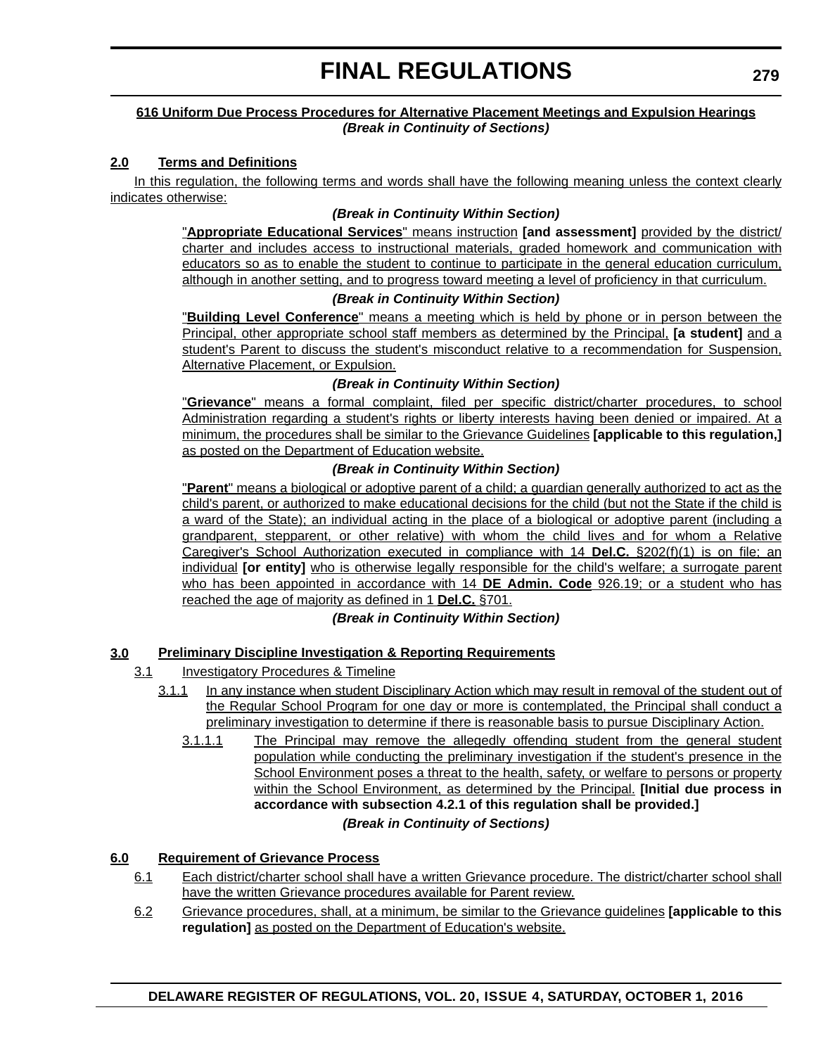# FINAL REGULATIONS

**616 Uniform Due Process Procedures for Alternative Placement Meetings and Expulsion Hearings**
***(Break in Continuity of Sections)***

**2.0 Terms and Definitions**

In this regulation, the following terms and words shall have the following meaning unless the context clearly indicates otherwise:

***(Break in Continuity Within Section)***

"**Appropriate Educational Services**" means instruction **[and assessment]** provided by the district/charter and includes access to instructional materials, graded homework and communication with educators so as to enable the student to continue to participate in the general education curriculum, although in another setting, and to progress toward meeting a level of proficiency in that curriculum.

***(Break in Continuity Within Section)***

"**Building Level Conference**" means a meeting which is held by phone or in person between the Principal, other appropriate school staff members as determined by the Principal, **[a student]** and a student's Parent to discuss the student's misconduct relative to a recommendation for Suspension, Alternative Placement, or Expulsion.

***(Break in Continuity Within Section)***

"**Grievance**" means a formal complaint, filed per specific district/charter procedures, to school Administration regarding a student's rights or liberty interests having been denied or impaired. At a minimum, the procedures shall be similar to the Grievance Guidelines **[applicable to this regulation,]** as posted on the Department of Education website.

***(Break in Continuity Within Section)***

"**Parent**" means a biological or adoptive parent of a child; a guardian generally authorized to act as the child's parent, or authorized to make educational decisions for the child (but not the State if the child is a ward of the State); an individual acting in the place of a biological or adoptive parent (including a grandparent, stepparent, or other relative) with whom the child lives and for whom a Relative Caregiver's School Authorization executed in compliance with 14 **Del.C.** §202(f)(1) is on file; an individual **[or entity]** who is otherwise legally responsible for the child's welfare; a surrogate parent who has been appointed in accordance with 14 **DE Admin. Code** 926.19; or a student who has reached the age of majority as defined in 1 **Del.C.** §701.

***(Break in Continuity Within Section)***

**3.0 Preliminary Discipline Investigation & Reporting Requirements**

3.1 Investigatory Procedures & Timeline

3.1.1 In any instance when student Disciplinary Action which may result in removal of the student out of the Regular School Program for one day or more is contemplated, the Principal shall conduct a preliminary investigation to determine if there is reasonable basis to pursue Disciplinary Action.

3.1.1.1 The Principal may remove the allegedly offending student from the general student population while conducting the preliminary investigation if the student's presence in the School Environment poses a threat to the health, safety, or welfare to persons or property within the School Environment, as determined by the Principal. **[Initial due process in accordance with subsection 4.2.1 of this regulation shall be provided.]**

***(Break in Continuity of Sections)***

**6.0 Requirement of Grievance Process**

6.1 Each district/charter school shall have a written Grievance procedure. The district/charter school shall have the written Grievance procedures available for Parent review.

6.2 Grievance procedures, shall, at a minimum, be similar to the Grievance guidelines **[applicable to this regulation]** as posted on the Department of Education's website.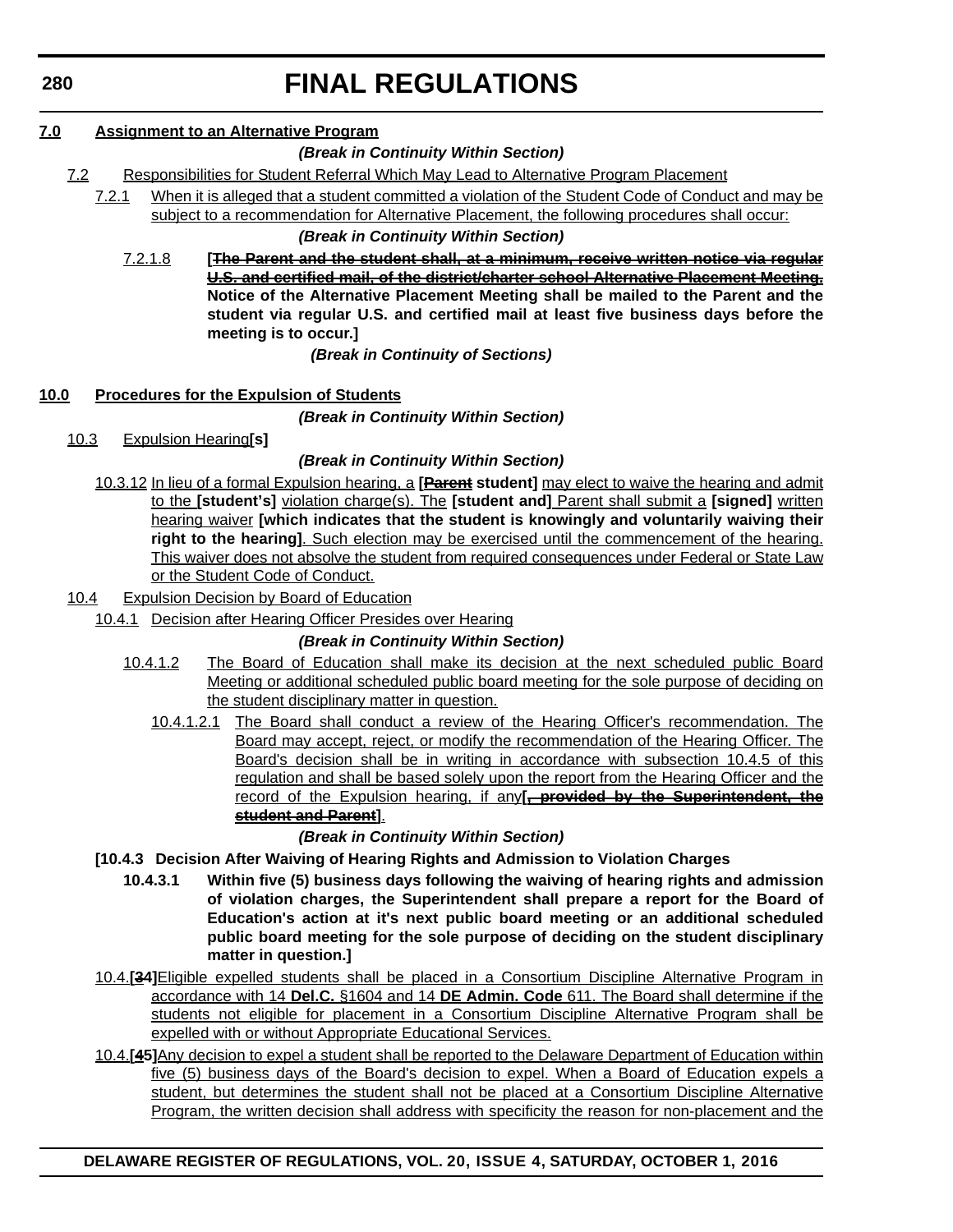# FINAL REGULATIONS

**7.0 Assignment to an Alternative Program**

***(Break in Continuity Within Section)***

7.2 Responsibilities for Student Referral Which May Lead to Alternative Program Placement

7.2.1 When it is alleged that a student committed a violation of the Student Code of Conduct and may be subject to a recommendation for Alternative Placement, the following procedures shall occur:

***(Break in Continuity Within Section)***

7.2.1.8 **[~~The Parent and the student shall, at a minimum, receive written notice via regular U.S. and certified mail, of the district/charter school Alternative Placement Meeting.~~ Notice of the Alternative Placement Meeting shall be mailed to the Parent and the student via regular U.S. and certified mail at least five business days before the meeting is to occur.]**

***(Break in Continuity of Sections)***

**10.0 Procedures for the Expulsion of Students**

***(Break in Continuity Within Section)***

10.3 Expulsion Hearing**[s]**

***(Break in Continuity Within Section)***

10.3.12 In lieu of a formal Expulsion hearing, a **[~~Parent~~ student]** may elect to waive the hearing and admit to the **[student's]** violation charge(s). The **[student and]** Parent shall submit a **[signed]** written hearing waiver **[which indicates that the student is knowingly and voluntarily waiving their right to the hearing]**. Such election may be exercised until the commencement of the hearing. This waiver does not absolve the student from required consequences under Federal or State Law or the Student Code of Conduct.

10.4 Expulsion Decision by Board of Education

10.4.1 Decision after Hearing Officer Presides over Hearing

***(Break in Continuity Within Section)***

10.4.1.2 The Board of Education shall make its decision at the next scheduled public Board Meeting or additional scheduled public board meeting for the sole purpose of deciding on the student disciplinary matter in question.

10.4.1.2.1 The Board shall conduct a review of the Hearing Officer's recommendation. The Board may accept, reject, or modify the recommendation of the Hearing Officer. The Board's decision shall be in writing in accordance with subsection 10.4.5 of this regulation and shall be based solely upon the report from the Hearing Officer and the record of the Expulsion hearing, if any**[~~, provided by the Superintendent, the student and Parent~~]**.

***(Break in Continuity Within Section)***

**[10.4.3 Decision After Waiving of Hearing Rights and Admission to Violation Charges**

**10.4.3.1 Within five (5) business days following the waiving of hearing rights and admission of violation charges, the Superintendent shall prepare a report for the Board of Education's action at it's next public board meeting or an additional scheduled public board meeting for the sole purpose of deciding on the student disciplinary matter in question.]**

10.4.**[~~3~~4]**Eligible expelled students shall be placed in a Consortium Discipline Alternative Program in accordance with 14 **Del.C.** §1604 and 14 **DE Admin. Code** 611. The Board shall determine if the students not eligible for placement in a Consortium Discipline Alternative Program shall be expelled with or without Appropriate Educational Services.

10.4.**[~~4~~5]**Any decision to expel a student shall be reported to the Delaware Department of Education within five (5) business days of the Board's decision to expel. When a Board of Education expels a student, but determines the student shall not be placed at a Consortium Discipline Alternative Program, the written decision shall address with specificity the reason for non-placement and the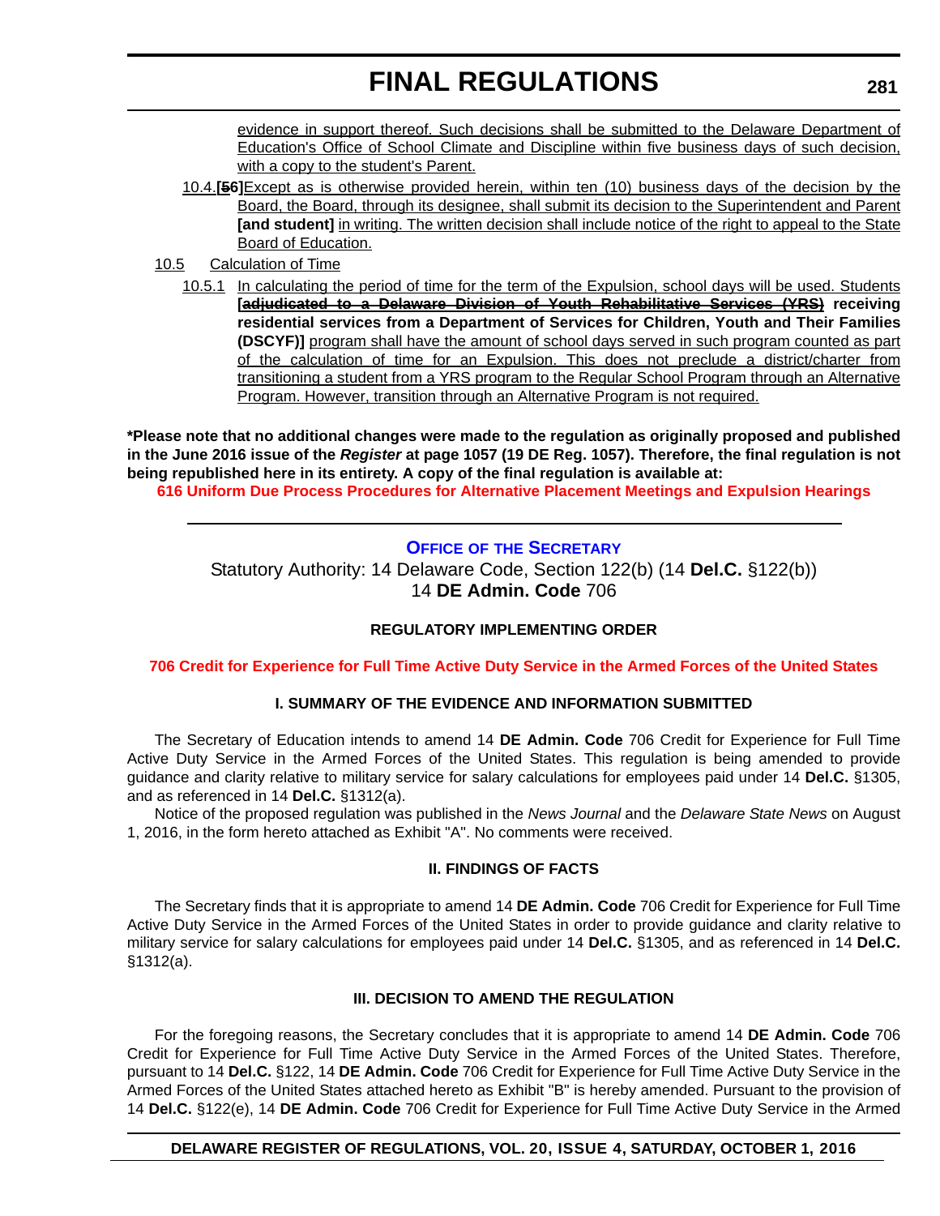evidence in support thereof. Such decisions shall be submitted to the Delaware Department of Education's Office of School Climate and Discipline within five business days of such decision, with a copy to the student's Parent.

10.4.[~~5~~6]Except as is otherwise provided herein, within ten (10) business days of the decision by the Board, the Board, through its designee, shall submit its decision to the Superintendent and Parent **[and student]** in writing. The written decision shall include notice of the right to appeal to the State Board of Education.

10.5 Calculation of Time

10.5.1 In calculating the period of time for the term of the Expulsion, school days will be used. Students **[~~adjudicated to a Delaware Division of Youth Rehabilitative Services (YRS)~~ receiving residential services from a Department of Services for Children, Youth and Their Families (DSCYF)]** program shall have the amount of school days served in such program counted as part of the calculation of time for an Expulsion. This does not preclude a district/charter from transitioning a student from a YRS program to the Regular School Program through an Alternative Program. However, transition through an Alternative Program is not required.

***Please note that no additional changes were made to the regulation as originally proposed and published in the June 2016 issue of the *Register* at page 1057 (19 DE Reg. 1057). Therefore, the final regulation is not being republished here in its entirety. A copy of the final regulation is available at:**

**616 Uniform Due Process Procedures for Alternative Placement Meetings and Expulsion Hearings**

---

## OFFICE OF THE SECRETARY

Statutory Authority: 14 Delaware Code, Section 122(b) (14 **Del.C.** §122(b))
14 **DE Admin. Code** 706

### REGULATORY IMPLEMENTING ORDER

**706 Credit for Experience for Full Time Active Duty Service in the Armed Forces of the United States**

### I. SUMMARY OF THE EVIDENCE AND INFORMATION SUBMITTED

The Secretary of Education intends to amend 14 **DE Admin. Code** 706 Credit for Experience for Full Time Active Duty Service in the Armed Forces of the United States. This regulation is being amended to provide guidance and clarity relative to military service for salary calculations for employees paid under 14 **Del.C.** §1305, and as referenced in 14 **Del.C.** §1312(a).

Notice of the proposed regulation was published in the *News Journal* and the *Delaware State News* on August 1, 2016, in the form hereto attached as Exhibit "A". No comments were received.

### II. FINDINGS OF FACTS

The Secretary finds that it is appropriate to amend 14 **DE Admin. Code** 706 Credit for Experience for Full Time Active Duty Service in the Armed Forces of the United States in order to provide guidance and clarity relative to military service for salary calculations for employees paid under 14 **Del.C.** §1305, and as referenced in 14 **Del.C.** §1312(a).

### III. DECISION TO AMEND THE REGULATION

For the foregoing reasons, the Secretary concludes that it is appropriate to amend 14 **DE Admin. Code** 706 Credit for Experience for Full Time Active Duty Service in the Armed Forces of the United States. Therefore, pursuant to 14 **Del.C.** §122, 14 **DE Admin. Code** 706 Credit for Experience for Full Time Active Duty Service in the Armed Forces of the United States attached hereto as Exhibit "B" is hereby amended. Pursuant to the provision of 14 **Del.C.** §122(e), 14 **DE Admin. Code** 706 Credit for Experience for Full Time Active Duty Service in the Armed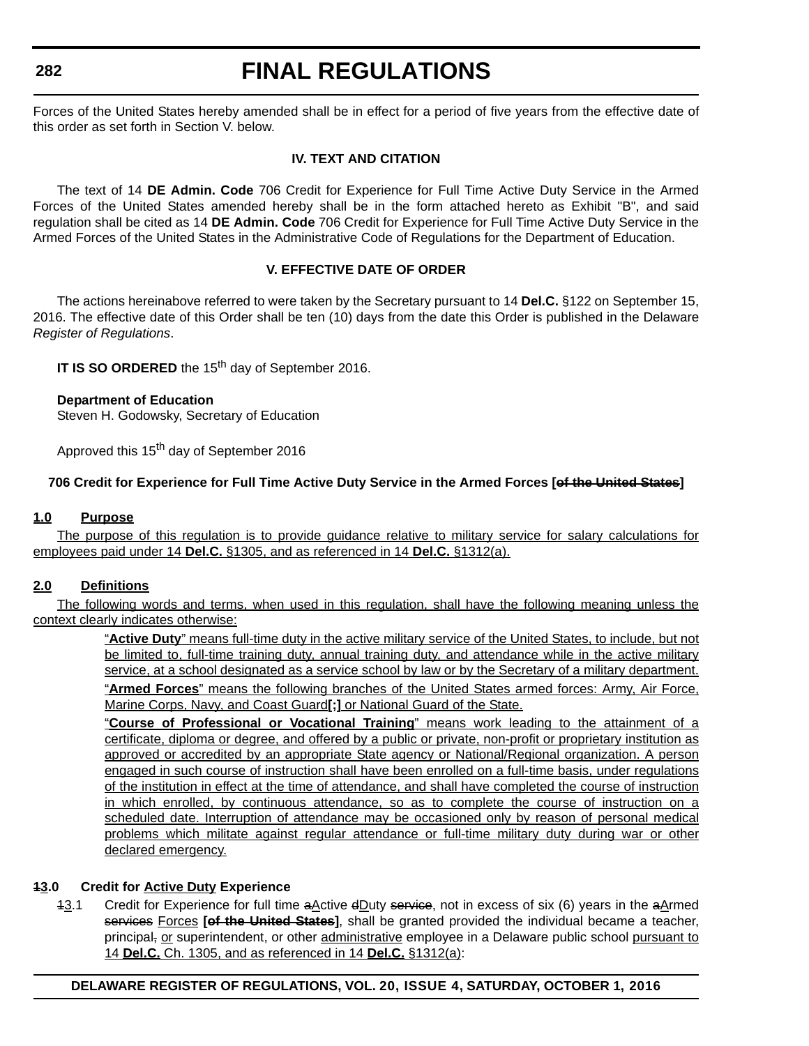Forces of the United States hereby amended shall be in effect for a period of five years from the effective date of this order as set forth in Section V. below.

### IV. TEXT AND CITATION

The text of 14 **DE Admin. Code** 706 Credit for Experience for Full Time Active Duty Service in the Armed Forces of the United States amended hereby shall be in the form attached hereto as Exhibit "B", and said regulation shall be cited as 14 **DE Admin. Code** 706 Credit for Experience for Full Time Active Duty Service in the Armed Forces of the United States in the Administrative Code of Regulations for the Department of Education.

### V. EFFECTIVE DATE OF ORDER

The actions hereinabove referred to were taken by the Secretary pursuant to 14 **Del.C.** §122 on September 15, 2016. The effective date of this Order shall be ten (10) days from the date this Order is published in the Delaware *Register of Regulations*.

**IT IS SO ORDERED** the 15th day of September 2016.

**Department of Education**
Steven H. Godowsky, Secretary of Education

Approved this 15th day of September 2016

### 706 Credit for Experience for Full Time Active Duty Service in the Armed Forces [~~of the United States~~]

**1.0 Purpose**

The purpose of this regulation is to provide guidance relative to military service for salary calculations for employees paid under 14 **Del.C.** §1305, and as referenced in 14 **Del.C.** §1312(a).

**2.0 Definitions**

The following words and terms, when used in this regulation, shall have the following meaning unless the context clearly indicates otherwise:

"**Active Duty**" means full-time duty in the active military service of the United States, to include, but not be limited to, full-time training duty, annual training duty, and attendance while in the active military service, at a school designated as a service school by law or by the Secretary of a military department.

"**Armed Forces**" means the following branches of the United States armed forces: Army, Air Force, Marine Corps, Navy, and Coast Guard**[;]** or National Guard of the State.

"**Course of Professional or Vocational Training**" means work leading to the attainment of a certificate, diploma or degree, and offered by a public or private, non-profit or proprietary institution as approved or accredited by an appropriate State agency or National/Regional organization. A person engaged in such course of instruction shall have been enrolled on a full-time basis, under regulations of the institution in effect at the time of attendance, and shall have completed the course of instruction in which enrolled, by continuous attendance, so as to complete the course of instruction on a scheduled date. Interruption of attendance may be occasioned only by reason of personal medical problems which militate against regular attendance or full-time military duty during war or other declared emergency.

**~~1~~3.0 Credit for Active Duty Experience**

~~1~~3.1 Credit for Experience for full time ~~a~~Active ~~d~~Duty ~~service~~, not in excess of six (6) years in the ~~a~~Armed ~~services~~ Forces **[~~of the United States~~]**, shall be granted provided the individual became a teacher, principal~~,~~ or superintendent, or other administrative employee in a Delaware public school pursuant to 14 **Del.C.** Ch. 1305, and as referenced in 14 **Del.C.** §1312(a):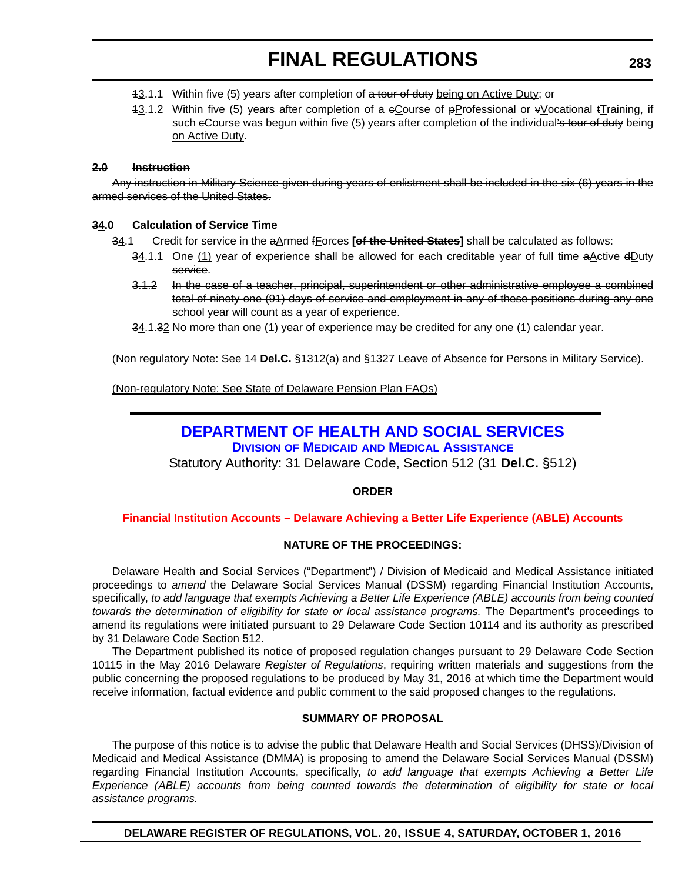~~1~~3.1.1 Within five (5) years after completion of ~~a tour of duty~~ being on Active Duty; or

~~1~~3.1.2 Within five (5) years after completion of a ~~c~~Course of ~~p~~Professional or ~~v~~Vocational ~~t~~Training, if such ~~c~~Course was begun within five (5) years after completion of the individual~~'s tour of duty~~ being on Active Duty.

~~**2.0 Instruction**~~

~~Any instruction in Military Science given during years of enlistment shall be included in the six (6) years in the armed services of the United States.~~

**~~3~~4.0 Calculation of Service Time**

~~3~~4.1 Credit for service in the ~~a~~Armed ~~f~~Forces **[~~of the United States~~]** shall be calculated as follows:

~~3~~4.1.1 One (1) year of experience shall be allowed for each creditable year of full time ~~a~~Active ~~d~~Duty ~~service~~.

~~3.1.2 In the case of a teacher, principal, superintendent or other administrative employee a combined total of ninety one (91) days of service and employment in any of these positions during any one school year will count as a year of experience.~~

~~3~~4.1.~~3~~2 No more than one (1) year of experience may be credited for any one (1) calendar year.

(Non regulatory Note: See 14 **Del.C.** §1312(a) and §1327 Leave of Absence for Persons in Military Service).

(Non-regulatory Note: See State of Delaware Pension Plan FAQs)

## DEPARTMENT OF HEALTH AND SOCIAL SERVICES

### Division of Medicaid and Medical Assistance

Statutory Authority: 31 Delaware Code, Section 512 (31 **Del.C.** §512)

**ORDER**

**Financial Institution Accounts – Delaware Achieving a Better Life Experience (ABLE) Accounts**

**NATURE OF THE PROCEEDINGS:**

Delaware Health and Social Services ("Department") / Division of Medicaid and Medical Assistance initiated proceedings to *amend* the Delaware Social Services Manual (DSSM) regarding Financial Institution Accounts, specifically, *to add language that exempts Achieving a Better Life Experience (ABLE) accounts from being counted towards the determination of eligibility for state or local assistance programs.* The Department's proceedings to amend its regulations were initiated pursuant to 29 Delaware Code Section 10114 and its authority as prescribed by 31 Delaware Code Section 512.

The Department published its notice of proposed regulation changes pursuant to 29 Delaware Code Section 10115 in the May 2016 Delaware *Register of Regulations*, requiring written materials and suggestions from the public concerning the proposed regulations to be produced by May 31, 2016 at which time the Department would receive information, factual evidence and public comment to the said proposed changes to the regulations.

**SUMMARY OF PROPOSAL**

The purpose of this notice is to advise the public that Delaware Health and Social Services (DHSS)/Division of Medicaid and Medical Assistance (DMMA) is proposing to amend the Delaware Social Services Manual (DSSM) regarding Financial Institution Accounts, specifically, *to add language that exempts Achieving a Better Life Experience (ABLE) accounts from being counted towards the determination of eligibility for state or local assistance programs.*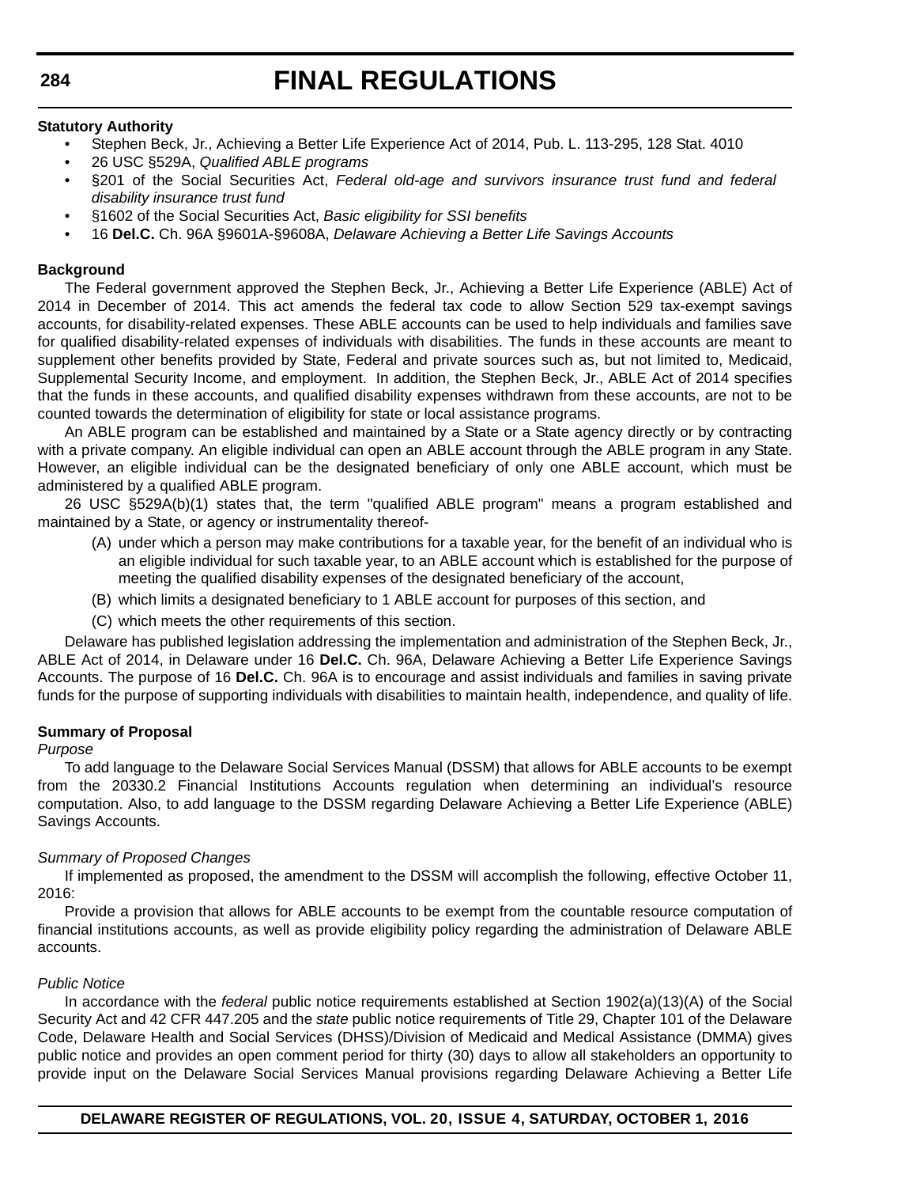**Statutory Authority**

- Stephen Beck, Jr., Achieving a Better Life Experience Act of 2014, Pub. L. 113-295, 128 Stat. 4010
- 26 USC §529A, *Qualified ABLE programs*
- §201 of the Social Securities Act, *Federal old-age and survivors insurance trust fund and federal disability insurance trust fund*
- §1602 of the Social Securities Act, *Basic eligibility for SSI benefits*
- 16 **Del.C.** Ch. 96A §9601A-§9608A, *Delaware Achieving a Better Life Savings Accounts*

**Background**

The Federal government approved the Stephen Beck, Jr., Achieving a Better Life Experience (ABLE) Act of 2014 in December of 2014. This act amends the federal tax code to allow Section 529 tax-exempt savings accounts, for disability-related expenses. These ABLE accounts can be used to help individuals and families save for qualified disability-related expenses of individuals with disabilities. The funds in these accounts are meant to supplement other benefits provided by State, Federal and private sources such as, but not limited to, Medicaid, Supplemental Security Income, and employment. In addition, the Stephen Beck, Jr., ABLE Act of 2014 specifies that the funds in these accounts, and qualified disability expenses withdrawn from these accounts, are not to be counted towards the determination of eligibility for state or local assistance programs.

An ABLE program can be established and maintained by a State or a State agency directly or by contracting with a private company. An eligible individual can open an ABLE account through the ABLE program in any State. However, an eligible individual can be the designated beneficiary of only one ABLE account, which must be administered by a qualified ABLE program.

26 USC §529A(b)(1) states that, the term "qualified ABLE program" means a program established and maintained by a State, or agency or instrumentality thereof-

(A) under which a person may make contributions for a taxable year, for the benefit of an individual who is an eligible individual for such taxable year, to an ABLE account which is established for the purpose of meeting the qualified disability expenses of the designated beneficiary of the account,

(B) which limits a designated beneficiary to 1 ABLE account for purposes of this section, and

(C) which meets the other requirements of this section.

Delaware has published legislation addressing the implementation and administration of the Stephen Beck, Jr., ABLE Act of 2014, in Delaware under 16 **Del.C.** Ch. 96A, Delaware Achieving a Better Life Experience Savings Accounts. The purpose of 16 **Del.C.** Ch. 96A is to encourage and assist individuals and families in saving private funds for the purpose of supporting individuals with disabilities to maintain health, independence, and quality of life.

**Summary of Proposal**

*Purpose*

To add language to the Delaware Social Services Manual (DSSM) that allows for ABLE accounts to be exempt from the 20330.2 Financial Institutions Accounts regulation when determining an individual's resource computation. Also, to add language to the DSSM regarding Delaware Achieving a Better Life Experience (ABLE) Savings Accounts.

*Summary of Proposed Changes*

If implemented as proposed, the amendment to the DSSM will accomplish the following, effective October 11, 2016:

Provide a provision that allows for ABLE accounts to be exempt from the countable resource computation of financial institutions accounts, as well as provide eligibility policy regarding the administration of Delaware ABLE accounts.

*Public Notice*

In accordance with the *federal* public notice requirements established at Section 1902(a)(13)(A) of the Social Security Act and 42 CFR 447.205 and the *state* public notice requirements of Title 29, Chapter 101 of the Delaware Code, Delaware Health and Social Services (DHSS)/Division of Medicaid and Medical Assistance (DMMA) gives public notice and provides an open comment period for thirty (30) days to allow all stakeholders an opportunity to provide input on the Delaware Social Services Manual provisions regarding Delaware Achieving a Better Life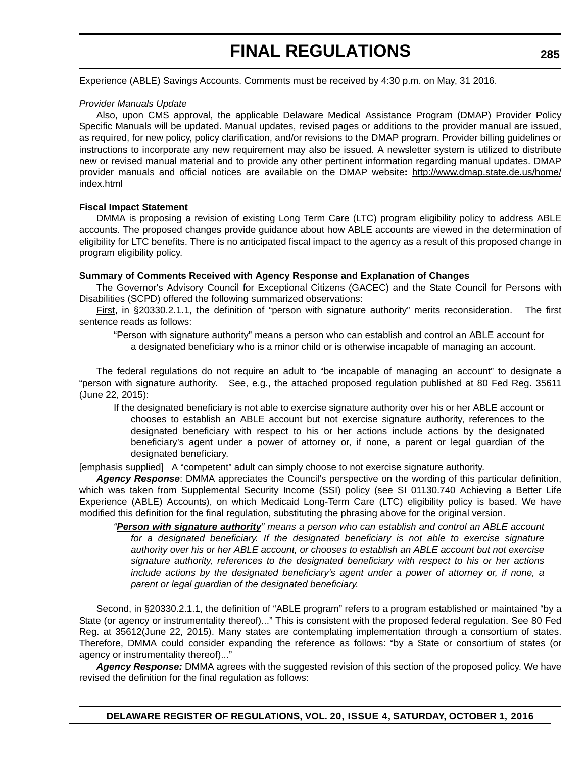Experience (ABLE) Savings Accounts. Comments must be received by 4:30 p.m. on May, 31 2016.

*Provider Manuals Update*

Also, upon CMS approval, the applicable Delaware Medical Assistance Program (DMAP) Provider Policy Specific Manuals will be updated. Manual updates, revised pages or additions to the provider manual are issued, as required, for new policy, policy clarification, and/or revisions to the DMAP program. Provider billing guidelines or instructions to incorporate any new requirement may also be issued. A newsletter system is utilized to distribute new or revised manual material and to provide any other pertinent information regarding manual updates. DMAP provider manuals and official notices are available on the DMAP website**:** http://www.dmap.state.de.us/home/index.html

**Fiscal Impact Statement**

DMMA is proposing a revision of existing Long Term Care (LTC) program eligibility policy to address ABLE accounts. The proposed changes provide guidance about how ABLE accounts are viewed in the determination of eligibility for LTC benefits. There is no anticipated fiscal impact to the agency as a result of this proposed change in program eligibility policy.

**Summary of Comments Received with Agency Response and Explanation of Changes**

The Governor's Advisory Council for Exceptional Citizens (GACEC) and the State Council for Persons with Disabilities (SCPD) offered the following summarized observations:

First, in §20330.2.1.1, the definition of "person with signature authority" merits reconsideration. The first sentence reads as follows:

> "Person with signature authority" means a person who can establish and control an ABLE account for a designated beneficiary who is a minor child or is otherwise incapable of managing an account.

The federal regulations do not require an adult to "be incapable of managing an account" to designate a "person with signature authority. See, e.g., the attached proposed regulation published at 80 Fed Reg. 35611 (June 22, 2015):

> If the designated beneficiary is not able to exercise signature authority over his or her ABLE account or chooses to establish an ABLE account but not exercise signature authority, references to the designated beneficiary with respect to his or her actions include actions by the designated beneficiary's agent under a power of attorney or, if none, a parent or legal guardian of the designated beneficiary.

[emphasis supplied] A "competent" adult can simply choose to not exercise signature authority.

***Agency Response***: DMMA appreciates the Council's perspective on the wording of this particular definition, which was taken from Supplemental Security Income (SSI) policy (see SI 01130.740 Achieving a Better Life Experience (ABLE) Accounts), on which Medicaid Long-Term Care (LTC) eligibility policy is based. We have modified this definition for the final regulation, substituting the phrasing above for the original version.

> *"**Person with signature authority**" means a person who can establish and control an ABLE account for a designated beneficiary. If the designated beneficiary is not able to exercise signature authority over his or her ABLE account, or chooses to establish an ABLE account but not exercise signature authority, references to the designated beneficiary with respect to his or her actions include actions by the designated beneficiary's agent under a power of attorney or, if none, a parent or legal guardian of the designated beneficiary.*

Second, in §20330.2.1.1, the definition of "ABLE program" refers to a program established or maintained "by a State (or agency or instrumentality thereof)..." This is consistent with the proposed federal regulation. See 80 Fed Reg. at 35612(June 22, 2015). Many states are contemplating implementation through a consortium of states. Therefore, DMMA could consider expanding the reference as follows: "by a State or consortium of states (or agency or instrumentality thereof)..."

***Agency Response:*** DMMA agrees with the suggested revision of this section of the proposed policy. We have revised the definition for the final regulation as follows: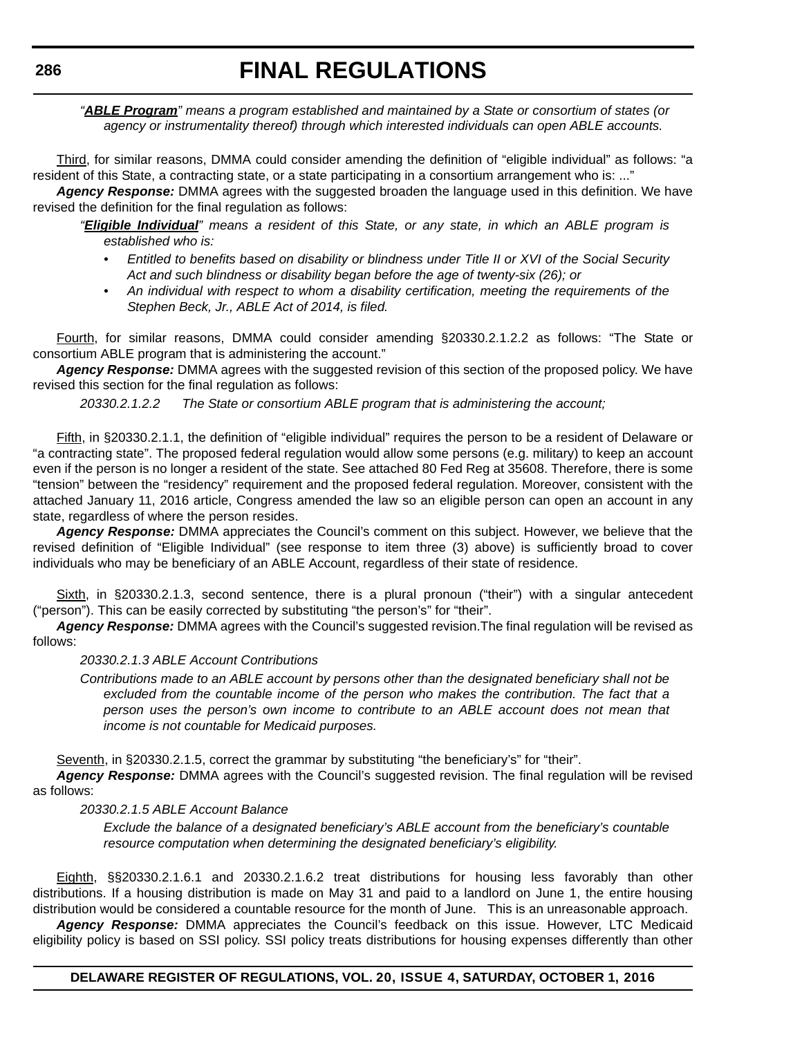*"**ABLE Program**" means a program established and maintained by a State or consortium of states (or agency or instrumentality thereof) through which interested individuals can open ABLE accounts.*

Third, for similar reasons, DMMA could consider amending the definition of "eligible individual" as follows: "a resident of this State, a contracting state, or a state participating in a consortium arrangement who is: ..."

***Agency Response:*** DMMA agrees with the suggested broaden the language used in this definition. We have revised the definition for the final regulation as follows:

*"**Eligible Individual**" means a resident of this State, or any state, in which an ABLE program is established who is:*

- *Entitled to benefits based on disability or blindness under Title II or XVI of the Social Security Act and such blindness or disability began before the age of twenty-six (26); or*
- *An individual with respect to whom a disability certification, meeting the requirements of the Stephen Beck, Jr., ABLE Act of 2014, is filed.*

Fourth, for similar reasons, DMMA could consider amending §20330.2.1.2.2 as follows: "The State or consortium ABLE program that is administering the account."

***Agency Response:*** DMMA agrees with the suggested revision of this section of the proposed policy. We have revised this section for the final regulation as follows:

*20330.2.1.2.2 The State or consortium ABLE program that is administering the account;*

Fifth, in §20330.2.1.1, the definition of "eligible individual" requires the person to be a resident of Delaware or "a contracting state". The proposed federal regulation would allow some persons (e.g. military) to keep an account even if the person is no longer a resident of the state. See attached 80 Fed Reg at 35608. Therefore, there is some "tension" between the "residency" requirement and the proposed federal regulation. Moreover, consistent with the attached January 11, 2016 article, Congress amended the law so an eligible person can open an account in any state, regardless of where the person resides.

***Agency Response:*** DMMA appreciates the Council's comment on this subject. However, we believe that the revised definition of "Eligible Individual" (see response to item three (3) above) is sufficiently broad to cover individuals who may be beneficiary of an ABLE Account, regardless of their state of residence.

Sixth, in §20330.2.1.3, second sentence, there is a plural pronoun ("their") with a singular antecedent ("person"). This can be easily corrected by substituting "the person's" for "their".

***Agency Response:*** DMMA agrees with the Council's suggested revision.The final regulation will be revised as follows:

*20330.2.1.3 ABLE Account Contributions*

*Contributions made to an ABLE account by persons other than the designated beneficiary shall not be excluded from the countable income of the person who makes the contribution. The fact that a person uses the person's own income to contribute to an ABLE account does not mean that income is not countable for Medicaid purposes.*

Seventh, in §20330.2.1.5, correct the grammar by substituting "the beneficiary's" for "their".

***Agency Response:*** DMMA agrees with the Council's suggested revision. The final regulation will be revised as follows:

*20330.2.1.5 ABLE Account Balance*

*Exclude the balance of a designated beneficiary's ABLE account from the beneficiary's countable resource computation when determining the designated beneficiary's eligibility.*

Eighth, §§20330.2.1.6.1 and 20330.2.1.6.2 treat distributions for housing less favorably than other distributions. If a housing distribution is made on May 31 and paid to a landlord on June 1, the entire housing distribution would be considered a countable resource for the month of June. This is an unreasonable approach.

***Agency Response:*** DMMA appreciates the Council's feedback on this issue. However, LTC Medicaid eligibility policy is based on SSI policy. SSI policy treats distributions for housing expenses differently than other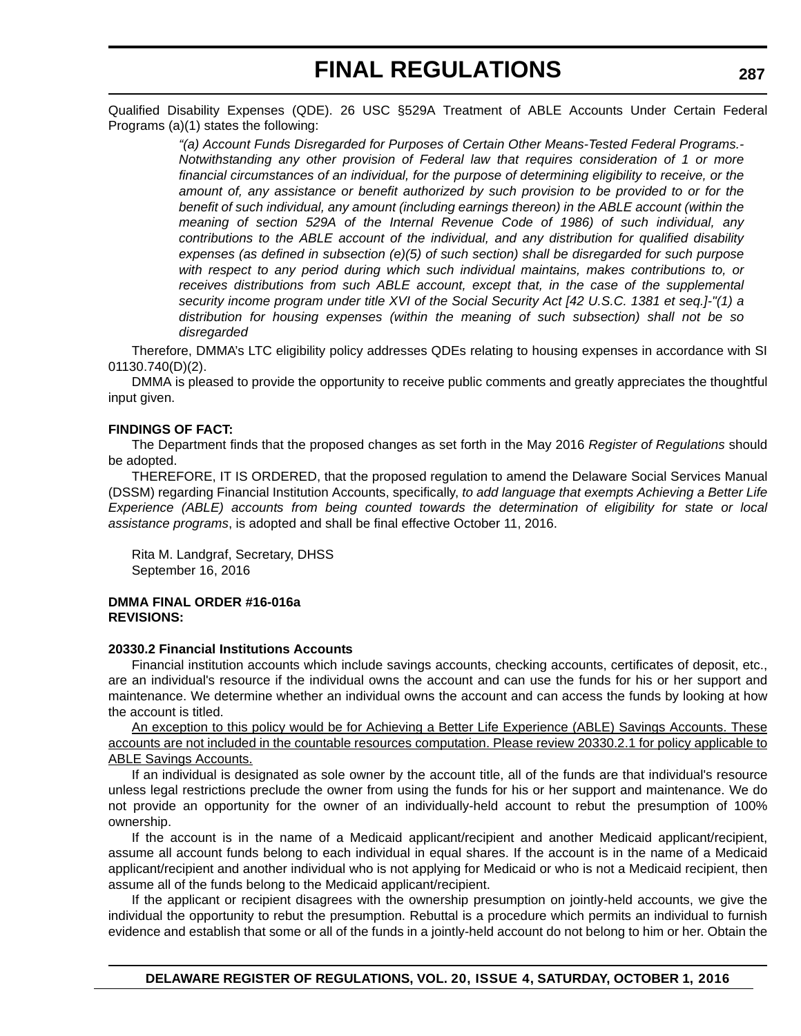Qualified Disability Expenses (QDE). 26 USC §529A Treatment of ABLE Accounts Under Certain Federal Programs (a)(1) states the following:

> *"(a) Account Funds Disregarded for Purposes of Certain Other Means-Tested Federal Programs.- Notwithstanding any other provision of Federal law that requires consideration of 1 or more financial circumstances of an individual, for the purpose of determining eligibility to receive, or the amount of, any assistance or benefit authorized by such provision to be provided to or for the benefit of such individual, any amount (including earnings thereon) in the ABLE account (within the meaning of section 529A of the Internal Revenue Code of 1986) of such individual, any contributions to the ABLE account of the individual, and any distribution for qualified disability expenses (as defined in subsection (e)(5) of such section) shall be disregarded for such purpose with respect to any period during which such individual maintains, makes contributions to, or receives distributions from such ABLE account, except that, in the case of the supplemental security income program under title XVI of the Social Security Act [42 U.S.C. 1381 et seq.]-"(1) a distribution for housing expenses (within the meaning of such subsection) shall not be so disregarded*

Therefore, DMMA's LTC eligibility policy addresses QDEs relating to housing expenses in accordance with SI 01130.740(D)(2).

DMMA is pleased to provide the opportunity to receive public comments and greatly appreciates the thoughtful input given.

**FINDINGS OF FACT:**

The Department finds that the proposed changes as set forth in the May 2016 *Register of Regulations* should be adopted.

THEREFORE, IT IS ORDERED, that the proposed regulation to amend the Delaware Social Services Manual (DSSM) regarding Financial Institution Accounts, specifically, *to add language that exempts Achieving a Better Life Experience (ABLE) accounts from being counted towards the determination of eligibility for state or local assistance programs*, is adopted and shall be final effective October 11, 2016.

Rita M. Landgraf, Secretary, DHSS
September 16, 2016

**DMMA FINAL ORDER #16-016a**
**REVISIONS:**

**20330.2 Financial Institutions Accounts**

Financial institution accounts which include savings accounts, checking accounts, certificates of deposit, etc., are an individual's resource if the individual owns the account and can use the funds for his or her support and maintenance. We determine whether an individual owns the account and can access the funds by looking at how the account is titled.

<u>An exception to this policy would be for Achieving a Better Life Experience (ABLE) Savings Accounts. These accounts are not included in the countable resources computation. Please review 20330.2.1 for policy applicable to ABLE Savings Accounts.</u>

If an individual is designated as sole owner by the account title, all of the funds are that individual's resource unless legal restrictions preclude the owner from using the funds for his or her support and maintenance. We do not provide an opportunity for the owner of an individually-held account to rebut the presumption of 100% ownership.

If the account is in the name of a Medicaid applicant/recipient and another Medicaid applicant/recipient, assume all account funds belong to each individual in equal shares. If the account is in the name of a Medicaid applicant/recipient and another individual who is not applying for Medicaid or who is not a Medicaid recipient, then assume all of the funds belong to the Medicaid applicant/recipient.

If the applicant or recipient disagrees with the ownership presumption on jointly-held accounts, we give the individual the opportunity to rebut the presumption. Rebuttal is a procedure which permits an individual to furnish evidence and establish that some or all of the funds in a jointly-held account do not belong to him or her. Obtain the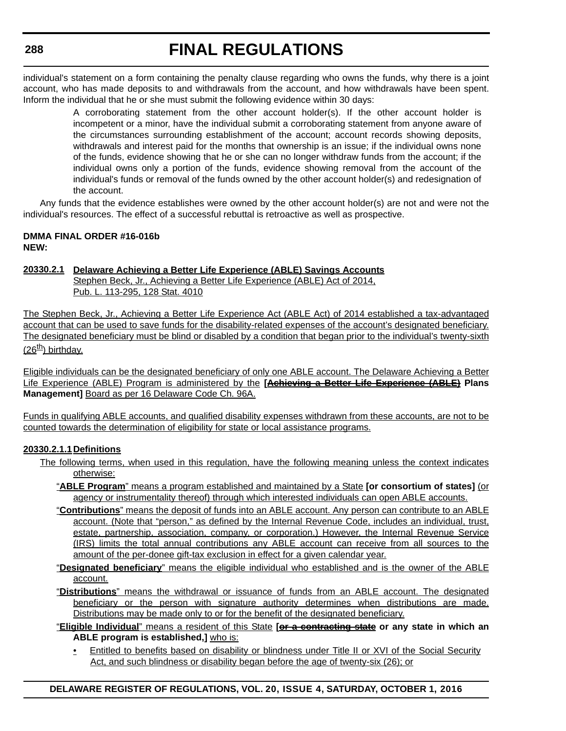individual's statement on a form containing the penalty clause regarding who owns the funds, why there is a joint account, who has made deposits to and withdrawals from the account, and how withdrawals have been spent. Inform the individual that he or she must submit the following evidence within 30 days:

> A corroborating statement from the other account holder(s). If the other account holder is incompetent or a minor, have the individual submit a corroborating statement from anyone aware of the circumstances surrounding establishment of the account; account records showing deposits, withdrawals and interest paid for the months that ownership is an issue; if the individual owns none of the funds, evidence showing that he or she can no longer withdraw funds from the account; if the individual owns only a portion of the funds, evidence showing removal from the account of the individual's funds or removal of the funds owned by the other account holder(s) and redesignation of the account.

Any funds that the evidence establishes were owned by the other account holder(s) are not and were not the individual's resources. The effect of a successful rebuttal is retroactive as well as prospective.

**DMMA FINAL ORDER #16-016b**
**NEW:**

**20330.2.1 Delaware Achieving a Better Life Experience (ABLE) Savings Accounts**
Stephen Beck, Jr., Achieving a Better Life Experience (ABLE) Act of 2014, Pub. L. 113-295, 128 Stat. 4010

The Stephen Beck, Jr., Achieving a Better Life Experience Act (ABLE Act) of 2014 established a tax-advantaged account that can be used to save funds for the disability-related expenses of the account's designated beneficiary. The designated beneficiary must be blind or disabled by a condition that began prior to the individual's twenty-sixth (26th) birthday.

Eligible individuals can be the designated beneficiary of only one ABLE account. The Delaware Achieving a Better Life Experience (ABLE) Program is administered by the **[~~Achieving a Better Life Experience (ABLE)~~ Plans Management]** Board as per 16 Delaware Code Ch. 96A.

Funds in qualifying ABLE accounts, and qualified disability expenses withdrawn from these accounts, are not to be counted towards the determination of eligibility for state or local assistance programs.

**20330.2.1.1 Definitions**

The following terms, when used in this regulation, have the following meaning unless the context indicates otherwise:

"**ABLE Program**" means a program established and maintained by a State **[or consortium of states]** (or agency or instrumentality thereof) through which interested individuals can open ABLE accounts.

"**Contributions**" means the deposit of funds into an ABLE account. Any person can contribute to an ABLE account. (Note that "person," as defined by the Internal Revenue Code, includes an individual, trust, estate, partnership, association, company, or corporation.) However, the Internal Revenue Service (IRS) limits the total annual contributions any ABLE account can receive from all sources to the amount of the per-donee gift-tax exclusion in effect for a given calendar year.

"**Designated beneficiary**" means the eligible individual who established and is the owner of the ABLE account.

"**Distributions**" means the withdrawal or issuance of funds from an ABLE account. The designated beneficiary or the person with signature authority determines when distributions are made. Distributions may be made only to or for the benefit of the designated beneficiary.

"**Eligible Individual**" means a resident of this State **[~~or a contracting state~~ or any state in which an ABLE program is established,]** who is:

- Entitled to benefits based on disability or blindness under Title II or XVI of the Social Security Act, and such blindness or disability began before the age of twenty-six (26); or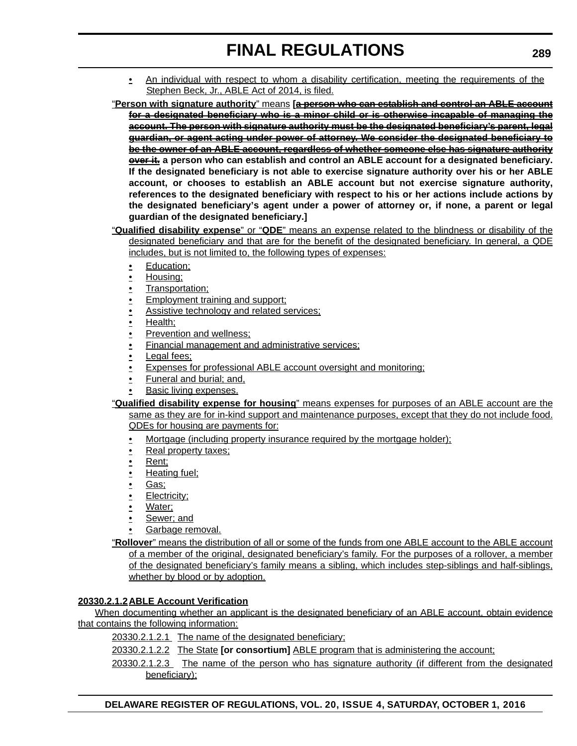- An individual with respect to whom a disability certification, meeting the requirements of the Stephen Beck, Jr., ABLE Act of 2014, is filed.

"**Person with signature authority**" means **[~~a person who can establish and control an ABLE account for a designated beneficiary who is a minor child or is otherwise incapable of managing the account. The person with signature authority must be the designated beneficiary's parent, legal guardian, or agent acting under power of attorney. We consider the designated beneficiary to be the owner of an ABLE account, regardless of whether someone else has signature authority over it.~~ a person who can establish and control an ABLE account for a designated beneficiary. If the designated beneficiary is not able to exercise signature authority over his or her ABLE account, or chooses to establish an ABLE account but not exercise signature authority, references to the designated beneficiary with respect to his or her actions include actions by the designated beneficiary's agent under a power of attorney or, if none, a parent or legal guardian of the designated beneficiary.]**

"**Qualified disability expense**" or "**QDE**" means an expense related to the blindness or disability of the designated beneficiary and that are for the benefit of the designated beneficiary. In general, a QDE includes, but is not limited to, the following types of expenses:

- Education;
- Housing;
- Transportation;
- Employment training and support;
- Assistive technology and related services;
- Health;
- Prevention and wellness;
- Financial management and administrative services;
- Legal fees;
- Expenses for professional ABLE account oversight and monitoring;
- Funeral and burial; and,
- Basic living expenses.

"**Qualified disability expense for housing**" means expenses for purposes of an ABLE account are the same as they are for in-kind support and maintenance purposes, except that they do not include food. QDEs for housing are payments for:

- Mortgage (including property insurance required by the mortgage holder);
- Real property taxes;
- Rent;
- Heating fuel;
- Gas;
- Electricity;
- Water;
- Sewer; and
- Garbage removal.

"**Rollover**" means the distribution of all or some of the funds from one ABLE account to the ABLE account of a member of the original, designated beneficiary's family. For the purposes of a rollover, a member of the designated beneficiary's family means a sibling, which includes step-siblings and half-siblings, whether by blood or by adoption.

**20330.2.1.2 ABLE Account Verification**

When documenting whether an applicant is the designated beneficiary of an ABLE account, obtain evidence that contains the following information:

20330.2.1.2.1 The name of the designated beneficiary;

20330.2.1.2.2 The State **[or consortium]** ABLE program that is administering the account;

20330.2.1.2.3 The name of the person who has signature authority (if different from the designated beneficiary);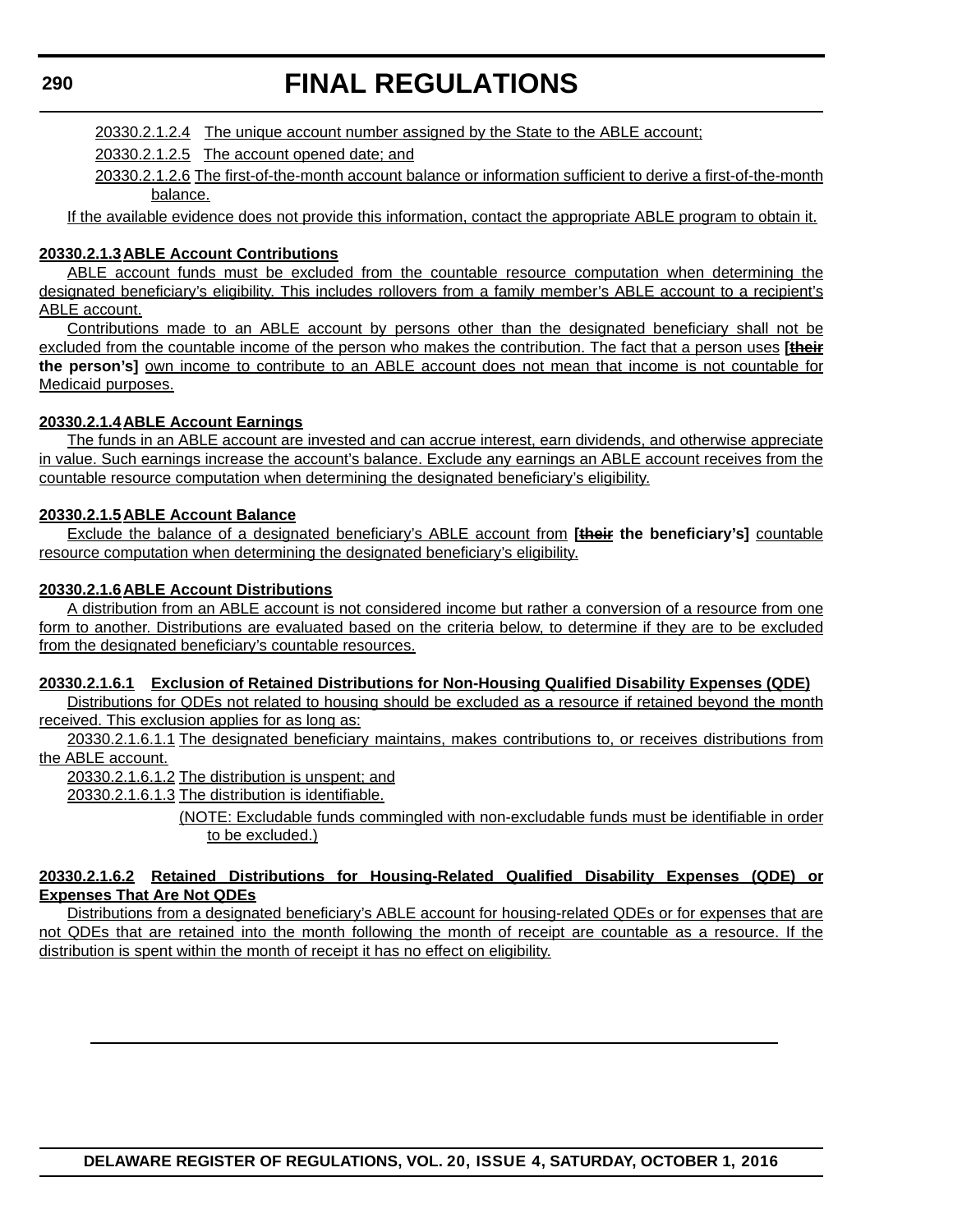20330.2.1.2.4 The unique account number assigned by the State to the ABLE account;

20330.2.1.2.5 The account opened date; and

20330.2.1.2.6 The first-of-the-month account balance or information sufficient to derive a first-of-the-month balance.

If the available evidence does not provide this information, contact the appropriate ABLE program to obtain it.

**20330.2.1.3 ABLE Account Contributions**

ABLE account funds must be excluded from the countable resource computation when determining the designated beneficiary's eligibility. This includes rollovers from a family member's ABLE account to a recipient's ABLE account.

Contributions made to an ABLE account by persons other than the designated beneficiary shall not be excluded from the countable income of the person who makes the contribution. The fact that a person uses **[~~their~~ the person's]** own income to contribute to an ABLE account does not mean that income is not countable for Medicaid purposes.

**20330.2.1.4 ABLE Account Earnings**

The funds in an ABLE account are invested and can accrue interest, earn dividends, and otherwise appreciate in value. Such earnings increase the account's balance. Exclude any earnings an ABLE account receives from the countable resource computation when determining the designated beneficiary's eligibility.

**20330.2.1.5 ABLE Account Balance**

Exclude the balance of a designated beneficiary's ABLE account from **[~~their~~ the beneficiary's]** countable resource computation when determining the designated beneficiary's eligibility.

**20330.2.1.6 ABLE Account Distributions**

A distribution from an ABLE account is not considered income but rather a conversion of a resource from one form to another. Distributions are evaluated based on the criteria below, to determine if they are to be excluded from the designated beneficiary's countable resources.

**20330.2.1.6.1 Exclusion of Retained Distributions for Non-Housing Qualified Disability Expenses (QDE)**

Distributions for QDEs not related to housing should be excluded as a resource if retained beyond the month received. This exclusion applies for as long as:

20330.2.1.6.1.1 The designated beneficiary maintains, makes contributions to, or receives distributions from the ABLE account.

20330.2.1.6.1.2 The distribution is unspent; and

20330.2.1.6.1.3 The distribution is identifiable.

(NOTE: Excludable funds commingled with non-excludable funds must be identifiable in order to be excluded.)

**20330.2.1.6.2 Retained Distributions for Housing-Related Qualified Disability Expenses (QDE) or Expenses That Are Not QDEs**

Distributions from a designated beneficiary's ABLE account for housing-related QDEs or for expenses that are not QDEs that are retained into the month following the month of receipt are countable as a resource. If the distribution is spent within the month of receipt it has no effect on eligibility.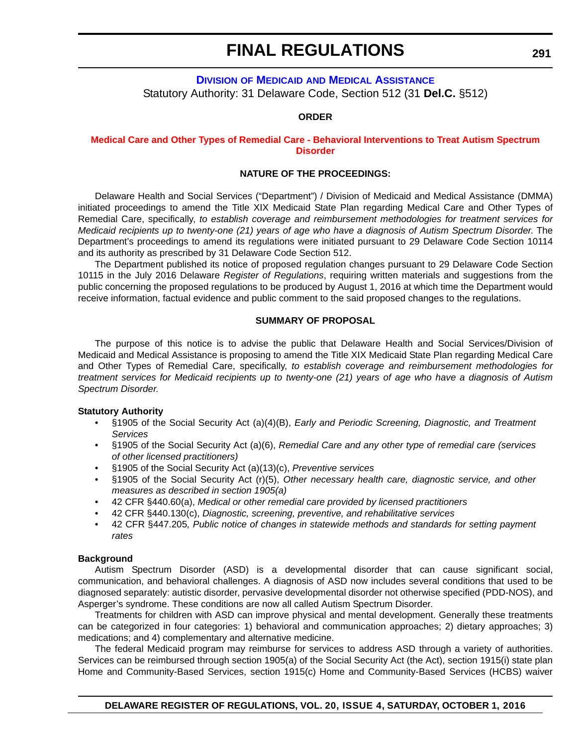# FINAL REGULATIONS

### Division of Medicaid and Medical Assistance

Statutory Authority: 31 Delaware Code, Section 512 (31 **Del.C.** §512)

**ORDER**

**Medical Care and Other Types of Remedial Care - Behavioral Interventions to Treat Autism Spectrum Disorder**

**NATURE OF THE PROCEEDINGS:**

Delaware Health and Social Services ("Department") / Division of Medicaid and Medical Assistance (DMMA) initiated proceedings to amend the Title XIX Medicaid State Plan regarding Medical Care and Other Types of Remedial Care, specifically, *to establish coverage and reimbursement methodologies for treatment services for Medicaid recipients up to twenty-one (21) years of age who have a diagnosis of Autism Spectrum Disorder.* The Department's proceedings to amend its regulations were initiated pursuant to 29 Delaware Code Section 10114 and its authority as prescribed by 31 Delaware Code Section 512.

The Department published its notice of proposed regulation changes pursuant to 29 Delaware Code Section 10115 in the July 2016 Delaware *Register of Regulations*, requiring written materials and suggestions from the public concerning the proposed regulations to be produced by August 1, 2016 at which time the Department would receive information, factual evidence and public comment to the said proposed changes to the regulations.

**SUMMARY OF PROPOSAL**

The purpose of this notice is to advise the public that Delaware Health and Social Services/Division of Medicaid and Medical Assistance is proposing to amend the Title XIX Medicaid State Plan regarding Medical Care and Other Types of Remedial Care, specifically, *to establish coverage and reimbursement methodologies for treatment services for Medicaid recipients up to twenty-one (21) years of age who have a diagnosis of Autism Spectrum Disorder.*

**Statutory Authority**

- §1905 of the Social Security Act (a)(4)(B), *Early and Periodic Screening, Diagnostic, and Treatment Services*
- §1905 of the Social Security Act (a)(6), *Remedial Care and any other type of remedial care (services of other licensed practitioners)*
- §1905 of the Social Security Act (a)(13)(c), *Preventive services*
- §1905 of the Social Security Act (r)(5), *Other necessary health care, diagnostic service, and other measures as described in section 1905(a)*
- 42 CFR §440.60(a), *Medical or other remedial care provided by licensed practitioners*
- 42 CFR §440.130(c), *Diagnostic, screening, preventive, and rehabilitative services*
- 42 CFR §447.205*, Public notice of changes in statewide methods and standards for setting payment rates*

**Background**

Autism Spectrum Disorder (ASD) is a developmental disorder that can cause significant social, communication, and behavioral challenges. A diagnosis of ASD now includes several conditions that used to be diagnosed separately: autistic disorder, pervasive developmental disorder not otherwise specified (PDD-NOS), and Asperger's syndrome. These conditions are now all called Autism Spectrum Disorder.

Treatments for children with ASD can improve physical and mental development. Generally these treatments can be categorized in four categories: 1) behavioral and communication approaches; 2) dietary approaches; 3) medications; and 4) complementary and alternative medicine.

The federal Medicaid program may reimburse for services to address ASD through a variety of authorities. Services can be reimbursed through section 1905(a) of the Social Security Act (the Act), section 1915(i) state plan Home and Community-Based Services, section 1915(c) Home and Community-Based Services (HCBS) waiver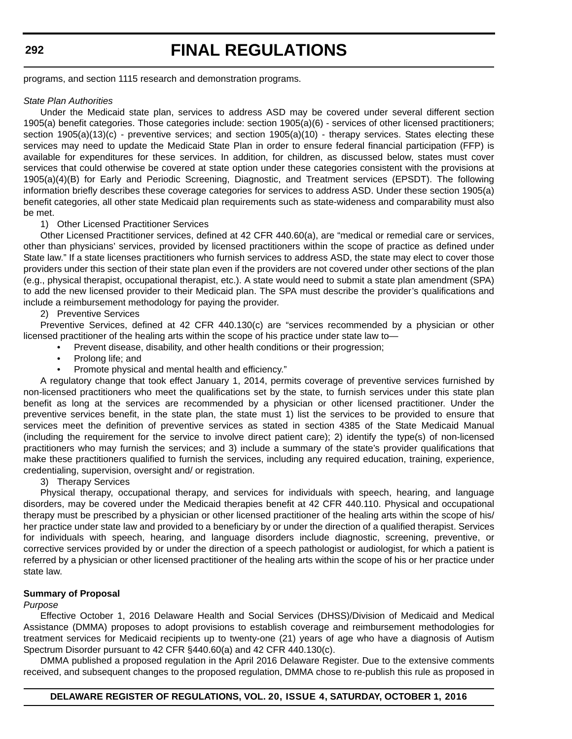programs, and section 1115 research and demonstration programs.

*State Plan Authorities*

Under the Medicaid state plan, services to address ASD may be covered under several different section 1905(a) benefit categories. Those categories include: section 1905(a)(6) - services of other licensed practitioners; section 1905(a)(13)(c) - preventive services; and section 1905(a)(10) - therapy services. States electing these services may need to update the Medicaid State Plan in order to ensure federal financial participation (FFP) is available for expenditures for these services. In addition, for children, as discussed below, states must cover services that could otherwise be covered at state option under these categories consistent with the provisions at 1905(a)(4)(B) for Early and Periodic Screening, Diagnostic, and Treatment services (EPSDT). The following information briefly describes these coverage categories for services to address ASD. Under these section 1905(a) benefit categories, all other state Medicaid plan requirements such as state-wideness and comparability must also be met.

1) Other Licensed Practitioner Services

Other Licensed Practitioner services, defined at 42 CFR 440.60(a), are "medical or remedial care or services, other than physicians' services, provided by licensed practitioners within the scope of practice as defined under State law." If a state licenses practitioners who furnish services to address ASD, the state may elect to cover those providers under this section of their state plan even if the providers are not covered under other sections of the plan (e.g., physical therapist, occupational therapist, etc.). A state would need to submit a state plan amendment (SPA) to add the new licensed provider to their Medicaid plan. The SPA must describe the provider's qualifications and include a reimbursement methodology for paying the provider.

2) Preventive Services

Preventive Services, defined at 42 CFR 440.130(c) are "services recommended by a physician or other licensed practitioner of the healing arts within the scope of his practice under state law to—

- Prevent disease, disability, and other health conditions or their progression;
- Prolong life; and
- Promote physical and mental health and efficiency."

A regulatory change that took effect January 1, 2014, permits coverage of preventive services furnished by non-licensed practitioners who meet the qualifications set by the state, to furnish services under this state plan benefit as long at the services are recommended by a physician or other licensed practitioner. Under the preventive services benefit, in the state plan, the state must 1) list the services to be provided to ensure that services meet the definition of preventive services as stated in section 4385 of the State Medicaid Manual (including the requirement for the service to involve direct patient care); 2) identify the type(s) of non-licensed practitioners who may furnish the services; and 3) include a summary of the state's provider qualifications that make these practitioners qualified to furnish the services, including any required education, training, experience, credentialing, supervision, oversight and/ or registration.

3) Therapy Services

Physical therapy, occupational therapy, and services for individuals with speech, hearing, and language disorders, may be covered under the Medicaid therapies benefit at 42 CFR 440.110. Physical and occupational therapy must be prescribed by a physician or other licensed practitioner of the healing arts within the scope of his/ her practice under state law and provided to a beneficiary by or under the direction of a qualified therapist. Services for individuals with speech, hearing, and language disorders include diagnostic, screening, preventive, or corrective services provided by or under the direction of a speech pathologist or audiologist, for which a patient is referred by a physician or other licensed practitioner of the healing arts within the scope of his or her practice under state law.

**Summary of Proposal**

*Purpose*

Effective October 1, 2016 Delaware Health and Social Services (DHSS)/Division of Medicaid and Medical Assistance (DMMA) proposes to adopt provisions to establish coverage and reimbursement methodologies for treatment services for Medicaid recipients up to twenty-one (21) years of age who have a diagnosis of Autism Spectrum Disorder pursuant to 42 CFR §440.60(a) and 42 CFR 440.130(c).

DMMA published a proposed regulation in the April 2016 Delaware Register. Due to the extensive comments received, and subsequent changes to the proposed regulation, DMMA chose to re-publish this rule as proposed in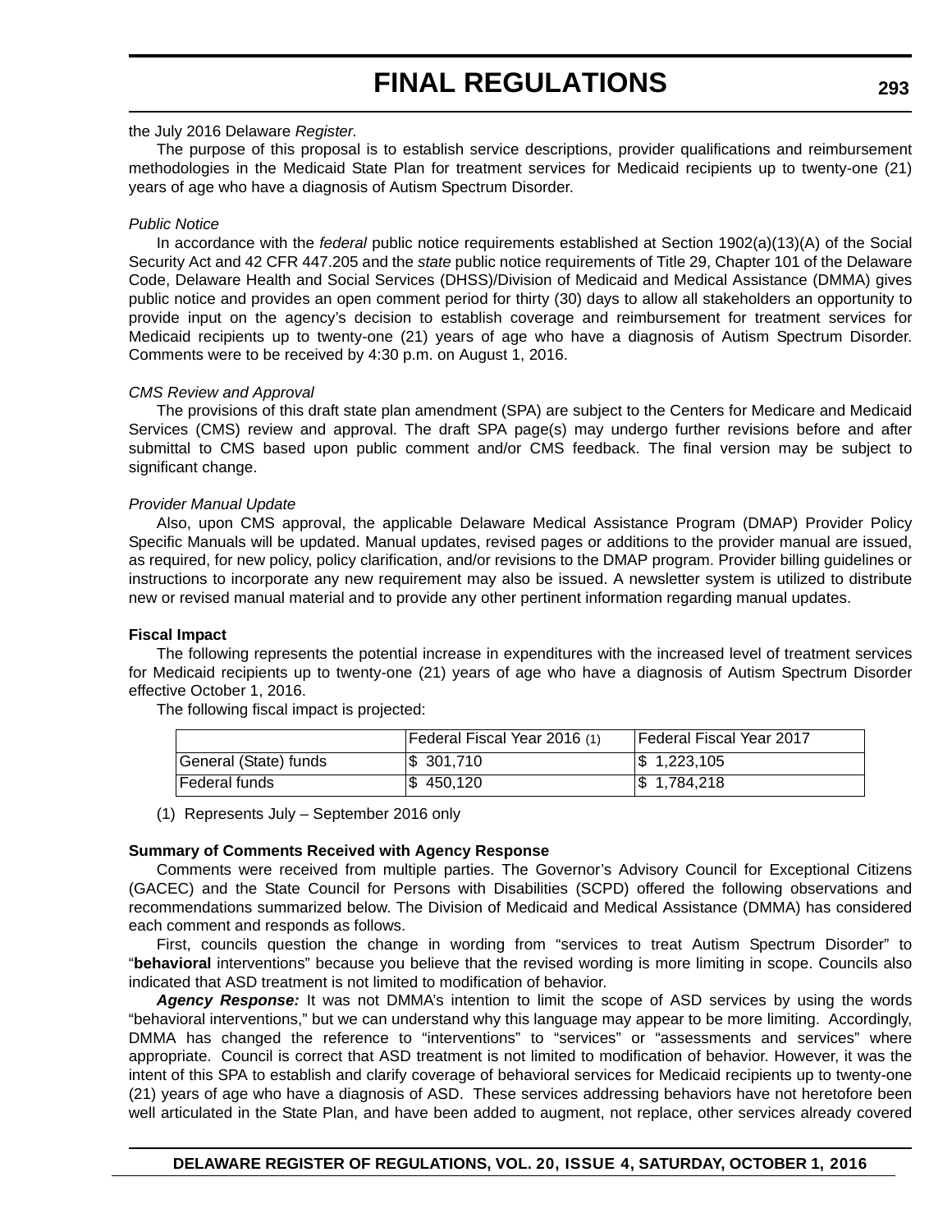the July 2016 Delaware *Register*.

The purpose of this proposal is to establish service descriptions, provider qualifications and reimbursement methodologies in the Medicaid State Plan for treatment services for Medicaid recipients up to twenty-one (21) years of age who have a diagnosis of Autism Spectrum Disorder.

*Public Notice*

In accordance with the *federal* public notice requirements established at Section 1902(a)(13)(A) of the Social Security Act and 42 CFR 447.205 and the *state* public notice requirements of Title 29, Chapter 101 of the Delaware Code, Delaware Health and Social Services (DHSS)/Division of Medicaid and Medical Assistance (DMMA) gives public notice and provides an open comment period for thirty (30) days to allow all stakeholders an opportunity to provide input on the agency's decision to establish coverage and reimbursement for treatment services for Medicaid recipients up to twenty-one (21) years of age who have a diagnosis of Autism Spectrum Disorder. Comments were to be received by 4:30 p.m. on August 1, 2016.

*CMS Review and Approval*

The provisions of this draft state plan amendment (SPA) are subject to the Centers for Medicare and Medicaid Services (CMS) review and approval. The draft SPA page(s) may undergo further revisions before and after submittal to CMS based upon public comment and/or CMS feedback. The final version may be subject to significant change.

*Provider Manual Update*

Also, upon CMS approval, the applicable Delaware Medical Assistance Program (DMAP) Provider Policy Specific Manuals will be updated. Manual updates, revised pages or additions to the provider manual are issued, as required, for new policy, policy clarification, and/or revisions to the DMAP program. Provider billing guidelines or instructions to incorporate any new requirement may also be issued. A newsletter system is utilized to distribute new or revised manual material and to provide any other pertinent information regarding manual updates.

**Fiscal Impact**

The following represents the potential increase in expenditures with the increased level of treatment services for Medicaid recipients up to twenty-one (21) years of age who have a diagnosis of Autism Spectrum Disorder effective October 1, 2016.

The following fiscal impact is projected:

| | Federal Fiscal Year 2016 (1) | Federal Fiscal Year 2017 |
|---|---|---|
| General (State) funds | $ 301,710 | $ 1,223,105 |
| Federal funds | $ 450,120 | $ 1,784,218 |

(1) Represents July – September 2016 only

**Summary of Comments Received with Agency Response**

Comments were received from multiple parties. The Governor's Advisory Council for Exceptional Citizens (GACEC) and the State Council for Persons with Disabilities (SCPD) offered the following observations and recommendations summarized below. The Division of Medicaid and Medical Assistance (DMMA) has considered each comment and responds as follows.

First, councils question the change in wording from "services to treat Autism Spectrum Disorder" to "**behavioral** interventions" because you believe that the revised wording is more limiting in scope. Councils also indicated that ASD treatment is not limited to modification of behavior.

***Agency Response:*** It was not DMMA's intention to limit the scope of ASD services by using the words "behavioral interventions," but we can understand why this language may appear to be more limiting. Accordingly, DMMA has changed the reference to "interventions" to "services" or "assessments and services" where appropriate. Council is correct that ASD treatment is not limited to modification of behavior. However, it was the intent of this SPA to establish and clarify coverage of behavioral services for Medicaid recipients up to twenty-one (21) years of age who have a diagnosis of ASD. These services addressing behaviors have not heretofore been well articulated in the State Plan, and have been added to augment, not replace, other services already covered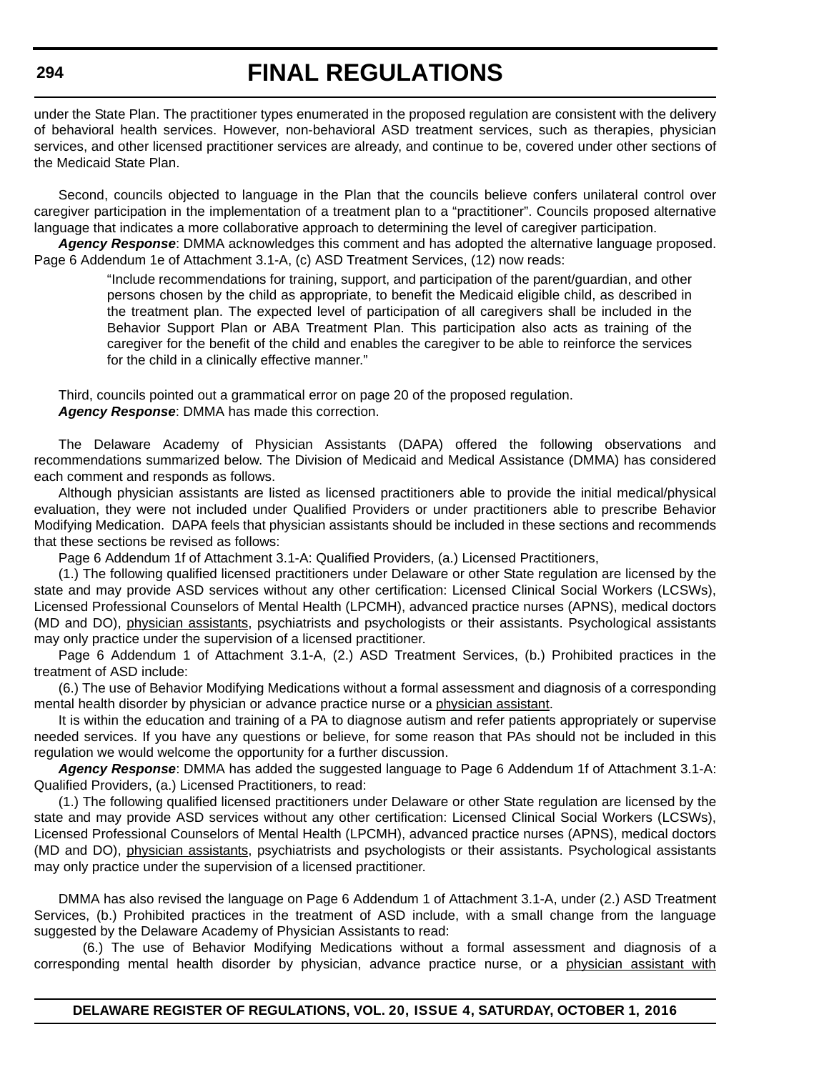under the State Plan. The practitioner types enumerated in the proposed regulation are consistent with the delivery of behavioral health services. However, non-behavioral ASD treatment services, such as therapies, physician services, and other licensed practitioner services are already, and continue to be, covered under other sections of the Medicaid State Plan.

Second, councils objected to language in the Plan that the councils believe confers unilateral control over caregiver participation in the implementation of a treatment plan to a "practitioner". Councils proposed alternative language that indicates a more collaborative approach to determining the level of caregiver participation.

***Agency Response***: DMMA acknowledges this comment and has adopted the alternative language proposed. Page 6 Addendum 1e of Attachment 3.1-A, (c) ASD Treatment Services, (12) now reads:

> "Include recommendations for training, support, and participation of the parent/guardian, and other persons chosen by the child as appropriate, to benefit the Medicaid eligible child, as described in the treatment plan. The expected level of participation of all caregivers shall be included in the Behavior Support Plan or ABA Treatment Plan. This participation also acts as training of the caregiver for the benefit of the child and enables the caregiver to be able to reinforce the services for the child in a clinically effective manner."

Third, councils pointed out a grammatical error on page 20 of the proposed regulation.

***Agency Response***: DMMA has made this correction.

The Delaware Academy of Physician Assistants (DAPA) offered the following observations and recommendations summarized below. The Division of Medicaid and Medical Assistance (DMMA) has considered each comment and responds as follows.

Although physician assistants are listed as licensed practitioners able to provide the initial medical/physical evaluation, they were not included under Qualified Providers or under practitioners able to prescribe Behavior Modifying Medication. DAPA feels that physician assistants should be included in these sections and recommends that these sections be revised as follows:

Page 6 Addendum 1f of Attachment 3.1-A: Qualified Providers, (a.) Licensed Practitioners,

(1.) The following qualified licensed practitioners under Delaware or other State regulation are licensed by the state and may provide ASD services without any other certification: Licensed Clinical Social Workers (LCSWs), Licensed Professional Counselors of Mental Health (LPCMH), advanced practice nurses (APNS), medical doctors (MD and DO), <u>physician assistants</u>, psychiatrists and psychologists or their assistants. Psychological assistants may only practice under the supervision of a licensed practitioner.

Page 6 Addendum 1 of Attachment 3.1-A, (2.) ASD Treatment Services, (b.) Prohibited practices in the treatment of ASD include:

(6.) The use of Behavior Modifying Medications without a formal assessment and diagnosis of a corresponding mental health disorder by physician or advance practice nurse or a <u>physician assistant</u>.

It is within the education and training of a PA to diagnose autism and refer patients appropriately or supervise needed services. If you have any questions or believe, for some reason that PAs should not be included in this regulation we would welcome the opportunity for a further discussion.

***Agency Response***: DMMA has added the suggested language to Page 6 Addendum 1f of Attachment 3.1-A: Qualified Providers, (a.) Licensed Practitioners, to read:

(1.) The following qualified licensed practitioners under Delaware or other State regulation are licensed by the state and may provide ASD services without any other certification: Licensed Clinical Social Workers (LCSWs), Licensed Professional Counselors of Mental Health (LPCMH), advanced practice nurses (APNS), medical doctors (MD and DO), <u>physician assistants</u>, psychiatrists and psychologists or their assistants. Psychological assistants may only practice under the supervision of a licensed practitioner.

DMMA has also revised the language on Page 6 Addendum 1 of Attachment 3.1-A, under (2.) ASD Treatment Services, (b.) Prohibited practices in the treatment of ASD include, with a small change from the language suggested by the Delaware Academy of Physician Assistants to read:

(6.) The use of Behavior Modifying Medications without a formal assessment and diagnosis of a corresponding mental health disorder by physician, advance practice nurse, or a <u>physician assistant with</u>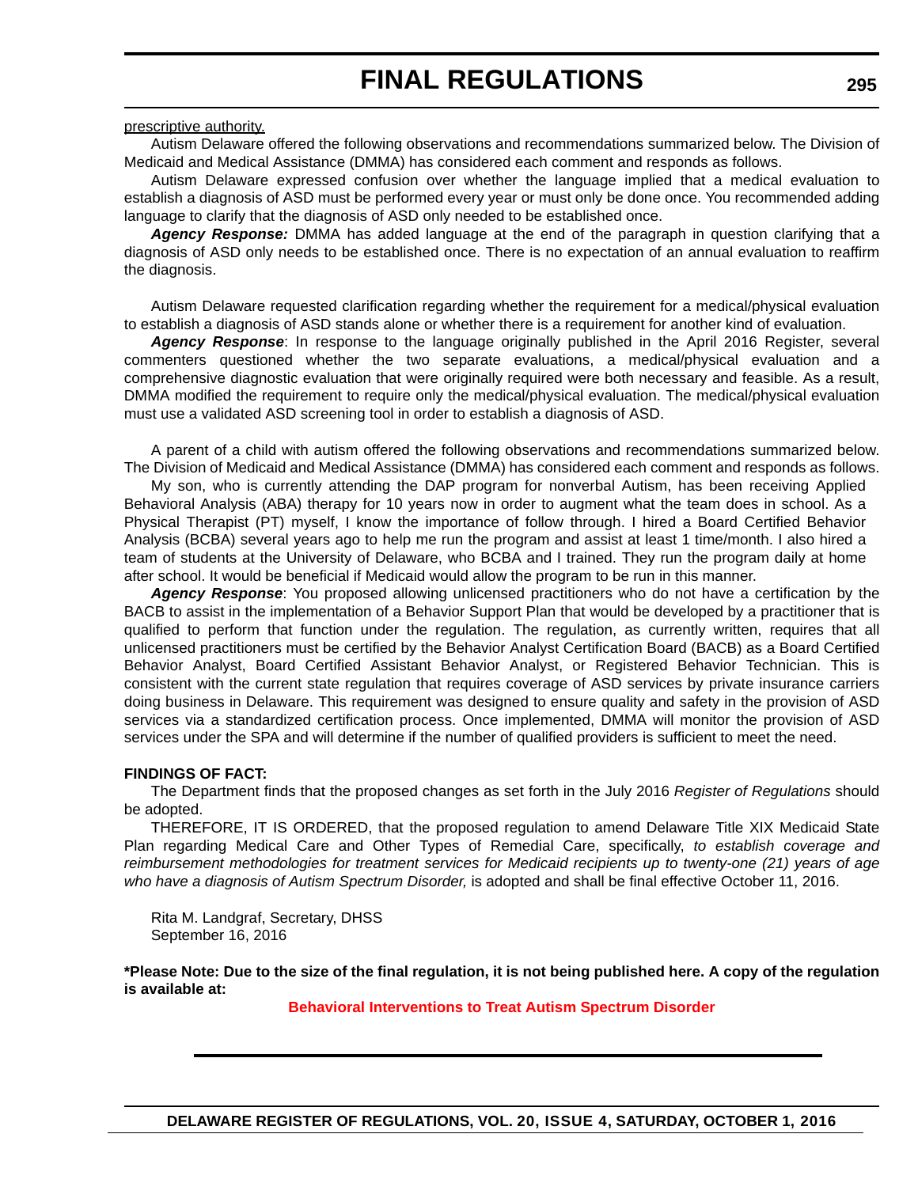prescriptive authority.

Autism Delaware offered the following observations and recommendations summarized below. The Division of Medicaid and Medical Assistance (DMMA) has considered each comment and responds as follows.

Autism Delaware expressed confusion over whether the language implied that a medical evaluation to establish a diagnosis of ASD must be performed every year or must only be done once. You recommended adding language to clarify that the diagnosis of ASD only needed to be established once.

***Agency Response:*** DMMA has added language at the end of the paragraph in question clarifying that a diagnosis of ASD only needs to be established once. There is no expectation of an annual evaluation to reaffirm the diagnosis.

Autism Delaware requested clarification regarding whether the requirement for a medical/physical evaluation to establish a diagnosis of ASD stands alone or whether there is a requirement for another kind of evaluation.

***Agency Response***: In response to the language originally published in the April 2016 Register, several commenters questioned whether the two separate evaluations, a medical/physical evaluation and a comprehensive diagnostic evaluation that were originally required were both necessary and feasible. As a result, DMMA modified the requirement to require only the medical/physical evaluation. The medical/physical evaluation must use a validated ASD screening tool in order to establish a diagnosis of ASD.

A parent of a child with autism offered the following observations and recommendations summarized below. The Division of Medicaid and Medical Assistance (DMMA) has considered each comment and responds as follows.

My son, who is currently attending the DAP program for nonverbal Autism, has been receiving Applied Behavioral Analysis (ABA) therapy for 10 years now in order to augment what the team does in school. As a Physical Therapist (PT) myself, I know the importance of follow through. I hired a Board Certified Behavior Analysis (BCBA) several years ago to help me run the program and assist at least 1 time/month. I also hired a team of students at the University of Delaware, who BCBA and I trained. They run the program daily at home after school. It would be beneficial if Medicaid would allow the program to be run in this manner.

***Agency Response***: You proposed allowing unlicensed practitioners who do not have a certification by the BACB to assist in the implementation of a Behavior Support Plan that would be developed by a practitioner that is qualified to perform that function under the regulation. The regulation, as currently written, requires that all unlicensed practitioners must be certified by the Behavior Analyst Certification Board (BACB) as a Board Certified Behavior Analyst, Board Certified Assistant Behavior Analyst, or Registered Behavior Technician. This is consistent with the current state regulation that requires coverage of ASD services by private insurance carriers doing business in Delaware. This requirement was designed to ensure quality and safety in the provision of ASD services via a standardized certification process. Once implemented, DMMA will monitor the provision of ASD services under the SPA and will determine if the number of qualified providers is sufficient to meet the need.

**FINDINGS OF FACT:**

The Department finds that the proposed changes as set forth in the July 2016 *Register of Regulations* should be adopted.

THEREFORE, IT IS ORDERED, that the proposed regulation to amend Delaware Title XIX Medicaid State Plan regarding Medical Care and Other Types of Remedial Care, specifically, *to establish coverage and reimbursement methodologies for treatment services for Medicaid recipients up to twenty-one (21) years of age who have a diagnosis of Autism Spectrum Disorder,* is adopted and shall be final effective October 11, 2016.

Rita M. Landgraf, Secretary, DHSS
September 16, 2016

**\*Please Note: Due to the size of the final regulation, it is not being published here. A copy of the regulation is available at:**

**Behavioral Interventions to Treat Autism Spectrum Disorder**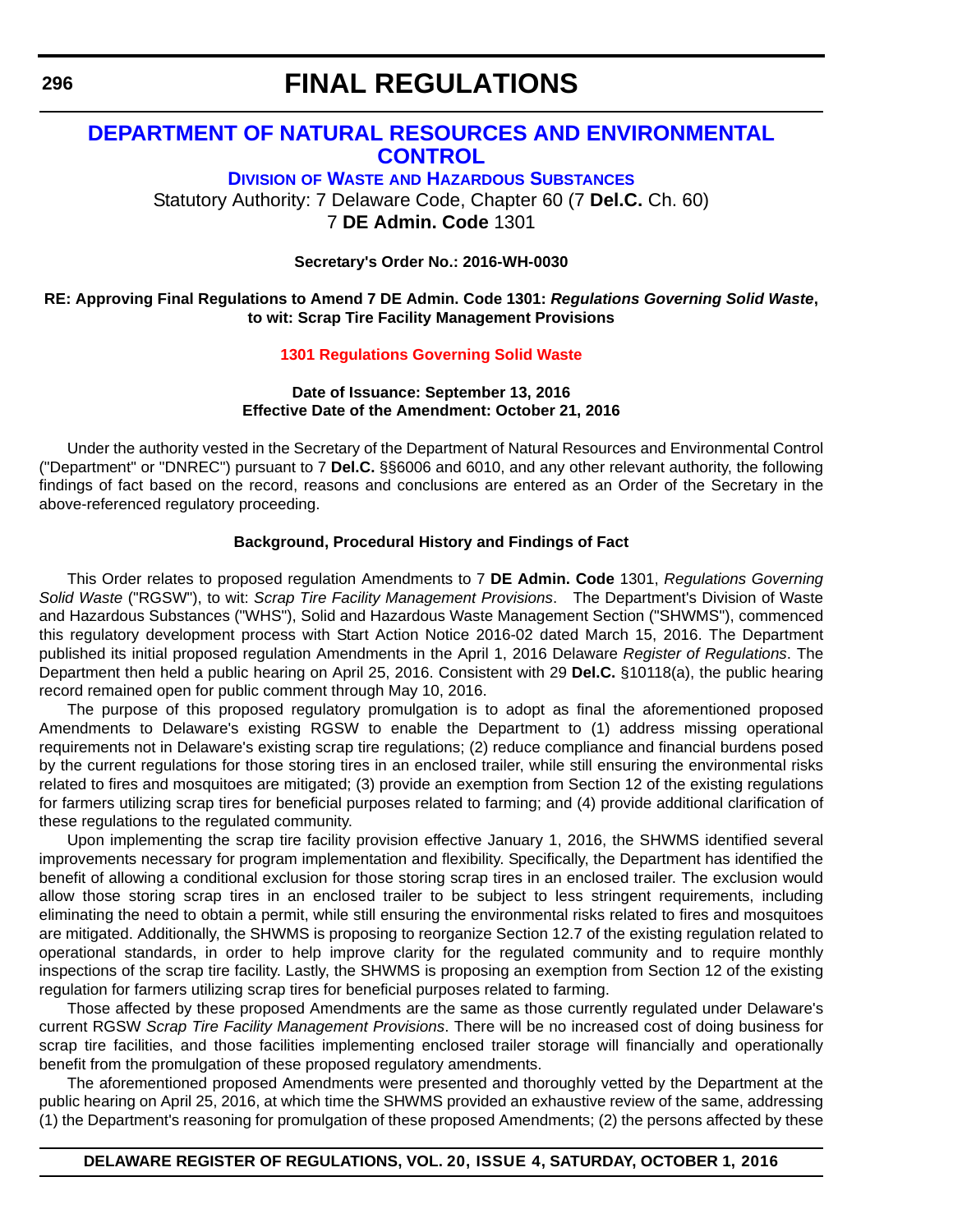# FINAL REGULATIONS

## DEPARTMENT OF NATURAL RESOURCES AND ENVIRONMENTAL CONTROL

### DIVISION OF WASTE AND HAZARDOUS SUBSTANCES

Statutory Authority: 7 Delaware Code, Chapter 60 (7 **Del.C.** Ch. 60)
7 **DE Admin. Code** 1301

**Secretary's Order No.: 2016-WH-0030**

**RE: Approving Final Regulations to Amend 7 DE Admin. Code 1301: *Regulations Governing Solid Waste*, to wit: Scrap Tire Facility Management Provisions**

**1301 Regulations Governing Solid Waste**

**Date of Issuance: September 13, 2016**
**Effective Date of the Amendment: October 21, 2016**

Under the authority vested in the Secretary of the Department of Natural Resources and Environmental Control ("Department" or "DNREC") pursuant to 7 **Del.C.** §§6006 and 6010, and any other relevant authority, the following findings of fact based on the record, reasons and conclusions are entered as an Order of the Secretary in the above-referenced regulatory proceeding.

**Background, Procedural History and Findings of Fact**

This Order relates to proposed regulation Amendments to 7 **DE Admin. Code** 1301, *Regulations Governing Solid Waste* ("RGSW"), to wit: *Scrap Tire Facility Management Provisions*. The Department's Division of Waste and Hazardous Substances ("WHS"), Solid and Hazardous Waste Management Section ("SHWMS"), commenced this regulatory development process with Start Action Notice 2016-02 dated March 15, 2016. The Department published its initial proposed regulation Amendments in the April 1, 2016 Delaware *Register of Regulations*. The Department then held a public hearing on April 25, 2016. Consistent with 29 **Del.C.** §10118(a), the public hearing record remained open for public comment through May 10, 2016.

The purpose of this proposed regulatory promulgation is to adopt as final the aforementioned proposed Amendments to Delaware's existing RGSW to enable the Department to (1) address missing operational requirements not in Delaware's existing scrap tire regulations; (2) reduce compliance and financial burdens posed by the current regulations for those storing tires in an enclosed trailer, while still ensuring the environmental risks related to fires and mosquitoes are mitigated; (3) provide an exemption from Section 12 of the existing regulations for farmers utilizing scrap tires for beneficial purposes related to farming; and (4) provide additional clarification of these regulations to the regulated community.

Upon implementing the scrap tire facility provision effective January 1, 2016, the SHWMS identified several improvements necessary for program implementation and flexibility. Specifically, the Department has identified the benefit of allowing a conditional exclusion for those storing scrap tires in an enclosed trailer. The exclusion would allow those storing scrap tires in an enclosed trailer to be subject to less stringent requirements, including eliminating the need to obtain a permit, while still ensuring the environmental risks related to fires and mosquitoes are mitigated. Additionally, the SHWMS is proposing to reorganize Section 12.7 of the existing regulation related to operational standards, in order to help improve clarity for the regulated community and to require monthly inspections of the scrap tire facility. Lastly, the SHWMS is proposing an exemption from Section 12 of the existing regulation for farmers utilizing scrap tires for beneficial purposes related to farming.

Those affected by these proposed Amendments are the same as those currently regulated under Delaware's current RGSW *Scrap Tire Facility Management Provisions*. There will be no increased cost of doing business for scrap tire facilities, and those facilities implementing enclosed trailer storage will financially and operationally benefit from the promulgation of these proposed regulatory amendments.

The aforementioned proposed Amendments were presented and thoroughly vetted by the Department at the public hearing on April 25, 2016, at which time the SHWMS provided an exhaustive review of the same, addressing (1) the Department's reasoning for promulgation of these proposed Amendments; (2) the persons affected by these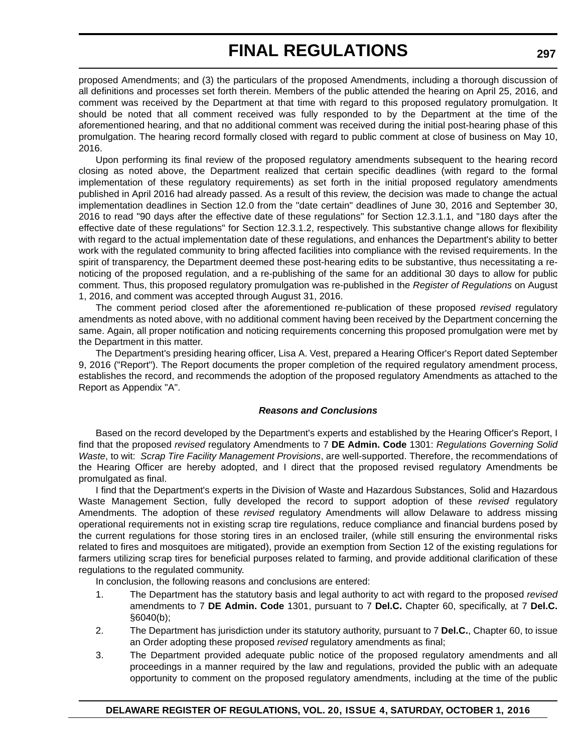proposed Amendments; and (3) the particulars of the proposed Amendments, including a thorough discussion of all definitions and processes set forth therein. Members of the public attended the hearing on April 25, 2016, and comment was received by the Department at that time with regard to this proposed regulatory promulgation. It should be noted that all comment received was fully responded to by the Department at the time of the aforementioned hearing, and that no additional comment was received during the initial post-hearing phase of this promulgation. The hearing record formally closed with regard to public comment at close of business on May 10, 2016.

Upon performing its final review of the proposed regulatory amendments subsequent to the hearing record closing as noted above, the Department realized that certain specific deadlines (with regard to the formal implementation of these regulatory requirements) as set forth in the initial proposed regulatory amendments published in April 2016 had already passed. As a result of this review, the decision was made to change the actual implementation deadlines in Section 12.0 from the "date certain" deadlines of June 30, 2016 and September 30, 2016 to read "90 days after the effective date of these regulations" for Section 12.3.1.1, and "180 days after the effective date of these regulations" for Section 12.3.1.2, respectively. This substantive change allows for flexibility with regard to the actual implementation date of these regulations, and enhances the Department's ability to better work with the regulated community to bring affected facilities into compliance with the revised requirements. In the spirit of transparency, the Department deemed these post-hearing edits to be substantive, thus necessitating a re-noticing of the proposed regulation, and a re-publishing of the same for an additional 30 days to allow for public comment. Thus, this proposed regulatory promulgation was re-published in the *Register of Regulations* on August 1, 2016, and comment was accepted through August 31, 2016.

The comment period closed after the aforementioned re-publication of these proposed *revised* regulatory amendments as noted above, with no additional comment having been received by the Department concerning the same. Again, all proper notification and noticing requirements concerning this proposed promulgation were met by the Department in this matter.

The Department's presiding hearing officer, Lisa A. Vest, prepared a Hearing Officer's Report dated September 9, 2016 ("Report"). The Report documents the proper completion of the required regulatory amendment process, establishes the record, and recommends the adoption of the proposed regulatory Amendments as attached to the Report as Appendix "A".

***Reasons and Conclusions***

Based on the record developed by the Department's experts and established by the Hearing Officer's Report, I find that the proposed *revised* regulatory Amendments to 7 **DE Admin. Code** 1301: *Regulations Governing Solid Waste*, to wit: *Scrap Tire Facility Management Provisions*, are well-supported. Therefore, the recommendations of the Hearing Officer are hereby adopted, and I direct that the proposed revised regulatory Amendments be promulgated as final.

I find that the Department's experts in the Division of Waste and Hazardous Substances, Solid and Hazardous Waste Management Section, fully developed the record to support adoption of these *revised* regulatory Amendments. The adoption of these *revised* regulatory Amendments will allow Delaware to address missing operational requirements not in existing scrap tire regulations, reduce compliance and financial burdens posed by the current regulations for those storing tires in an enclosed trailer, (while still ensuring the environmental risks related to fires and mosquitoes are mitigated), provide an exemption from Section 12 of the existing regulations for farmers utilizing scrap tires for beneficial purposes related to farming, and provide additional clarification of these regulations to the regulated community.

In conclusion, the following reasons and conclusions are entered:

1. The Department has the statutory basis and legal authority to act with regard to the proposed *revised* amendments to 7 **DE Admin. Code** 1301, pursuant to 7 **Del.C.** Chapter 60, specifically, at 7 **Del.C.** §6040(b);
2. The Department has jurisdiction under its statutory authority, pursuant to 7 **Del.C.**, Chapter 60, to issue an Order adopting these proposed *revised* regulatory amendments as final;
3. The Department provided adequate public notice of the proposed regulatory amendments and all proceedings in a manner required by the law and regulations, provided the public with an adequate opportunity to comment on the proposed regulatory amendments, including at the time of the public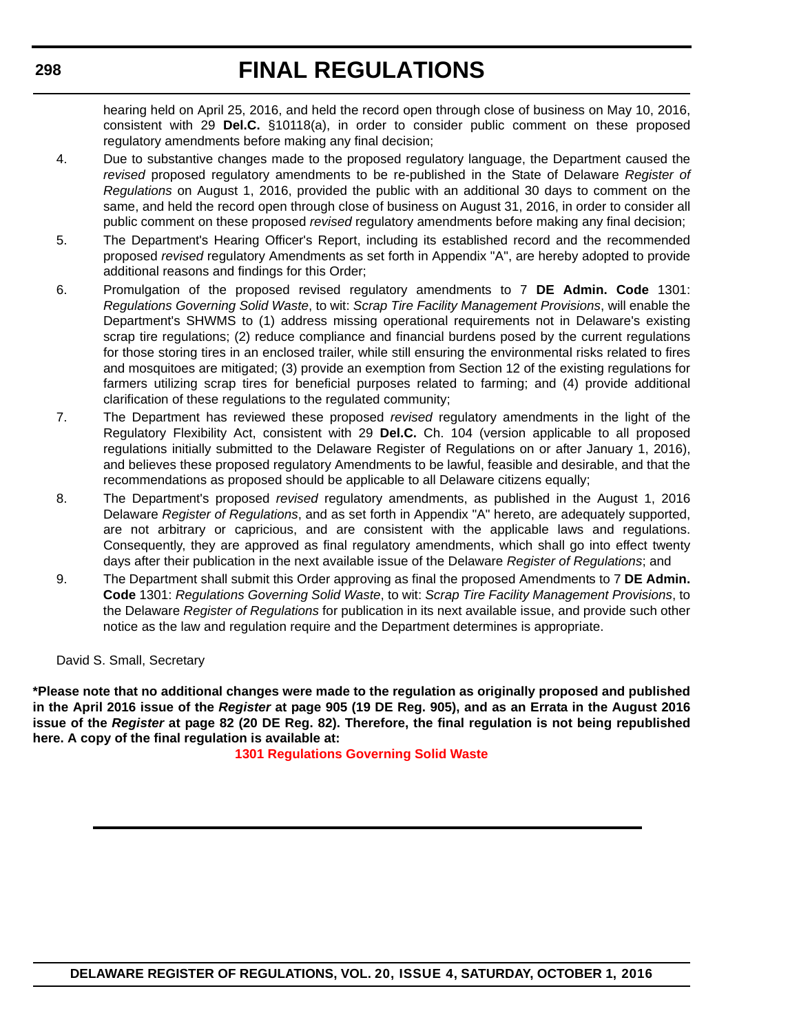hearing held on April 25, 2016, and held the record open through close of business on May 10, 2016, consistent with 29 **Del.C.** §10118(a), in order to consider public comment on these proposed regulatory amendments before making any final decision;

4. Due to substantive changes made to the proposed regulatory language, the Department caused the *revised* proposed regulatory amendments to be re-published in the State of Delaware *Register of Regulations* on August 1, 2016, provided the public with an additional 30 days to comment on the same, and held the record open through close of business on August 31, 2016, in order to consider all public comment on these proposed *revised* regulatory amendments before making any final decision;

5. The Department's Hearing Officer's Report, including its established record and the recommended proposed *revised* regulatory Amendments as set forth in Appendix "A", are hereby adopted to provide additional reasons and findings for this Order;

6. Promulgation of the proposed revised regulatory amendments to 7 **DE Admin. Code** 1301: *Regulations Governing Solid Waste*, to wit: *Scrap Tire Facility Management Provisions*, will enable the Department's SHWMS to (1) address missing operational requirements not in Delaware's existing scrap tire regulations; (2) reduce compliance and financial burdens posed by the current regulations for those storing tires in an enclosed trailer, while still ensuring the environmental risks related to fires and mosquitoes are mitigated; (3) provide an exemption from Section 12 of the existing regulations for farmers utilizing scrap tires for beneficial purposes related to farming; and (4) provide additional clarification of these regulations to the regulated community;

7. The Department has reviewed these proposed *revised* regulatory amendments in the light of the Regulatory Flexibility Act, consistent with 29 **Del.C.** Ch. 104 (version applicable to all proposed regulations initially submitted to the Delaware Register of Regulations on or after January 1, 2016), and believes these proposed regulatory Amendments to be lawful, feasible and desirable, and that the recommendations as proposed should be applicable to all Delaware citizens equally;

8. The Department's proposed *revised* regulatory amendments, as published in the August 1, 2016 Delaware *Register of Regulations*, and as set forth in Appendix "A" hereto, are adequately supported, are not arbitrary or capricious, and are consistent with the applicable laws and regulations. Consequently, they are approved as final regulatory amendments, which shall go into effect twenty days after their publication in the next available issue of the Delaware *Register of Regulations*; and

9. The Department shall submit this Order approving as final the proposed Amendments to 7 **DE Admin. Code** 1301: *Regulations Governing Solid Waste*, to wit: *Scrap Tire Facility Management Provisions*, to the Delaware *Register of Regulations* for publication in its next available issue, and provide such other notice as the law and regulation require and the Department determines is appropriate.

David S. Small, Secretary

**\*Please note that no additional changes were made to the regulation as originally proposed and published in the April 2016 issue of the *Register* at page 905 (19 DE Reg. 905), and as an Errata in the August 2016 issue of the *Register* at page 82 (20 DE Reg. 82). Therefore, the final regulation is not being republished here. A copy of the final regulation is available at:**

**1301 Regulations Governing Solid Waste**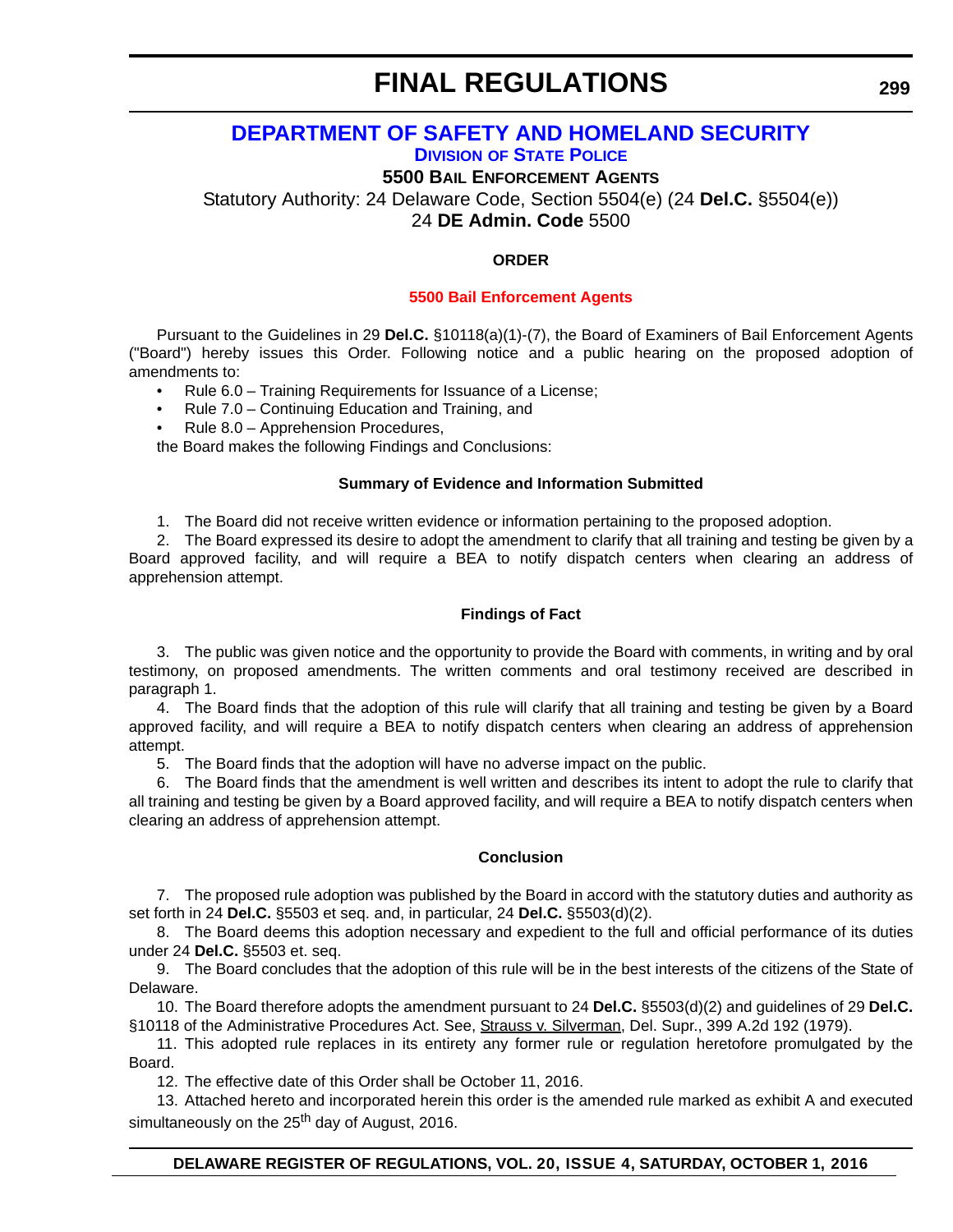# DEPARTMENT OF SAFETY AND HOMELAND SECURITY

## DIVISION OF STATE POLICE

### 5500 BAIL ENFORCEMENT AGENTS

Statutory Authority: 24 Delaware Code, Section 5504(e) (24 **Del.C.** §5504(e))
24 **DE Admin. Code** 5500

**ORDER**

**5500 Bail Enforcement Agents**

Pursuant to the Guidelines in 29 **Del.C.** §10118(a)(1)-(7), the Board of Examiners of Bail Enforcement Agents ("Board") hereby issues this Order. Following notice and a public hearing on the proposed adoption of amendments to:

- Rule 6.0 – Training Requirements for Issuance of a License;
- Rule 7.0 – Continuing Education and Training, and
- Rule 8.0 – Apprehension Procedures,

the Board makes the following Findings and Conclusions:

**Summary of Evidence and Information Submitted**

1. The Board did not receive written evidence or information pertaining to the proposed adoption.
2. The Board expressed its desire to adopt the amendment to clarify that all training and testing be given by a Board approved facility, and will require a BEA to notify dispatch centers when clearing an address of apprehension attempt.

**Findings of Fact**

3. The public was given notice and the opportunity to provide the Board with comments, in writing and by oral testimony, on proposed amendments. The written comments and oral testimony received are described in paragraph 1.
4. The Board finds that the adoption of this rule will clarify that all training and testing be given by a Board approved facility, and will require a BEA to notify dispatch centers when clearing an address of apprehension attempt.
5. The Board finds that the adoption will have no adverse impact on the public.
6. The Board finds that the amendment is well written and describes its intent to adopt the rule to clarify that all training and testing be given by a Board approved facility, and will require a BEA to notify dispatch centers when clearing an address of apprehension attempt.

**Conclusion**

7. The proposed rule adoption was published by the Board in accord with the statutory duties and authority as set forth in 24 **Del.C.** §5503 et seq. and, in particular, 24 **Del.C.** §5503(d)(2).
8. The Board deems this adoption necessary and expedient to the full and official performance of its duties under 24 **Del.C.** §5503 et. seq.
9. The Board concludes that the adoption of this rule will be in the best interests of the citizens of the State of Delaware.
10. The Board therefore adopts the amendment pursuant to 24 **Del.C.** §5503(d)(2) and guidelines of 29 **Del.C.** §10118 of the Administrative Procedures Act. See, Strauss v. Silverman, Del. Supr., 399 A.2d 192 (1979).
11. This adopted rule replaces in its entirety any former rule or regulation heretofore promulgated by the Board.
12. The effective date of this Order shall be October 11, 2016.
13. Attached hereto and incorporated herein this order is the amended rule marked as exhibit A and executed simultaneously on the 25th day of August, 2016.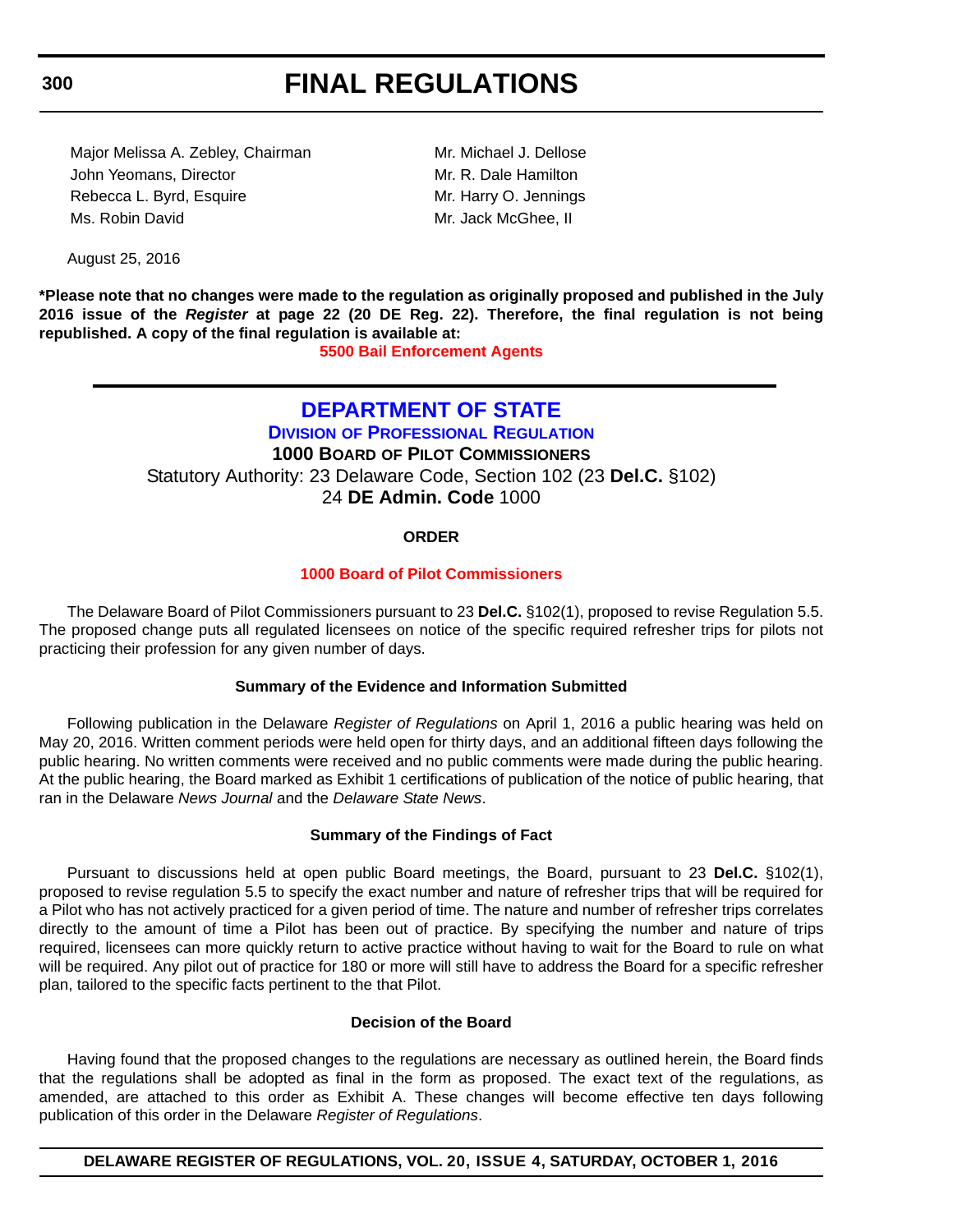Major Melissa A. Zebley, Chairman
John Yeomans, Director
Rebecca L. Byrd, Esquire
Ms. Robin David
Mr. Michael J. Dellose
Mr. R. Dale Hamilton
Mr. Harry O. Jennings
Mr. Jack McGhee, II

August 25, 2016

**\*Please note that no changes were made to the regulation as originally proposed and published in the July 2016 issue of the *Register* at page 22 (20 DE Reg. 22). Therefore, the final regulation is not being republished. A copy of the final regulation is available at:**

**5500 Bail Enforcement Agents**

---

# DEPARTMENT OF STATE

## Division of Professional Regulation

### 1000 Board of Pilot Commissioners

Statutory Authority: 23 Delaware Code, Section 102 (23 **Del.C.** §102)
24 **DE Admin. Code** 1000

**ORDER**

**1000 Board of Pilot Commissioners**

The Delaware Board of Pilot Commissioners pursuant to 23 **Del.C.** §102(1), proposed to revise Regulation 5.5. The proposed change puts all regulated licensees on notice of the specific required refresher trips for pilots not practicing their profession for any given number of days.

**Summary of the Evidence and Information Submitted**

Following publication in the Delaware *Register of Regulations* on April 1, 2016 a public hearing was held on May 20, 2016. Written comment periods were held open for thirty days, and an additional fifteen days following the public hearing. No written comments were received and no public comments were made during the public hearing. At the public hearing, the Board marked as Exhibit 1 certifications of publication of the notice of public hearing, that ran in the Delaware *News Journal* and the *Delaware State News*.

**Summary of the Findings of Fact**

Pursuant to discussions held at open public Board meetings, the Board, pursuant to 23 **Del.C.** §102(1), proposed to revise regulation 5.5 to specify the exact number and nature of refresher trips that will be required for a Pilot who has not actively practiced for a given period of time. The nature and number of refresher trips correlates directly to the amount of time a Pilot has been out of practice. By specifying the number and nature of trips required, licensees can more quickly return to active practice without having to wait for the Board to rule on what will be required. Any pilot out of practice for 180 or more will still have to address the Board for a specific refresher plan, tailored to the specific facts pertinent to the that Pilot.

**Decision of the Board**

Having found that the proposed changes to the regulations are necessary as outlined herein, the Board finds that the regulations shall be adopted as final in the form as proposed. The exact text of the regulations, as amended, are attached to this order as Exhibit A. These changes will become effective ten days following publication of this order in the Delaware *Register of Regulations*.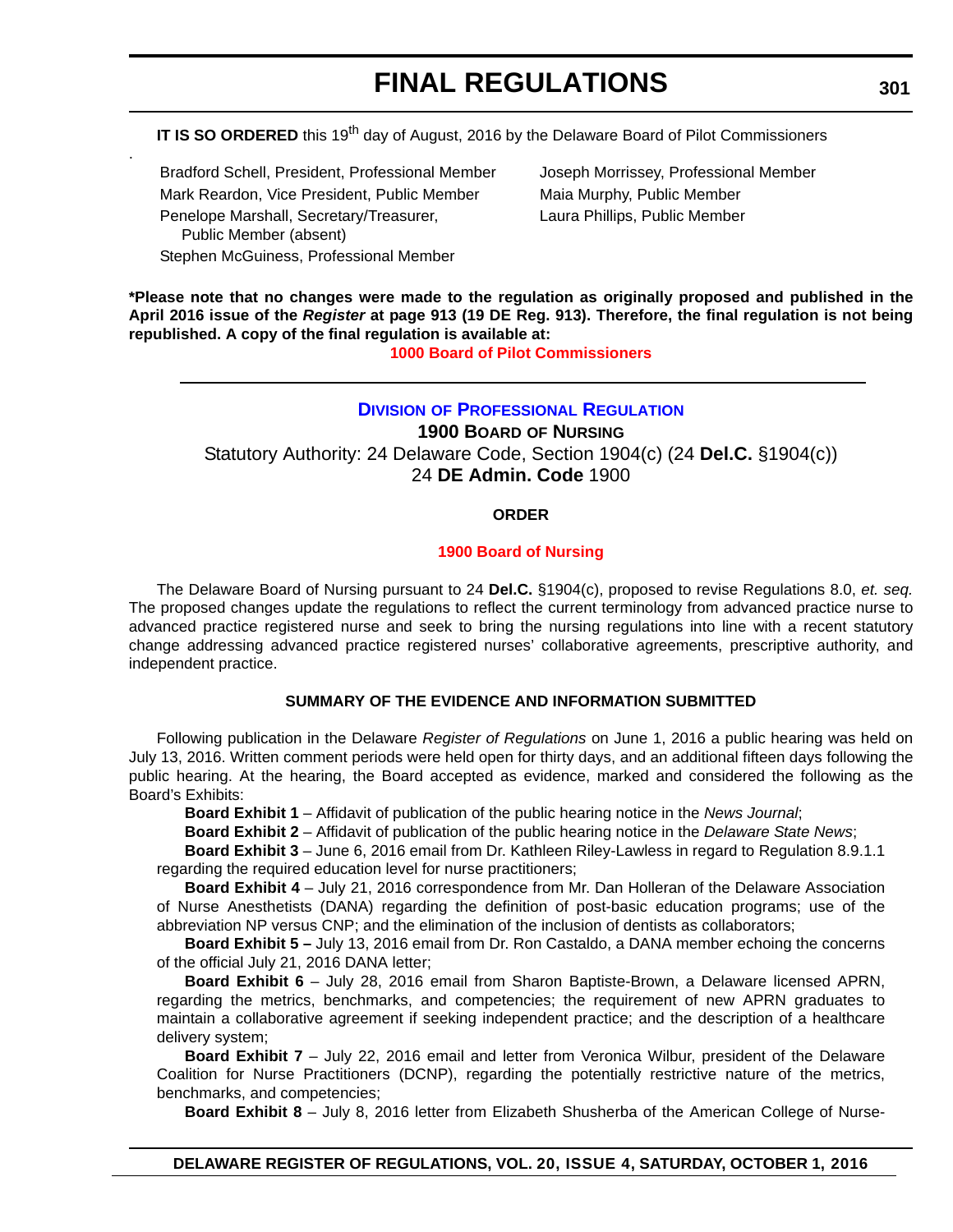**IT IS SO ORDERED** this 19th day of August, 2016 by the Delaware Board of Pilot Commissioners

Bradford Schell, President, Professional Member
Mark Reardon, Vice President, Public Member
Penelope Marshall, Secretary/Treasurer, Public Member (absent)
Stephen McGuiness, Professional Member
Joseph Morrissey, Professional Member
Maia Murphy, Public Member
Laura Phillips, Public Member

**\*Please note that no changes were made to the regulation as originally proposed and published in the April 2016 issue of the *Register* at page 913 (19 DE Reg. 913). Therefore, the final regulation is not being republished. A copy of the final regulation is available at:**

**1000 Board of Pilot Commissioners**

---

## DIVISION OF PROFESSIONAL REGULATION

### 1900 BOARD OF NURSING

Statutory Authority: 24 Delaware Code, Section 1904(c) (24 **Del.C.** §1904(c))
24 **DE Admin. Code** 1900

**ORDER**

**1900 Board of Nursing**

The Delaware Board of Nursing pursuant to 24 **Del.C.** §1904(c), proposed to revise Regulations 8.0, *et. seq.* The proposed changes update the regulations to reflect the current terminology from advanced practice nurse to advanced practice registered nurse and seek to bring the nursing regulations into line with a recent statutory change addressing advanced practice registered nurses' collaborative agreements, prescriptive authority, and independent practice.

**SUMMARY OF THE EVIDENCE AND INFORMATION SUBMITTED**

Following publication in the Delaware *Register of Regulations* on June 1, 2016 a public hearing was held on July 13, 2016. Written comment periods were held open for thirty days, and an additional fifteen days following the public hearing. At the hearing, the Board accepted as evidence, marked and considered the following as the Board's Exhibits:

**Board Exhibit 1** – Affidavit of publication of the public hearing notice in the *News Journal*;

**Board Exhibit 2** – Affidavit of publication of the public hearing notice in the *Delaware State News*;

**Board Exhibit 3** – June 6, 2016 email from Dr. Kathleen Riley-Lawless in regard to Regulation 8.9.1.1 regarding the required education level for nurse practitioners;

**Board Exhibit 4** – July 21, 2016 correspondence from Mr. Dan Holleran of the Delaware Association of Nurse Anesthetists (DANA) regarding the definition of post-basic education programs; use of the abbreviation NP versus CNP; and the elimination of the inclusion of dentists as collaborators;

**Board Exhibit 5 –** July 13, 2016 email from Dr. Ron Castaldo, a DANA member echoing the concerns of the official July 21, 2016 DANA letter;

**Board Exhibit 6** – July 28, 2016 email from Sharon Baptiste-Brown, a Delaware licensed APRN, regarding the metrics, benchmarks, and competencies; the requirement of new APRN graduates to maintain a collaborative agreement if seeking independent practice; and the description of a healthcare delivery system;

**Board Exhibit 7** – July 22, 2016 email and letter from Veronica Wilbur, president of the Delaware Coalition for Nurse Practitioners (DCNP), regarding the potentially restrictive nature of the metrics, benchmarks, and competencies;

**Board Exhibit 8** – July 8, 2016 letter from Elizabeth Shusherba of the American College of Nurse-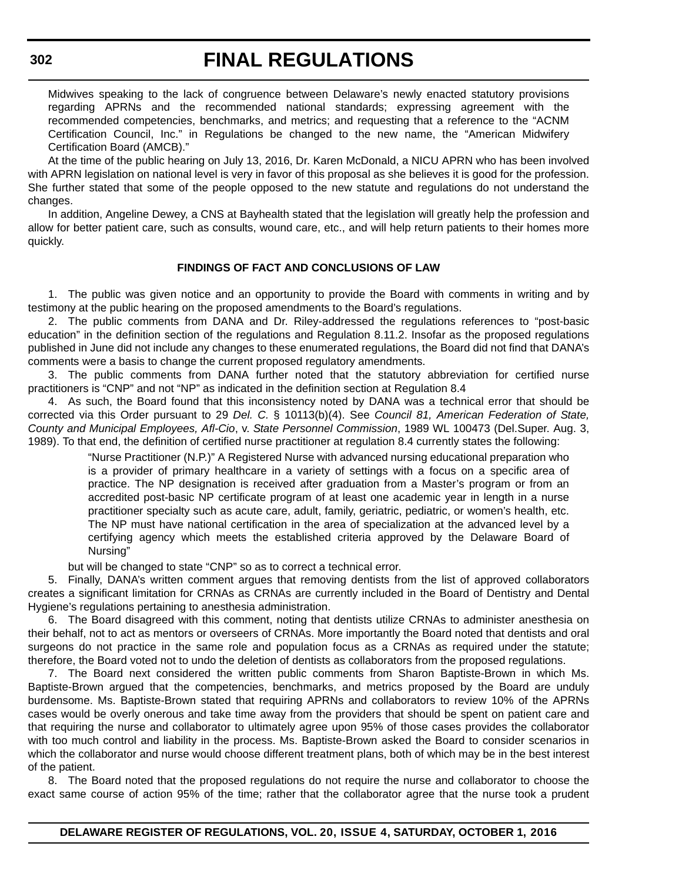Midwives speaking to the lack of congruence between Delaware's newly enacted statutory provisions regarding APRNs and the recommended national standards; expressing agreement with the recommended competencies, benchmarks, and metrics; and requesting that a reference to the "ACNM Certification Council, Inc." in Regulations be changed to the new name, the "American Midwifery Certification Board (AMCB)."

At the time of the public hearing on July 13, 2016, Dr. Karen McDonald, a NICU APRN who has been involved with APRN legislation on national level is very in favor of this proposal as she believes it is good for the profession. She further stated that some of the people opposed to the new statute and regulations do not understand the changes.

In addition, Angeline Dewey, a CNS at Bayhealth stated that the legislation will greatly help the profession and allow for better patient care, such as consults, wound care, etc., and will help return patients to their homes more quickly.

**FINDINGS OF FACT AND CONCLUSIONS OF LAW**

1. The public was given notice and an opportunity to provide the Board with comments in writing and by testimony at the public hearing on the proposed amendments to the Board's regulations.

2. The public comments from DANA and Dr. Riley-addressed the regulations references to "post-basic education" in the definition section of the regulations and Regulation 8.11.2. Insofar as the proposed regulations published in June did not include any changes to these enumerated regulations, the Board did not find that DANA's comments were a basis to change the current proposed regulatory amendments.

3. The public comments from DANA further noted that the statutory abbreviation for certified nurse practitioners is "CNP" and not "NP" as indicated in the definition section at Regulation 8.4

4. As such, the Board found that this inconsistency noted by DANA was a technical error that should be corrected via this Order pursuant to 29 *Del. C.* § 10113(b)(4). See *Council 81, American Federation of State, County and Municipal Employees, Afl-Cio*, v. *State Personnel Commission*, 1989 WL 100473 (Del.Super. Aug. 3, 1989). To that end, the definition of certified nurse practitioner at regulation 8.4 currently states the following:

> "Nurse Practitioner (N.P.)" A Registered Nurse with advanced nursing educational preparation who is a provider of primary healthcare in a variety of settings with a focus on a specific area of practice. The NP designation is received after graduation from a Master's program or from an accredited post-basic NP certificate program of at least one academic year in length in a nurse practitioner specialty such as acute care, adult, family, geriatric, pediatric, or women's health, etc. The NP must have national certification in the area of specialization at the advanced level by a certifying agency which meets the established criteria approved by the Delaware Board of Nursing"

but will be changed to state "CNP" so as to correct a technical error.

5. Finally, DANA's written comment argues that removing dentists from the list of approved collaborators creates a significant limitation for CRNAs as CRNAs are currently included in the Board of Dentistry and Dental Hygiene's regulations pertaining to anesthesia administration.

6. The Board disagreed with this comment, noting that dentists utilize CRNAs to administer anesthesia on their behalf, not to act as mentors or overseers of CRNAs. More importantly the Board noted that dentists and oral surgeons do not practice in the same role and population focus as a CRNAs as required under the statute; therefore, the Board voted not to undo the deletion of dentists as collaborators from the proposed regulations.

7. The Board next considered the written public comments from Sharon Baptiste-Brown in which Ms. Baptiste-Brown argued that the competencies, benchmarks, and metrics proposed by the Board are unduly burdensome. Ms. Baptiste-Brown stated that requiring APRNs and collaborators to review 10% of the APRNs cases would be overly onerous and take time away from the providers that should be spent on patient care and that requiring the nurse and collaborator to ultimately agree upon 95% of those cases provides the collaborator with too much control and liability in the process. Ms. Baptiste-Brown asked the Board to consider scenarios in which the collaborator and nurse would choose different treatment plans, both of which may be in the best interest of the patient.

8. The Board noted that the proposed regulations do not require the nurse and collaborator to choose the exact same course of action 95% of the time; rather that the collaborator agree that the nurse took a prudent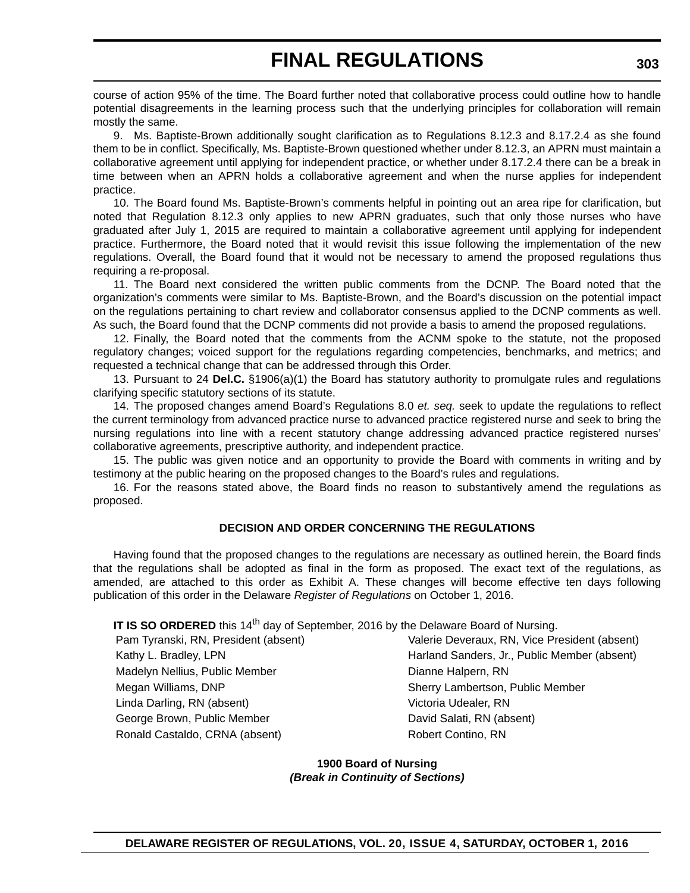course of action 95% of the time. The Board further noted that collaborative process could outline how to handle potential disagreements in the learning process such that the underlying principles for collaboration will remain mostly the same.

9. Ms. Baptiste-Brown additionally sought clarification as to Regulations 8.12.3 and 8.17.2.4 as she found them to be in conflict. Specifically, Ms. Baptiste-Brown questioned whether under 8.12.3, an APRN must maintain a collaborative agreement until applying for independent practice, or whether under 8.17.2.4 there can be a break in time between when an APRN holds a collaborative agreement and when the nurse applies for independent practice.

10. The Board found Ms. Baptiste-Brown's comments helpful in pointing out an area ripe for clarification, but noted that Regulation 8.12.3 only applies to new APRN graduates, such that only those nurses who have graduated after July 1, 2015 are required to maintain a collaborative agreement until applying for independent practice. Furthermore, the Board noted that it would revisit this issue following the implementation of the new regulations. Overall, the Board found that it would not be necessary to amend the proposed regulations thus requiring a re-proposal.

11. The Board next considered the written public comments from the DCNP. The Board noted that the organization's comments were similar to Ms. Baptiste-Brown, and the Board's discussion on the potential impact on the regulations pertaining to chart review and collaborator consensus applied to the DCNP comments as well. As such, the Board found that the DCNP comments did not provide a basis to amend the proposed regulations.

12. Finally, the Board noted that the comments from the ACNM spoke to the statute, not the proposed regulatory changes; voiced support for the regulations regarding competencies, benchmarks, and metrics; and requested a technical change that can be addressed through this Order.

13. Pursuant to 24 **Del.C.** §1906(a)(1) the Board has statutory authority to promulgate rules and regulations clarifying specific statutory sections of its statute.

14. The proposed changes amend Board's Regulations 8.0 *et. seq.* seek to update the regulations to reflect the current terminology from advanced practice nurse to advanced practice registered nurse and seek to bring the nursing regulations into line with a recent statutory change addressing advanced practice registered nurses' collaborative agreements, prescriptive authority, and independent practice.

15. The public was given notice and an opportunity to provide the Board with comments in writing and by testimony at the public hearing on the proposed changes to the Board's rules and regulations.

16. For the reasons stated above, the Board finds no reason to substantively amend the regulations as proposed.

**DECISION AND ORDER CONCERNING THE REGULATIONS**

Having found that the proposed changes to the regulations are necessary as outlined herein, the Board finds that the regulations shall be adopted as final in the form as proposed. The exact text of the regulations, as amended, are attached to this order as Exhibit A. These changes will become effective ten days following publication of this order in the Delaware *Register of Regulations* on October 1, 2016.

**IT IS SO ORDERED** this 14th day of September, 2016 by the Delaware Board of Nursing.

Pam Tyranski, RN, President (absent)
Valerie Deveraux, RN, Vice President (absent)
Kathy L. Bradley, LPN
Harland Sanders, Jr., Public Member (absent)
Madelyn Nellius, Public Member
Dianne Halpern, RN
Megan Williams, DNP
Sherry Lambertson, Public Member
Linda Darling, RN (absent)
Victoria Udealer, RN
George Brown, Public Member
David Salati, RN (absent)
Ronald Castaldo, CRNA (absent)
Robert Contino, RN

**1900 Board of Nursing**
***(Break in Continuity of Sections)***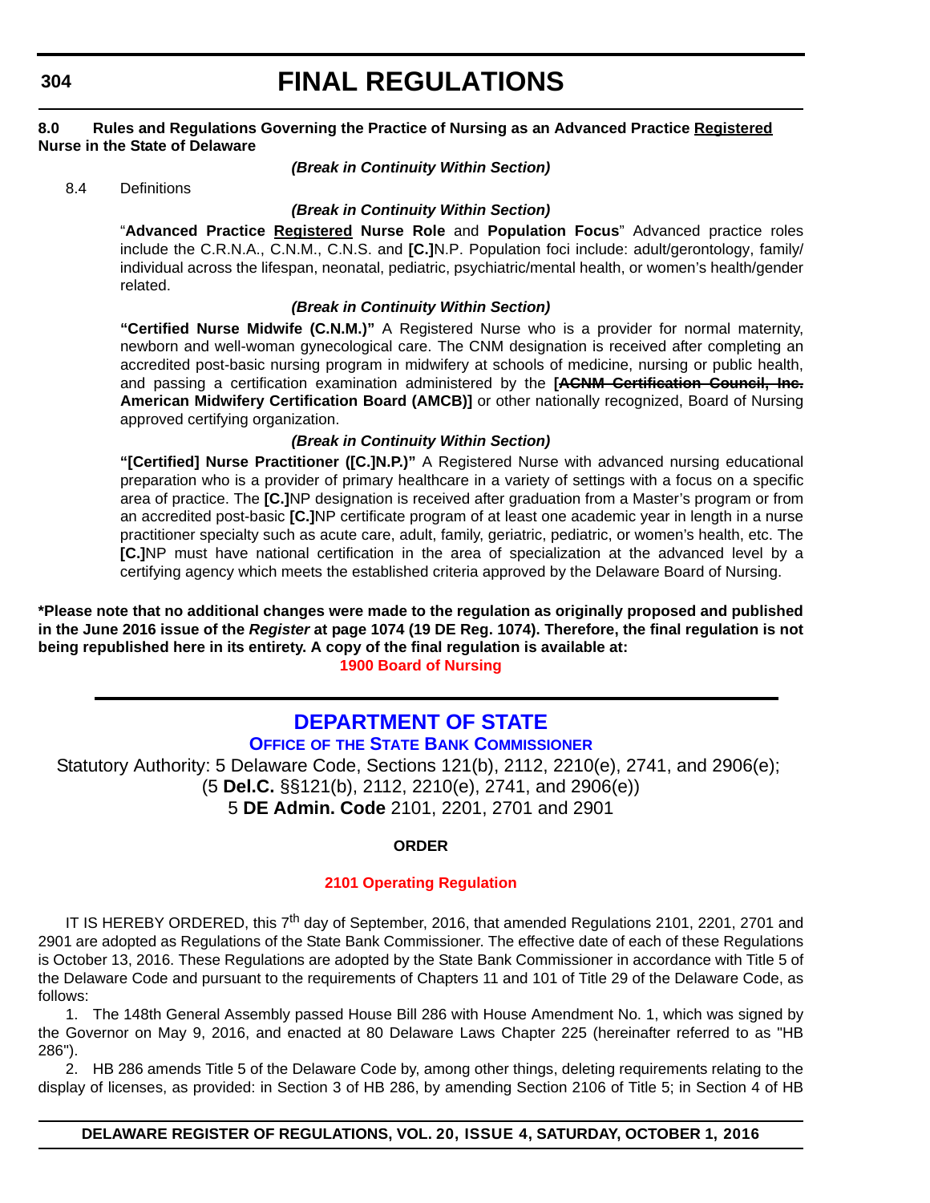**8.0 Rules and Regulations Governing the Practice of Nursing as an Advanced Practice Registered Nurse in the State of Delaware**

***(Break in Continuity Within Section)***

8.4 Definitions

***(Break in Continuity Within Section)***

"**Advanced Practice Registered Nurse Role** and **Population Focus**" Advanced practice roles include the C.R.N.A., C.N.M., C.N.S. and **[C.]**N.P. Population foci include: adult/gerontology, family/individual across the lifespan, neonatal, pediatric, psychiatric/mental health, or women's health/gender related.

***(Break in Continuity Within Section)***

**"Certified Nurse Midwife (C.N.M.)"** A Registered Nurse who is a provider for normal maternity, newborn and well-woman gynecological care. The CNM designation is received after completing an accredited post-basic nursing program in midwifery at schools of medicine, nursing or public health, and passing a certification examination administered by the **[~~ACNM Certification Council, Inc.~~ American Midwifery Certification Board (AMCB)]** or other nationally recognized, Board of Nursing approved certifying organization.

***(Break in Continuity Within Section)***

**"[Certified] Nurse Practitioner ([C.]N.P.)"** A Registered Nurse with advanced nursing educational preparation who is a provider of primary healthcare in a variety of settings with a focus on a specific area of practice. The **[C.]**NP designation is received after graduation from a Master's program or from an accredited post-basic **[C.]**NP certificate program of at least one academic year in length in a nurse practitioner specialty such as acute care, adult, family, geriatric, pediatric, or women's health, etc. The **[C.]**NP must have national certification in the area of specialization at the advanced level by a certifying agency which meets the established criteria approved by the Delaware Board of Nursing.

**\*Please note that no additional changes were made to the regulation as originally proposed and published in the June 2016 issue of the *Register* at page 1074 (19 DE Reg. 1074). Therefore, the final regulation is not being republished here in its entirety. A copy of the final regulation is available at:**

**1900 Board of Nursing**

---

# DEPARTMENT OF STATE

## OFFICE OF THE STATE BANK COMMISSIONER

Statutory Authority: 5 Delaware Code, Sections 121(b), 2112, 2210(e), 2741, and 2906(e); (5 **Del.C.** §§121(b), 2112, 2210(e), 2741, and 2906(e))
5 **DE Admin. Code** 2101, 2201, 2701 and 2901

### ORDER

### 2101 Operating Regulation

IT IS HEREBY ORDERED, this 7th day of September, 2016, that amended Regulations 2101, 2201, 2701 and 2901 are adopted as Regulations of the State Bank Commissioner. The effective date of each of these Regulations is October 13, 2016. These Regulations are adopted by the State Bank Commissioner in accordance with Title 5 of the Delaware Code and pursuant to the requirements of Chapters 11 and 101 of Title 29 of the Delaware Code, as follows:

1. The 148th General Assembly passed House Bill 286 with House Amendment No. 1, which was signed by the Governor on May 9, 2016, and enacted at 80 Delaware Laws Chapter 225 (hereinafter referred to as "HB 286").

2. HB 286 amends Title 5 of the Delaware Code by, among other things, deleting requirements relating to the display of licenses, as provided: in Section 3 of HB 286, by amending Section 2106 of Title 5; in Section 4 of HB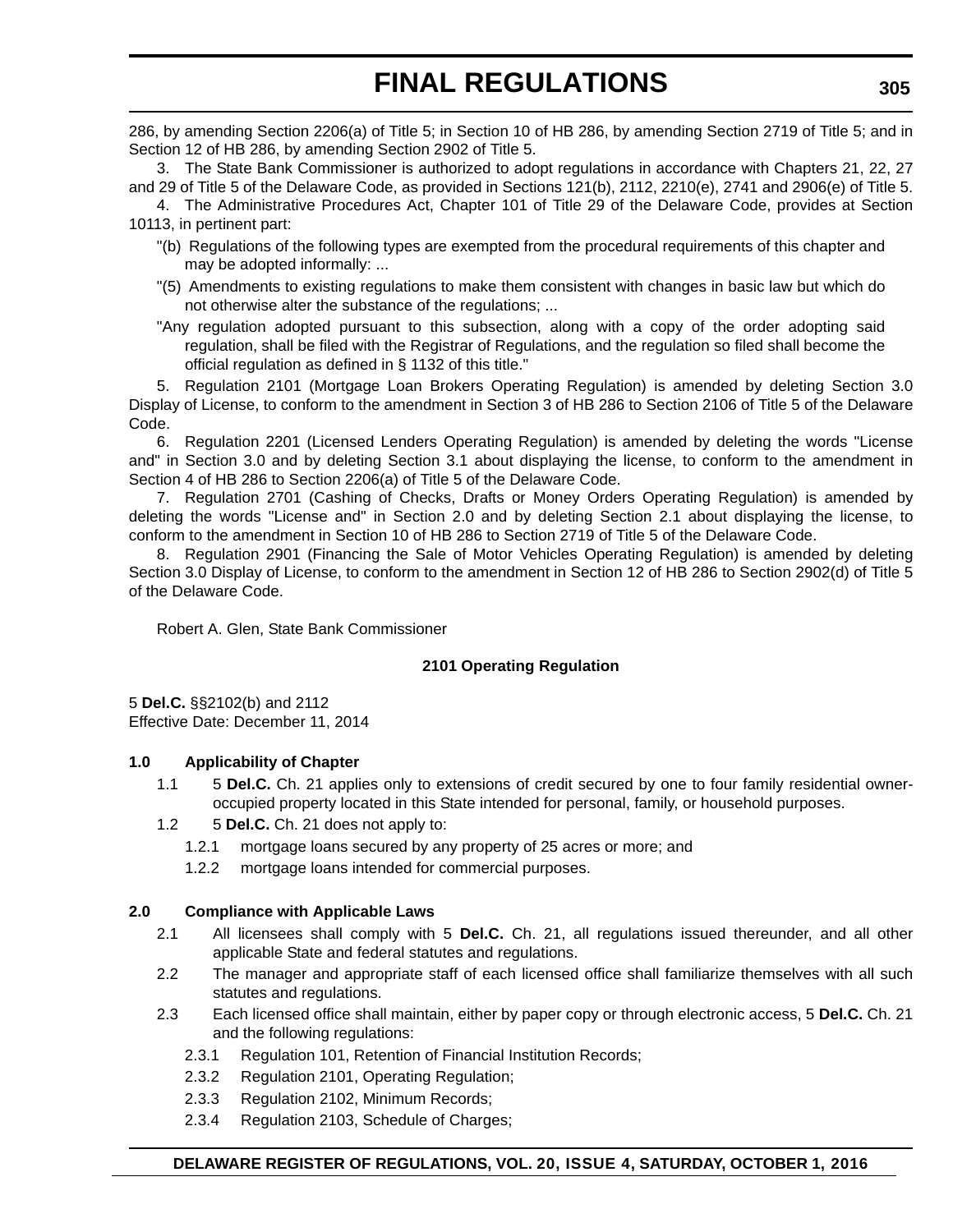286, by amending Section 2206(a) of Title 5; in Section 10 of HB 286, by amending Section 2719 of Title 5; and in Section 12 of HB 286, by amending Section 2902 of Title 5.

3. The State Bank Commissioner is authorized to adopt regulations in accordance with Chapters 21, 22, 27 and 29 of Title 5 of the Delaware Code, as provided in Sections 121(b), 2112, 2210(e), 2741 and 2906(e) of Title 5.

4. The Administrative Procedures Act, Chapter 101 of Title 29 of the Delaware Code, provides at Section 10113, in pertinent part:

> "(b) Regulations of the following types are exempted from the procedural requirements of this chapter and may be adopted informally: ...
>
> "(5) Amendments to existing regulations to make them consistent with changes in basic law but which do not otherwise alter the substance of the regulations; ...
>
> "Any regulation adopted pursuant to this subsection, along with a copy of the order adopting said regulation, shall be filed with the Registrar of Regulations, and the regulation so filed shall become the official regulation as defined in § 1132 of this title."

5. Regulation 2101 (Mortgage Loan Brokers Operating Regulation) is amended by deleting Section 3.0 Display of License, to conform to the amendment in Section 3 of HB 286 to Section 2106 of Title 5 of the Delaware Code.

6. Regulation 2201 (Licensed Lenders Operating Regulation) is amended by deleting the words "License and" in Section 3.0 and by deleting Section 3.1 about displaying the license, to conform to the amendment in Section 4 of HB 286 to Section 2206(a) of Title 5 of the Delaware Code.

7. Regulation 2701 (Cashing of Checks, Drafts or Money Orders Operating Regulation) is amended by deleting the words "License and" in Section 2.0 and by deleting Section 2.1 about displaying the license, to conform to the amendment in Section 10 of HB 286 to Section 2719 of Title 5 of the Delaware Code.

8. Regulation 2901 (Financing the Sale of Motor Vehicles Operating Regulation) is amended by deleting Section 3.0 Display of License, to conform to the amendment in Section 12 of HB 286 to Section 2902(d) of Title 5 of the Delaware Code.

Robert A. Glen, State Bank Commissioner

## 2101 Operating Regulation

5 **Del.C.** §§2102(b) and 2112
Effective Date: December 11, 2014

**1.0 Applicability of Chapter**

1.1 5 **Del.C.** Ch. 21 applies only to extensions of credit secured by one to four family residential owner-occupied property located in this State intended for personal, family, or household purposes.

1.2 5 **Del.C.** Ch. 21 does not apply to:

1.2.1 mortgage loans secured by any property of 25 acres or more; and

1.2.2 mortgage loans intended for commercial purposes.

**2.0 Compliance with Applicable Laws**

2.1 All licensees shall comply with 5 **Del.C.** Ch. 21, all regulations issued thereunder, and all other applicable State and federal statutes and regulations.

2.2 The manager and appropriate staff of each licensed office shall familiarize themselves with all such statutes and regulations.

2.3 Each licensed office shall maintain, either by paper copy or through electronic access, 5 **Del.C.** Ch. 21 and the following regulations:

2.3.1 Regulation 101, Retention of Financial Institution Records;

2.3.2 Regulation 2101, Operating Regulation;

2.3.3 Regulation 2102, Minimum Records;

2.3.4 Regulation 2103, Schedule of Charges;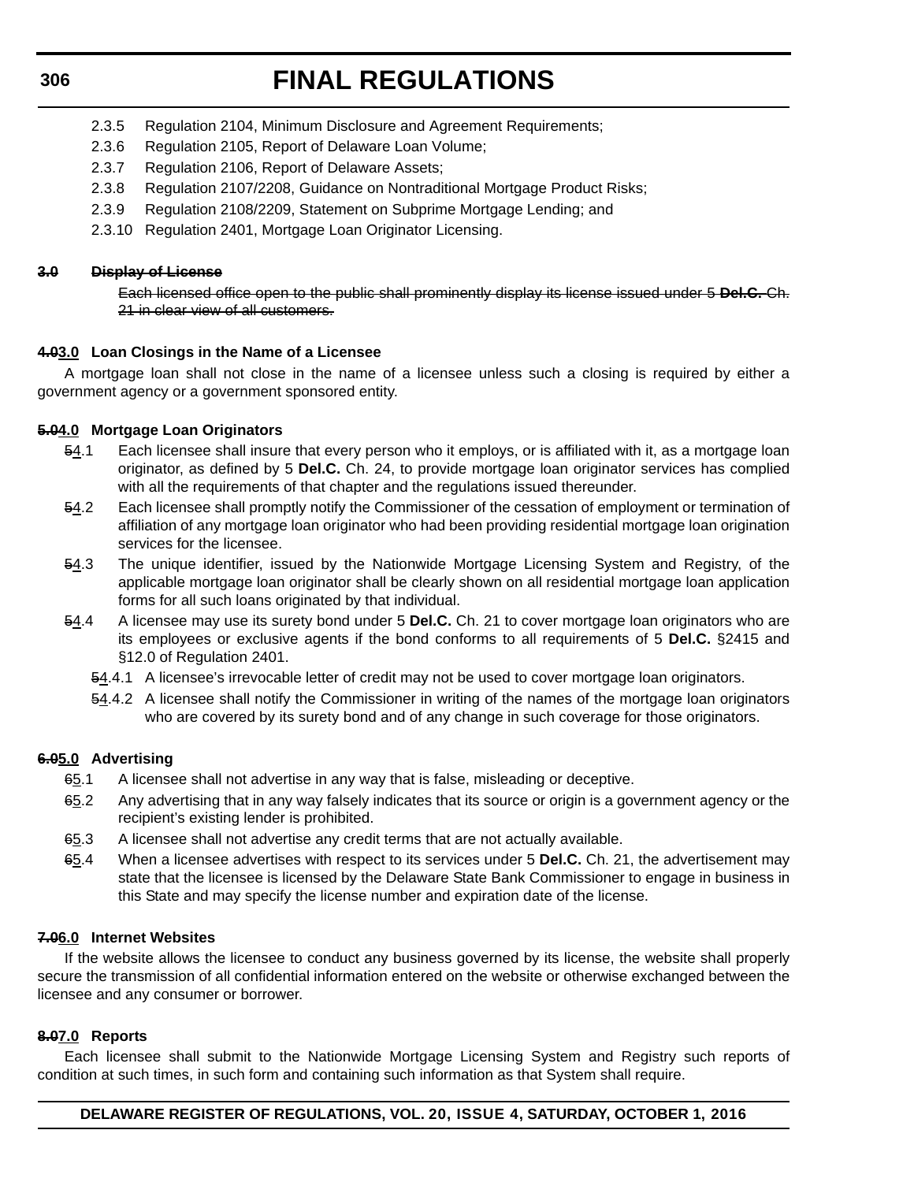2.3.5 Regulation 2104, Minimum Disclosure and Agreement Requirements;

2.3.6 Regulation 2105, Report of Delaware Loan Volume;

2.3.7 Regulation 2106, Report of Delaware Assets;

2.3.8 Regulation 2107/2208, Guidance on Nontraditional Mortgage Product Risks;

2.3.9 Regulation 2108/2209, Statement on Subprime Mortgage Lending; and

2.3.10 Regulation 2401, Mortgage Loan Originator Licensing.

**~~3.0 Display of License~~**

~~Each licensed office open to the public shall prominently display its license issued under 5 **Del.C.** Ch. 21 in clear view of all customers.~~

**~~4.0~~3.0 Loan Closings in the Name of a Licensee**

A mortgage loan shall not close in the name of a licensee unless such a closing is required by either a government agency or a government sponsored entity.

**~~5.0~~4.0 Mortgage Loan Originators**

~~5~~4.1 Each licensee shall insure that every person who it employs, or is affiliated with it, as a mortgage loan originator, as defined by 5 **Del.C.** Ch. 24, to provide mortgage loan originator services has complied with all the requirements of that chapter and the regulations issued thereunder.

~~5~~4.2 Each licensee shall promptly notify the Commissioner of the cessation of employment or termination of affiliation of any mortgage loan originator who had been providing residential mortgage loan origination services for the licensee.

~~5~~4.3 The unique identifier, issued by the Nationwide Mortgage Licensing System and Registry, of the applicable mortgage loan originator shall be clearly shown on all residential mortgage loan application forms for all such loans originated by that individual.

~~5~~4.4 A licensee may use its surety bond under 5 **Del.C.** Ch. 21 to cover mortgage loan originators who are its employees or exclusive agents if the bond conforms to all requirements of 5 **Del.C.** §2415 and §12.0 of Regulation 2401.

~~5~~4.4.1 A licensee's irrevocable letter of credit may not be used to cover mortgage loan originators.

~~5~~4.4.2 A licensee shall notify the Commissioner in writing of the names of the mortgage loan originators who are covered by its surety bond and of any change in such coverage for those originators.

**~~6.0~~5.0 Advertising**

~~6~~5.1 A licensee shall not advertise in any way that is false, misleading or deceptive.

~~6~~5.2 Any advertising that in any way falsely indicates that its source or origin is a government agency or the recipient's existing lender is prohibited.

~~6~~5.3 A licensee shall not advertise any credit terms that are not actually available.

~~6~~5.4 When a licensee advertises with respect to its services under 5 **Del.C.** Ch. 21, the advertisement may state that the licensee is licensed by the Delaware State Bank Commissioner to engage in business in this State and may specify the license number and expiration date of the license.

**~~7.0~~6.0 Internet Websites**

If the website allows the licensee to conduct any business governed by its license, the website shall properly secure the transmission of all confidential information entered on the website or otherwise exchanged between the licensee and any consumer or borrower.

**~~8.0~~7.0 Reports**

Each licensee shall submit to the Nationwide Mortgage Licensing System and Registry such reports of condition at such times, in such form and containing such information as that System shall require.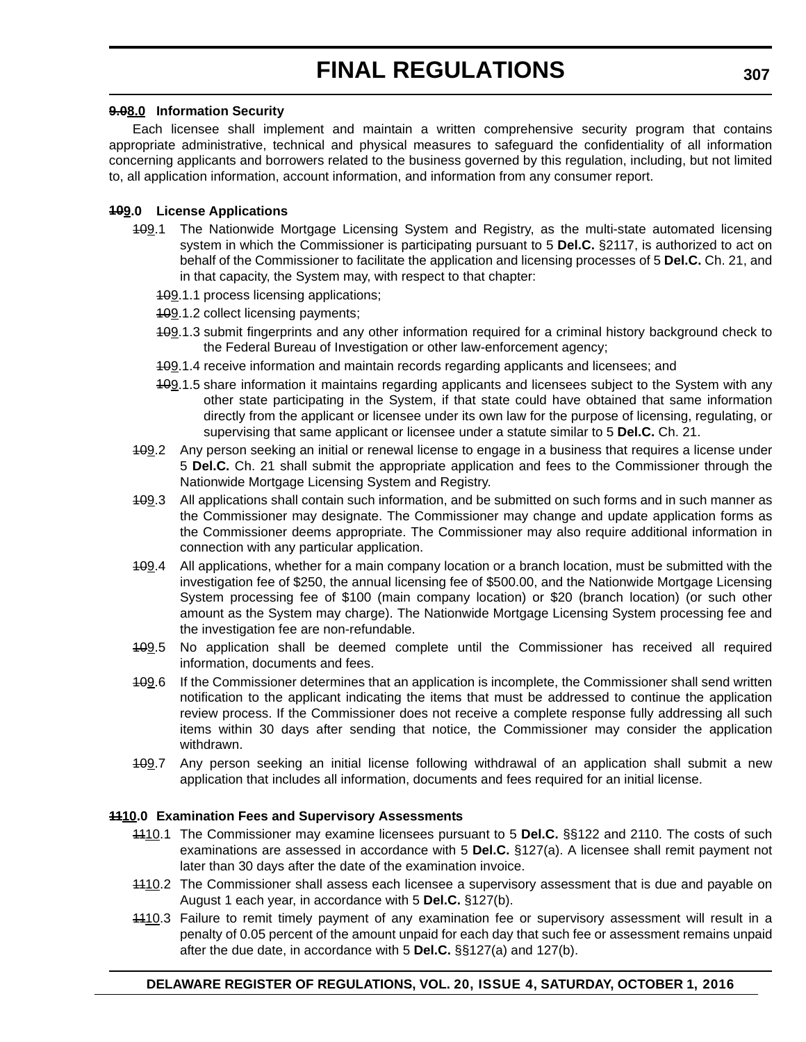**~~9.0~~8.0 Information Security**

Each licensee shall implement and maintain a written comprehensive security program that contains appropriate administrative, technical and physical measures to safeguard the confidentiality of all information concerning applicants and borrowers related to the business governed by this regulation, including, but not limited to, all application information, account information, and information from any consumer report.

**~~10~~9.0 License Applications**

~~10~~9.1 The Nationwide Mortgage Licensing System and Registry, as the multi-state automated licensing system in which the Commissioner is participating pursuant to 5 **Del.C.** §2117, is authorized to act on behalf of the Commissioner to facilitate the application and licensing processes of 5 **Del.C.** Ch. 21, and in that capacity, the System may, with respect to that chapter:

~~10~~9.1.1 process licensing applications;

~~10~~9.1.2 collect licensing payments;

~~10~~9.1.3 submit fingerprints and any other information required for a criminal history background check to the Federal Bureau of Investigation or other law-enforcement agency;

~~10~~9.1.4 receive information and maintain records regarding applicants and licensees; and

~~10~~9.1.5 share information it maintains regarding applicants and licensees subject to the System with any other state participating in the System, if that state could have obtained that same information directly from the applicant or licensee under its own law for the purpose of licensing, regulating, or supervising that same applicant or licensee under a statute similar to 5 **Del.C.** Ch. 21.

~~10~~9.2 Any person seeking an initial or renewal license to engage in a business that requires a license under 5 **Del.C.** Ch. 21 shall submit the appropriate application and fees to the Commissioner through the Nationwide Mortgage Licensing System and Registry.

~~10~~9.3 All applications shall contain such information, and be submitted on such forms and in such manner as the Commissioner may designate. The Commissioner may change and update application forms as the Commissioner deems appropriate. The Commissioner may also require additional information in connection with any particular application.

~~10~~9.4 All applications, whether for a main company location or a branch location, must be submitted with the investigation fee of $250, the annual licensing fee of $500.00, and the Nationwide Mortgage Licensing System processing fee of $100 (main company location) or $20 (branch location) (or such other amount as the System may charge). The Nationwide Mortgage Licensing System processing fee and the investigation fee are non-refundable.

~~10~~9.5 No application shall be deemed complete until the Commissioner has received all required information, documents and fees.

~~10~~9.6 If the Commissioner determines that an application is incomplete, the Commissioner shall send written notification to the applicant indicating the items that must be addressed to continue the application review process. If the Commissioner does not receive a complete response fully addressing all such items within 30 days after sending that notice, the Commissioner may consider the application withdrawn.

~~10~~9.7 Any person seeking an initial license following withdrawal of an application shall submit a new application that includes all information, documents and fees required for an initial license.

**~~11~~10.0 Examination Fees and Supervisory Assessments**

~~11~~10.1 The Commissioner may examine licensees pursuant to 5 **Del.C.** §§122 and 2110. The costs of such examinations are assessed in accordance with 5 **Del.C.** §127(a). A licensee shall remit payment not later than 30 days after the date of the examination invoice.

~~11~~10.2 The Commissioner shall assess each licensee a supervisory assessment that is due and payable on August 1 each year, in accordance with 5 **Del.C.** §127(b).

~~11~~10.3 Failure to remit timely payment of any examination fee or supervisory assessment will result in a penalty of 0.05 percent of the amount unpaid for each day that such fee or assessment remains unpaid after the due date, in accordance with 5 **Del.C.** §§127(a) and 127(b).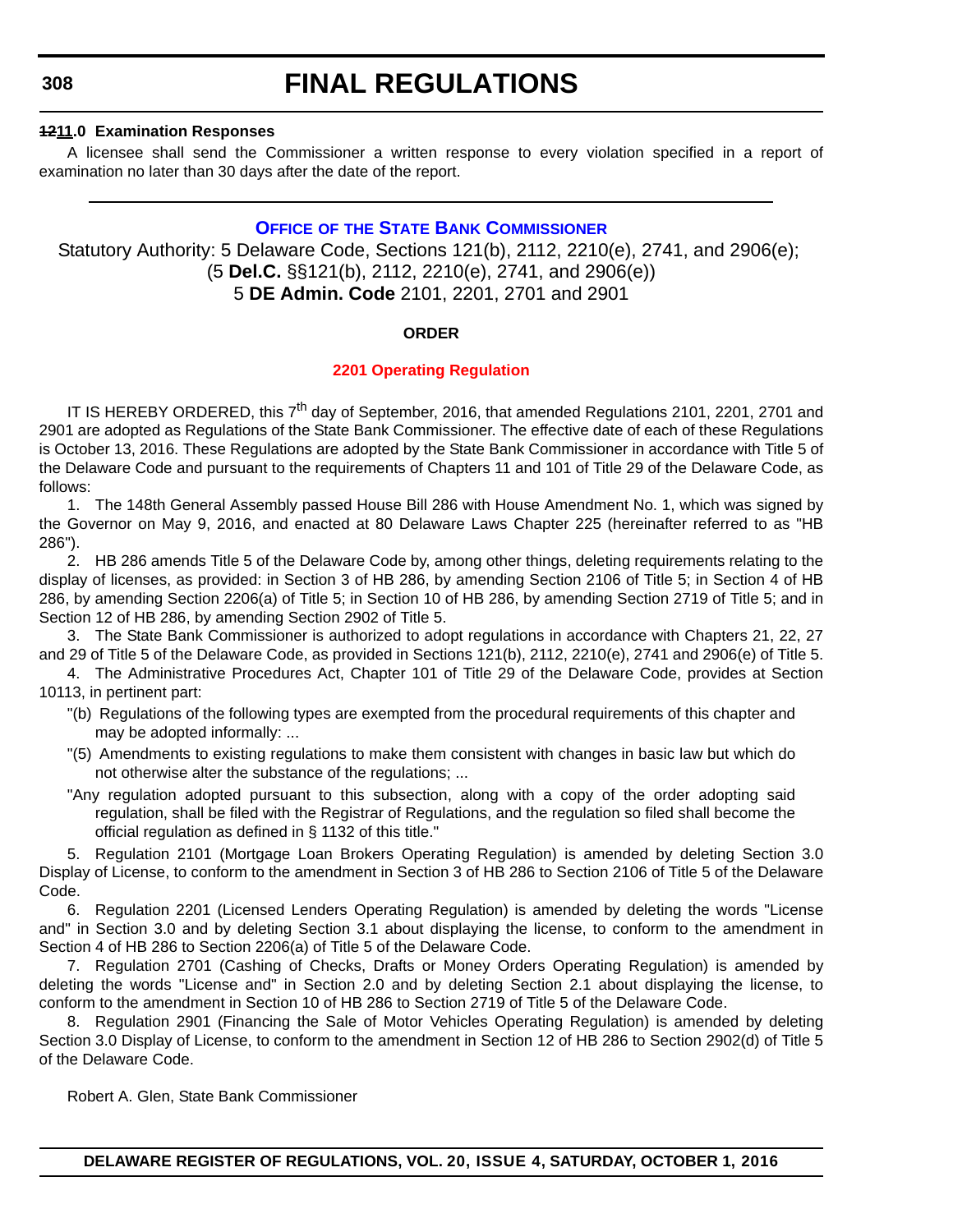**~~12~~11.0 Examination Responses**

A licensee shall send the Commissioner a written response to every violation specified in a report of examination no later than 30 days after the date of the report.

---

## OFFICE OF THE STATE BANK COMMISSIONER

Statutory Authority: 5 Delaware Code, Sections 121(b), 2112, 2210(e), 2741, and 2906(e); (5 **Del.C.** §§121(b), 2112, 2210(e), 2741, and 2906(e))
5 **DE Admin. Code** 2101, 2201, 2701 and 2901

**ORDER**

**2201 Operating Regulation**

IT IS HEREBY ORDERED, this 7th day of September, 2016, that amended Regulations 2101, 2201, 2701 and 2901 are adopted as Regulations of the State Bank Commissioner. The effective date of each of these Regulations is October 13, 2016. These Regulations are adopted by the State Bank Commissioner in accordance with Title 5 of the Delaware Code and pursuant to the requirements of Chapters 11 and 101 of Title 29 of the Delaware Code, as follows:

1. The 148th General Assembly passed House Bill 286 with House Amendment No. 1, which was signed by the Governor on May 9, 2016, and enacted at 80 Delaware Laws Chapter 225 (hereinafter referred to as "HB 286").

2. HB 286 amends Title 5 of the Delaware Code by, among other things, deleting requirements relating to the display of licenses, as provided: in Section 3 of HB 286, by amending Section 2106 of Title 5; in Section 4 of HB 286, by amending Section 2206(a) of Title 5; in Section 10 of HB 286, by amending Section 2719 of Title 5; and in Section 12 of HB 286, by amending Section 2902 of Title 5.

3. The State Bank Commissioner is authorized to adopt regulations in accordance with Chapters 21, 22, 27 and 29 of Title 5 of the Delaware Code, as provided in Sections 121(b), 2112, 2210(e), 2741 and 2906(e) of Title 5.

4. The Administrative Procedures Act, Chapter 101 of Title 29 of the Delaware Code, provides at Section 10113, in pertinent part:

> "(b) Regulations of the following types are exempted from the procedural requirements of this chapter and may be adopted informally: ...
>
> "(5) Amendments to existing regulations to make them consistent with changes in basic law but which do not otherwise alter the substance of the regulations; ...
>
> "Any regulation adopted pursuant to this subsection, along with a copy of the order adopting said regulation, shall be filed with the Registrar of Regulations, and the regulation so filed shall become the official regulation as defined in § 1132 of this title."

5. Regulation 2101 (Mortgage Loan Brokers Operating Regulation) is amended by deleting Section 3.0 Display of License, to conform to the amendment in Section 3 of HB 286 to Section 2106 of Title 5 of the Delaware Code.

6. Regulation 2201 (Licensed Lenders Operating Regulation) is amended by deleting the words "License and" in Section 3.0 and by deleting Section 3.1 about displaying the license, to conform to the amendment in Section 4 of HB 286 to Section 2206(a) of Title 5 of the Delaware Code.

7. Regulation 2701 (Cashing of Checks, Drafts or Money Orders Operating Regulation) is amended by deleting the words "License and" in Section 2.0 and by deleting Section 2.1 about displaying the license, to conform to the amendment in Section 10 of HB 286 to Section 2719 of Title 5 of the Delaware Code.

8. Regulation 2901 (Financing the Sale of Motor Vehicles Operating Regulation) is amended by deleting Section 3.0 Display of License, to conform to the amendment in Section 12 of HB 286 to Section 2902(d) of Title 5 of the Delaware Code.

Robert A. Glen, State Bank Commissioner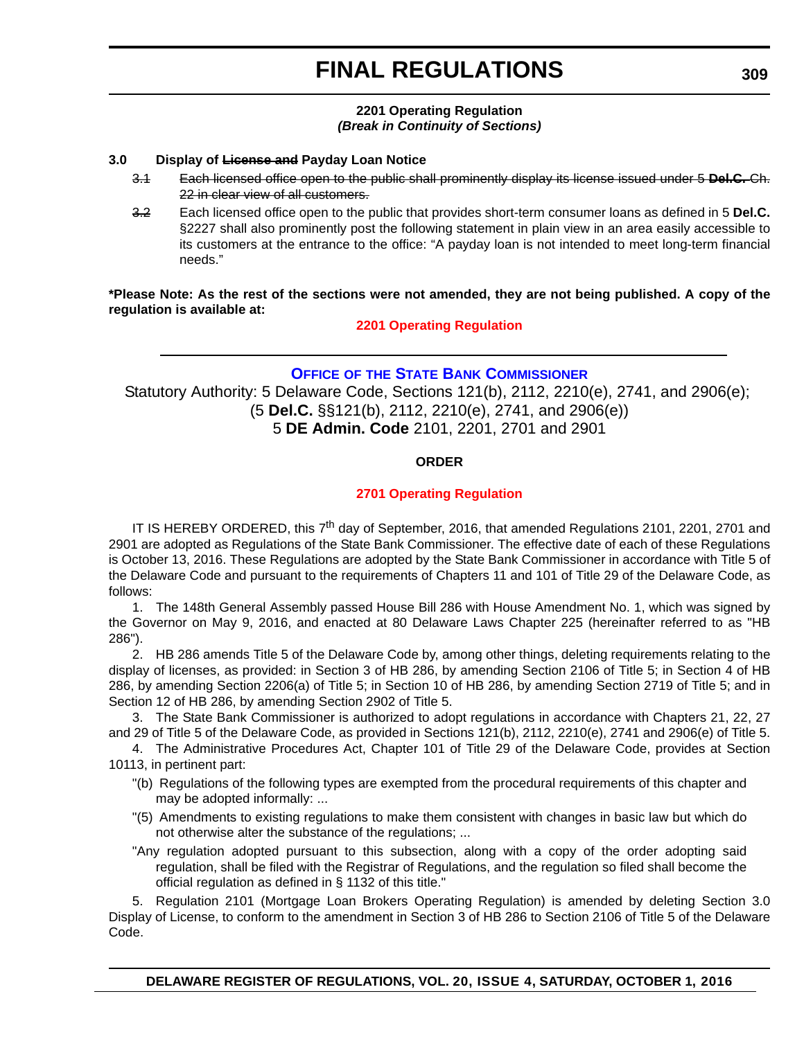# FINAL REGULATIONS

**2201 Operating Regulation**
***(Break in Continuity of Sections)***

**3.0 Display of ~~License and~~ Payday Loan Notice**

~~3.1~~ ~~Each licensed office open to the public shall prominently display its license issued under 5 **Del.C.** Ch. 22 in clear view of all customers.~~

~~3.2~~ Each licensed office open to the public that provides short-term consumer loans as defined in 5 **Del.C.** §2227 shall also prominently post the following statement in plain view in an area easily accessible to its customers at the entrance to the office: "A payday loan is not intended to meet long-term financial needs."

**\*Please Note: As the rest of the sections were not amended, they are not being published. A copy of the regulation is available at:**

**2201 Operating Regulation**

---

## OFFICE OF THE STATE BANK COMMISSIONER

Statutory Authority: 5 Delaware Code, Sections 121(b), 2112, 2210(e), 2741, and 2906(e); (5 **Del.C.** §§121(b), 2112, 2210(e), 2741, and 2906(e))
5 **DE Admin. Code** 2101, 2201, 2701 and 2901

**ORDER**

**2701 Operating Regulation**

IT IS HEREBY ORDERED, this 7th day of September, 2016, that amended Regulations 2101, 2201, 2701 and 2901 are adopted as Regulations of the State Bank Commissioner. The effective date of each of these Regulations is October 13, 2016. These Regulations are adopted by the State Bank Commissioner in accordance with Title 5 of the Delaware Code and pursuant to the requirements of Chapters 11 and 101 of Title 29 of the Delaware Code, as follows:

1. The 148th General Assembly passed House Bill 286 with House Amendment No. 1, which was signed by the Governor on May 9, 2016, and enacted at 80 Delaware Laws Chapter 225 (hereinafter referred to as "HB 286").

2. HB 286 amends Title 5 of the Delaware Code by, among other things, deleting requirements relating to the display of licenses, as provided: in Section 3 of HB 286, by amending Section 2106 of Title 5; in Section 4 of HB 286, by amending Section 2206(a) of Title 5; in Section 10 of HB 286, by amending Section 2719 of Title 5; and in Section 12 of HB 286, by amending Section 2902 of Title 5.

3. The State Bank Commissioner is authorized to adopt regulations in accordance with Chapters 21, 22, 27 and 29 of Title 5 of the Delaware Code, as provided in Sections 121(b), 2112, 2210(e), 2741 and 2906(e) of Title 5.

4. The Administrative Procedures Act, Chapter 101 of Title 29 of the Delaware Code, provides at Section 10113, in pertinent part:

"(b) Regulations of the following types are exempted from the procedural requirements of this chapter and may be adopted informally: ...

"(5) Amendments to existing regulations to make them consistent with changes in basic law but which do not otherwise alter the substance of the regulations; ...

"Any regulation adopted pursuant to this subsection, along with a copy of the order adopting said regulation, shall be filed with the Registrar of Regulations, and the regulation so filed shall become the official regulation as defined in § 1132 of this title."

5. Regulation 2101 (Mortgage Loan Brokers Operating Regulation) is amended by deleting Section 3.0 Display of License, to conform to the amendment in Section 3 of HB 286 to Section 2106 of Title 5 of the Delaware Code.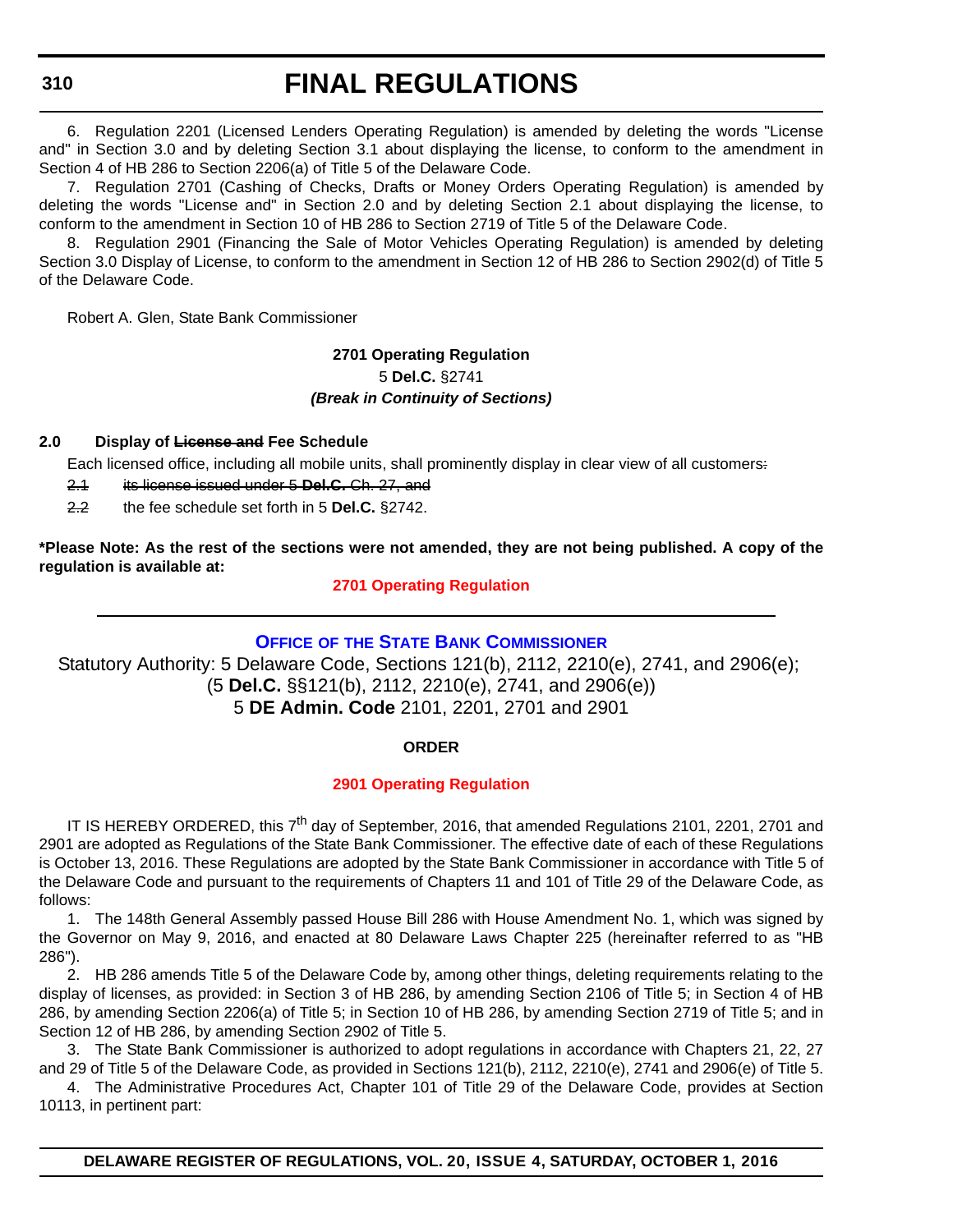6. Regulation 2201 (Licensed Lenders Operating Regulation) is amended by deleting the words "License and" in Section 3.0 and by deleting Section 3.1 about displaying the license, to conform to the amendment in Section 4 of HB 286 to Section 2206(a) of Title 5 of the Delaware Code.

7. Regulation 2701 (Cashing of Checks, Drafts or Money Orders Operating Regulation) is amended by deleting the words "License and" in Section 2.0 and by deleting Section 2.1 about displaying the license, to conform to the amendment in Section 10 of HB 286 to Section 2719 of Title 5 of the Delaware Code.

8. Regulation 2901 (Financing the Sale of Motor Vehicles Operating Regulation) is amended by deleting Section 3.0 Display of License, to conform to the amendment in Section 12 of HB 286 to Section 2902(d) of Title 5 of the Delaware Code.

Robert A. Glen, State Bank Commissioner

**2701 Operating Regulation**

5 **Del.C.** §2741

***(Break in Continuity of Sections)***

**2.0 Display of ~~License and~~ Fee Schedule**

Each licensed office, including all mobile units, shall prominently display in clear view of all customers~~:~~

~~2.1~~ ~~its license issued under 5 **Del.C.** Ch. 27, and~~

~~2.2~~ the fee schedule set forth in 5 **Del.C.** §2742.

**\*Please Note: As the rest of the sections were not amended, they are not being published. A copy of the regulation is available at:**

**2701 Operating Regulation**

---

## Office of the State Bank Commissioner

Statutory Authority: 5 Delaware Code, Sections 121(b), 2112, 2210(e), 2741, and 2906(e); (5 **Del.C.** §§121(b), 2112, 2210(e), 2741, and 2906(e))

5 **DE Admin. Code** 2101, 2201, 2701 and 2901

**ORDER**

**2901 Operating Regulation**

IT IS HEREBY ORDERED, this 7th day of September, 2016, that amended Regulations 2101, 2201, 2701 and 2901 are adopted as Regulations of the State Bank Commissioner. The effective date of each of these Regulations is October 13, 2016. These Regulations are adopted by the State Bank Commissioner in accordance with Title 5 of the Delaware Code and pursuant to the requirements of Chapters 11 and 101 of Title 29 of the Delaware Code, as follows:

1. The 148th General Assembly passed House Bill 286 with House Amendment No. 1, which was signed by the Governor on May 9, 2016, and enacted at 80 Delaware Laws Chapter 225 (hereinafter referred to as "HB 286").

2. HB 286 amends Title 5 of the Delaware Code by, among other things, deleting requirements relating to the display of licenses, as provided: in Section 3 of HB 286, by amending Section 2106 of Title 5; in Section 4 of HB 286, by amending Section 2206(a) of Title 5; in Section 10 of HB 286, by amending Section 2719 of Title 5; and in Section 12 of HB 286, by amending Section 2902 of Title 5.

3. The State Bank Commissioner is authorized to adopt regulations in accordance with Chapters 21, 22, 27 and 29 of Title 5 of the Delaware Code, as provided in Sections 121(b), 2112, 2210(e), 2741 and 2906(e) of Title 5.

4. The Administrative Procedures Act, Chapter 101 of Title 29 of the Delaware Code, provides at Section 10113, in pertinent part: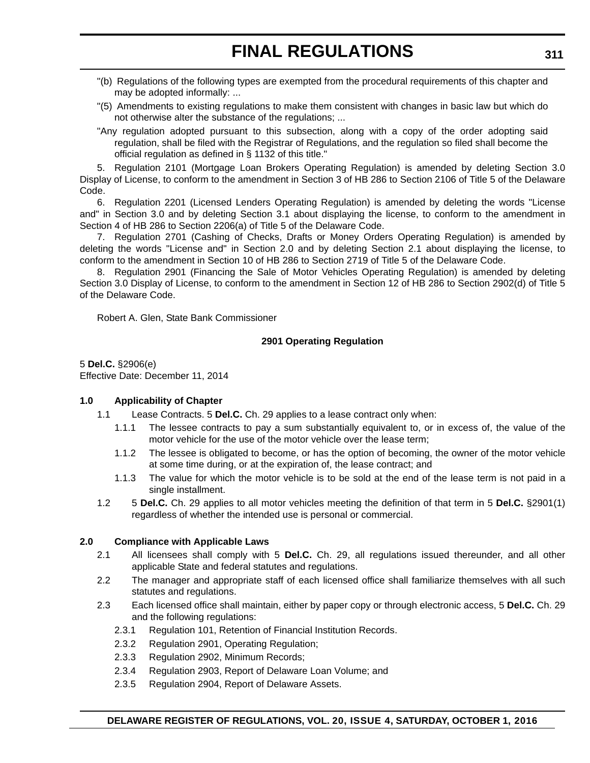"(b) Regulations of the following types are exempted from the procedural requirements of this chapter and may be adopted informally: ...

"(5) Amendments to existing regulations to make them consistent with changes in basic law but which do not otherwise alter the substance of the regulations; ...

"Any regulation adopted pursuant to this subsection, along with a copy of the order adopting said regulation, shall be filed with the Registrar of Regulations, and the regulation so filed shall become the official regulation as defined in § 1132 of this title."

5. Regulation 2101 (Mortgage Loan Brokers Operating Regulation) is amended by deleting Section 3.0 Display of License, to conform to the amendment in Section 3 of HB 286 to Section 2106 of Title 5 of the Delaware Code.

6. Regulation 2201 (Licensed Lenders Operating Regulation) is amended by deleting the words "License and" in Section 3.0 and by deleting Section 3.1 about displaying the license, to conform to the amendment in Section 4 of HB 286 to Section 2206(a) of Title 5 of the Delaware Code.

7. Regulation 2701 (Cashing of Checks, Drafts or Money Orders Operating Regulation) is amended by deleting the words "License and" in Section 2.0 and by deleting Section 2.1 about displaying the license, to conform to the amendment in Section 10 of HB 286 to Section 2719 of Title 5 of the Delaware Code.

8. Regulation 2901 (Financing the Sale of Motor Vehicles Operating Regulation) is amended by deleting Section 3.0 Display of License, to conform to the amendment in Section 12 of HB 286 to Section 2902(d) of Title 5 of the Delaware Code.

Robert A. Glen, State Bank Commissioner

**2901 Operating Regulation**

5 **Del.C.** §2906(e)
Effective Date: December 11, 2014

**1.0 Applicability of Chapter**

1.1 Lease Contracts. 5 **Del.C.** Ch. 29 applies to a lease contract only when:

1.1.1 The lessee contracts to pay a sum substantially equivalent to, or in excess of, the value of the motor vehicle for the use of the motor vehicle over the lease term;

1.1.2 The lessee is obligated to become, or has the option of becoming, the owner of the motor vehicle at some time during, or at the expiration of, the lease contract; and

1.1.3 The value for which the motor vehicle is to be sold at the end of the lease term is not paid in a single installment.

1.2 5 **Del.C.** Ch. 29 applies to all motor vehicles meeting the definition of that term in 5 **Del.C.** §2901(1) regardless of whether the intended use is personal or commercial.

**2.0 Compliance with Applicable Laws**

2.1 All licensees shall comply with 5 **Del.C.** Ch. 29, all regulations issued thereunder, and all other applicable State and federal statutes and regulations.

2.2 The manager and appropriate staff of each licensed office shall familiarize themselves with all such statutes and regulations.

2.3 Each licensed office shall maintain, either by paper copy or through electronic access, 5 **Del.C.** Ch. 29 and the following regulations:

2.3.1 Regulation 101, Retention of Financial Institution Records.

2.3.2 Regulation 2901, Operating Regulation;

2.3.3 Regulation 2902, Minimum Records;

2.3.4 Regulation 2903, Report of Delaware Loan Volume; and

2.3.5 Regulation 2904, Report of Delaware Assets.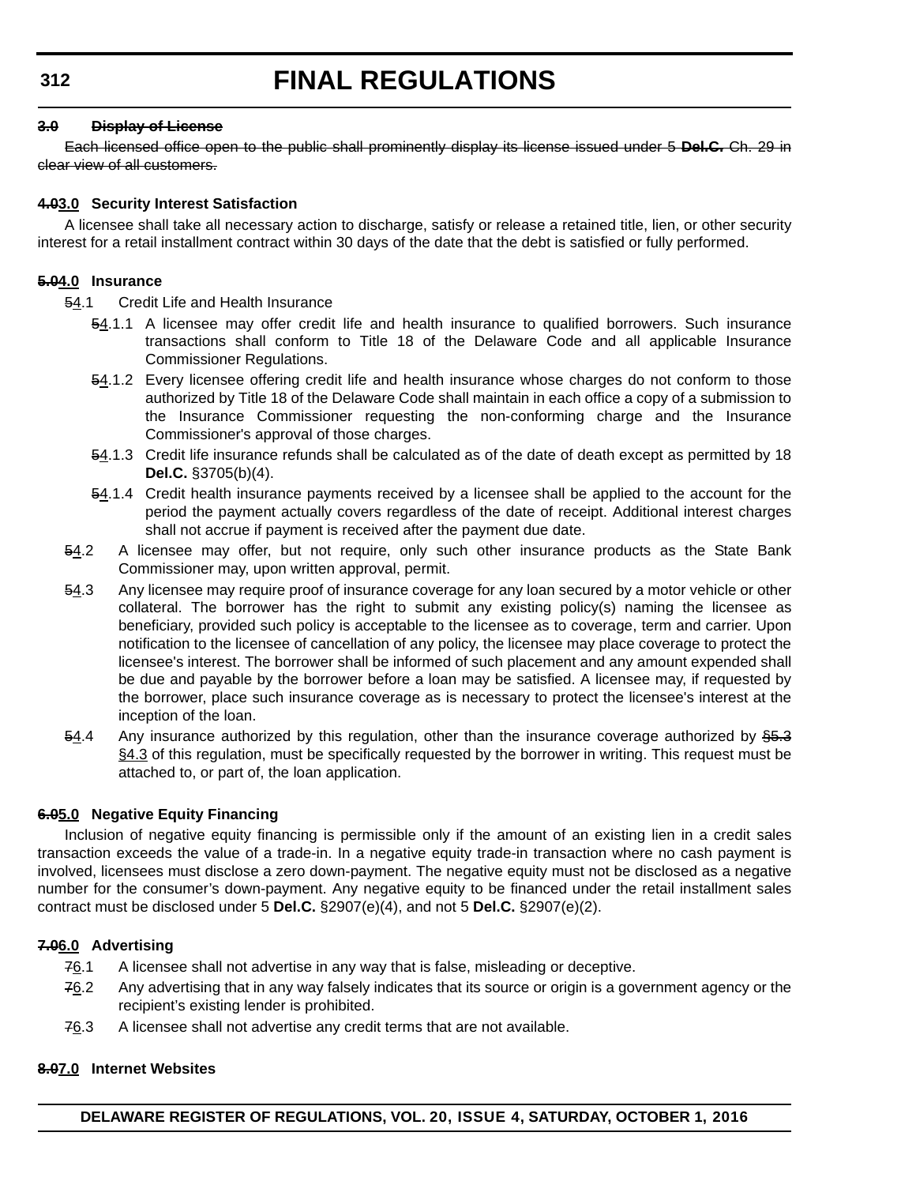**~~3.0 Display of License~~**

~~Each licensed office open to the public shall prominently display its license issued under 5 **Del.C.** Ch. 29 in clear view of all customers.~~

**~~4.0~~3.0 Security Interest Satisfaction**

A licensee shall take all necessary action to discharge, satisfy or release a retained title, lien, or other security interest for a retail installment contract within 30 days of the date that the debt is satisfied or fully performed.

**~~5.0~~4.0 Insurance**

~~5~~4.1 Credit Life and Health Insurance

~~5~~4.1.1 A licensee may offer credit life and health insurance to qualified borrowers. Such insurance transactions shall conform to Title 18 of the Delaware Code and all applicable Insurance Commissioner Regulations.

~~5~~4.1.2 Every licensee offering credit life and health insurance whose charges do not conform to those authorized by Title 18 of the Delaware Code shall maintain in each office a copy of a submission to the Insurance Commissioner requesting the non-conforming charge and the Insurance Commissioner's approval of those charges.

~~5~~4.1.3 Credit life insurance refunds shall be calculated as of the date of death except as permitted by 18 **Del.C.** §3705(b)(4).

~~5~~4.1.4 Credit health insurance payments received by a licensee shall be applied to the account for the period the payment actually covers regardless of the date of receipt. Additional interest charges shall not accrue if payment is received after the payment due date.

~~5~~4.2 A licensee may offer, but not require, only such other insurance products as the State Bank Commissioner may, upon written approval, permit.

~~5~~4.3 Any licensee may require proof of insurance coverage for any loan secured by a motor vehicle or other collateral. The borrower has the right to submit any existing policy(s) naming the licensee as beneficiary, provided such policy is acceptable to the licensee as to coverage, term and carrier. Upon notification to the licensee of cancellation of any policy, the licensee may place coverage to protect the licensee's interest. The borrower shall be informed of such placement and any amount expended shall be due and payable by the borrower before a loan may be satisfied. A licensee may, if requested by the borrower, place such insurance coverage as is necessary to protect the licensee's interest at the inception of the loan.

~~5~~4.4 Any insurance authorized by this regulation, other than the insurance coverage authorized by ~~§5.3~~ §4.3 of this regulation, must be specifically requested by the borrower in writing. This request must be attached to, or part of, the loan application.

**~~6.0~~5.0 Negative Equity Financing**

Inclusion of negative equity financing is permissible only if the amount of an existing lien in a credit sales transaction exceeds the value of a trade-in. In a negative equity trade-in transaction where no cash payment is involved, licensees must disclose a zero down-payment. The negative equity must not be disclosed as a negative number for the consumer's down-payment. Any negative equity to be financed under the retail installment sales contract must be disclosed under 5 **Del.C.** §2907(e)(4), and not 5 **Del.C.** §2907(e)(2).

**~~7.0~~6.0 Advertising**

~~7~~6.1 A licensee shall not advertise in any way that is false, misleading or deceptive.

~~7~~6.2 Any advertising that in any way falsely indicates that its source or origin is a government agency or the recipient's existing lender is prohibited.

~~7~~6.3 A licensee shall not advertise any credit terms that are not available.

**~~8.0~~7.0 Internet Websites**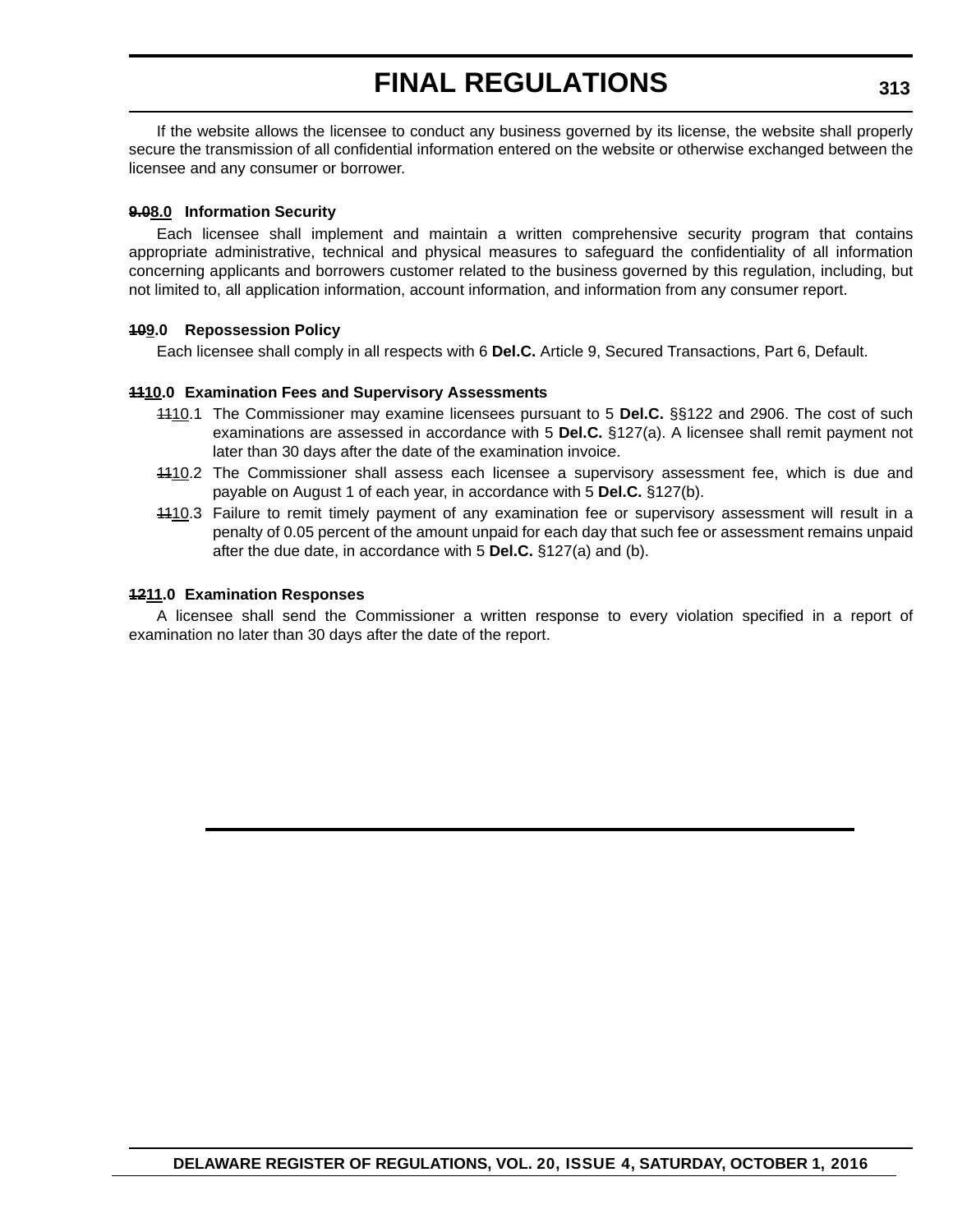If the website allows the licensee to conduct any business governed by its license, the website shall properly secure the transmission of all confidential information entered on the website or otherwise exchanged between the licensee and any consumer or borrower.

**~~9.0~~8.0 Information Security**

Each licensee shall implement and maintain a written comprehensive security program that contains appropriate administrative, technical and physical measures to safeguard the confidentiality of all information concerning applicants and borrowers customer related to the business governed by this regulation, including, but not limited to, all application information, account information, and information from any consumer report.

**~~10~~9.0 Repossession Policy**

Each licensee shall comply in all respects with 6 **Del.C.** Article 9, Secured Transactions, Part 6, Default.

**~~11~~10.0 Examination Fees and Supervisory Assessments**

~~11~~10.1 The Commissioner may examine licensees pursuant to 5 **Del.C.** §§122 and 2906. The cost of such examinations are assessed in accordance with 5 **Del.C.** §127(a). A licensee shall remit payment not later than 30 days after the date of the examination invoice.

~~11~~10.2 The Commissioner shall assess each licensee a supervisory assessment fee, which is due and payable on August 1 of each year, in accordance with 5 **Del.C.** §127(b).

~~11~~10.3 Failure to remit timely payment of any examination fee or supervisory assessment will result in a penalty of 0.05 percent of the amount unpaid for each day that such fee or assessment remains unpaid after the due date, in accordance with 5 **Del.C.** §127(a) and (b).

**~~12~~11.0 Examination Responses**

A licensee shall send the Commissioner a written response to every violation specified in a report of examination no later than 30 days after the date of the report.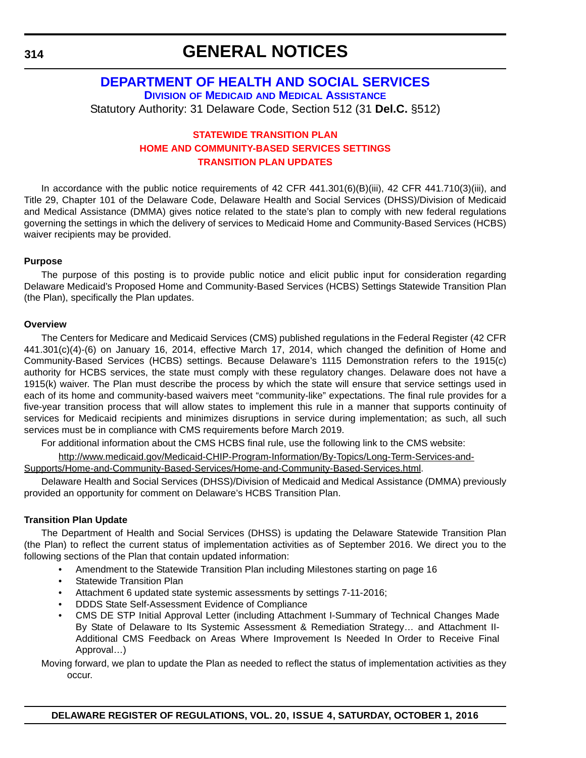# GENERAL NOTICES

## DEPARTMENT OF HEALTH AND SOCIAL SERVICES

### DIVISION OF MEDICAID AND MEDICAL ASSISTANCE

Statutory Authority: 31 Delaware Code, Section 512 (31 **Del.C.** §512)

### STATEWIDE TRANSITION PLAN
### HOME AND COMMUNITY-BASED SERVICES SETTINGS
### TRANSITION PLAN UPDATES

In accordance with the public notice requirements of 42 CFR 441.301(6)(B)(iii), 42 CFR 441.710(3)(iii), and Title 29, Chapter 101 of the Delaware Code, Delaware Health and Social Services (DHSS)/Division of Medicaid and Medical Assistance (DMMA) gives notice related to the state's plan to comply with new federal regulations governing the settings in which the delivery of services to Medicaid Home and Community-Based Services (HCBS) waiver recipients may be provided.

**Purpose**

The purpose of this posting is to provide public notice and elicit public input for consideration regarding Delaware Medicaid's Proposed Home and Community-Based Services (HCBS) Settings Statewide Transition Plan (the Plan), specifically the Plan updates.

**Overview**

The Centers for Medicare and Medicaid Services (CMS) published regulations in the Federal Register (42 CFR 441.301(c)(4)-(6) on January 16, 2014, effective March 17, 2014, which changed the definition of Home and Community-Based Services (HCBS) settings. Because Delaware's 1115 Demonstration refers to the 1915(c) authority for HCBS services, the state must comply with these regulatory changes. Delaware does not have a 1915(k) waiver. The Plan must describe the process by which the state will ensure that service settings used in each of its home and community-based waivers meet "community-like" expectations. The final rule provides for a five-year transition process that will allow states to implement this rule in a manner that supports continuity of services for Medicaid recipients and minimizes disruptions in service during implementation; as such, all such services must be in compliance with CMS requirements before March 2019.

For additional information about the CMS HCBS final rule, use the following link to the CMS website:

http://www.medicaid.gov/Medicaid-CHIP-Program-Information/By-Topics/Long-Term-Services-and-Supports/Home-and-Community-Based-Services/Home-and-Community-Based-Services.html.

Delaware Health and Social Services (DHSS)/Division of Medicaid and Medical Assistance (DMMA) previously provided an opportunity for comment on Delaware's HCBS Transition Plan.

**Transition Plan Update**

The Department of Health and Social Services (DHSS) is updating the Delaware Statewide Transition Plan (the Plan) to reflect the current status of implementation activities as of September 2016. We direct you to the following sections of the Plan that contain updated information:

- Amendment to the Statewide Transition Plan including Milestones starting on page 16
- Statewide Transition Plan
- Attachment 6 updated state systemic assessments by settings 7-11-2016;
- DDDS State Self-Assessment Evidence of Compliance
- CMS DE STP Initial Approval Letter (including Attachment I-Summary of Technical Changes Made By State of Delaware to Its Systemic Assessment & Remediation Strategy… and Attachment II-Additional CMS Feedback on Areas Where Improvement Is Needed In Order to Receive Final Approval…)

Moving forward, we plan to update the Plan as needed to reflect the status of implementation activities as they occur.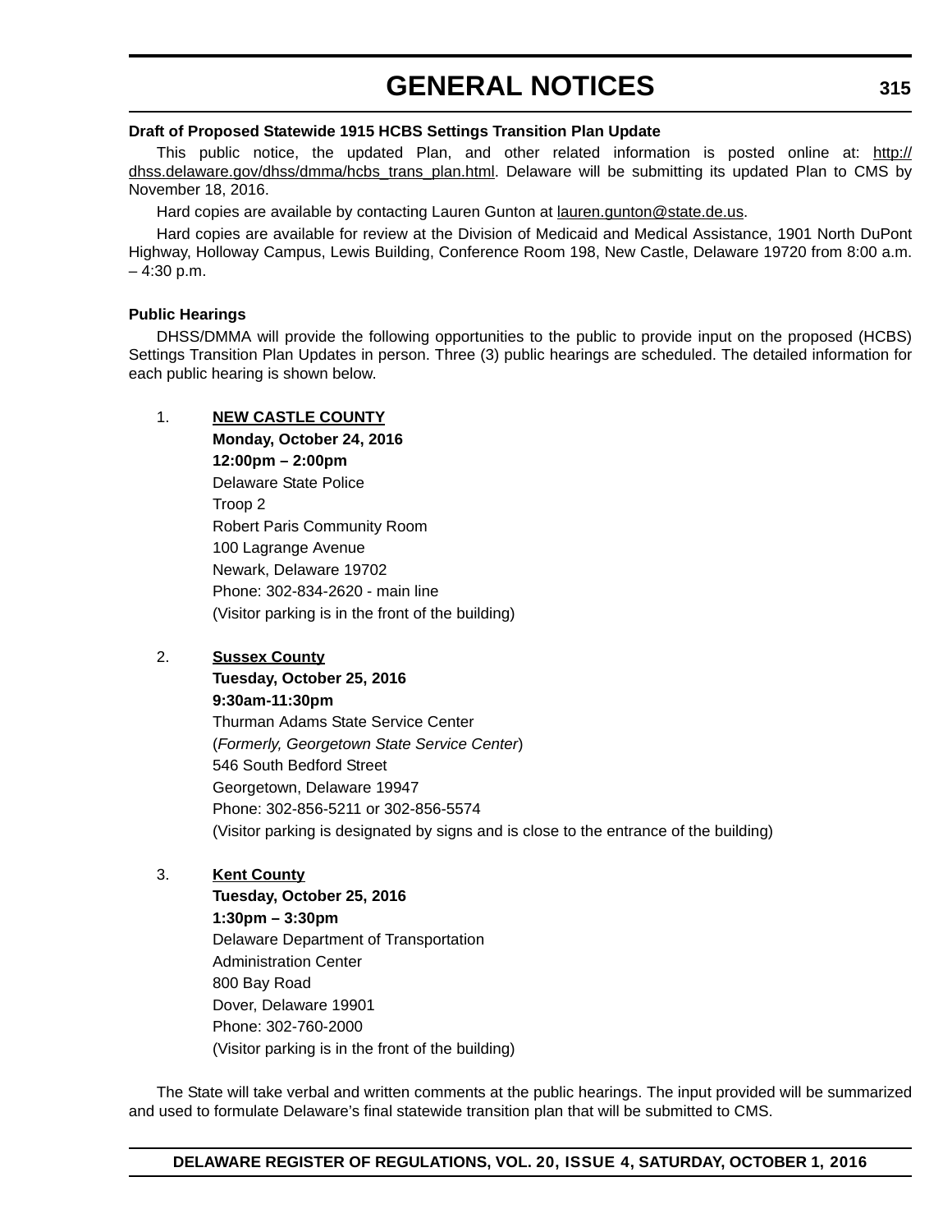**Draft of Proposed Statewide 1915 HCBS Settings Transition Plan Update**

This public notice, the updated Plan, and other related information is posted online at: http://dhss.delaware.gov/dhss/dmma/hcbs_trans_plan.html. Delaware will be submitting its updated Plan to CMS by November 18, 2016.

Hard copies are available by contacting Lauren Gunton at lauren.gunton@state.de.us.

Hard copies are available for review at the Division of Medicaid and Medical Assistance, 1901 North DuPont Highway, Holloway Campus, Lewis Building, Conference Room 198, New Castle, Delaware 19720 from 8:00 a.m. – 4:30 p.m.

**Public Hearings**

DHSS/DMMA will provide the following opportunities to the public to provide input on the proposed (HCBS) Settings Transition Plan Updates in person. Three (3) public hearings are scheduled. The detailed information for each public hearing is shown below.

1. **NEW CASTLE COUNTY**
   **Monday, October 24, 2016**
   **12:00pm – 2:00pm**
   Delaware State Police
   Troop 2
   Robert Paris Community Room
   100 Lagrange Avenue
   Newark, Delaware 19702
   Phone: 302-834-2620 - main line
   (Visitor parking is in the front of the building)

2. **Sussex County**
   **Tuesday, October 25, 2016**
   **9:30am-11:30pm**
   Thurman Adams State Service Center
   (*Formerly, Georgetown State Service Center*)
   546 South Bedford Street
   Georgetown, Delaware 19947
   Phone: 302-856-5211 or 302-856-5574
   (Visitor parking is designated by signs and is close to the entrance of the building)

3. **Kent County**
   **Tuesday, October 25, 2016**
   **1:30pm – 3:30pm**
   Delaware Department of Transportation
   Administration Center
   800 Bay Road
   Dover, Delaware 19901
   Phone: 302-760-2000
   (Visitor parking is in the front of the building)

The State will take verbal and written comments at the public hearings. The input provided will be summarized and used to formulate Delaware's final statewide transition plan that will be submitted to CMS.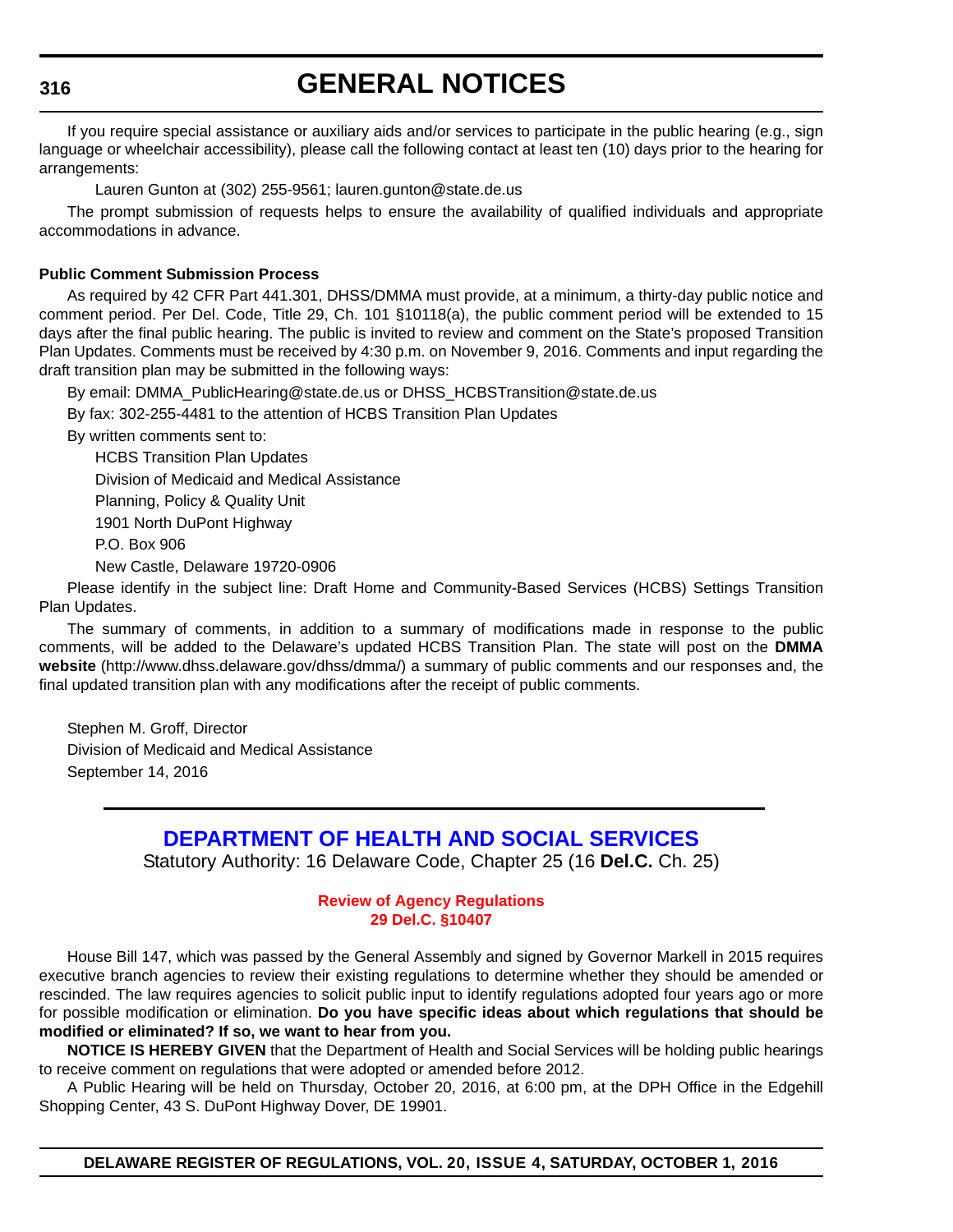If you require special assistance or auxiliary aids and/or services to participate in the public hearing (e.g., sign language or wheelchair accessibility), please call the following contact at least ten (10) days prior to the hearing for arrangements:

Lauren Gunton at (302) 255-9561; lauren.gunton@state.de.us

The prompt submission of requests helps to ensure the availability of qualified individuals and appropriate accommodations in advance.

**Public Comment Submission Process**

As required by 42 CFR Part 441.301, DHSS/DMMA must provide, at a minimum, a thirty-day public notice and comment period. Per Del. Code, Title 29, Ch. 101 §10118(a), the public comment period will be extended to 15 days after the final public hearing. The public is invited to review and comment on the State's proposed Transition Plan Updates. Comments must be received by 4:30 p.m. on November 9, 2016. Comments and input regarding the draft transition plan may be submitted in the following ways:

By email: DMMA_PublicHearing@state.de.us or DHSS_HCBSTransition@state.de.us

By fax: 302-255-4481 to the attention of HCBS Transition Plan Updates

By written comments sent to:

HCBS Transition Plan Updates
Division of Medicaid and Medical Assistance
Planning, Policy & Quality Unit
1901 North DuPont Highway
P.O. Box 906
New Castle, Delaware 19720-0906

Please identify in the subject line: Draft Home and Community-Based Services (HCBS) Settings Transition Plan Updates.

The summary of comments, in addition to a summary of modifications made in response to the public comments, will be added to the Delaware's updated HCBS Transition Plan. The state will post on the **DMMA website** (http://www.dhss.delaware.gov/dhss/dmma/) a summary of public comments and our responses and, the final updated transition plan with any modifications after the receipt of public comments.

Stephen M. Groff, Director
Division of Medicaid and Medical Assistance
September 14, 2016

## DEPARTMENT OF HEALTH AND SOCIAL SERVICES

Statutory Authority: 16 Delaware Code, Chapter 25 (16 **Del.C.** Ch. 25)

### Review of Agency Regulations
### 29 Del.C. §10407

House Bill 147, which was passed by the General Assembly and signed by Governor Markell in 2015 requires executive branch agencies to review their existing regulations to determine whether they should be amended or rescinded. The law requires agencies to solicit public input to identify regulations adopted four years ago or more for possible modification or elimination. **Do you have specific ideas about which regulations that should be modified or eliminated? If so, we want to hear from you.**

**NOTICE IS HEREBY GIVEN** that the Department of Health and Social Services will be holding public hearings to receive comment on regulations that were adopted or amended before 2012.

A Public Hearing will be held on Thursday, October 20, 2016, at 6:00 pm, at the DPH Office in the Edgehill Shopping Center, 43 S. DuPont Highway Dover, DE 19901.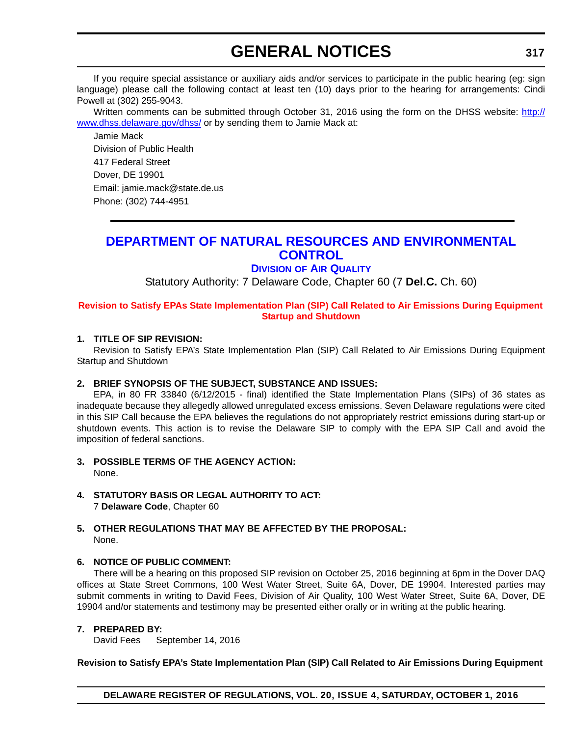If you require special assistance or auxiliary aids and/or services to participate in the public hearing (eg: sign language) please call the following contact at least ten (10) days prior to the hearing for arrangements: Cindi Powell at (302) 255-9043.

Written comments can be submitted through October 31, 2016 using the form on the DHSS website: [http://www.dhss.delaware.gov/dhss/](http://www.dhss.delaware.gov/dhss/) or by sending them to Jamie Mack at:

Jamie Mack
Division of Public Health
417 Federal Street
Dover, DE 19901
Email: jamie.mack@state.de.us
Phone: (302) 744-4951

---

# DEPARTMENT OF NATURAL RESOURCES AND ENVIRONMENTAL CONTROL

## DIVISION OF AIR QUALITY

Statutory Authority: 7 Delaware Code, Chapter 60 (7 **Del.C.** Ch. 60)

### Revision to Satisfy EPAs State Implementation Plan (SIP) Call Related to Air Emissions During Equipment Startup and Shutdown

**1. TITLE OF SIP REVISION:**

Revision to Satisfy EPA's State Implementation Plan (SIP) Call Related to Air Emissions During Equipment Startup and Shutdown

**2. BRIEF SYNOPSIS OF THE SUBJECT, SUBSTANCE AND ISSUES:**

EPA, in 80 FR 33840 (6/12/2015 - final) identified the State Implementation Plans (SIPs) of 36 states as inadequate because they allegedly allowed unregulated excess emissions. Seven Delaware regulations were cited in this SIP Call because the EPA believes the regulations do not appropriately restrict emissions during start-up or shutdown events. This action is to revise the Delaware SIP to comply with the EPA SIP Call and avoid the imposition of federal sanctions.

**3. POSSIBLE TERMS OF THE AGENCY ACTION:**

None.

**4. STATUTORY BASIS OR LEGAL AUTHORITY TO ACT:**

7 **Delaware Code**, Chapter 60

**5. OTHER REGULATIONS THAT MAY BE AFFECTED BY THE PROPOSAL:**

None.

**6. NOTICE OF PUBLIC COMMENT:**

There will be a hearing on this proposed SIP revision on October 25, 2016 beginning at 6pm in the Dover DAQ offices at State Street Commons, 100 West Water Street, Suite 6A, Dover, DE 19904. Interested parties may submit comments in writing to David Fees, Division of Air Quality, 100 West Water Street, Suite 6A, Dover, DE 19904 and/or statements and testimony may be presented either orally or in writing at the public hearing.

**7. PREPARED BY:**

David Fees September 14, 2016

**Revision to Satisfy EPA's State Implementation Plan (SIP) Call Related to Air Emissions During Equipment**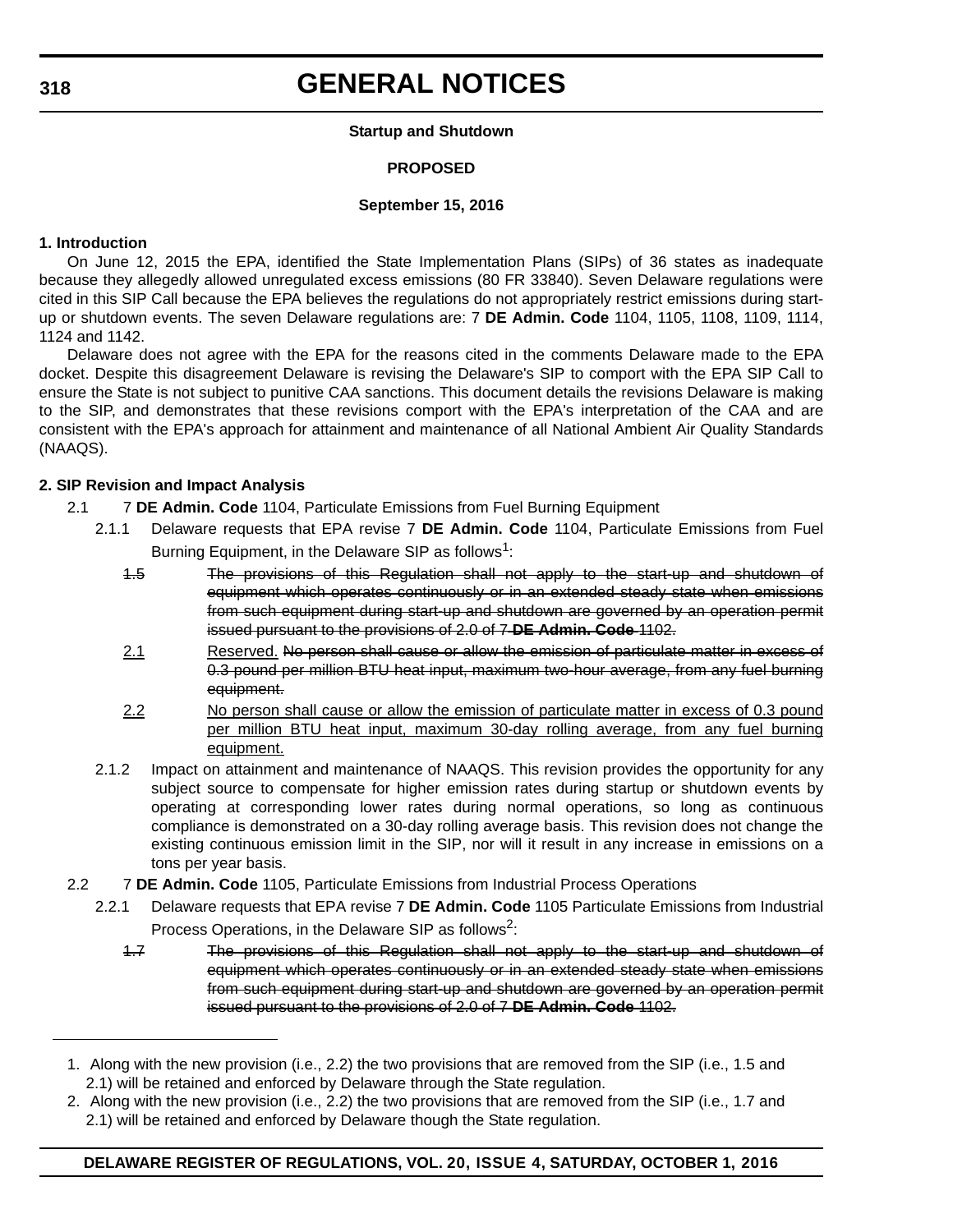# GENERAL NOTICES

**Startup and Shutdown**

**PROPOSED**

**September 15, 2016**

**1. Introduction**

On June 12, 2015 the EPA, identified the State Implementation Plans (SIPs) of 36 states as inadequate because they allegedly allowed unregulated excess emissions (80 FR 33840). Seven Delaware regulations were cited in this SIP Call because the EPA believes the regulations do not appropriately restrict emissions during start-up or shutdown events. The seven Delaware regulations are: 7 **DE Admin. Code** 1104, 1105, 1108, 1109, 1114, 1124 and 1142.

Delaware does not agree with the EPA for the reasons cited in the comments Delaware made to the EPA docket. Despite this disagreement Delaware is revising the Delaware's SIP to comport with the EPA SIP Call to ensure the State is not subject to punitive CAA sanctions. This document details the revisions Delaware is making to the SIP, and demonstrates that these revisions comport with the EPA's interpretation of the CAA and are consistent with the EPA's approach for attainment and maintenance of all National Ambient Air Quality Standards (NAAQS).

**2. SIP Revision and Impact Analysis**

2.1 7 **DE Admin. Code** 1104, Particulate Emissions from Fuel Burning Equipment

2.1.1 Delaware requests that EPA revise 7 **DE Admin. Code** 1104, Particulate Emissions from Fuel Burning Equipment, in the Delaware SIP as follows[1]:

~~1.5~~ ~~The provisions of this Regulation shall not apply to the start-up and shutdown of equipment which operates continuously or in an extended steady state when emissions from such equipment during start-up and shutdown are governed by an operation permit issued pursuant to the provisions of 2.0 of 7 **DE Admin. Code** 1102.~~

<u>2.1</u> <u>Reserved.</u> ~~No person shall cause or allow the emission of particulate matter in excess of 0.3 pound per million BTU heat input, maximum two-hour average, from any fuel burning equipment.~~

<u>2.2</u> <u>No person shall cause or allow the emission of particulate matter in excess of 0.3 pound per million BTU heat input, maximum 30-day rolling average, from any fuel burning equipment.</u>

2.1.2 Impact on attainment and maintenance of NAAQS. This revision provides the opportunity for any subject source to compensate for higher emission rates during startup or shutdown events by operating at corresponding lower rates during normal operations, so long as continuous compliance is demonstrated on a 30-day rolling average basis. This revision does not change the existing continuous emission limit in the SIP, nor will it result in any increase in emissions on a tons per year basis.

2.2 7 **DE Admin. Code** 1105, Particulate Emissions from Industrial Process Operations

2.2.1 Delaware requests that EPA revise 7 **DE Admin. Code** 1105 Particulate Emissions from Industrial Process Operations, in the Delaware SIP as follows[2]:

~~1.7~~ ~~The provisions of this Regulation shall not apply to the start-up and shutdown of equipment which operates continuously or in an extended steady state when emissions from such equipment during start-up and shutdown are governed by an operation permit issued pursuant to the provisions of 2.0 of 7 **DE Admin. Code** 1102.~~

---

1. Along with the new provision (i.e., 2.2) the two provisions that are removed from the SIP (i.e., 1.5 and 2.1) will be retained and enforced by Delaware through the State regulation.
2. Along with the new provision (i.e., 2.2) the two provisions that are removed from the SIP (i.e., 1.7 and 2.1) will be retained and enforced by Delaware though the State regulation.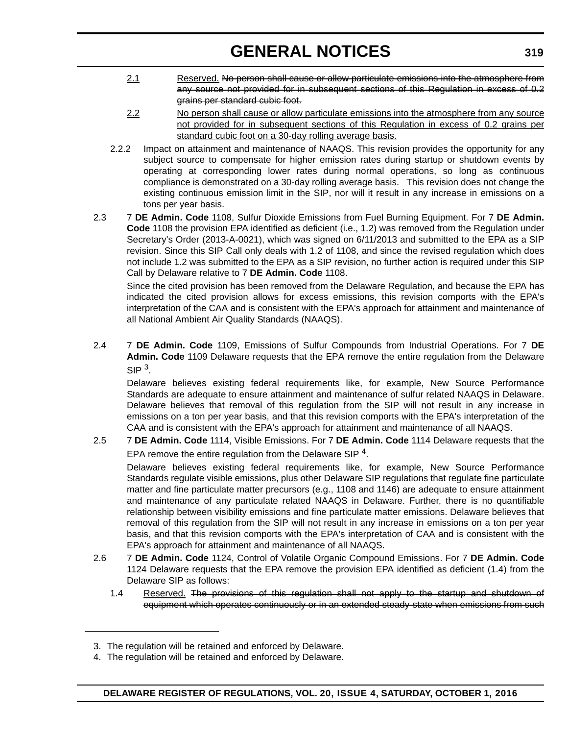2.1 Reserved. ~~No person shall cause or allow particulate emissions into the atmosphere from any source not provided for in subsequent sections of this Regulation in excess of 0.2 grains per standard cubic foot.~~

2.2 No person shall cause or allow particulate emissions into the atmosphere from any source not provided for in subsequent sections of this Regulation in excess of 0.2 grains per standard cubic foot on a 30-day rolling average basis.

2.2.2 Impact on attainment and maintenance of NAAQS. This revision provides the opportunity for any subject source to compensate for higher emission rates during startup or shutdown events by operating at corresponding lower rates during normal operations, so long as continuous compliance is demonstrated on a 30-day rolling average basis. This revision does not change the existing continuous emission limit in the SIP, nor will it result in any increase in emissions on a tons per year basis.

2.3 7 **DE Admin. Code** 1108, Sulfur Dioxide Emissions from Fuel Burning Equipment. For 7 **DE Admin. Code** 1108 the provision EPA identified as deficient (i.e., 1.2) was removed from the Regulation under Secretary's Order (2013-A-0021), which was signed on 6/11/2013 and submitted to the EPA as a SIP revision. Since this SIP Call only deals with 1.2 of 1108, and since the revised regulation which does not include 1.2 was submitted to the EPA as a SIP revision, no further action is required under this SIP Call by Delaware relative to 7 **DE Admin. Code** 1108.

Since the cited provision has been removed from the Delaware Regulation, and because the EPA has indicated the cited provision allows for excess emissions, this revision comports with the EPA's interpretation of the CAA and is consistent with the EPA's approach for attainment and maintenance of all National Ambient Air Quality Standards (NAAQS).

2.4 7 **DE Admin. Code** 1109, Emissions of Sulfur Compounds from Industrial Operations. For 7 **DE Admin. Code** 1109 Delaware requests that the EPA remove the entire regulation from the Delaware SIP [3].

Delaware believes existing federal requirements like, for example, New Source Performance Standards are adequate to ensure attainment and maintenance of sulfur related NAAQS in Delaware. Delaware believes that removal of this regulation from the SIP will not result in any increase in emissions on a ton per year basis, and that this revision comports with the EPA's interpretation of the CAA and is consistent with the EPA's approach for attainment and maintenance of all NAAQS.

2.5 7 **DE Admin. Code** 1114, Visible Emissions. For 7 **DE Admin. Code** 1114 Delaware requests that the EPA remove the entire regulation from the Delaware SIP [4].

Delaware believes existing federal requirements like, for example, New Source Performance Standards regulate visible emissions, plus other Delaware SIP regulations that regulate fine particulate matter and fine particulate matter precursors (e.g., 1108 and 1146) are adequate to ensure attainment and maintenance of any particulate related NAAQS in Delaware. Further, there is no quantifiable relationship between visibility emissions and fine particulate matter emissions. Delaware believes that removal of this regulation from the SIP will not result in any increase in emissions on a ton per year basis, and that this revision comports with the EPA's interpretation of CAA and is consistent with the EPA's approach for attainment and maintenance of all NAAQS.

2.6 7 **DE Admin. Code** 1124, Control of Volatile Organic Compound Emissions. For 7 **DE Admin. Code** 1124 Delaware requests that the EPA remove the provision EPA identified as deficient (1.4) from the Delaware SIP as follows:

1.4 Reserved. ~~The provisions of this regulation shall not apply to the startup and shutdown of equipment which operates continuously or in an extended steady-state when emissions from such~~

---

3. The regulation will be retained and enforced by Delaware.
4. The regulation will be retained and enforced by Delaware.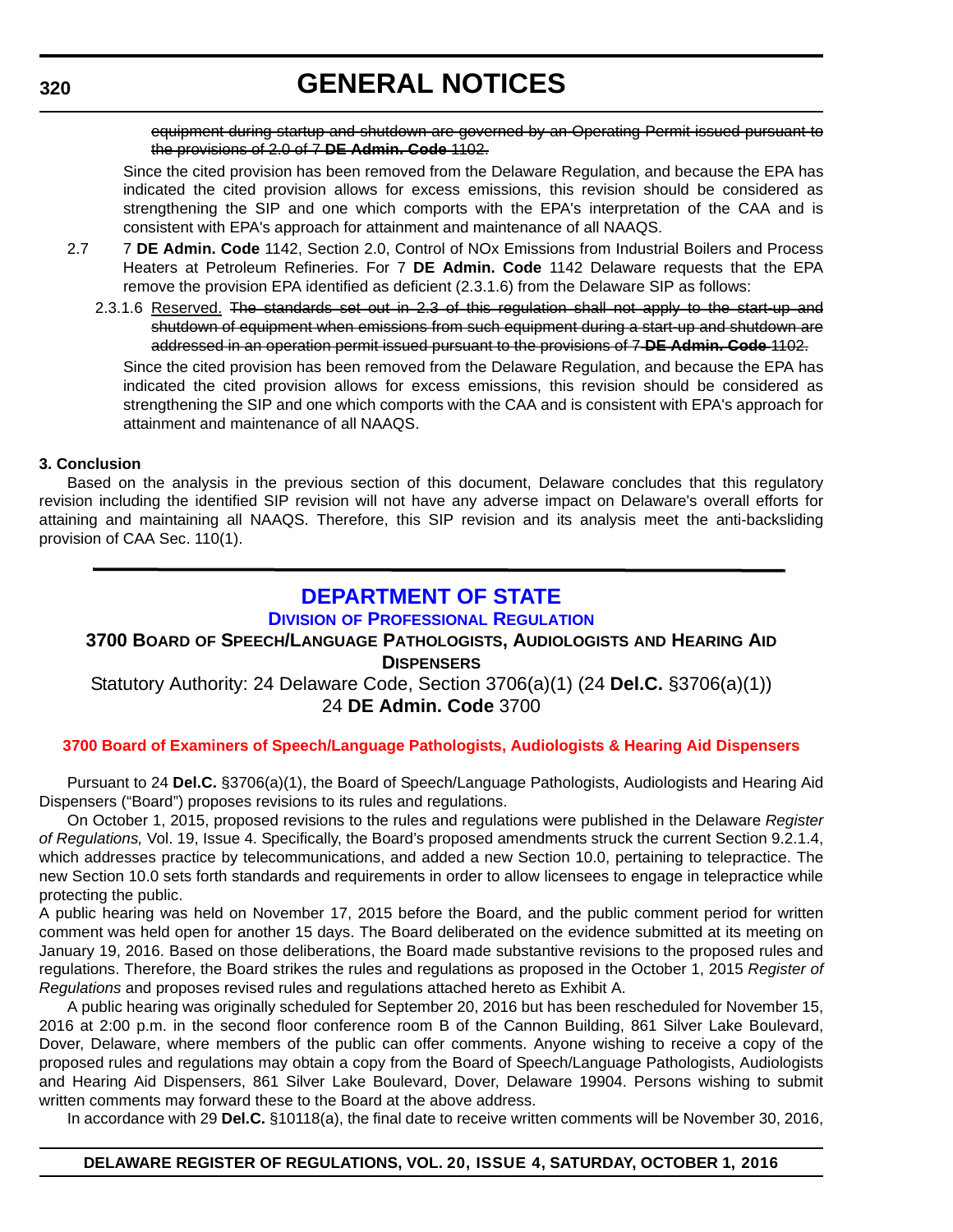~~equipment during startup and shutdown are governed by an Operating Permit issued pursuant to the provisions of 2.0 of 7 **DE Admin. Code** 1102.~~

Since the cited provision has been removed from the Delaware Regulation, and because the EPA has indicated the cited provision allows for excess emissions, this revision should be considered as strengthening the SIP and one which comports with the EPA's interpretation of the CAA and is consistent with EPA's approach for attainment and maintenance of all NAAQS.

2.7 7 **DE Admin. Code** 1142, Section 2.0, Control of NOx Emissions from Industrial Boilers and Process Heaters at Petroleum Refineries. For 7 **DE Admin. Code** 1142 Delaware requests that the EPA remove the provision EPA identified as deficient (2.3.1.6) from the Delaware SIP as follows:

2.3.1.6 Reserved. ~~The standards set out in 2.3 of this regulation shall not apply to the start-up and shutdown of equipment when emissions from such equipment during a start-up and shutdown are addressed in an operation permit issued pursuant to the provisions of 7 **DE Admin. Code** 1102.~~

Since the cited provision has been removed from the Delaware Regulation, and because the EPA has indicated the cited provision allows for excess emissions, this revision should be considered as strengthening the SIP and one which comports with the CAA and is consistent with EPA's approach for attainment and maintenance of all NAAQS.

**3. Conclusion**

Based on the analysis in the previous section of this document, Delaware concludes that this regulatory revision including the identified SIP revision will not have any adverse impact on Delaware's overall efforts for attaining and maintaining all NAAQS. Therefore, this SIP revision and its analysis meet the anti-backsliding provision of CAA Sec. 110(1).

---

# DEPARTMENT OF STATE

## DIVISION OF PROFESSIONAL REGULATION

### 3700 BOARD OF SPEECH/LANGUAGE PATHOLOGISTS, AUDIOLOGISTS AND HEARING AID DISPENSERS

Statutory Authority: 24 Delaware Code, Section 3706(a)(1) (24 **Del.C.** §3706(a)(1))
24 **DE Admin. Code** 3700

**3700 Board of Examiners of Speech/Language Pathologists, Audiologists & Hearing Aid Dispensers**

Pursuant to 24 **Del.C.** §3706(a)(1), the Board of Speech/Language Pathologists, Audiologists and Hearing Aid Dispensers ("Board") proposes revisions to its rules and regulations.

On October 1, 2015, proposed revisions to the rules and regulations were published in the Delaware *Register of Regulations,* Vol. 19, Issue 4. Specifically, the Board's proposed amendments struck the current Section 9.2.1.4, which addresses practice by telecommunications, and added a new Section 10.0, pertaining to telepractice. The new Section 10.0 sets forth standards and requirements in order to allow licensees to engage in telepractice while protecting the public.

A public hearing was held on November 17, 2015 before the Board, and the public comment period for written comment was held open for another 15 days. The Board deliberated on the evidence submitted at its meeting on January 19, 2016. Based on those deliberations, the Board made substantive revisions to the proposed rules and regulations. Therefore, the Board strikes the rules and regulations as proposed in the October 1, 2015 *Register of Regulations* and proposes revised rules and regulations attached hereto as Exhibit A.

A public hearing was originally scheduled for September 20, 2016 but has been rescheduled for November 15, 2016 at 2:00 p.m. in the second floor conference room B of the Cannon Building, 861 Silver Lake Boulevard, Dover, Delaware, where members of the public can offer comments. Anyone wishing to receive a copy of the proposed rules and regulations may obtain a copy from the Board of Speech/Language Pathologists, Audiologists and Hearing Aid Dispensers, 861 Silver Lake Boulevard, Dover, Delaware 19904. Persons wishing to submit written comments may forward these to the Board at the above address.

In accordance with 29 **Del.C.** §10118(a), the final date to receive written comments will be November 30, 2016,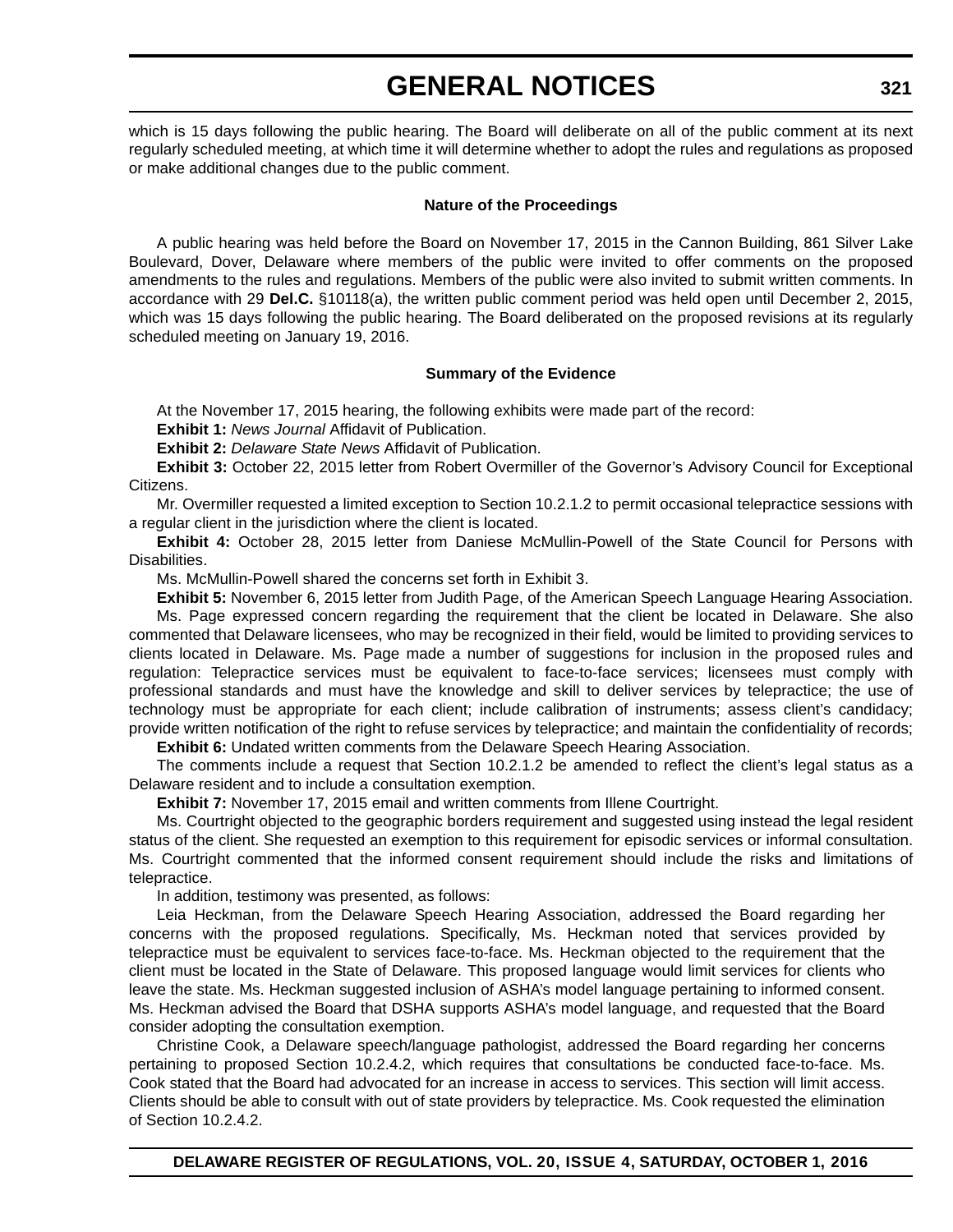which is 15 days following the public hearing. The Board will deliberate on all of the public comment at its next regularly scheduled meeting, at which time it will determine whether to adopt the rules and regulations as proposed or make additional changes due to the public comment.

**Nature of the Proceedings**

A public hearing was held before the Board on November 17, 2015 in the Cannon Building, 861 Silver Lake Boulevard, Dover, Delaware where members of the public were invited to offer comments on the proposed amendments to the rules and regulations. Members of the public were also invited to submit written comments. In accordance with 29 **Del.C.** §10118(a), the written public comment period was held open until December 2, 2015, which was 15 days following the public hearing. The Board deliberated on the proposed revisions at its regularly scheduled meeting on January 19, 2016.

**Summary of the Evidence**

At the November 17, 2015 hearing, the following exhibits were made part of the record:

**Exhibit 1:** *News Journal* Affidavit of Publication.

**Exhibit 2:** *Delaware State News* Affidavit of Publication.

**Exhibit 3:** October 22, 2015 letter from Robert Overmiller of the Governor's Advisory Council for Exceptional Citizens.

Mr. Overmiller requested a limited exception to Section 10.2.1.2 to permit occasional telepractice sessions with a regular client in the jurisdiction where the client is located.

**Exhibit 4:** October 28, 2015 letter from Daniese McMullin-Powell of the State Council for Persons with Disabilities.

Ms. McMullin-Powell shared the concerns set forth in Exhibit 3.

**Exhibit 5:** November 6, 2015 letter from Judith Page, of the American Speech Language Hearing Association.

Ms. Page expressed concern regarding the requirement that the client be located in Delaware. She also commented that Delaware licensees, who may be recognized in their field, would be limited to providing services to clients located in Delaware. Ms. Page made a number of suggestions for inclusion in the proposed rules and regulation: Telepractice services must be equivalent to face-to-face services; licensees must comply with professional standards and must have the knowledge and skill to deliver services by telepractice; the use of technology must be appropriate for each client; include calibration of instruments; assess client's candidacy; provide written notification of the right to refuse services by telepractice; and maintain the confidentiality of records;

**Exhibit 6:** Undated written comments from the Delaware Speech Hearing Association.

The comments include a request that Section 10.2.1.2 be amended to reflect the client's legal status as a Delaware resident and to include a consultation exemption.

**Exhibit 7:** November 17, 2015 email and written comments from Illene Courtright.

Ms. Courtright objected to the geographic borders requirement and suggested using instead the legal resident status of the client. She requested an exemption to this requirement for episodic services or informal consultation. Ms. Courtright commented that the informed consent requirement should include the risks and limitations of telepractice.

In addition, testimony was presented, as follows:

Leia Heckman, from the Delaware Speech Hearing Association, addressed the Board regarding her concerns with the proposed regulations. Specifically, Ms. Heckman noted that services provided by telepractice must be equivalent to services face-to-face. Ms. Heckman objected to the requirement that the client must be located in the State of Delaware. This proposed language would limit services for clients who leave the state. Ms. Heckman suggested inclusion of ASHA's model language pertaining to informed consent. Ms. Heckman advised the Board that DSHA supports ASHA's model language, and requested that the Board consider adopting the consultation exemption.

Christine Cook, a Delaware speech/language pathologist, addressed the Board regarding her concerns pertaining to proposed Section 10.2.4.2, which requires that consultations be conducted face-to-face. Ms. Cook stated that the Board had advocated for an increase in access to services. This section will limit access. Clients should be able to consult with out of state providers by telepractice. Ms. Cook requested the elimination of Section 10.2.4.2.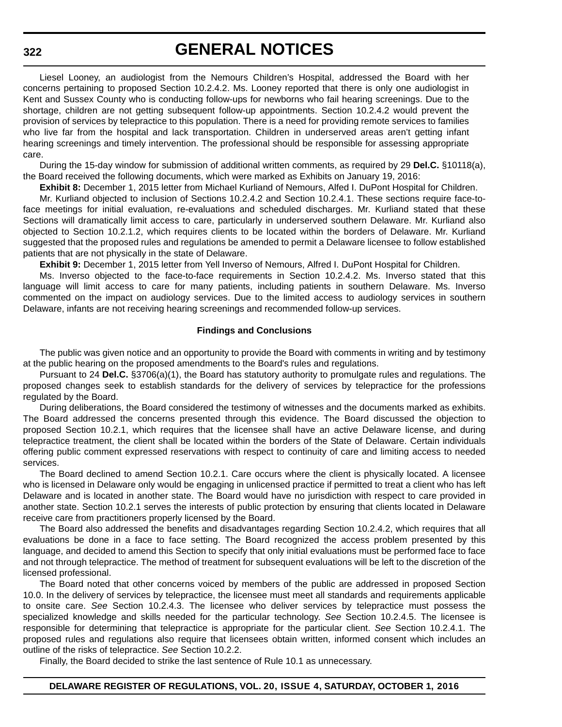Liesel Looney, an audiologist from the Nemours Children's Hospital, addressed the Board with her concerns pertaining to proposed Section 10.2.4.2. Ms. Looney reported that there is only one audiologist in Kent and Sussex County who is conducting follow-ups for newborns who fail hearing screenings. Due to the shortage, children are not getting subsequent follow-up appointments. Section 10.2.4.2 would prevent the provision of services by telepractice to this population. There is a need for providing remote services to families who live far from the hospital and lack transportation. Children in underserved areas aren't getting infant hearing screenings and timely intervention. The professional should be responsible for assessing appropriate care.

During the 15-day window for submission of additional written comments, as required by 29 **Del.C.** §10118(a), the Board received the following documents, which were marked as Exhibits on January 19, 2016:

**Exhibit 8:** December 1, 2015 letter from Michael Kurliand of Nemours, Alfed I. DuPont Hospital for Children.

Mr. Kurliand objected to inclusion of Sections 10.2.4.2 and Section 10.2.4.1. These sections require face-to-face meetings for initial evaluation, re-evaluations and scheduled discharges. Mr. Kurliand stated that these Sections will dramatically limit access to care, particularly in underserved southern Delaware. Mr. Kurliand also objected to Section 10.2.1.2, which requires clients to be located within the borders of Delaware. Mr. Kurliand suggested that the proposed rules and regulations be amended to permit a Delaware licensee to follow established patients that are not physically in the state of Delaware.

**Exhibit 9:** December 1, 2015 letter from Yell Inverso of Nemours, Alfred I. DuPont Hospital for Children.

Ms. Inverso objected to the face-to-face requirements in Section 10.2.4.2. Ms. Inverso stated that this language will limit access to care for many patients, including patients in southern Delaware. Ms. Inverso commented on the impact on audiology services. Due to the limited access to audiology services in southern Delaware, infants are not receiving hearing screenings and recommended follow-up services.

**Findings and Conclusions**

The public was given notice and an opportunity to provide the Board with comments in writing and by testimony at the public hearing on the proposed amendments to the Board's rules and regulations.

Pursuant to 24 **Del.C.** §3706(a)(1), the Board has statutory authority to promulgate rules and regulations. The proposed changes seek to establish standards for the delivery of services by telepractice for the professions regulated by the Board.

During deliberations, the Board considered the testimony of witnesses and the documents marked as exhibits. The Board addressed the concerns presented through this evidence. The Board discussed the objection to proposed Section 10.2.1, which requires that the licensee shall have an active Delaware license, and during telepractice treatment, the client shall be located within the borders of the State of Delaware. Certain individuals offering public comment expressed reservations with respect to continuity of care and limiting access to needed services.

The Board declined to amend Section 10.2.1. Care occurs where the client is physically located. A licensee who is licensed in Delaware only would be engaging in unlicensed practice if permitted to treat a client who has left Delaware and is located in another state. The Board would have no jurisdiction with respect to care provided in another state. Section 10.2.1 serves the interests of public protection by ensuring that clients located in Delaware receive care from practitioners properly licensed by the Board.

The Board also addressed the benefits and disadvantages regarding Section 10.2.4.2, which requires that all evaluations be done in a face to face setting. The Board recognized the access problem presented by this language, and decided to amend this Section to specify that only initial evaluations must be performed face to face and not through telepractice. The method of treatment for subsequent evaluations will be left to the discretion of the licensed professional.

The Board noted that other concerns voiced by members of the public are addressed in proposed Section 10.0. In the delivery of services by telepractice, the licensee must meet all standards and requirements applicable to onsite care. *See* Section 10.2.4.3. The licensee who deliver services by telepractice must possess the specialized knowledge and skills needed for the particular technology. *See* Section 10.2.4.5. The licensee is responsible for determining that telepractice is appropriate for the particular client. *See* Section 10.2.4.1. The proposed rules and regulations also require that licensees obtain written, informed consent which includes an outline of the risks of telepractice. *See* Section 10.2.2.

Finally, the Board decided to strike the last sentence of Rule 10.1 as unnecessary.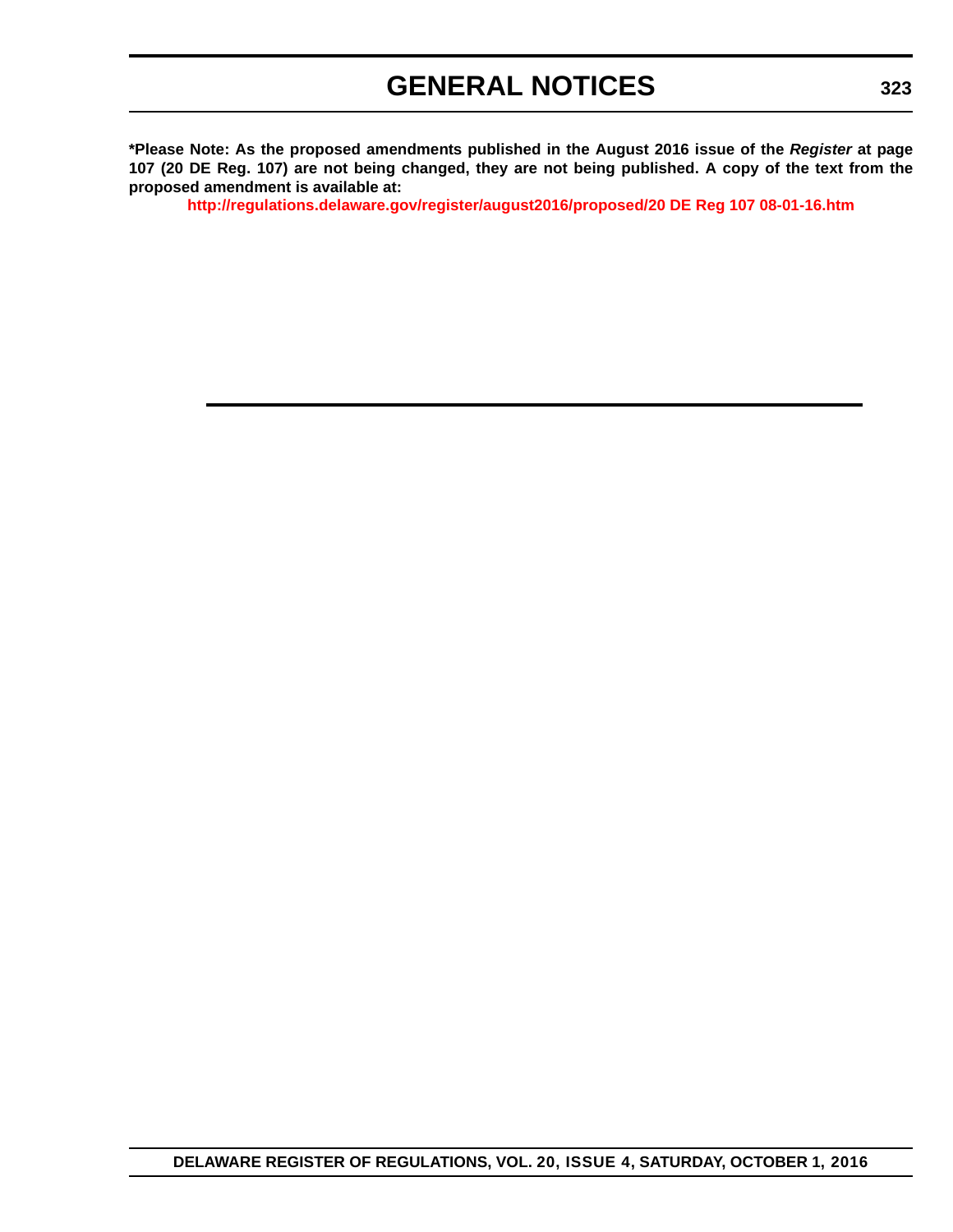**\*Please Note: As the proposed amendments published in the August 2016 issue of the *Register* at page 107 (20 DE Reg. 107) are not being changed, they are not being published. A copy of the text from the proposed amendment is available at:**

**http://regulations.delaware.gov/register/august2016/proposed/20 DE Reg 107 08-01-16.htm**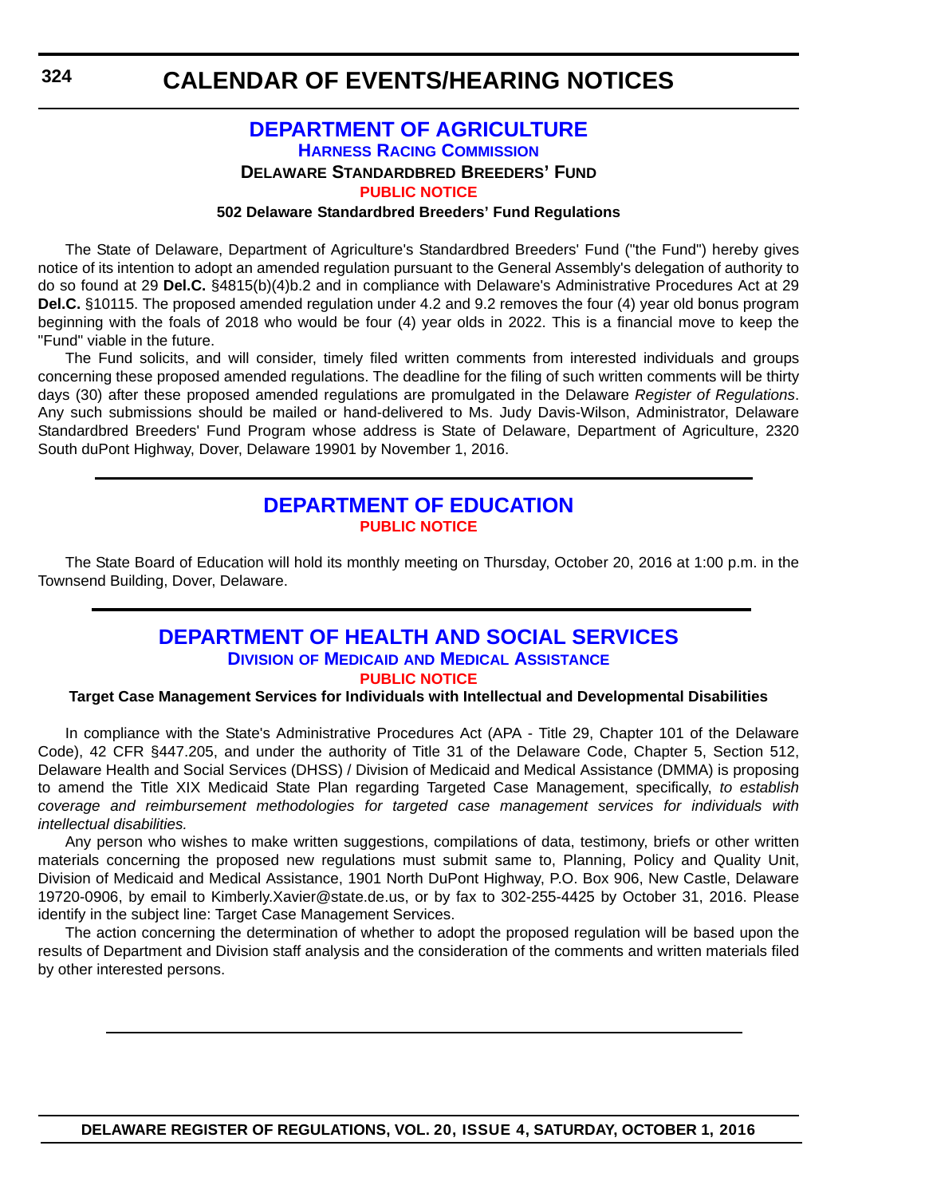# CALENDAR OF EVENTS/HEARING NOTICES

## DEPARTMENT OF AGRICULTURE

### HARNESS RACING COMMISSION

### DELAWARE STANDARDBRED BREEDERS' FUND

### PUBLIC NOTICE

**502 Delaware Standardbred Breeders' Fund Regulations**

The State of Delaware, Department of Agriculture's Standardbred Breeders' Fund ("the Fund") hereby gives notice of its intention to adopt an amended regulation pursuant to the General Assembly's delegation of authority to do so found at 29 **Del.C.** §4815(b)(4)b.2 and in compliance with Delaware's Administrative Procedures Act at 29 **Del.C.** §10115. The proposed amended regulation under 4.2 and 9.2 removes the four (4) year old bonus program beginning with the foals of 2018 who would be four (4) year olds in 2022. This is a financial move to keep the "Fund" viable in the future.

The Fund solicits, and will consider, timely filed written comments from interested individuals and groups concerning these proposed amended regulations. The deadline for the filing of such written comments will be thirty days (30) after these proposed amended regulations are promulgated in the Delaware *Register of Regulations*. Any such submissions should be mailed or hand-delivered to Ms. Judy Davis-Wilson, Administrator, Delaware Standardbred Breeders' Fund Program whose address is State of Delaware, Department of Agriculture, 2320 South duPont Highway, Dover, Delaware 19901 by November 1, 2016.

## DEPARTMENT OF EDUCATION

### PUBLIC NOTICE

The State Board of Education will hold its monthly meeting on Thursday, October 20, 2016 at 1:00 p.m. in the Townsend Building, Dover, Delaware.

## DEPARTMENT OF HEALTH AND SOCIAL SERVICES

### DIVISION OF MEDICAID AND MEDICAL ASSISTANCE

### PUBLIC NOTICE

**Target Case Management Services for Individuals with Intellectual and Developmental Disabilities**

In compliance with the State's Administrative Procedures Act (APA - Title 29, Chapter 101 of the Delaware Code), 42 CFR §447.205, and under the authority of Title 31 of the Delaware Code, Chapter 5, Section 512, Delaware Health and Social Services (DHSS) / Division of Medicaid and Medical Assistance (DMMA) is proposing to amend the Title XIX Medicaid State Plan regarding Targeted Case Management, specifically, *to establish coverage and reimbursement methodologies for targeted case management services for individuals with intellectual disabilities.*

Any person who wishes to make written suggestions, compilations of data, testimony, briefs or other written materials concerning the proposed new regulations must submit same to, Planning, Policy and Quality Unit, Division of Medicaid and Medical Assistance, 1901 North DuPont Highway, P.O. Box 906, New Castle, Delaware 19720-0906, by email to Kimberly.Xavier@state.de.us, or by fax to 302-255-4425 by October 31, 2016. Please identify in the subject line: Target Case Management Services.

The action concerning the determination of whether to adopt the proposed regulation will be based upon the results of Department and Division staff analysis and the consideration of the comments and written materials filed by other interested persons.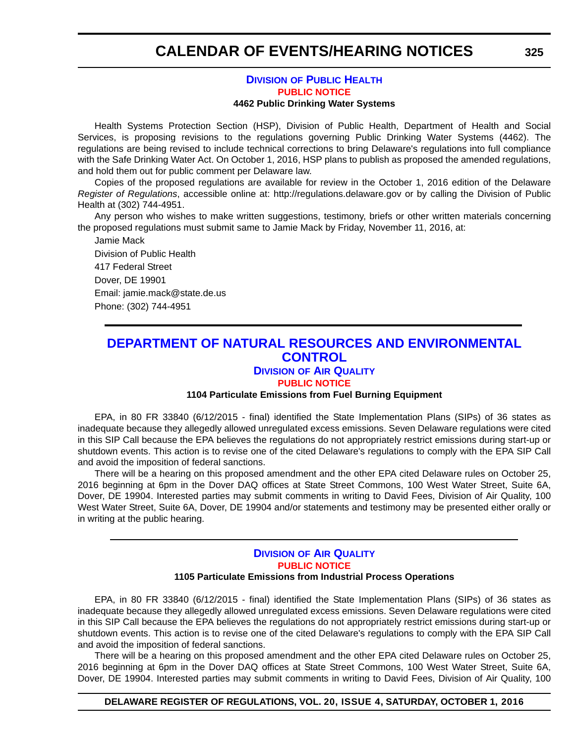## Division of Public Health

**PUBLIC NOTICE**

**4462 Public Drinking Water Systems**

Health Systems Protection Section (HSP), Division of Public Health, Department of Health and Social Services, is proposing revisions to the regulations governing Public Drinking Water Systems (4462). The regulations are being revised to include technical corrections to bring Delaware's regulations into full compliance with the Safe Drinking Water Act. On October 1, 2016, HSP plans to publish as proposed the amended regulations, and hold them out for public comment per Delaware law.

Copies of the proposed regulations are available for review in the October 1, 2016 edition of the Delaware *Register of Regulations*, accessible online at: http://regulations.delaware.gov or by calling the Division of Public Health at (302) 744-4951.

Any person who wishes to make written suggestions, testimony, briefs or other written materials concerning the proposed regulations must submit same to Jamie Mack by Friday, November 11, 2016, at:

Jamie Mack
Division of Public Health
417 Federal Street
Dover, DE 19901
Email: jamie.mack@state.de.us
Phone: (302) 744-4951

# DEPARTMENT OF NATURAL RESOURCES AND ENVIRONMENTAL CONTROL

## Division of Air Quality

**PUBLIC NOTICE**

**1104 Particulate Emissions from Fuel Burning Equipment**

EPA, in 80 FR 33840 (6/12/2015 - final) identified the State Implementation Plans (SIPs) of 36 states as inadequate because they allegedly allowed unregulated excess emissions. Seven Delaware regulations were cited in this SIP Call because the EPA believes the regulations do not appropriately restrict emissions during start-up or shutdown events. This action is to revise one of the cited Delaware's regulations to comply with the EPA SIP Call and avoid the imposition of federal sanctions.

There will be a hearing on this proposed amendment and the other EPA cited Delaware rules on October 25, 2016 beginning at 6pm in the Dover DAQ offices at State Street Commons, 100 West Water Street, Suite 6A, Dover, DE 19904. Interested parties may submit comments in writing to David Fees, Division of Air Quality, 100 West Water Street, Suite 6A, Dover, DE 19904 and/or statements and testimony may be presented either orally or in writing at the public hearing.

## Division of Air Quality

**PUBLIC NOTICE**

**1105 Particulate Emissions from Industrial Process Operations**

EPA, in 80 FR 33840 (6/12/2015 - final) identified the State Implementation Plans (SIPs) of 36 states as inadequate because they allegedly allowed unregulated excess emissions. Seven Delaware regulations were cited in this SIP Call because the EPA believes the regulations do not appropriately restrict emissions during start-up or shutdown events. This action is to revise one of the cited Delaware's regulations to comply with the EPA SIP Call and avoid the imposition of federal sanctions.

There will be a hearing on this proposed amendment and the other EPA cited Delaware rules on October 25, 2016 beginning at 6pm in the Dover DAQ offices at State Street Commons, 100 West Water Street, Suite 6A, Dover, DE 19904. Interested parties may submit comments in writing to David Fees, Division of Air Quality, 100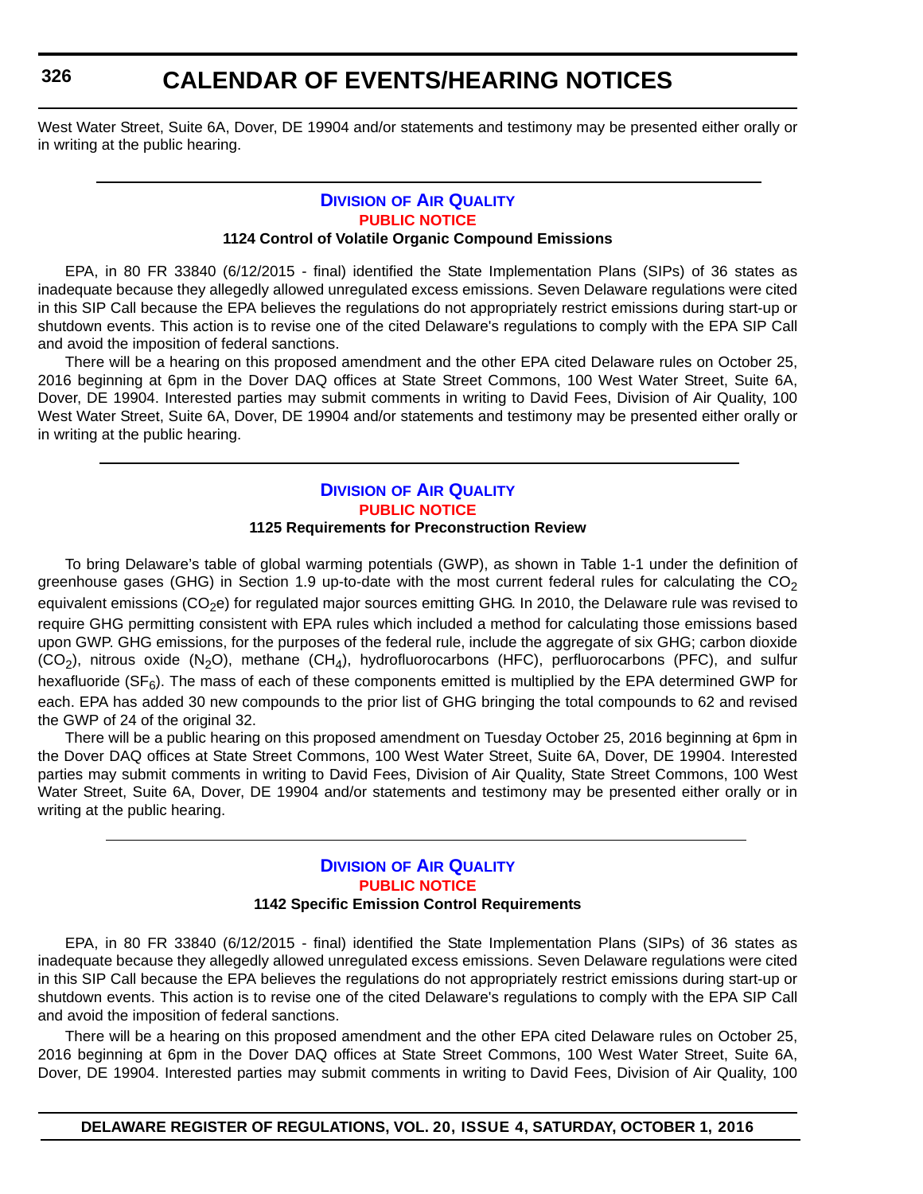West Water Street, Suite 6A, Dover, DE 19904 and/or statements and testimony may be presented either orally or in writing at the public hearing.

## Division of Air Quality

### PUBLIC NOTICE

**1124 Control of Volatile Organic Compound Emissions**

EPA, in 80 FR 33840 (6/12/2015 - final) identified the State Implementation Plans (SIPs) of 36 states as inadequate because they allegedly allowed unregulated excess emissions. Seven Delaware regulations were cited in this SIP Call because the EPA believes the regulations do not appropriately restrict emissions during start-up or shutdown events. This action is to revise one of the cited Delaware's regulations to comply with the EPA SIP Call and avoid the imposition of federal sanctions.

There will be a hearing on this proposed amendment and the other EPA cited Delaware rules on October 25, 2016 beginning at 6pm in the Dover DAQ offices at State Street Commons, 100 West Water Street, Suite 6A, Dover, DE 19904. Interested parties may submit comments in writing to David Fees, Division of Air Quality, 100 West Water Street, Suite 6A, Dover, DE 19904 and/or statements and testimony may be presented either orally or in writing at the public hearing.

## Division of Air Quality

### PUBLIC NOTICE

**1125 Requirements for Preconstruction Review**

To bring Delaware's table of global warming potentials (GWP), as shown in Table 1-1 under the definition of greenhouse gases (GHG) in Section 1.9 up-to-date with the most current federal rules for calculating the $CO_2$ equivalent emissions ($CO_2e$) for regulated major sources emitting GHG. In 2010, the Delaware rule was revised to require GHG permitting consistent with EPA rules which included a method for calculating those emissions based upon GWP. GHG emissions, for the purposes of the federal rule, include the aggregate of six GHG; carbon dioxide ($CO_2$), nitrous oxide ($N_2O$), methane ($CH_4$), hydrofluorocarbons (HFC), perfluorocarbons (PFC), and sulfur hexafluoride ($SF_6$). The mass of each of these components emitted is multiplied by the EPA determined GWP for each. EPA has added 30 new compounds to the prior list of GHG bringing the total compounds to 62 and revised the GWP of 24 of the original 32.

There will be a public hearing on this proposed amendment on Tuesday October 25, 2016 beginning at 6pm in the Dover DAQ offices at State Street Commons, 100 West Water Street, Suite 6A, Dover, DE 19904. Interested parties may submit comments in writing to David Fees, Division of Air Quality, State Street Commons, 100 West Water Street, Suite 6A, Dover, DE 19904 and/or statements and testimony may be presented either orally or in writing at the public hearing.

## Division of Air Quality

### PUBLIC NOTICE

**1142 Specific Emission Control Requirements**

EPA, in 80 FR 33840 (6/12/2015 - final) identified the State Implementation Plans (SIPs) of 36 states as inadequate because they allegedly allowed unregulated excess emissions. Seven Delaware regulations were cited in this SIP Call because the EPA believes the regulations do not appropriately restrict emissions during start-up or shutdown events. This action is to revise one of the cited Delaware's regulations to comply with the EPA SIP Call and avoid the imposition of federal sanctions.

There will be a hearing on this proposed amendment and the other EPA cited Delaware rules on October 25, 2016 beginning at 6pm in the Dover DAQ offices at State Street Commons, 100 West Water Street, Suite 6A, Dover, DE 19904. Interested parties may submit comments in writing to David Fees, Division of Air Quality, 100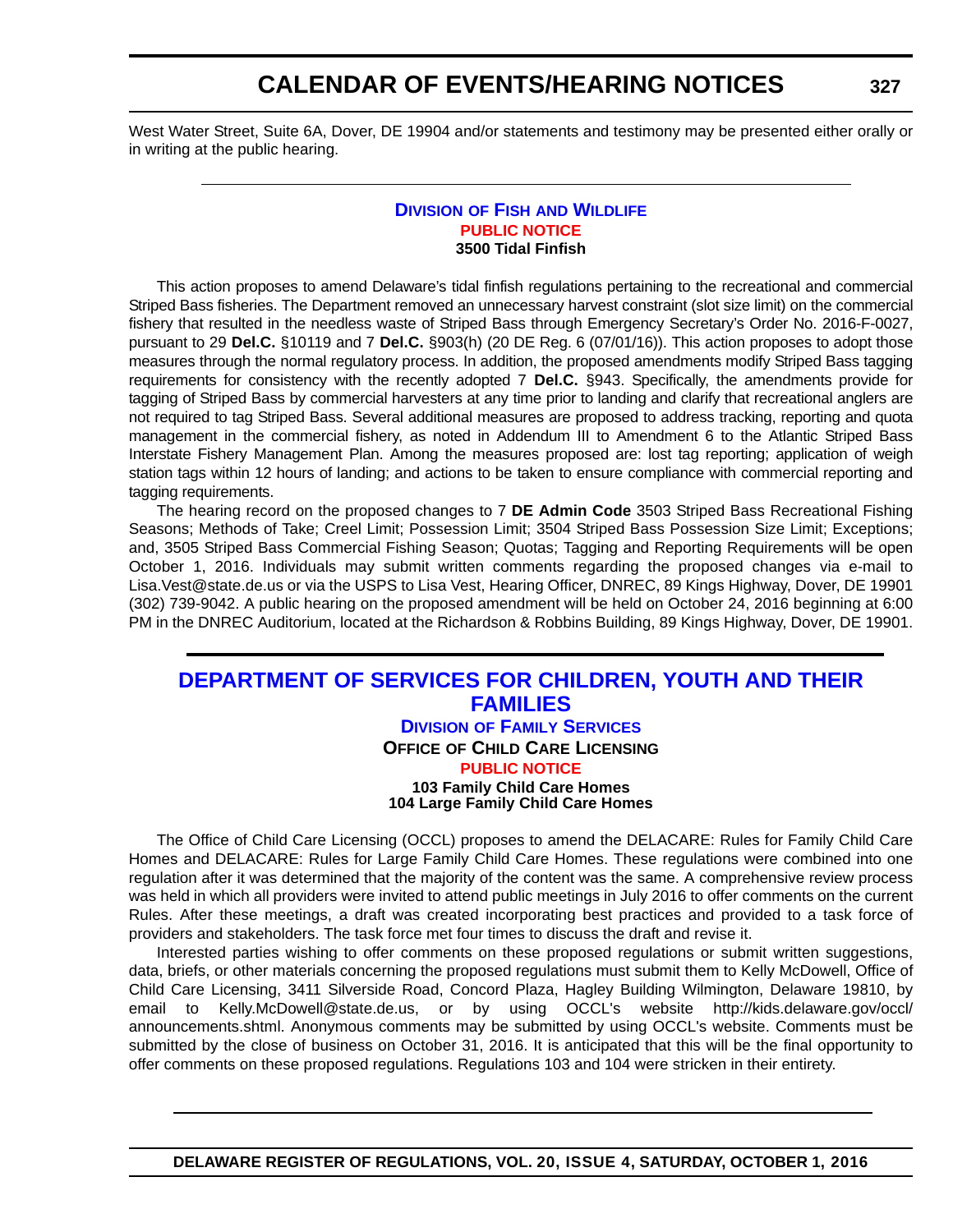West Water Street, Suite 6A, Dover, DE 19904 and/or statements and testimony may be presented either orally or in writing at the public hearing.

---

### Division of Fish and Wildlife

**PUBLIC NOTICE**

**3500 Tidal Finfish**

This action proposes to amend Delaware's tidal finfish regulations pertaining to the recreational and commercial Striped Bass fisheries. The Department removed an unnecessary harvest constraint (slot size limit) on the commercial fishery that resulted in the needless waste of Striped Bass through Emergency Secretary's Order No. 2016-F-0027, pursuant to 29 **Del.C.** §10119 and 7 **Del.C.** §903(h) (20 DE Reg. 6 (07/01/16)). This action proposes to adopt those measures through the normal regulatory process. In addition, the proposed amendments modify Striped Bass tagging requirements for consistency with the recently adopted 7 **Del.C.** §943. Specifically, the amendments provide for tagging of Striped Bass by commercial harvesters at any time prior to landing and clarify that recreational anglers are not required to tag Striped Bass. Several additional measures are proposed to address tracking, reporting and quota management in the commercial fishery, as noted in Addendum III to Amendment 6 to the Atlantic Striped Bass Interstate Fishery Management Plan. Among the measures proposed are: lost tag reporting; application of weigh station tags within 12 hours of landing; and actions to be taken to ensure compliance with commercial reporting and tagging requirements.

The hearing record on the proposed changes to 7 **DE Admin Code** 3503 Striped Bass Recreational Fishing Seasons; Methods of Take; Creel Limit; Possession Limit; 3504 Striped Bass Possession Size Limit; Exceptions; and, 3505 Striped Bass Commercial Fishing Season; Quotas; Tagging and Reporting Requirements will be open October 1, 2016. Individuals may submit written comments regarding the proposed changes via e-mail to Lisa.Vest@state.de.us or via the USPS to Lisa Vest, Hearing Officer, DNREC, 89 Kings Highway, Dover, DE 19901 (302) 739-9042. A public hearing on the proposed amendment will be held on October 24, 2016 beginning at 6:00 PM in the DNREC Auditorium, located at the Richardson & Robbins Building, 89 Kings Highway, Dover, DE 19901.

---

## DEPARTMENT OF SERVICES FOR CHILDREN, YOUTH AND THEIR FAMILIES

### Division of Family Services

**Office of Child Care Licensing**

**PUBLIC NOTICE**

**103 Family Child Care Homes**
**104 Large Family Child Care Homes**

The Office of Child Care Licensing (OCCL) proposes to amend the DELACARE: Rules for Family Child Care Homes and DELACARE: Rules for Large Family Child Care Homes. These regulations were combined into one regulation after it was determined that the majority of the content was the same. A comprehensive review process was held in which all providers were invited to attend public meetings in July 2016 to offer comments on the current Rules. After these meetings, a draft was created incorporating best practices and provided to a task force of providers and stakeholders. The task force met four times to discuss the draft and revise it.

Interested parties wishing to offer comments on these proposed regulations or submit written suggestions, data, briefs, or other materials concerning the proposed regulations must submit them to Kelly McDowell, Office of Child Care Licensing, 3411 Silverside Road, Concord Plaza, Hagley Building Wilmington, Delaware 19810, by email to Kelly.McDowell@state.de.us, or by using OCCL's website http://kids.delaware.gov/occl/announcements.shtml. Anonymous comments may be submitted by using OCCL's website. Comments must be submitted by the close of business on October 31, 2016. It is anticipated that this will be the final opportunity to offer comments on these proposed regulations. Regulations 103 and 104 were stricken in their entirety.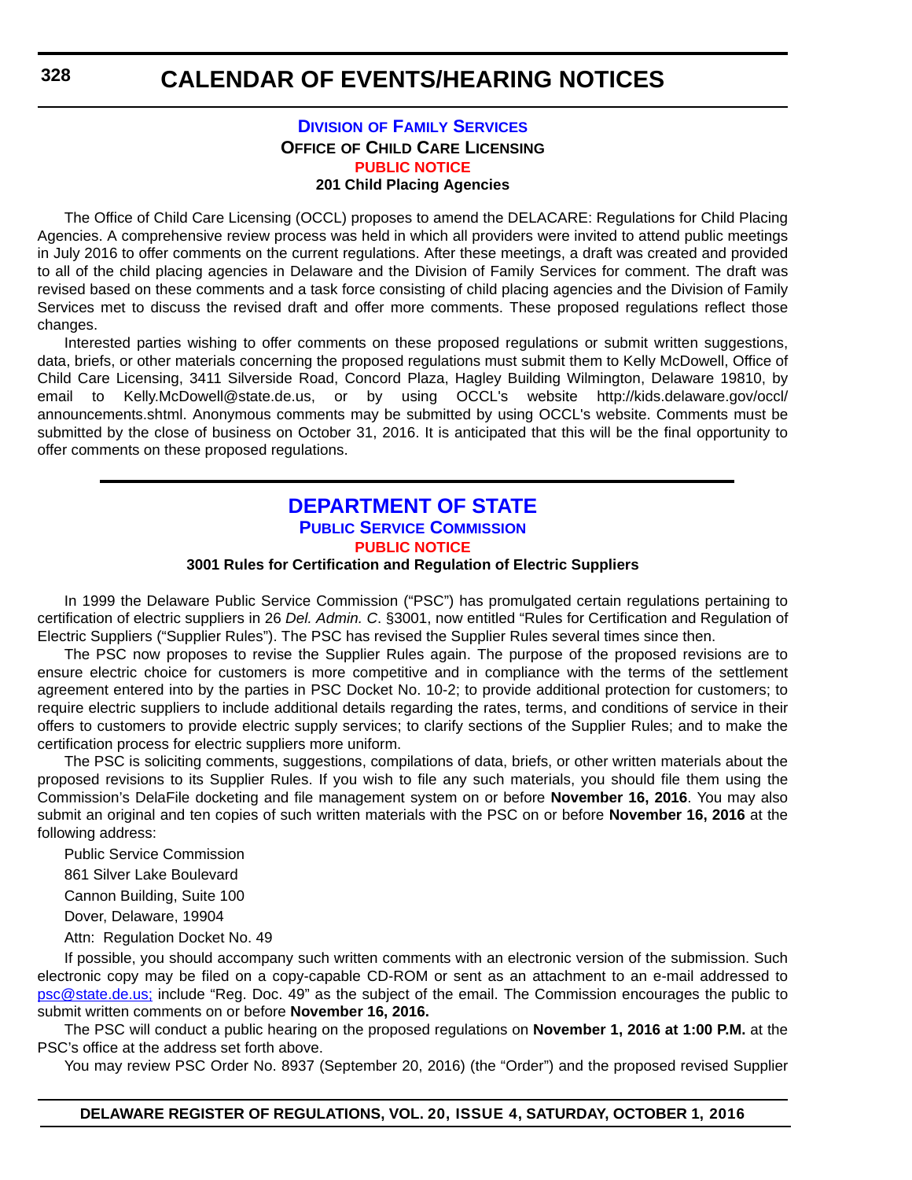# CALENDAR OF EVENTS/HEARING NOTICES

## DIVISION OF FAMILY SERVICES

### OFFICE OF CHILD CARE LICENSING

**PUBLIC NOTICE**

**201 Child Placing Agencies**

The Office of Child Care Licensing (OCCL) proposes to amend the DELACARE: Regulations for Child Placing Agencies. A comprehensive review process was held in which all providers were invited to attend public meetings in July 2016 to offer comments on the current regulations. After these meetings, a draft was created and provided to all of the child placing agencies in Delaware and the Division of Family Services for comment. The draft was revised based on these comments and a task force consisting of child placing agencies and the Division of Family Services met to discuss the revised draft and offer more comments. These proposed regulations reflect those changes.

Interested parties wishing to offer comments on these proposed regulations or submit written suggestions, data, briefs, or other materials concerning the proposed regulations must submit them to Kelly McDowell, Office of Child Care Licensing, 3411 Silverside Road, Concord Plaza, Hagley Building Wilmington, Delaware 19810, by email to Kelly.McDowell@state.de.us, or by using OCCL's website http://kids.delaware.gov/occl/announcements.shtml. Anonymous comments may be submitted by using OCCL's website. Comments must be submitted by the close of business on October 31, 2016. It is anticipated that this will be the final opportunity to offer comments on these proposed regulations.

---

## DEPARTMENT OF STATE

### PUBLIC SERVICE COMMISSION

**PUBLIC NOTICE**

**3001 Rules for Certification and Regulation of Electric Suppliers**

In 1999 the Delaware Public Service Commission ("PSC") has promulgated certain regulations pertaining to certification of electric suppliers in 26 *Del. Admin. C*. §3001, now entitled "Rules for Certification and Regulation of Electric Suppliers ("Supplier Rules"). The PSC has revised the Supplier Rules several times since then.

The PSC now proposes to revise the Supplier Rules again. The purpose of the proposed revisions are to ensure electric choice for customers is more competitive and in compliance with the terms of the settlement agreement entered into by the parties in PSC Docket No. 10-2; to provide additional protection for customers; to require electric suppliers to include additional details regarding the rates, terms, and conditions of service in their offers to customers to provide electric supply services; to clarify sections of the Supplier Rules; and to make the certification process for electric suppliers more uniform.

The PSC is soliciting comments, suggestions, compilations of data, briefs, or other written materials about the proposed revisions to its Supplier Rules. If you wish to file any such materials, you should file them using the Commission's DelaFile docketing and file management system on or before **November 16, 2016**. You may also submit an original and ten copies of such written materials with the PSC on or before **November 16, 2016** at the following address:

Public Service Commission

861 Silver Lake Boulevard

Cannon Building, Suite 100

Dover, Delaware, 19904

Attn: Regulation Docket No. 49

If possible, you should accompany such written comments with an electronic version of the submission. Such electronic copy may be filed on a copy-capable CD-ROM or sent as an attachment to an e-mail addressed to psc@state.de.us; include "Reg. Doc. 49" as the subject of the email. The Commission encourages the public to submit written comments on or before **November 16, 2016.**

The PSC will conduct a public hearing on the proposed regulations on **November 1, 2016 at 1:00 P.M.** at the PSC's office at the address set forth above.

You may review PSC Order No. 8937 (September 20, 2016) (the "Order") and the proposed revised Supplier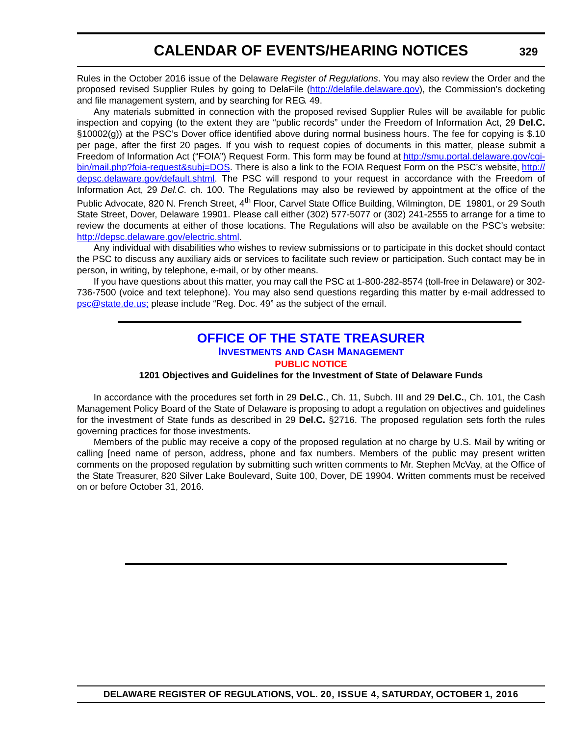Rules in the October 2016 issue of the Delaware *Register of Regulations*. You may also review the Order and the proposed revised Supplier Rules by going to DelaFile (http://delafile.delaware.gov), the Commission's docketing and file management system, and by searching for REG. 49.

Any materials submitted in connection with the proposed revised Supplier Rules will be available for public inspection and copying (to the extent they are "public records" under the Freedom of Information Act, 29 **Del.C.** §10002(g)) at the PSC's Dover office identified above during normal business hours. The fee for copying is $.10 per page, after the first 20 pages. If you wish to request copies of documents in this matter, please submit a Freedom of Information Act ("FOIA") Request Form. This form may be found at http://smu.portal.delaware.gov/cgi-bin/mail.php?foia-request&subj=DOS. There is also a link to the FOIA Request Form on the PSC's website, http://depsc.delaware.gov/default.shtml. The PSC will respond to your request in accordance with the Freedom of Information Act, 29 *Del.C.* ch. 100. The Regulations may also be reviewed by appointment at the office of the Public Advocate, 820 N. French Street, 4th Floor, Carvel State Office Building, Wilmington, DE 19801, or 29 South State Street, Dover, Delaware 19901. Please call either (302) 577-5077 or (302) 241-2555 to arrange for a time to review the documents at either of those locations. The Regulations will also be available on the PSC's website: http://depsc.delaware.gov/electric.shtml.

Any individual with disabilities who wishes to review submissions or to participate in this docket should contact the PSC to discuss any auxiliary aids or services to facilitate such review or participation. Such contact may be in person, in writing, by telephone, e-mail, or by other means.

If you have questions about this matter, you may call the PSC at 1-800-282-8574 (toll-free in Delaware) or 302-736-7500 (voice and text telephone). You may also send questions regarding this matter by e-mail addressed to psc@state.de.us; please include "Reg. Doc. 49" as the subject of the email.

## OFFICE OF THE STATE TREASURER

### INVESTMENTS AND CASH MANAGEMENT

**PUBLIC NOTICE**

**1201 Objectives and Guidelines for the Investment of State of Delaware Funds**

In accordance with the procedures set forth in 29 **Del.C.**, Ch. 11, Subch. III and 29 **Del.C.**, Ch. 101, the Cash Management Policy Board of the State of Delaware is proposing to adopt a regulation on objectives and guidelines for the investment of State funds as described in 29 **Del.C.** §2716. The proposed regulation sets forth the rules governing practices for those investments.

Members of the public may receive a copy of the proposed regulation at no charge by U.S. Mail by writing or calling [need name of person, address, phone and fax numbers. Members of the public may present written comments on the proposed regulation by submitting such written comments to Mr. Stephen McVay, at the Office of the State Treasurer, 820 Silver Lake Boulevard, Suite 100, Dover, DE 19904. Written comments must be received on or before October 31, 2016.